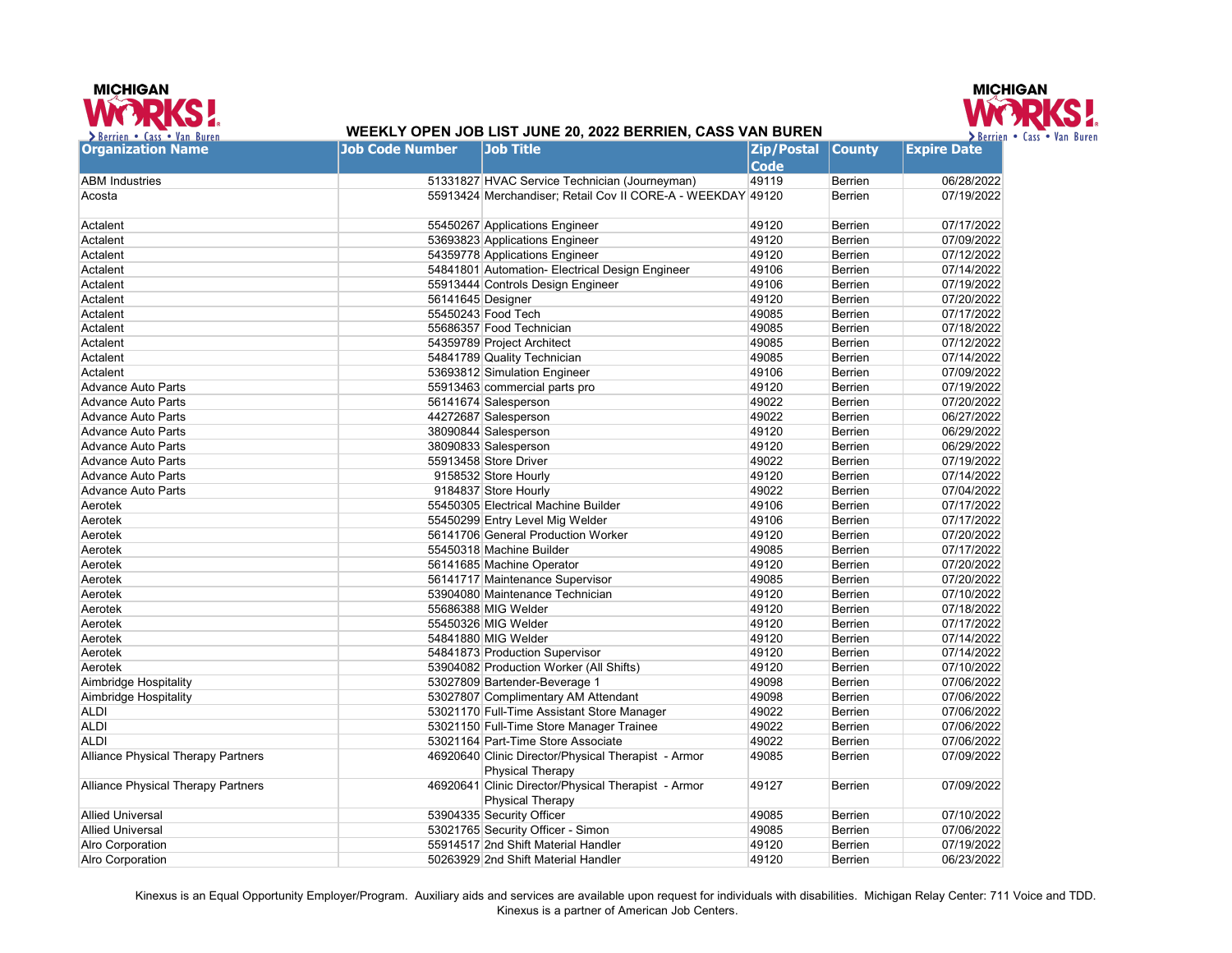# WEEKLY OPEN JOB LIST JUNE 20, 2022 BERRIEN, CASS VAN BUREN

| Organization Name | Job Code Number | Job Title | Zip/Postal Code | County | Expire Date |
|---|---|---|---|---|---|
| ABM Industries | 51331827 | HVAC Service Technician (Journeyman) | 49119 | Berrien | 06/28/2022 |
| Acosta | 55913424 | Merchandiser; Retail Cov II CORE-A - WEEKDAY | 49120 | Berrien | 07/19/2022 |
| Actalent | 55450267 | Applications Engineer | 49120 | Berrien | 07/17/2022 |
| Actalent | 53693823 | Applications Engineer | 49120 | Berrien | 07/09/2022 |
| Actalent | 54359778 | Applications Engineer | 49120 | Berrien | 07/12/2022 |
| Actalent | 54841801 | Automation- Electrical Design Engineer | 49106 | Berrien | 07/14/2022 |
| Actalent | 55913444 | Controls Design Engineer | 49106 | Berrien | 07/19/2022 |
| Actalent | 56141645 | Designer | 49120 | Berrien | 07/20/2022 |
| Actalent | 55450243 | Food Tech | 49085 | Berrien | 07/17/2022 |
| Actalent | 55686357 | Food Technician | 49085 | Berrien | 07/18/2022 |
| Actalent | 54359789 | Project Architect | 49085 | Berrien | 07/12/2022 |
| Actalent | 54841789 | Quality Technician | 49085 | Berrien | 07/14/2022 |
| Actalent | 53693812 | Simulation Engineer | 49106 | Berrien | 07/09/2022 |
| Advance Auto Parts | 55913463 | commercial parts pro | 49120 | Berrien | 07/19/2022 |
| Advance Auto Parts | 56141674 | Salesperson | 49022 | Berrien | 07/20/2022 |
| Advance Auto Parts | 44272687 | Salesperson | 49022 | Berrien | 06/27/2022 |
| Advance Auto Parts | 38090844 | Salesperson | 49120 | Berrien | 06/29/2022 |
| Advance Auto Parts | 38090833 | Salesperson | 49120 | Berrien | 06/29/2022 |
| Advance Auto Parts | 55913458 | Store Driver | 49022 | Berrien | 07/19/2022 |
| Advance Auto Parts | 9158532 | Store Hourly | 49120 | Berrien | 07/14/2022 |
| Advance Auto Parts | 9184837 | Store Hourly | 49022 | Berrien | 07/04/2022 |
| Aerotek | 55450305 | Electrical Machine Builder | 49106 | Berrien | 07/17/2022 |
| Aerotek | 55450299 | Entry Level Mig Welder | 49106 | Berrien | 07/17/2022 |
| Aerotek | 56141706 | General Production Worker | 49120 | Berrien | 07/20/2022 |
| Aerotek | 55450318 | Machine Builder | 49085 | Berrien | 07/17/2022 |
| Aerotek | 56141685 | Machine Operator | 49120 | Berrien | 07/20/2022 |
| Aerotek | 56141717 | Maintenance Supervisor | 49085 | Berrien | 07/20/2022 |
| Aerotek | 53904080 | Maintenance Technician | 49120 | Berrien | 07/10/2022 |
| Aerotek | 55686388 | MIG Welder | 49120 | Berrien | 07/18/2022 |
| Aerotek | 55450326 | MIG Welder | 49120 | Berrien | 07/17/2022 |
| Aerotek | 54841880 | MIG Welder | 49120 | Berrien | 07/14/2022 |
| Aerotek | 54841873 | Production Supervisor | 49120 | Berrien | 07/14/2022 |
| Aerotek | 53904082 | Production Worker (All Shifts) | 49120 | Berrien | 07/10/2022 |
| Aimbridge Hospitality | 53027809 | Bartender-Beverage 1 | 49098 | Berrien | 07/06/2022 |
| Aimbridge Hospitality | 53027807 | Complimentary AM Attendant | 49098 | Berrien | 07/06/2022 |
| ALDI | 53021170 | Full-Time Assistant Store Manager | 49022 | Berrien | 07/06/2022 |
| ALDI | 53021150 | Full-Time Store Manager Trainee | 49022 | Berrien | 07/06/2022 |
| ALDI | 53021164 | Part-Time Store Associate | 49022 | Berrien | 07/06/2022 |
| Alliance Physical Therapy Partners | 46920640 | Clinic Director/Physical Therapist - Armor Physical Therapy | 49085 | Berrien | 07/09/2022 |
| Alliance Physical Therapy Partners | 46920641 | Clinic Director/Physical Therapist - Armor Physical Therapy | 49127 | Berrien | 07/09/2022 |
| Allied Universal | 53904335 | Security Officer | 49085 | Berrien | 07/10/2022 |
| Allied Universal | 53021765 | Security Officer - Simon | 49085 | Berrien | 07/06/2022 |
| Alro Corporation | 55914517 | 2nd Shift Material Handler | 49120 | Berrien | 07/19/2022 |
| Alro Corporation | 50263929 | 2nd Shift Material Handler | 49120 | Berrien | 06/23/2022 |

Kinexus is an Equal Opportunity Employer/Program. Auxiliary aids and services are available upon request for individuals with disabilities. Michigan Relay Center: 711 Voice and TDD. Kinexus is a partner of American Job Centers.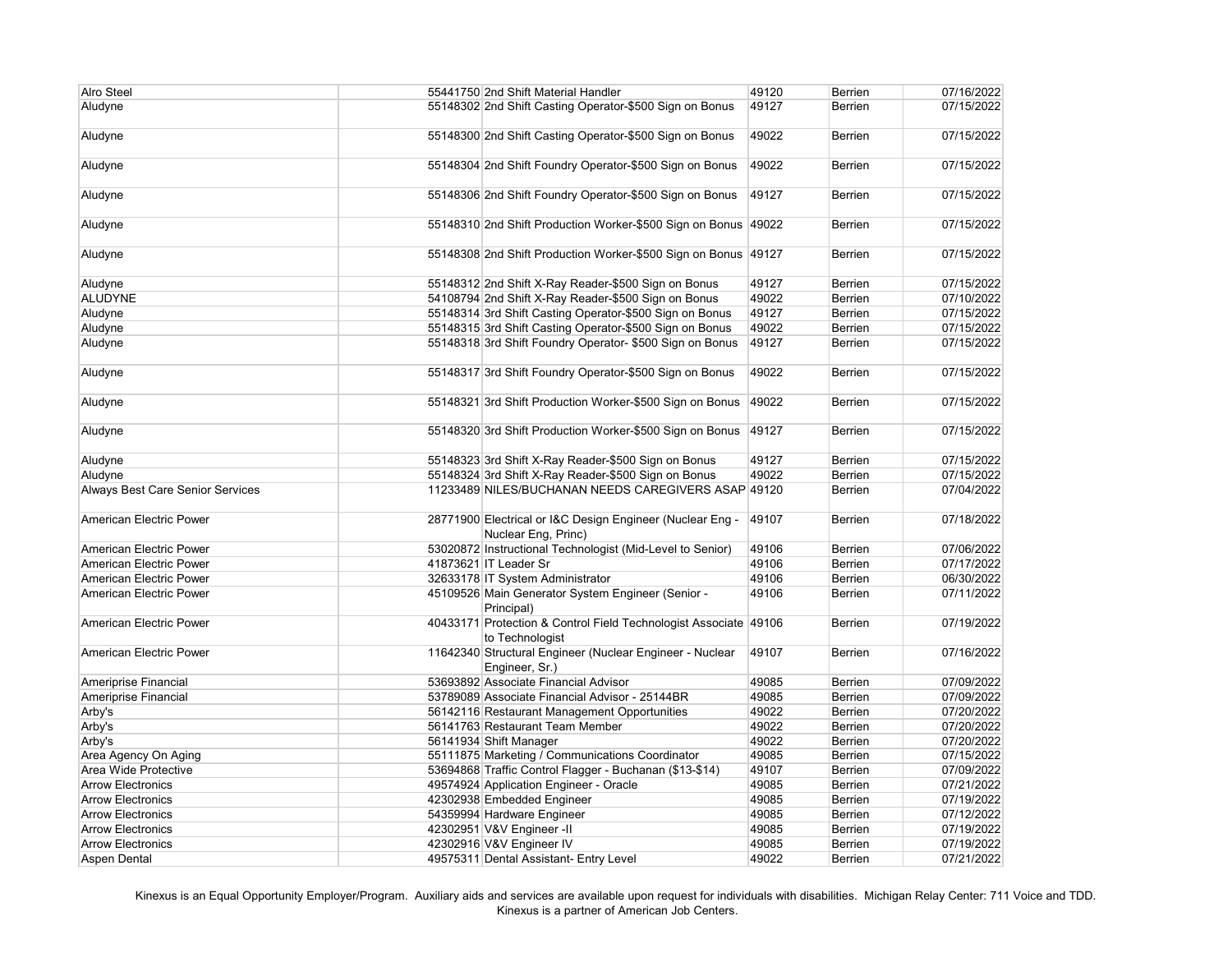| | | | | | |
|---|---|---|---|---|---|
| Alro Steel | 55441750 | 2nd Shift Material Handler | 49120 | Berrien | 07/16/2022 |
| Aludyne | 55148302 | 2nd Shift Casting Operator-$500 Sign on Bonus | 49127 | Berrien | 07/15/2022 |
| Aludyne | 55148300 | 2nd Shift Casting Operator-$500 Sign on Bonus | 49022 | Berrien | 07/15/2022 |
| Aludyne | 55148304 | 2nd Shift Foundry Operator-$500 Sign on Bonus | 49022 | Berrien | 07/15/2022 |
| Aludyne | 55148306 | 2nd Shift Foundry Operator-$500 Sign on Bonus | 49127 | Berrien | 07/15/2022 |
| Aludyne | 55148310 | 2nd Shift Production Worker-$500 Sign on Bonus | 49022 | Berrien | 07/15/2022 |
| Aludyne | 55148308 | 2nd Shift Production Worker-$500 Sign on Bonus | 49127 | Berrien | 07/15/2022 |
| Aludyne | 55148312 | 2nd Shift X-Ray Reader-$500 Sign on Bonus | 49127 | Berrien | 07/15/2022 |
| ALUDYNE | 54108794 | 2nd Shift X-Ray Reader-$500 Sign on Bonus | 49022 | Berrien | 07/10/2022 |
| Aludyne | 55148314 | 3rd Shift Casting Operator-$500 Sign on Bonus | 49127 | Berrien | 07/15/2022 |
| Aludyne | 55148315 | 3rd Shift Casting Operator-$500 Sign on Bonus | 49022 | Berrien | 07/15/2022 |
| Aludyne | 55148318 | 3rd Shift Foundry Operator- $500 Sign on Bonus | 49127 | Berrien | 07/15/2022 |
| Aludyne | 55148317 | 3rd Shift Foundry Operator-$500 Sign on Bonus | 49022 | Berrien | 07/15/2022 |
| Aludyne | 55148321 | 3rd Shift Production Worker-$500 Sign on Bonus | 49022 | Berrien | 07/15/2022 |
| Aludyne | 55148320 | 3rd Shift Production Worker-$500 Sign on Bonus | 49127 | Berrien | 07/15/2022 |
| Aludyne | 55148323 | 3rd Shift X-Ray Reader-$500 Sign on Bonus | 49127 | Berrien | 07/15/2022 |
| Aludyne | 55148324 | 3rd Shift X-Ray Reader-$500 Sign on Bonus | 49022 | Berrien | 07/15/2022 |
| Always Best Care Senior Services | 11233489 | NILES/BUCHANAN NEEDS CAREGIVERS ASAP | 49120 | Berrien | 07/04/2022 |
| American Electric Power | 28771900 | Electrical or I&C Design Engineer (Nuclear Eng - Nuclear Eng, Princ) | 49107 | Berrien | 07/18/2022 |
| American Electric Power | 53020872 | Instructional Technologist (Mid-Level to Senior) | 49106 | Berrien | 07/06/2022 |
| American Electric Power | 41873621 | IT Leader Sr | 49106 | Berrien | 07/17/2022 |
| American Electric Power | 32633178 | IT System Administrator | 49106 | Berrien | 06/30/2022 |
| American Electric Power | 45109526 | Main Generator System Engineer (Senior - Principal) | 49106 | Berrien | 07/11/2022 |
| American Electric Power | 40433171 | Protection & Control Field Technologist Associate to Technologist | 49106 | Berrien | 07/19/2022 |
| American Electric Power | 11642340 | Structural Engineer (Nuclear Engineer - Nuclear Engineer, Sr.) | 49107 | Berrien | 07/16/2022 |
| Ameriprise Financial | 53693892 | Associate Financial Advisor | 49085 | Berrien | 07/09/2022 |
| Ameriprise Financial | 53789089 | Associate Financial Advisor - 25144BR | 49085 | Berrien | 07/09/2022 |
| Arby's | 56142116 | Restaurant Management Opportunities | 49022 | Berrien | 07/20/2022 |
| Arby's | 56141763 | Restaurant Team Member | 49022 | Berrien | 07/20/2022 |
| Arby's | 56141934 | Shift Manager | 49022 | Berrien | 07/20/2022 |
| Area Agency On Aging | 55111875 | Marketing / Communications Coordinator | 49085 | Berrien | 07/15/2022 |
| Area Wide Protective | 53694868 | Traffic Control Flagger - Buchanan ($13-$14) | 49107 | Berrien | 07/09/2022 |
| Arrow Electronics | 49574924 | Application Engineer - Oracle | 49085 | Berrien | 07/21/2022 |
| Arrow Electronics | 42302938 | Embedded Engineer | 49085 | Berrien | 07/19/2022 |
| Arrow Electronics | 54359994 | Hardware Engineer | 49085 | Berrien | 07/12/2022 |
| Arrow Electronics | 42302951 | V&V Engineer -II | 49085 | Berrien | 07/19/2022 |
| Arrow Electronics | 42302916 | V&V Engineer IV | 49085 | Berrien | 07/19/2022 |
| Aspen Dental | 49575311 | Dental Assistant- Entry Level | 49022 | Berrien | 07/21/2022 |

Kinexus is an Equal Opportunity Employer/Program. Auxiliary aids and services are available upon request for individuals with disabilities. Michigan Relay Center: 711 Voice and TDD. Kinexus is a partner of American Job Centers.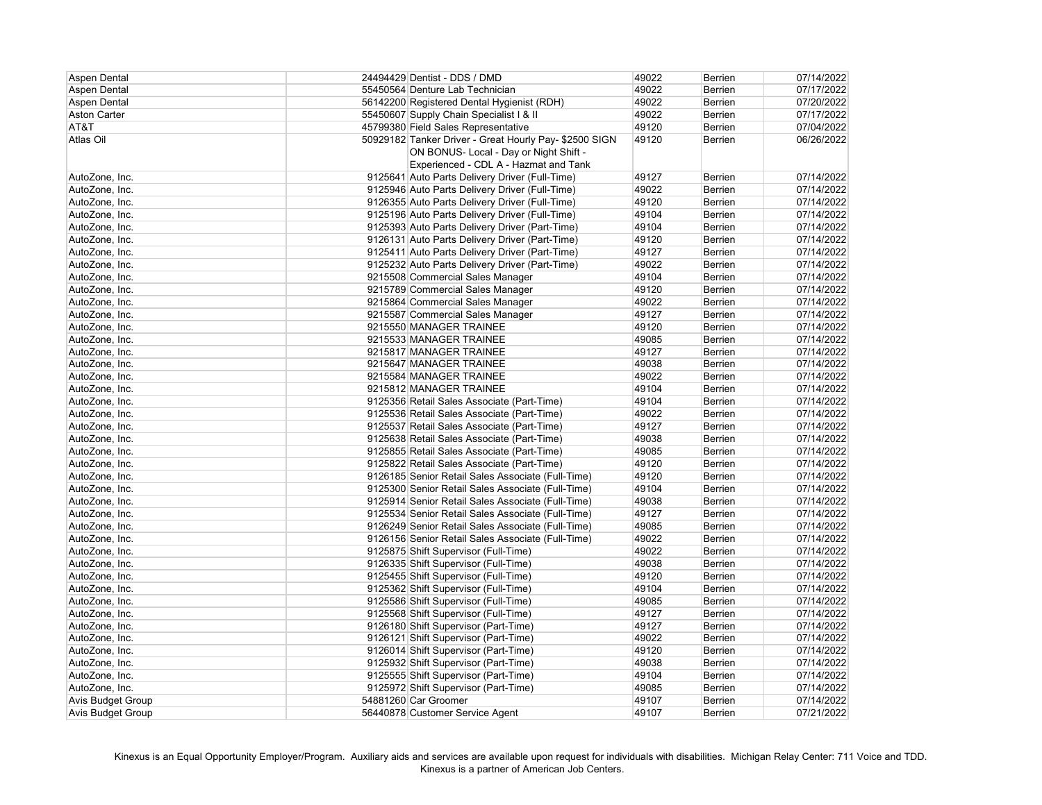| Aspen Dental | 24494429 | Dentist - DDS / DMD | 49022 | Berrien | 07/14/2022 |
|---|---|---|---|---|---|
| Aspen Dental | 55450564 | Denture Lab Technician | 49022 | Berrien | 07/17/2022 |
| Aspen Dental | 56142200 | Registered Dental Hygienist (RDH) | 49022 | Berrien | 07/20/2022 |
| Aston Carter | 55450607 | Supply Chain Specialist I & II | 49022 | Berrien | 07/17/2022 |
| AT&T | 45799380 | Field Sales Representative | 49120 | Berrien | 07/04/2022 |
| Atlas Oil | 50929182 | Tanker Driver - Great Hourly Pay- $2500 SIGN ON BONUS- Local - Day or Night Shift - Experienced - CDL A - Hazmat and Tank | 49120 | Berrien | 06/26/2022 |
| AutoZone, Inc. | 9125641 | Auto Parts Delivery Driver (Full-Time) | 49127 | Berrien | 07/14/2022 |
| AutoZone, Inc. | 9125946 | Auto Parts Delivery Driver (Full-Time) | 49022 | Berrien | 07/14/2022 |
| AutoZone, Inc. | 9126355 | Auto Parts Delivery Driver (Full-Time) | 49120 | Berrien | 07/14/2022 |
| AutoZone, Inc. | 9125196 | Auto Parts Delivery Driver (Full-Time) | 49104 | Berrien | 07/14/2022 |
| AutoZone, Inc. | 9125393 | Auto Parts Delivery Driver (Part-Time) | 49104 | Berrien | 07/14/2022 |
| AutoZone, Inc. | 9126131 | Auto Parts Delivery Driver (Part-Time) | 49120 | Berrien | 07/14/2022 |
| AutoZone, Inc. | 9125411 | Auto Parts Delivery Driver (Part-Time) | 49127 | Berrien | 07/14/2022 |
| AutoZone, Inc. | 9125232 | Auto Parts Delivery Driver (Part-Time) | 49022 | Berrien | 07/14/2022 |
| AutoZone, Inc. | 9215508 | Commercial Sales Manager | 49104 | Berrien | 07/14/2022 |
| AutoZone, Inc. | 9215789 | Commercial Sales Manager | 49120 | Berrien | 07/14/2022 |
| AutoZone, Inc. | 9215864 | Commercial Sales Manager | 49022 | Berrien | 07/14/2022 |
| AutoZone, Inc. | 9215587 | Commercial Sales Manager | 49127 | Berrien | 07/14/2022 |
| AutoZone, Inc. | 9215550 | MANAGER TRAINEE | 49120 | Berrien | 07/14/2022 |
| AutoZone, Inc. | 9215533 | MANAGER TRAINEE | 49085 | Berrien | 07/14/2022 |
| AutoZone, Inc. | 9215817 | MANAGER TRAINEE | 49127 | Berrien | 07/14/2022 |
| AutoZone, Inc. | 9215647 | MANAGER TRAINEE | 49038 | Berrien | 07/14/2022 |
| AutoZone, Inc. | 9215584 | MANAGER TRAINEE | 49022 | Berrien | 07/14/2022 |
| AutoZone, Inc. | 9215812 | MANAGER TRAINEE | 49104 | Berrien | 07/14/2022 |
| AutoZone, Inc. | 9125356 | Retail Sales Associate (Part-Time) | 49104 | Berrien | 07/14/2022 |
| AutoZone, Inc. | 9125536 | Retail Sales Associate (Part-Time) | 49022 | Berrien | 07/14/2022 |
| AutoZone, Inc. | 9125537 | Retail Sales Associate (Part-Time) | 49127 | Berrien | 07/14/2022 |
| AutoZone, Inc. | 9125638 | Retail Sales Associate (Part-Time) | 49038 | Berrien | 07/14/2022 |
| AutoZone, Inc. | 9125855 | Retail Sales Associate (Part-Time) | 49085 | Berrien | 07/14/2022 |
| AutoZone, Inc. | 9125822 | Retail Sales Associate (Part-Time) | 49120 | Berrien | 07/14/2022 |
| AutoZone, Inc. | 9126185 | Senior Retail Sales Associate (Full-Time) | 49120 | Berrien | 07/14/2022 |
| AutoZone, Inc. | 9125300 | Senior Retail Sales Associate (Full-Time) | 49104 | Berrien | 07/14/2022 |
| AutoZone, Inc. | 9125914 | Senior Retail Sales Associate (Full-Time) | 49038 | Berrien | 07/14/2022 |
| AutoZone, Inc. | 9125534 | Senior Retail Sales Associate (Full-Time) | 49127 | Berrien | 07/14/2022 |
| AutoZone, Inc. | 9126249 | Senior Retail Sales Associate (Full-Time) | 49085 | Berrien | 07/14/2022 |
| AutoZone, Inc. | 9126156 | Senior Retail Sales Associate (Full-Time) | 49022 | Berrien | 07/14/2022 |
| AutoZone, Inc. | 9125875 | Shift Supervisor (Full-Time) | 49022 | Berrien | 07/14/2022 |
| AutoZone, Inc. | 9126335 | Shift Supervisor (Full-Time) | 49038 | Berrien | 07/14/2022 |
| AutoZone, Inc. | 9125455 | Shift Supervisor (Full-Time) | 49120 | Berrien | 07/14/2022 |
| AutoZone, Inc. | 9125362 | Shift Supervisor (Full-Time) | 49104 | Berrien | 07/14/2022 |
| AutoZone, Inc. | 9125586 | Shift Supervisor (Full-Time) | 49085 | Berrien | 07/14/2022 |
| AutoZone, Inc. | 9125568 | Shift Supervisor (Full-Time) | 49127 | Berrien | 07/14/2022 |
| AutoZone, Inc. | 9126180 | Shift Supervisor (Part-Time) | 49127 | Berrien | 07/14/2022 |
| AutoZone, Inc. | 9126121 | Shift Supervisor (Part-Time) | 49022 | Berrien | 07/14/2022 |
| AutoZone, Inc. | 9126014 | Shift Supervisor (Part-Time) | 49120 | Berrien | 07/14/2022 |
| AutoZone, Inc. | 9125932 | Shift Supervisor (Part-Time) | 49038 | Berrien | 07/14/2022 |
| AutoZone, Inc. | 9125555 | Shift Supervisor (Part-Time) | 49104 | Berrien | 07/14/2022 |
| AutoZone, Inc. | 9125972 | Shift Supervisor (Part-Time) | 49085 | Berrien | 07/14/2022 |
| Avis Budget Group | 54881260 | Car Groomer | 49107 | Berrien | 07/14/2022 |
| Avis Budget Group | 56440878 | Customer Service Agent | 49107 | Berrien | 07/21/2022 |

Kinexus is an Equal Opportunity Employer/Program. Auxiliary aids and services are available upon request for individuals with disabilities. Michigan Relay Center: 711 Voice and TDD.
Kinexus is a partner of American Job Centers.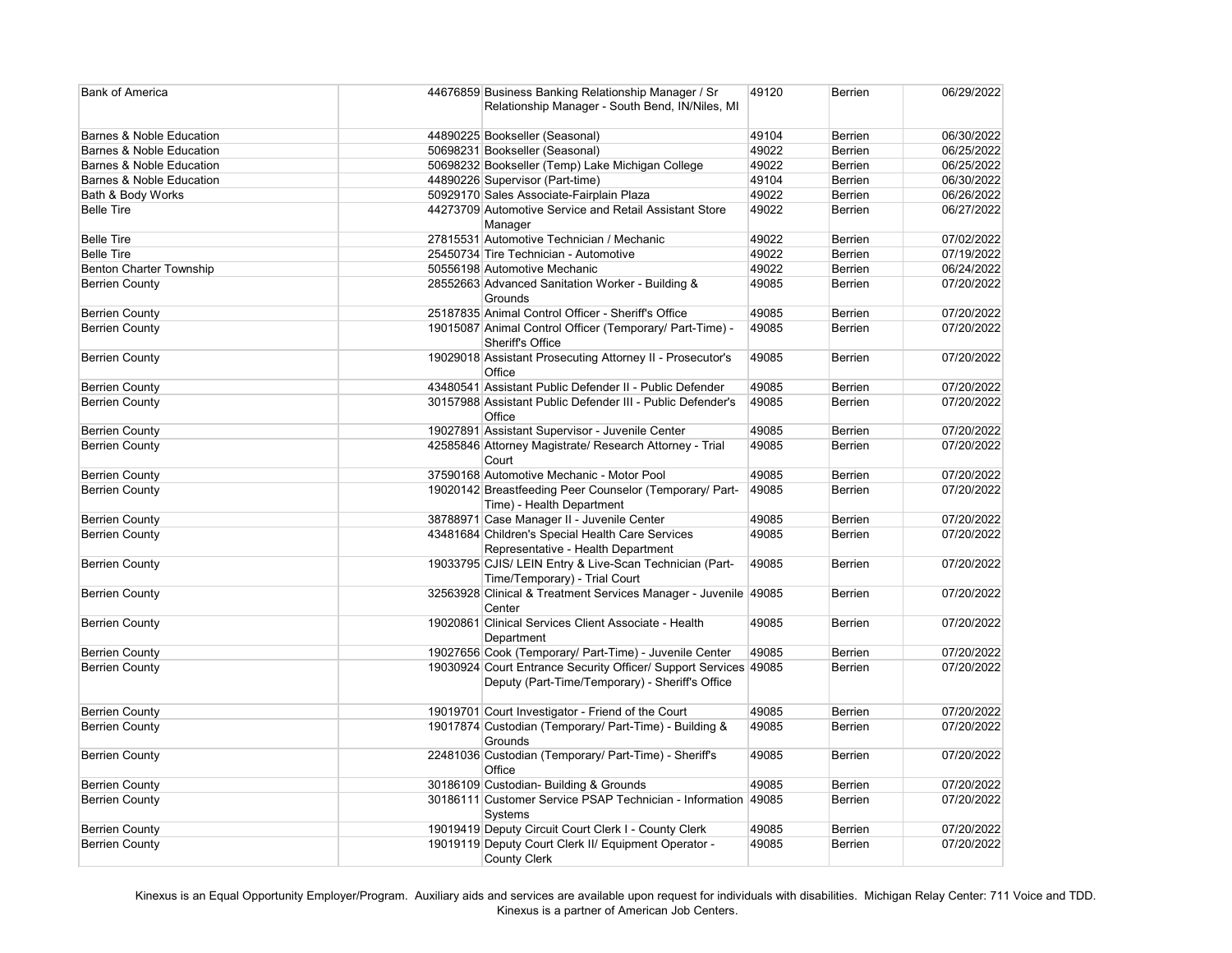| | | | | | |
|---|---|---|---|---|---|
| Bank of America | 44676859 | Business Banking Relationship Manager / Sr Relationship Manager - South Bend, IN/Niles, MI | 49120 | Berrien | 06/29/2022 |
| Barnes & Noble Education | 44890225 | Bookseller (Seasonal) | 49104 | Berrien | 06/30/2022 |
| Barnes & Noble Education | 50698231 | Bookseller (Seasonal) | 49022 | Berrien | 06/25/2022 |
| Barnes & Noble Education | 50698232 | Bookseller (Temp) Lake Michigan College | 49022 | Berrien | 06/25/2022 |
| Barnes & Noble Education | 44890226 | Supervisor (Part-time) | 49104 | Berrien | 06/30/2022 |
| Bath & Body Works | 50929170 | Sales Associate-Fairplain Plaza | 49022 | Berrien | 06/26/2022 |
| Belle Tire | 44273709 | Automotive Service and Retail Assistant Store Manager | 49022 | Berrien | 06/27/2022 |
| Belle Tire | 27815531 | Automotive Technician / Mechanic | 49022 | Berrien | 07/02/2022 |
| Belle Tire | 25450734 | Tire Technician - Automotive | 49022 | Berrien | 07/19/2022 |
| Benton Charter Township | 50556198 | Automotive Mechanic | 49022 | Berrien | 06/24/2022 |
| Berrien County | 28552663 | Advanced Sanitation Worker - Building & Grounds | 49085 | Berrien | 07/20/2022 |
| Berrien County | 25187835 | Animal Control Officer - Sheriff's Office | 49085 | Berrien | 07/20/2022 |
| Berrien County | 19015087 | Animal Control Officer (Temporary/ Part-Time) - Sheriff's Office | 49085 | Berrien | 07/20/2022 |
| Berrien County | 19029018 | Assistant Prosecuting Attorney II - Prosecutor's Office | 49085 | Berrien | 07/20/2022 |
| Berrien County | 43480541 | Assistant Public Defender II - Public Defender | 49085 | Berrien | 07/20/2022 |
| Berrien County | 30157988 | Assistant Public Defender III - Public Defender's Office | 49085 | Berrien | 07/20/2022 |
| Berrien County | 19027891 | Assistant Supervisor - Juvenile Center | 49085 | Berrien | 07/20/2022 |
| Berrien County | 42585846 | Attorney Magistrate/ Research Attorney - Trial Court | 49085 | Berrien | 07/20/2022 |
| Berrien County | 37590168 | Automotive Mechanic - Motor Pool | 49085 | Berrien | 07/20/2022 |
| Berrien County | 19020142 | Breastfeeding Peer Counselor (Temporary/ Part-Time) - Health Department | 49085 | Berrien | 07/20/2022 |
| Berrien County | 38788971 | Case Manager II - Juvenile Center | 49085 | Berrien | 07/20/2022 |
| Berrien County | 43481684 | Children's Special Health Care Services Representative - Health Department | 49085 | Berrien | 07/20/2022 |
| Berrien County | 19033795 | CJIS/ LEIN Entry & Live-Scan Technician (Part-Time/Temporary) - Trial Court | 49085 | Berrien | 07/20/2022 |
| Berrien County | 32563928 | Clinical & Treatment Services Manager - Juvenile Center | 49085 | Berrien | 07/20/2022 |
| Berrien County | 19020861 | Clinical Services Client Associate - Health Department | 49085 | Berrien | 07/20/2022 |
| Berrien County | 19027656 | Cook (Temporary/ Part-Time) - Juvenile Center | 49085 | Berrien | 07/20/2022 |
| Berrien County | 19030924 | Court Entrance Security Officer/ Support Services Deputy (Part-Time/Temporary) - Sheriff's Office | 49085 | Berrien | 07/20/2022 |
| Berrien County | 19019701 | Court Investigator - Friend of the Court | 49085 | Berrien | 07/20/2022 |
| Berrien County | 19017874 | Custodian (Temporary/ Part-Time) - Building & Grounds | 49085 | Berrien | 07/20/2022 |
| Berrien County | 22481036 | Custodian (Temporary/ Part-Time) - Sheriff's Office | 49085 | Berrien | 07/20/2022 |
| Berrien County | 30186109 | Custodian- Building & Grounds | 49085 | Berrien | 07/20/2022 |
| Berrien County | 30186111 | Customer Service PSAP Technician - Information Systems | 49085 | Berrien | 07/20/2022 |
| Berrien County | 19019419 | Deputy Circuit Court Clerk I - County Clerk | 49085 | Berrien | 07/20/2022 |
| Berrien County | 19019119 | Deputy Court Clerk II/ Equipment Operator - County Clerk | 49085 | Berrien | 07/20/2022 |

Kinexus is an Equal Opportunity Employer/Program. Auxiliary aids and services are available upon request for individuals with disabilities. Michigan Relay Center: 711 Voice and TDD. Kinexus is a partner of American Job Centers.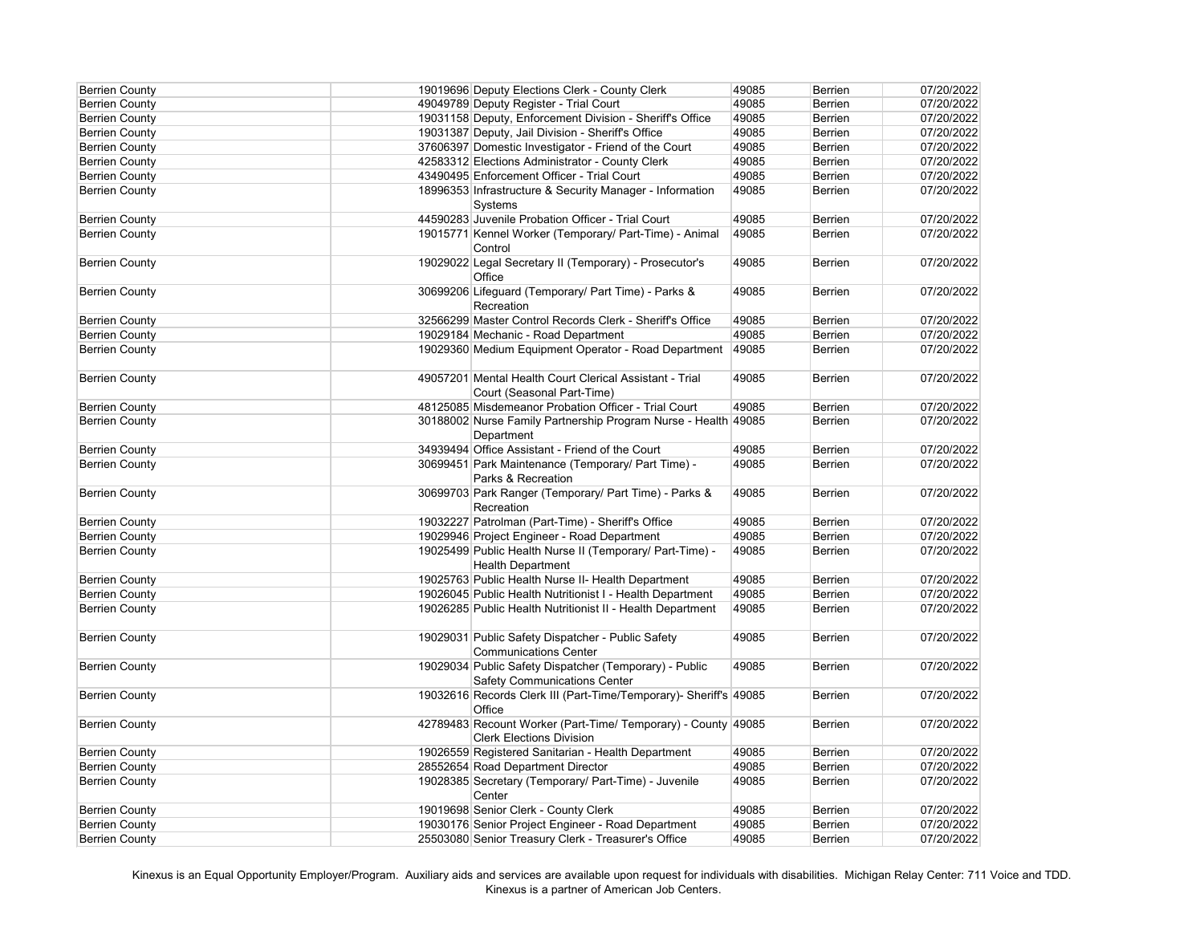| | | | | | |
|---|---|---|---|---|---|
| Berrien County | 19019696 | Deputy Elections Clerk - County Clerk | 49085 | Berrien | 07/20/2022 |
| Berrien County | 49049789 | Deputy Register - Trial Court | 49085 | Berrien | 07/20/2022 |
| Berrien County | 19031158 | Deputy, Enforcement Division - Sheriff's Office | 49085 | Berrien | 07/20/2022 |
| Berrien County | 19031387 | Deputy, Jail Division - Sheriff's Office | 49085 | Berrien | 07/20/2022 |
| Berrien County | 37606397 | Domestic Investigator - Friend of the Court | 49085 | Berrien | 07/20/2022 |
| Berrien County | 42583312 | Elections Administrator - County Clerk | 49085 | Berrien | 07/20/2022 |
| Berrien County | 43490495 | Enforcement Officer - Trial Court | 49085 | Berrien | 07/20/2022 |
| Berrien County | 18996353 | Infrastructure & Security Manager - Information Systems | 49085 | Berrien | 07/20/2022 |
| Berrien County | 44590283 | Juvenile Probation Officer - Trial Court | 49085 | Berrien | 07/20/2022 |
| Berrien County | 19015771 | Kennel Worker (Temporary/ Part-Time) - Animal Control | 49085 | Berrien | 07/20/2022 |
| Berrien County | 19029022 | Legal Secretary II (Temporary) - Prosecutor's Office | 49085 | Berrien | 07/20/2022 |
| Berrien County | 30699206 | Lifeguard (Temporary/ Part Time) - Parks & Recreation | 49085 | Berrien | 07/20/2022 |
| Berrien County | 32566299 | Master Control Records Clerk - Sheriff's Office | 49085 | Berrien | 07/20/2022 |
| Berrien County | 19029184 | Mechanic - Road Department | 49085 | Berrien | 07/20/2022 |
| Berrien County | 19029360 | Medium Equipment Operator - Road Department | 49085 | Berrien | 07/20/2022 |
| Berrien County | 49057201 | Mental Health Court Clerical Assistant - Trial Court (Seasonal Part-Time) | 49085 | Berrien | 07/20/2022 |
| Berrien County | 48125085 | Misdemeanor Probation Officer - Trial Court | 49085 | Berrien | 07/20/2022 |
| Berrien County | 30188002 | Nurse Family Partnership Program Nurse - Health Department | 49085 | Berrien | 07/20/2022 |
| Berrien County | 34939494 | Office Assistant - Friend of the Court | 49085 | Berrien | 07/20/2022 |
| Berrien County | 30699451 | Park Maintenance (Temporary/ Part Time) - Parks & Recreation | 49085 | Berrien | 07/20/2022 |
| Berrien County | 30699703 | Park Ranger (Temporary/ Part Time) - Parks & Recreation | 49085 | Berrien | 07/20/2022 |
| Berrien County | 19032227 | Patrolman (Part-Time) - Sheriff's Office | 49085 | Berrien | 07/20/2022 |
| Berrien County | 19029946 | Project Engineer - Road Department | 49085 | Berrien | 07/20/2022 |
| Berrien County | 19025499 | Public Health Nurse II (Temporary/ Part-Time) - Health Department | 49085 | Berrien | 07/20/2022 |
| Berrien County | 19025763 | Public Health Nurse II- Health Department | 49085 | Berrien | 07/20/2022 |
| Berrien County | 19026045 | Public Health Nutritionist I - Health Department | 49085 | Berrien | 07/20/2022 |
| Berrien County | 19026285 | Public Health Nutritionist II - Health Department | 49085 | Berrien | 07/20/2022 |
| Berrien County | 19029031 | Public Safety Dispatcher - Public Safety Communications Center | 49085 | Berrien | 07/20/2022 |
| Berrien County | 19029034 | Public Safety Dispatcher (Temporary) - Public Safety Communications Center | 49085 | Berrien | 07/20/2022 |
| Berrien County | 19032616 | Records Clerk III (Part-Time/Temporary)- Sheriff's Office | 49085 | Berrien | 07/20/2022 |
| Berrien County | 42789483 | Recount Worker (Part-Time/ Temporary) - County Clerk Elections Division | 49085 | Berrien | 07/20/2022 |
| Berrien County | 19026559 | Registered Sanitarian - Health Department | 49085 | Berrien | 07/20/2022 |
| Berrien County | 28552654 | Road Department Director | 49085 | Berrien | 07/20/2022 |
| Berrien County | 19028385 | Secretary (Temporary/ Part-Time) - Juvenile Center | 49085 | Berrien | 07/20/2022 |
| Berrien County | 19019698 | Senior Clerk - County Clerk | 49085 | Berrien | 07/20/2022 |
| Berrien County | 19030176 | Senior Project Engineer - Road Department | 49085 | Berrien | 07/20/2022 |
| Berrien County | 25503080 | Senior Treasury Clerk - Treasurer's Office | 49085 | Berrien | 07/20/2022 |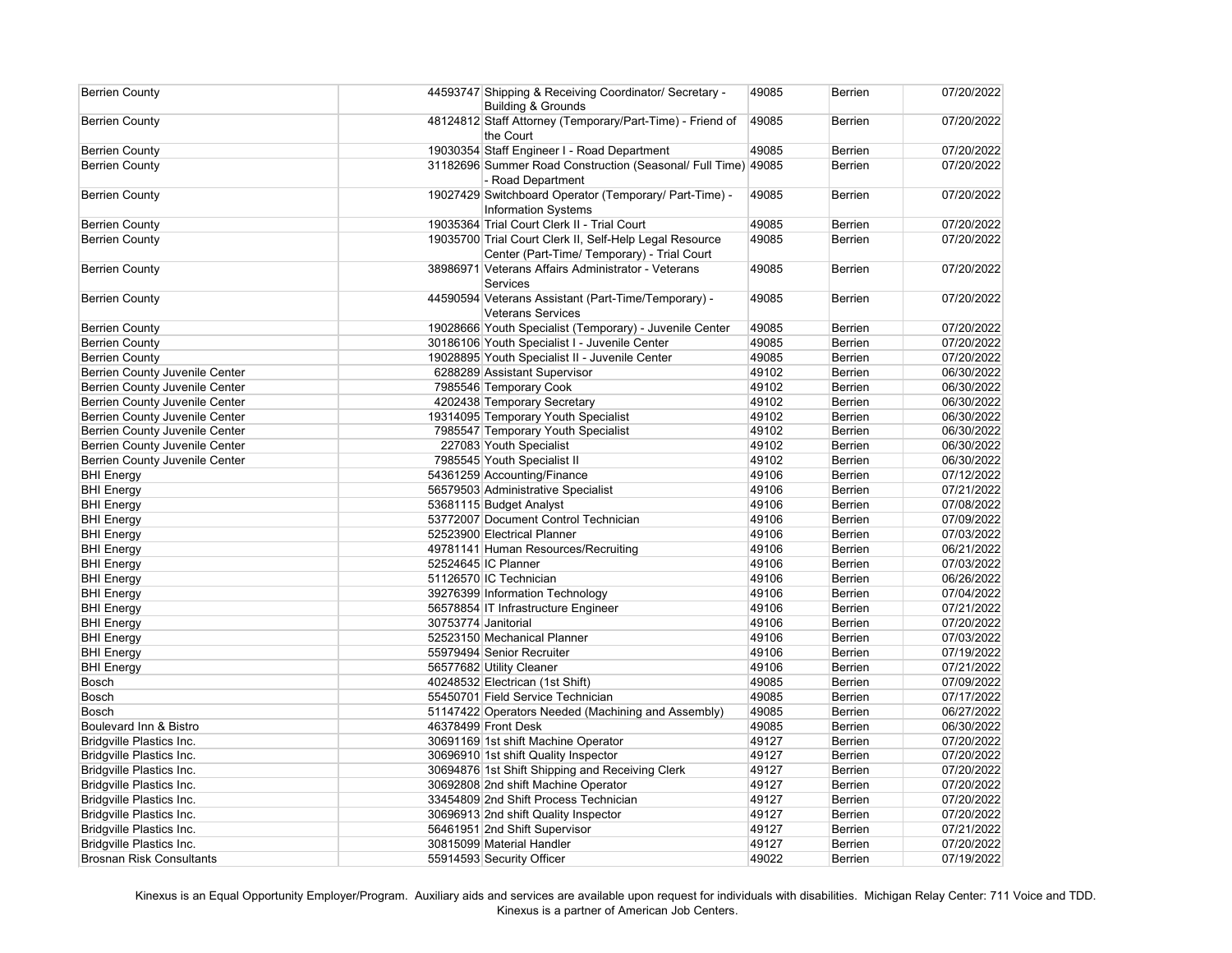| | | | | | |
|---|---|---|---|---|---|
| Berrien County | 44593747 | Shipping & Receiving Coordinator/ Secretary - Building & Grounds | 49085 | Berrien | 07/20/2022 |
| Berrien County | 48124812 | Staff Attorney (Temporary/Part-Time) - Friend of the Court | 49085 | Berrien | 07/20/2022 |
| Berrien County | 19030354 | Staff Engineer I - Road Department | 49085 | Berrien | 07/20/2022 |
| Berrien County | 31182696 | Summer Road Construction (Seasonal/ Full Time) - Road Department | 49085 | Berrien | 07/20/2022 |
| Berrien County | 19027429 | Switchboard Operator (Temporary/ Part-Time) - Information Systems | 49085 | Berrien | 07/20/2022 |
| Berrien County | 19035364 | Trial Court Clerk II - Trial Court | 49085 | Berrien | 07/20/2022 |
| Berrien County | 19035700 | Trial Court Clerk II, Self-Help Legal Resource Center (Part-Time/ Temporary) - Trial Court | 49085 | Berrien | 07/20/2022 |
| Berrien County | 38986971 | Veterans Affairs Administrator - Veterans Services | 49085 | Berrien | 07/20/2022 |
| Berrien County | 44590594 | Veterans Assistant (Part-Time/Temporary) - Veterans Services | 49085 | Berrien | 07/20/2022 |
| Berrien County | 19028666 | Youth Specialist (Temporary) - Juvenile Center | 49085 | Berrien | 07/20/2022 |
| Berrien County | 30186106 | Youth Specialist I - Juvenile Center | 49085 | Berrien | 07/20/2022 |
| Berrien County | 19028895 | Youth Specialist II - Juvenile Center | 49085 | Berrien | 07/20/2022 |
| Berrien County Juvenile Center | 6288289 | Assistant Supervisor | 49102 | Berrien | 06/30/2022 |
| Berrien County Juvenile Center | 7985546 | Temporary Cook | 49102 | Berrien | 06/30/2022 |
| Berrien County Juvenile Center | 4202438 | Temporary Secretary | 49102 | Berrien | 06/30/2022 |
| Berrien County Juvenile Center | 19314095 | Temporary Youth Specialist | 49102 | Berrien | 06/30/2022 |
| Berrien County Juvenile Center | 7985547 | Temporary Youth Specialist | 49102 | Berrien | 06/30/2022 |
| Berrien County Juvenile Center | 227083 | Youth Specialist | 49102 | Berrien | 06/30/2022 |
| Berrien County Juvenile Center | 7985545 | Youth Specialist II | 49102 | Berrien | 06/30/2022 |
| BHI Energy | 54361259 | Accounting/Finance | 49106 | Berrien | 07/12/2022 |
| BHI Energy | 56579503 | Administrative Specialist | 49106 | Berrien | 07/21/2022 |
| BHI Energy | 53681115 | Budget Analyst | 49106 | Berrien | 07/08/2022 |
| BHI Energy | 53772007 | Document Control Technician | 49106 | Berrien | 07/09/2022 |
| BHI Energy | 52523900 | Electrical Planner | 49106 | Berrien | 07/03/2022 |
| BHI Energy | 49781141 | Human Resources/Recruiting | 49106 | Berrien | 06/21/2022 |
| BHI Energy | 52524645 | IC Planner | 49106 | Berrien | 07/03/2022 |
| BHI Energy | 51126570 | IC Technician | 49106 | Berrien | 06/26/2022 |
| BHI Energy | 39276399 | Information Technology | 49106 | Berrien | 07/04/2022 |
| BHI Energy | 56578854 | IT Infrastructure Engineer | 49106 | Berrien | 07/21/2022 |
| BHI Energy | 30753774 | Janitorial | 49106 | Berrien | 07/20/2022 |
| BHI Energy | 52523150 | Mechanical Planner | 49106 | Berrien | 07/03/2022 |
| BHI Energy | 55979494 | Senior Recruiter | 49106 | Berrien | 07/19/2022 |
| BHI Energy | 56577682 | Utility Cleaner | 49106 | Berrien | 07/21/2022 |
| Bosch | 40248532 | Electrican (1st Shift) | 49085 | Berrien | 07/09/2022 |
| Bosch | 55450701 | Field Service Technician | 49085 | Berrien | 07/17/2022 |
| Bosch | 51147422 | Operators Needed (Machining and Assembly) | 49085 | Berrien | 06/27/2022 |
| Boulevard Inn & Bistro | 46378499 | Front Desk | 49085 | Berrien | 06/30/2022 |
| Bridgville Plastics Inc. | 30691169 | 1st shift Machine Operator | 49127 | Berrien | 07/20/2022 |
| Bridgville Plastics Inc. | 30696910 | 1st shift Quality Inspector | 49127 | Berrien | 07/20/2022 |
| Bridgville Plastics Inc. | 30694876 | 1st Shift Shipping and Receiving Clerk | 49127 | Berrien | 07/20/2022 |
| Bridgville Plastics Inc. | 30692808 | 2nd shift Machine Operator | 49127 | Berrien | 07/20/2022 |
| Bridgville Plastics Inc. | 33454809 | 2nd Shift Process Technician | 49127 | Berrien | 07/20/2022 |
| Bridgville Plastics Inc. | 30696913 | 2nd shift Quality Inspector | 49127 | Berrien | 07/20/2022 |
| Bridgville Plastics Inc. | 56461951 | 2nd Shift Supervisor | 49127 | Berrien | 07/21/2022 |
| Bridgville Plastics Inc. | 30815099 | Material Handler | 49127 | Berrien | 07/20/2022 |
| Brosnan Risk Consultants | 55914593 | Security Officer | 49022 | Berrien | 07/19/2022 |

Kinexus is an Equal Opportunity Employer/Program. Auxiliary aids and services are available upon request for individuals with disabilities. Michigan Relay Center: 711 Voice and TDD. Kinexus is a partner of American Job Centers.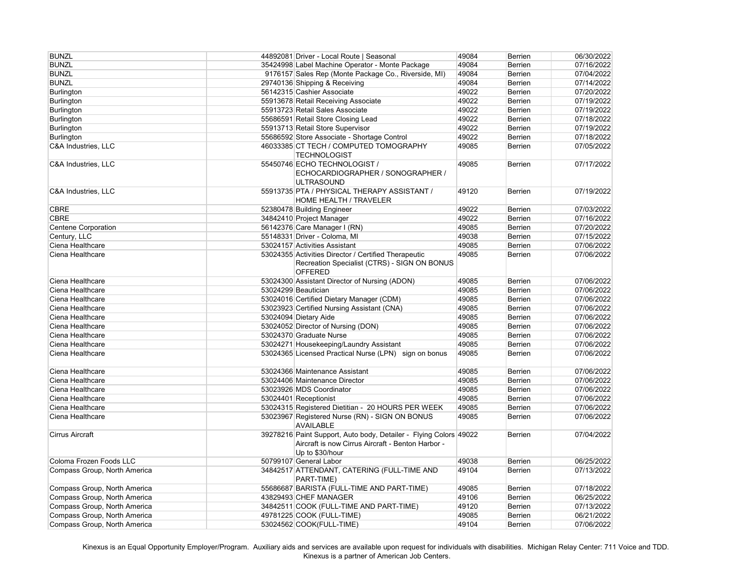| | | | | | |
|---|---|---|---|---|---|
| BUNZL | 44892081 | Driver - Local Route \| Seasonal | 49084 | Berrien | 06/30/2022 |
| BUNZL | 35424998 | Label Machine Operator - Monte Package | 49084 | Berrien | 07/16/2022 |
| BUNZL | 9176157 | Sales Rep (Monte Package Co., Riverside, MI) | 49084 | Berrien | 07/04/2022 |
| BUNZL | 29740136 | Shipping & Receiving | 49084 | Berrien | 07/14/2022 |
| Burlington | 56142315 | Cashier Associate | 49022 | Berrien | 07/20/2022 |
| Burlington | 55913678 | Retail Receiving Associate | 49022 | Berrien | 07/19/2022 |
| Burlington | 55913723 | Retail Sales Associate | 49022 | Berrien | 07/19/2022 |
| Burlington | 55686591 | Retail Store Closing Lead | 49022 | Berrien | 07/18/2022 |
| Burlington | 55913713 | Retail Store Supervisor | 49022 | Berrien | 07/19/2022 |
| Burlington | 55686592 | Store Associate - Shortage Control | 49022 | Berrien | 07/18/2022 |
| C&A Industries, LLC | 46033385 | CT TECH / COMPUTED TOMOGRAPHY TECHNOLOGIST | 49085 | Berrien | 07/05/2022 |
| C&A Industries, LLC | 55450746 | ECHO TECHNOLOGIST / ECHOCARDIOGRAPHER / SONOGRAPHER / ULTRASOUND | 49085 | Berrien | 07/17/2022 |
| C&A Industries, LLC | 55913735 | PTA / PHYSICAL THERAPY ASSISTANT / HOME HEALTH / TRAVELER | 49120 | Berrien | 07/19/2022 |
| CBRE | 52380478 | Building Engineer | 49022 | Berrien | 07/03/2022 |
| CBRE | 34842410 | Project Manager | 49022 | Berrien | 07/16/2022 |
| Centene Corporation | 56142376 | Care Manager I (RN) | 49085 | Berrien | 07/20/2022 |
| Century, LLC | 55148331 | Driver - Coloma, MI | 49038 | Berrien | 07/15/2022 |
| Ciena Healthcare | 53024157 | Activities Assistant | 49085 | Berrien | 07/06/2022 |
| Ciena Healthcare | 53024355 | Activities Director / Certified Therapeutic Recreation Specialist (CTRS) - SIGN ON BONUS OFFERED | 49085 | Berrien | 07/06/2022 |
| Ciena Healthcare | 53024300 | Assistant Director of Nursing (ADON) | 49085 | Berrien | 07/06/2022 |
| Ciena Healthcare | 53024299 | Beautician | 49085 | Berrien | 07/06/2022 |
| Ciena Healthcare | 53024016 | Certified Dietary Manager (CDM) | 49085 | Berrien | 07/06/2022 |
| Ciena Healthcare | 53023923 | Certified Nursing Assistant (CNA) | 49085 | Berrien | 07/06/2022 |
| Ciena Healthcare | 53024094 | Dietary Aide | 49085 | Berrien | 07/06/2022 |
| Ciena Healthcare | 53024052 | Director of Nursing (DON) | 49085 | Berrien | 07/06/2022 |
| Ciena Healthcare | 53024370 | Graduate Nurse | 49085 | Berrien | 07/06/2022 |
| Ciena Healthcare | 53024271 | Housekeeping/Laundry Assistant | 49085 | Berrien | 07/06/2022 |
| Ciena Healthcare | 53024365 | Licensed Practical Nurse (LPN) sign on bonus | 49085 | Berrien | 07/06/2022 |
| Ciena Healthcare | 53024366 | Maintenance Assistant | 49085 | Berrien | 07/06/2022 |
| Ciena Healthcare | 53024406 | Maintenance Director | 49085 | Berrien | 07/06/2022 |
| Ciena Healthcare | 53023926 | MDS Coordinator | 49085 | Berrien | 07/06/2022 |
| Ciena Healthcare | 53024401 | Receptionist | 49085 | Berrien | 07/06/2022 |
| Ciena Healthcare | 53024315 | Registered Dietitian - 20 HOURS PER WEEK | 49085 | Berrien | 07/06/2022 |
| Ciena Healthcare | 53023967 | Registered Nurse (RN) - SIGN ON BONUS AVAILABLE | 49085 | Berrien | 07/06/2022 |
| Cirrus Aircraft | 39278216 | Paint Support, Auto body, Detailer - Flying Colors Aircraft is now Cirrus Aircraft - Benton Harbor - Up to $30/hour | 49022 | Berrien | 07/04/2022 |
| Coloma Frozen Foods LLC | 50799107 | General Labor | 49038 | Berrien | 06/25/2022 |
| Compass Group, North America | 34842517 | ATTENDANT, CATERING (FULL-TIME AND PART-TIME) | 49104 | Berrien | 07/13/2022 |
| Compass Group, North America | 55686687 | BARISTA (FULL-TIME AND PART-TIME) | 49085 | Berrien | 07/18/2022 |
| Compass Group, North America | 43829493 | CHEF MANAGER | 49106 | Berrien | 06/25/2022 |
| Compass Group, North America | 34842511 | COOK (FULL-TIME AND PART-TIME) | 49120 | Berrien | 07/13/2022 |
| Compass Group, North America | 49781225 | COOK (FULL-TIME) | 49085 | Berrien | 06/21/2022 |
| Compass Group, North America | 53024562 | COOK(FULL-TIME) | 49104 | Berrien | 07/06/2022 |

Kinexus is an Equal Opportunity Employer/Program. Auxiliary aids and services are available upon request for individuals with disabilities. Michigan Relay Center: 711 Voice and TDD.
Kinexus is a partner of American Job Centers.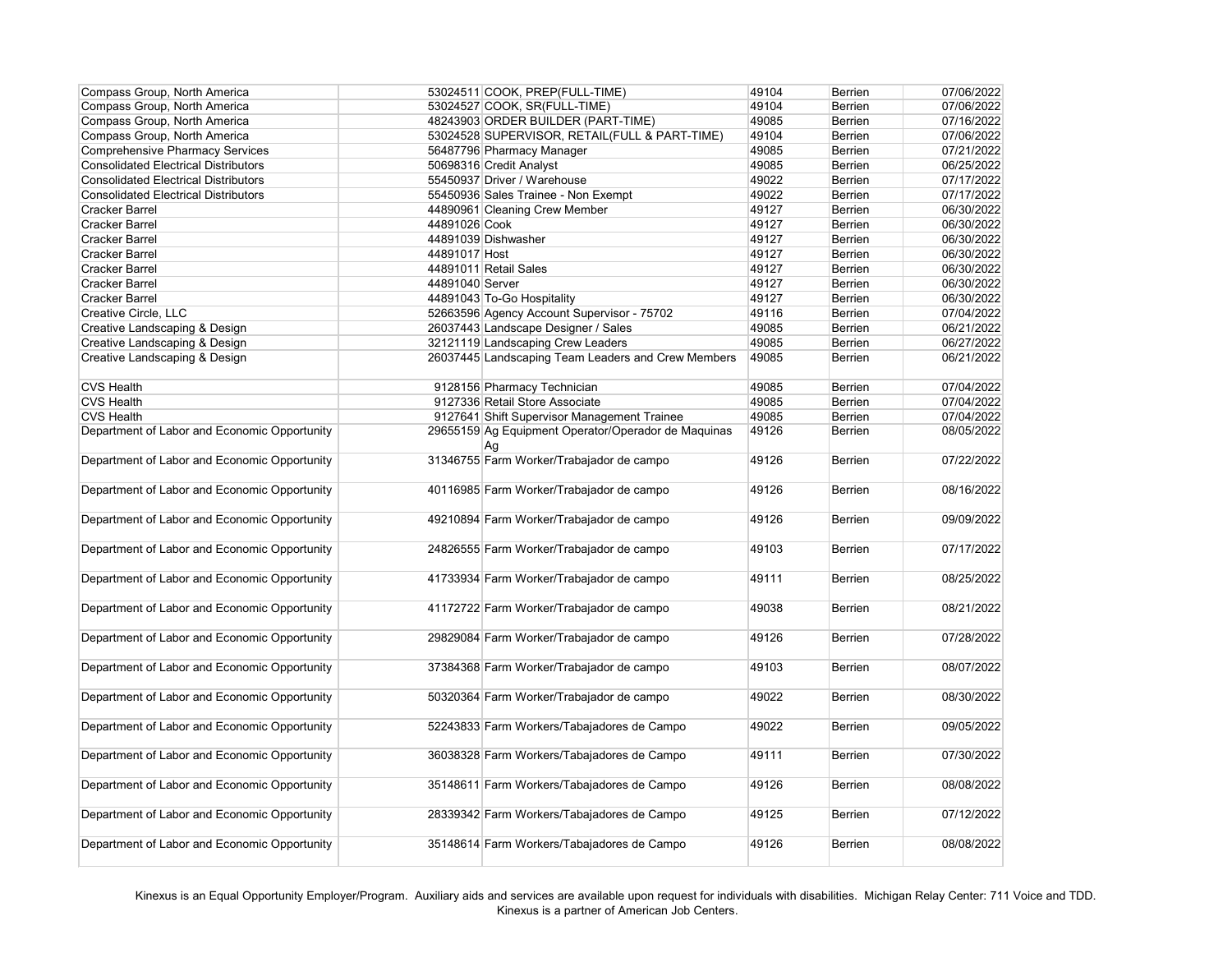| | | | | | |
|---|---|---|---|---|---|
| Compass Group, North America | 53024511 | COOK, PREP(FULL-TIME) | 49104 | Berrien | 07/06/2022 |
| Compass Group, North America | 53024527 | COOK, SR(FULL-TIME) | 49104 | Berrien | 07/06/2022 |
| Compass Group, North America | 48243903 | ORDER BUILDER (PART-TIME) | 49085 | Berrien | 07/16/2022 |
| Compass Group, North America | 53024528 | SUPERVISOR, RETAIL(FULL & PART-TIME) | 49104 | Berrien | 07/06/2022 |
| Comprehensive Pharmacy Services | 56487796 | Pharmacy Manager | 49085 | Berrien | 07/21/2022 |
| Consolidated Electrical Distributors | 50698316 | Credit Analyst | 49085 | Berrien | 06/25/2022 |
| Consolidated Electrical Distributors | 55450937 | Driver / Warehouse | 49022 | Berrien | 07/17/2022 |
| Consolidated Electrical Distributors | 55450936 | Sales Trainee - Non Exempt | 49022 | Berrien | 07/17/2022 |
| Cracker Barrel | 44890961 | Cleaning Crew Member | 49127 | Berrien | 06/30/2022 |
| Cracker Barrel | 44891026 | Cook | 49127 | Berrien | 06/30/2022 |
| Cracker Barrel | 44891039 | Dishwasher | 49127 | Berrien | 06/30/2022 |
| Cracker Barrel | 44891017 | Host | 49127 | Berrien | 06/30/2022 |
| Cracker Barrel | 44891011 | Retail Sales | 49127 | Berrien | 06/30/2022 |
| Cracker Barrel | 44891040 | Server | 49127 | Berrien | 06/30/2022 |
| Cracker Barrel | 44891043 | To-Go Hospitality | 49127 | Berrien | 06/30/2022 |
| Creative Circle, LLC | 52663596 | Agency Account Supervisor - 75702 | 49116 | Berrien | 07/04/2022 |
| Creative Landscaping & Design | 26037443 | Landscape Designer / Sales | 49085 | Berrien | 06/21/2022 |
| Creative Landscaping & Design | 32121119 | Landscaping Crew Leaders | 49085 | Berrien | 06/27/2022 |
| Creative Landscaping & Design | 26037445 | Landscaping Team Leaders and Crew Members | 49085 | Berrien | 06/21/2022 |
| CVS Health | 9128156 | Pharmacy Technician | 49085 | Berrien | 07/04/2022 |
| CVS Health | 9127336 | Retail Store Associate | 49085 | Berrien | 07/04/2022 |
| CVS Health | 9127641 | Shift Supervisor Management Trainee | 49085 | Berrien | 07/04/2022 |
| Department of Labor and Economic Opportunity | 29655159 | Ag Equipment Operator/Operador de Maquinas Ag | 49126 | Berrien | 08/05/2022 |
| Department of Labor and Economic Opportunity | 31346755 | Farm Worker/Trabajador de campo | 49126 | Berrien | 07/22/2022 |
| Department of Labor and Economic Opportunity | 40116985 | Farm Worker/Trabajador de campo | 49126 | Berrien | 08/16/2022 |
| Department of Labor and Economic Opportunity | 49210894 | Farm Worker/Trabajador de campo | 49126 | Berrien | 09/09/2022 |
| Department of Labor and Economic Opportunity | 24826555 | Farm Worker/Trabajador de campo | 49103 | Berrien | 07/17/2022 |
| Department of Labor and Economic Opportunity | 41733934 | Farm Worker/Trabajador de campo | 49111 | Berrien | 08/25/2022 |
| Department of Labor and Economic Opportunity | 41172722 | Farm Worker/Trabajador de campo | 49038 | Berrien | 08/21/2022 |
| Department of Labor and Economic Opportunity | 29829084 | Farm Worker/Trabajador de campo | 49126 | Berrien | 07/28/2022 |
| Department of Labor and Economic Opportunity | 37384368 | Farm Worker/Trabajador de campo | 49103 | Berrien | 08/07/2022 |
| Department of Labor and Economic Opportunity | 50320364 | Farm Worker/Trabajador de campo | 49022 | Berrien | 08/30/2022 |
| Department of Labor and Economic Opportunity | 52243833 | Farm Workers/Tabajadores de Campo | 49022 | Berrien | 09/05/2022 |
| Department of Labor and Economic Opportunity | 36038328 | Farm Workers/Tabajadores de Campo | 49111 | Berrien | 07/30/2022 |
| Department of Labor and Economic Opportunity | 35148611 | Farm Workers/Tabajadores de Campo | 49126 | Berrien | 08/08/2022 |
| Department of Labor and Economic Opportunity | 28339342 | Farm Workers/Tabajadores de Campo | 49125 | Berrien | 07/12/2022 |
| Department of Labor and Economic Opportunity | 35148614 | Farm Workers/Tabajadores de Campo | 49126 | Berrien | 08/08/2022 |

Kinexus is an Equal Opportunity Employer/Program. Auxiliary aids and services are available upon request for individuals with disabilities. Michigan Relay Center: 711 Voice and TDD. Kinexus is a partner of American Job Centers.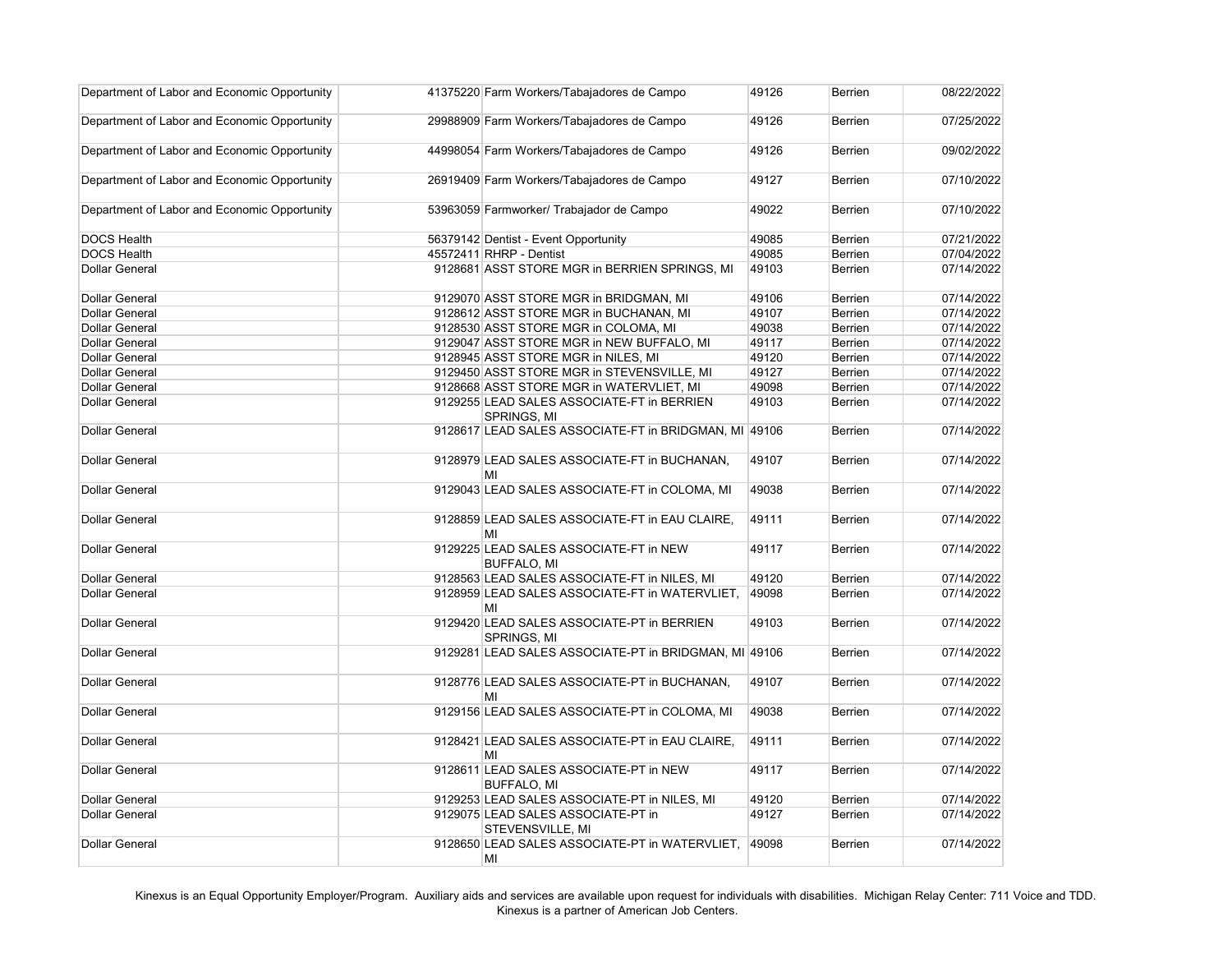| | | | | | |
|---|---|---|---|---|---|
| Department of Labor and Economic Opportunity | 41375220 | Farm Workers/Tabajadores de Campo | 49126 | Berrien | 08/22/2022 |
| Department of Labor and Economic Opportunity | 29988909 | Farm Workers/Tabajadores de Campo | 49126 | Berrien | 07/25/2022 |
| Department of Labor and Economic Opportunity | 44998054 | Farm Workers/Tabajadores de Campo | 49126 | Berrien | 09/02/2022 |
| Department of Labor and Economic Opportunity | 26919409 | Farm Workers/Tabajadores de Campo | 49127 | Berrien | 07/10/2022 |
| Department of Labor and Economic Opportunity | 53963059 | Farmworker/ Trabajador de Campo | 49022 | Berrien | 07/10/2022 |
| DOCS Health | 56379142 | Dentist - Event Opportunity | 49085 | Berrien | 07/21/2022 |
| DOCS Health | 45572411 | RHRP - Dentist | 49085 | Berrien | 07/04/2022 |
| Dollar General | 9128681 | ASST STORE MGR in BERRIEN SPRINGS, MI | 49103 | Berrien | 07/14/2022 |
| Dollar General | 9129070 | ASST STORE MGR in BRIDGMAN, MI | 49106 | Berrien | 07/14/2022 |
| Dollar General | 9128612 | ASST STORE MGR in BUCHANAN, MI | 49107 | Berrien | 07/14/2022 |
| Dollar General | 9128530 | ASST STORE MGR in COLOMA, MI | 49038 | Berrien | 07/14/2022 |
| Dollar General | 9129047 | ASST STORE MGR in NEW BUFFALO, MI | 49117 | Berrien | 07/14/2022 |
| Dollar General | 9128945 | ASST STORE MGR in NILES, MI | 49120 | Berrien | 07/14/2022 |
| Dollar General | 9129450 | ASST STORE MGR in STEVENSVILLE, MI | 49127 | Berrien | 07/14/2022 |
| Dollar General | 9128668 | ASST STORE MGR in WATERVLIET, MI | 49098 | Berrien | 07/14/2022 |
| Dollar General | 9129255 | LEAD SALES ASSOCIATE-FT in BERRIEN SPRINGS, MI | 49103 | Berrien | 07/14/2022 |
| Dollar General | 9128617 | LEAD SALES ASSOCIATE-FT in BRIDGMAN, MI | 49106 | Berrien | 07/14/2022 |
| Dollar General | 9128979 | LEAD SALES ASSOCIATE-FT in BUCHANAN, MI | 49107 | Berrien | 07/14/2022 |
| Dollar General | 9129043 | LEAD SALES ASSOCIATE-FT in COLOMA, MI | 49038 | Berrien | 07/14/2022 |
| Dollar General | 9128859 | LEAD SALES ASSOCIATE-FT in EAU CLAIRE, MI | 49111 | Berrien | 07/14/2022 |
| Dollar General | 9129225 | LEAD SALES ASSOCIATE-FT in NEW BUFFALO, MI | 49117 | Berrien | 07/14/2022 |
| Dollar General | 9128563 | LEAD SALES ASSOCIATE-FT in NILES, MI | 49120 | Berrien | 07/14/2022 |
| Dollar General | 9128959 | LEAD SALES ASSOCIATE-FT in WATERVLIET, MI | 49098 | Berrien | 07/14/2022 |
| Dollar General | 9129420 | LEAD SALES ASSOCIATE-PT in BERRIEN SPRINGS, MI | 49103 | Berrien | 07/14/2022 |
| Dollar General | 9129281 | LEAD SALES ASSOCIATE-PT in BRIDGMAN, MI | 49106 | Berrien | 07/14/2022 |
| Dollar General | 9128776 | LEAD SALES ASSOCIATE-PT in BUCHANAN, MI | 49107 | Berrien | 07/14/2022 |
| Dollar General | 9129156 | LEAD SALES ASSOCIATE-PT in COLOMA, MI | 49038 | Berrien | 07/14/2022 |
| Dollar General | 9128421 | LEAD SALES ASSOCIATE-PT in EAU CLAIRE, MI | 49111 | Berrien | 07/14/2022 |
| Dollar General | 9128611 | LEAD SALES ASSOCIATE-PT in NEW BUFFALO, MI | 49117 | Berrien | 07/14/2022 |
| Dollar General | 9129253 | LEAD SALES ASSOCIATE-PT in NILES, MI | 49120 | Berrien | 07/14/2022 |
| Dollar General | 9129075 | LEAD SALES ASSOCIATE-PT in STEVENSVILLE, MI | 49127 | Berrien | 07/14/2022 |
| Dollar General | 9128650 | LEAD SALES ASSOCIATE-PT in WATERVLIET, MI | 49098 | Berrien | 07/14/2022 |

Kinexus is an Equal Opportunity Employer/Program. Auxiliary aids and services are available upon request for individuals with disabilities. Michigan Relay Center: 711 Voice and TDD. Kinexus is a partner of American Job Centers.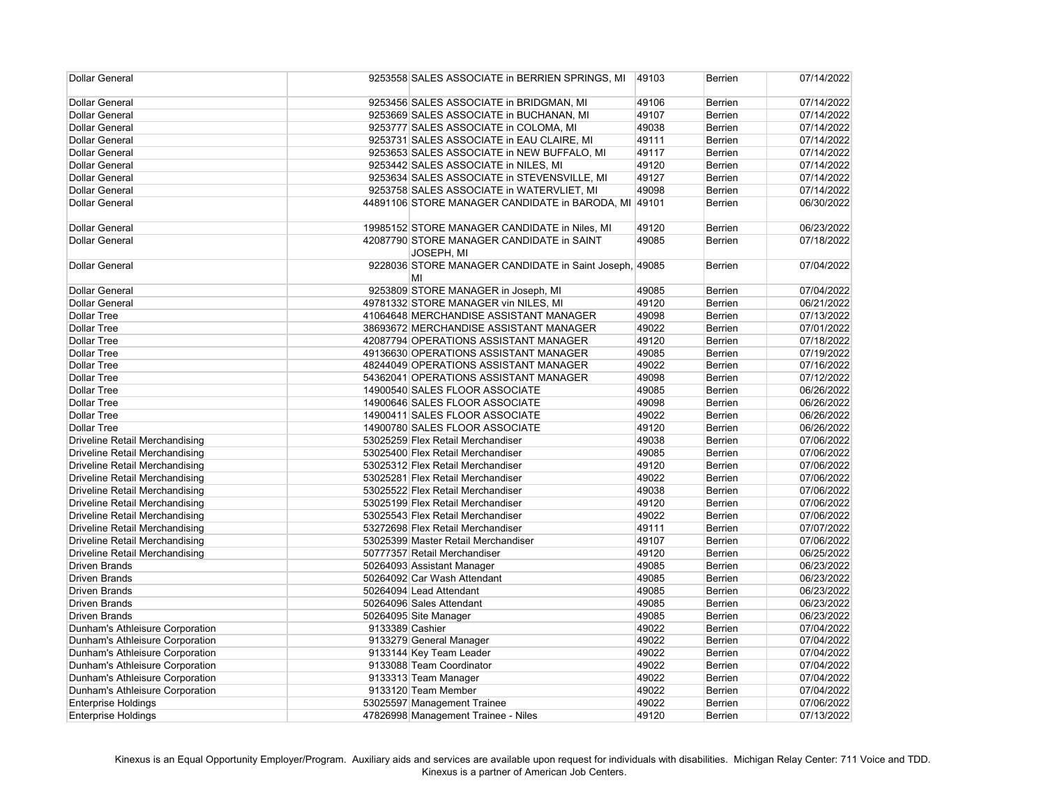| | | | | | |
|---|---|---|---|---|---|
| Dollar General | 9253558 | SALES ASSOCIATE in BERRIEN SPRINGS, MI | 49103 | Berrien | 07/14/2022 |
| Dollar General | 9253456 | SALES ASSOCIATE in BRIDGMAN, MI | 49106 | Berrien | 07/14/2022 |
| Dollar General | 9253669 | SALES ASSOCIATE in BUCHANAN, MI | 49107 | Berrien | 07/14/2022 |
| Dollar General | 9253777 | SALES ASSOCIATE in COLOMA, MI | 49038 | Berrien | 07/14/2022 |
| Dollar General | 9253731 | SALES ASSOCIATE in EAU CLAIRE, MI | 49111 | Berrien | 07/14/2022 |
| Dollar General | 9253653 | SALES ASSOCIATE in NEW BUFFALO, MI | 49117 | Berrien | 07/14/2022 |
| Dollar General | 9253442 | SALES ASSOCIATE in NILES, MI | 49120 | Berrien | 07/14/2022 |
| Dollar General | 9253634 | SALES ASSOCIATE in STEVENSVILLE, MI | 49127 | Berrien | 07/14/2022 |
| Dollar General | 9253758 | SALES ASSOCIATE in WATERVLIET, MI | 49098 | Berrien | 07/14/2022 |
| Dollar General | 44891106 | STORE MANAGER CANDIDATE in BARODA, MI | 49101 | Berrien | 06/30/2022 |
| Dollar General | 19985152 | STORE MANAGER CANDIDATE in Niles, MI | 49120 | Berrien | 06/23/2022 |
| Dollar General | 42087790 | STORE MANAGER CANDIDATE in SAINT JOSEPH, MI | 49085 | Berrien | 07/18/2022 |
| Dollar General | 9228036 | STORE MANAGER CANDIDATE in Saint Joseph, MI | 49085 | Berrien | 07/04/2022 |
| Dollar General | 9253809 | STORE MANAGER in Joseph, MI | 49085 | Berrien | 07/04/2022 |
| Dollar General | 49781332 | STORE MANAGER vin NILES, MI | 49120 | Berrien | 06/21/2022 |
| Dollar Tree | 41064648 | MERCHANDISE ASSISTANT MANAGER | 49098 | Berrien | 07/13/2022 |
| Dollar Tree | 38693672 | MERCHANDISE ASSISTANT MANAGER | 49022 | Berrien | 07/01/2022 |
| Dollar Tree | 42087794 | OPERATIONS ASSISTANT MANAGER | 49120 | Berrien | 07/18/2022 |
| Dollar Tree | 49136630 | OPERATIONS ASSISTANT MANAGER | 49085 | Berrien | 07/19/2022 |
| Dollar Tree | 48244049 | OPERATIONS ASSISTANT MANAGER | 49022 | Berrien | 07/16/2022 |
| Dollar Tree | 54362041 | OPERATIONS ASSISTANT MANAGER | 49098 | Berrien | 07/12/2022 |
| Dollar Tree | 14900540 | SALES FLOOR ASSOCIATE | 49085 | Berrien | 06/26/2022 |
| Dollar Tree | 14900646 | SALES FLOOR ASSOCIATE | 49098 | Berrien | 06/26/2022 |
| Dollar Tree | 14900411 | SALES FLOOR ASSOCIATE | 49022 | Berrien | 06/26/2022 |
| Dollar Tree | 14900780 | SALES FLOOR ASSOCIATE | 49120 | Berrien | 06/26/2022 |
| Driveline Retail Merchandising | 53025259 | Flex Retail Merchandiser | 49038 | Berrien | 07/06/2022 |
| Driveline Retail Merchandising | 53025400 | Flex Retail Merchandiser | 49085 | Berrien | 07/06/2022 |
| Driveline Retail Merchandising | 53025312 | Flex Retail Merchandiser | 49120 | Berrien | 07/06/2022 |
| Driveline Retail Merchandising | 53025281 | Flex Retail Merchandiser | 49022 | Berrien | 07/06/2022 |
| Driveline Retail Merchandising | 53025522 | Flex Retail Merchandiser | 49038 | Berrien | 07/06/2022 |
| Driveline Retail Merchandising | 53025199 | Flex Retail Merchandiser | 49120 | Berrien | 07/06/2022 |
| Driveline Retail Merchandising | 53025543 | Flex Retail Merchandiser | 49022 | Berrien | 07/06/2022 |
| Driveline Retail Merchandising | 53272698 | Flex Retail Merchandiser | 49111 | Berrien | 07/07/2022 |
| Driveline Retail Merchandising | 53025399 | Master Retail Merchandiser | 49107 | Berrien | 07/06/2022 |
| Driveline Retail Merchandising | 50777357 | Retail Merchandiser | 49120 | Berrien | 06/25/2022 |
| Driven Brands | 50264093 | Assistant Manager | 49085 | Berrien | 06/23/2022 |
| Driven Brands | 50264092 | Car Wash Attendant | 49085 | Berrien | 06/23/2022 |
| Driven Brands | 50264094 | Lead Attendant | 49085 | Berrien | 06/23/2022 |
| Driven Brands | 50264096 | Sales Attendant | 49085 | Berrien | 06/23/2022 |
| Driven Brands | 50264095 | Site Manager | 49085 | Berrien | 06/23/2022 |
| Dunham's Athleisure Corporation | 9133389 | Cashier | 49022 | Berrien | 07/04/2022 |
| Dunham's Athleisure Corporation | 9133279 | General Manager | 49022 | Berrien | 07/04/2022 |
| Dunham's Athleisure Corporation | 9133144 | Key Team Leader | 49022 | Berrien | 07/04/2022 |
| Dunham's Athleisure Corporation | 9133088 | Team Coordinator | 49022 | Berrien | 07/04/2022 |
| Dunham's Athleisure Corporation | 9133313 | Team Manager | 49022 | Berrien | 07/04/2022 |
| Dunham's Athleisure Corporation | 9133120 | Team Member | 49022 | Berrien | 07/04/2022 |
| Enterprise Holdings | 53025597 | Management Trainee | 49022 | Berrien | 07/06/2022 |
| Enterprise Holdings | 47826998 | Management Trainee - Niles | 49120 | Berrien | 07/13/2022 |

Kinexus is an Equal Opportunity Employer/Program. Auxiliary aids and services are available upon request for individuals with disabilities. Michigan Relay Center: 711 Voice and TDD. Kinexus is a partner of American Job Centers.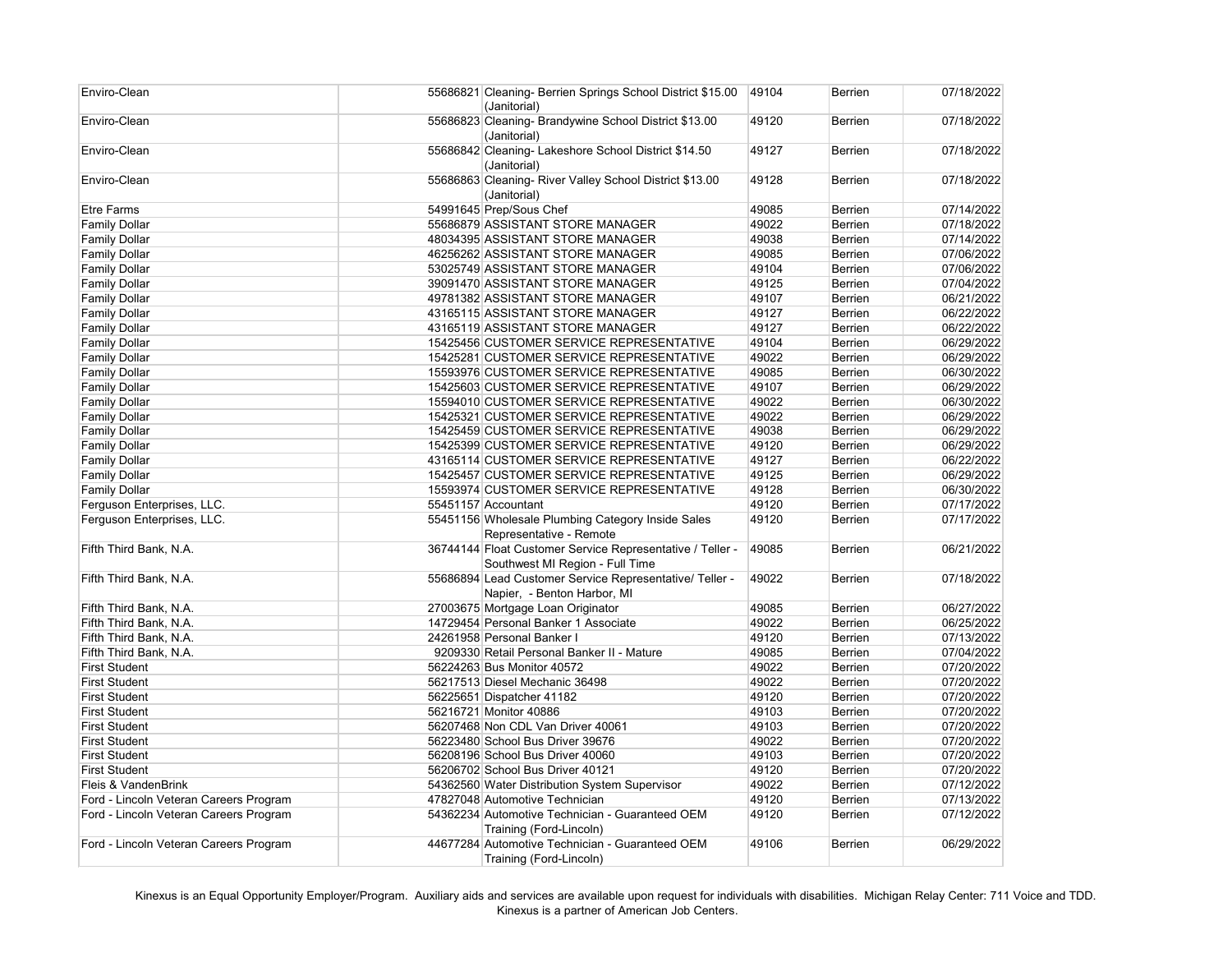| | | | | | |
|---|---|---|---|---|---|
| Enviro-Clean | 55686821 | Cleaning- Berrien Springs School District $15.00 (Janitorial) | 49104 | Berrien | 07/18/2022 |
| Enviro-Clean | 55686823 | Cleaning- Brandywine School District $13.00 (Janitorial) | 49120 | Berrien | 07/18/2022 |
| Enviro-Clean | 55686842 | Cleaning- Lakeshore School District $14.50 (Janitorial) | 49127 | Berrien | 07/18/2022 |
| Enviro-Clean | 55686863 | Cleaning- River Valley School District $13.00 (Janitorial) | 49128 | Berrien | 07/18/2022 |
| Etre Farms | 54991645 | Prep/Sous Chef | 49085 | Berrien | 07/14/2022 |
| Family Dollar | 55686879 | ASSISTANT STORE MANAGER | 49022 | Berrien | 07/18/2022 |
| Family Dollar | 48034395 | ASSISTANT STORE MANAGER | 49038 | Berrien | 07/14/2022 |
| Family Dollar | 46256262 | ASSISTANT STORE MANAGER | 49085 | Berrien | 07/06/2022 |
| Family Dollar | 53025749 | ASSISTANT STORE MANAGER | 49104 | Berrien | 07/06/2022 |
| Family Dollar | 39091470 | ASSISTANT STORE MANAGER | 49125 | Berrien | 07/04/2022 |
| Family Dollar | 49781382 | ASSISTANT STORE MANAGER | 49107 | Berrien | 06/21/2022 |
| Family Dollar | 43165115 | ASSISTANT STORE MANAGER | 49127 | Berrien | 06/22/2022 |
| Family Dollar | 43165119 | ASSISTANT STORE MANAGER | 49127 | Berrien | 06/22/2022 |
| Family Dollar | 15425456 | CUSTOMER SERVICE REPRESENTATIVE | 49104 | Berrien | 06/29/2022 |
| Family Dollar | 15425281 | CUSTOMER SERVICE REPRESENTATIVE | 49022 | Berrien | 06/29/2022 |
| Family Dollar | 15593976 | CUSTOMER SERVICE REPRESENTATIVE | 49085 | Berrien | 06/30/2022 |
| Family Dollar | 15425603 | CUSTOMER SERVICE REPRESENTATIVE | 49107 | Berrien | 06/29/2022 |
| Family Dollar | 15594010 | CUSTOMER SERVICE REPRESENTATIVE | 49022 | Berrien | 06/30/2022 |
| Family Dollar | 15425321 | CUSTOMER SERVICE REPRESENTATIVE | 49022 | Berrien | 06/29/2022 |
| Family Dollar | 15425459 | CUSTOMER SERVICE REPRESENTATIVE | 49038 | Berrien | 06/29/2022 |
| Family Dollar | 15425399 | CUSTOMER SERVICE REPRESENTATIVE | 49120 | Berrien | 06/29/2022 |
| Family Dollar | 43165114 | CUSTOMER SERVICE REPRESENTATIVE | 49127 | Berrien | 06/22/2022 |
| Family Dollar | 15425457 | CUSTOMER SERVICE REPRESENTATIVE | 49125 | Berrien | 06/29/2022 |
| Family Dollar | 15593974 | CUSTOMER SERVICE REPRESENTATIVE | 49128 | Berrien | 06/30/2022 |
| Ferguson Enterprises, LLC. | 55451157 | Accountant | 49120 | Berrien | 07/17/2022 |
| Ferguson Enterprises, LLC. | 55451156 | Wholesale Plumbing Category Inside Sales Representative - Remote | 49120 | Berrien | 07/17/2022 |
| Fifth Third Bank, N.A. | 36744144 | Float Customer Service Representative / Teller - Southwest MI Region - Full Time | 49085 | Berrien | 06/21/2022 |
| Fifth Third Bank, N.A. | 55686894 | Lead Customer Service Representative/ Teller - Napier, - Benton Harbor, MI | 49022 | Berrien | 07/18/2022 |
| Fifth Third Bank, N.A. | 27003675 | Mortgage Loan Originator | 49085 | Berrien | 06/27/2022 |
| Fifth Third Bank, N.A. | 14729454 | Personal Banker 1 Associate | 49022 | Berrien | 06/25/2022 |
| Fifth Third Bank, N.A. | 24261958 | Personal Banker I | 49120 | Berrien | 07/13/2022 |
| Fifth Third Bank, N.A. | 9209330 | Retail Personal Banker II - Mature | 49085 | Berrien | 07/04/2022 |
| First Student | 56224263 | Bus Monitor 40572 | 49022 | Berrien | 07/20/2022 |
| First Student | 56217513 | Diesel Mechanic 36498 | 49022 | Berrien | 07/20/2022 |
| First Student | 56225651 | Dispatcher 41182 | 49120 | Berrien | 07/20/2022 |
| First Student | 56216721 | Monitor 40886 | 49103 | Berrien | 07/20/2022 |
| First Student | 56207468 | Non CDL Van Driver 40061 | 49103 | Berrien | 07/20/2022 |
| First Student | 56223480 | School Bus Driver 39676 | 49022 | Berrien | 07/20/2022 |
| First Student | 56208196 | School Bus Driver 40060 | 49103 | Berrien | 07/20/2022 |
| First Student | 56206702 | School Bus Driver 40121 | 49120 | Berrien | 07/20/2022 |
| Fleis & VandenBrink | 54362560 | Water Distribution System Supervisor | 49022 | Berrien | 07/12/2022 |
| Ford - Lincoln Veteran Careers Program | 47827048 | Automotive Technician | 49120 | Berrien | 07/13/2022 |
| Ford - Lincoln Veteran Careers Program | 54362234 | Automotive Technician - Guaranteed OEM Training (Ford-Lincoln) | 49120 | Berrien | 07/12/2022 |
| Ford - Lincoln Veteran Careers Program | 44677284 | Automotive Technician - Guaranteed OEM Training (Ford-Lincoln) | 49106 | Berrien | 06/29/2022 |

Kinexus is an Equal Opportunity Employer/Program. Auxiliary aids and services are available upon request for individuals with disabilities. Michigan Relay Center: 711 Voice and TDD. Kinexus is a partner of American Job Centers.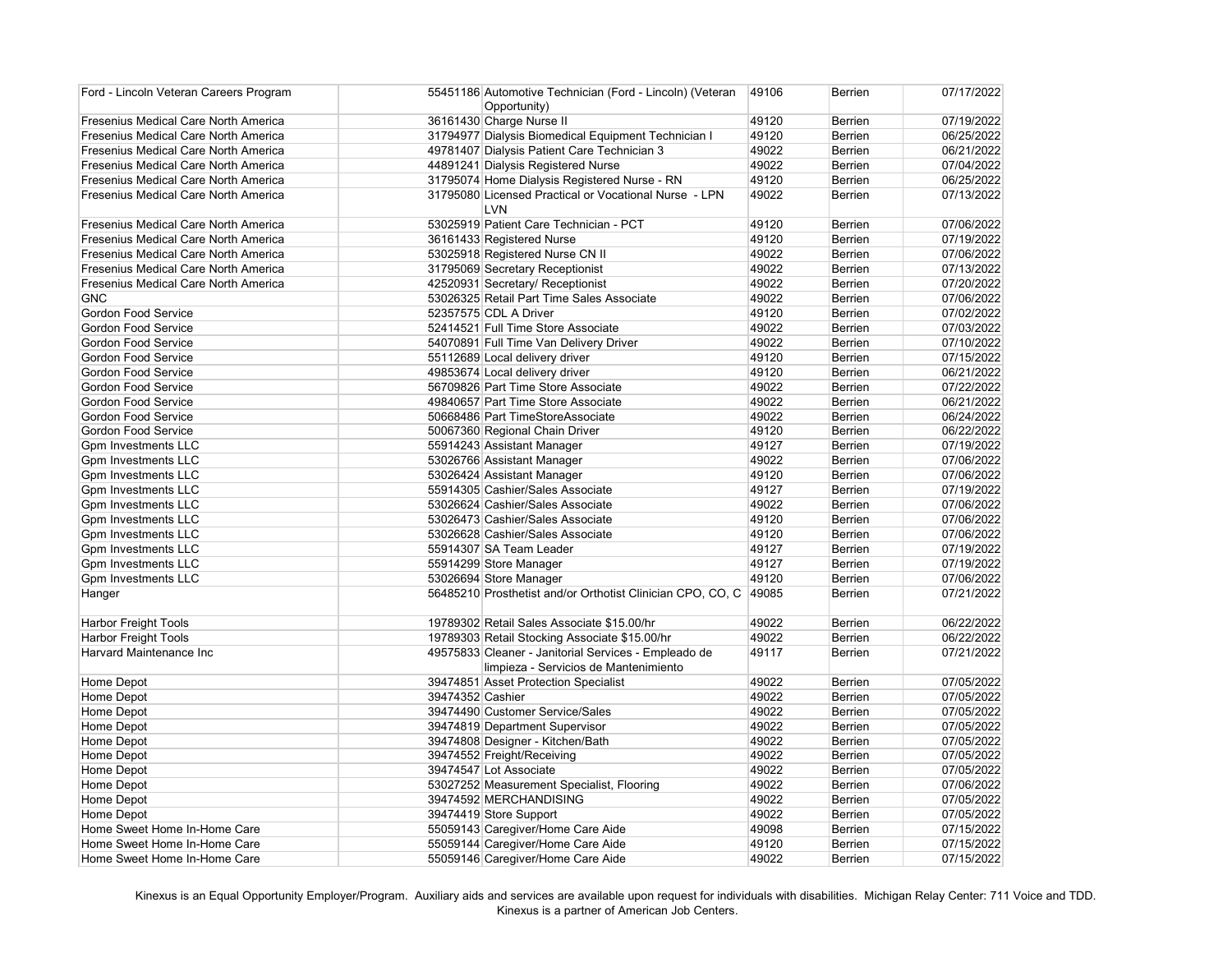| | | | | | |
|---|---|---|---|---|---|
| Ford - Lincoln Veteran Careers Program | 55451186 | Automotive Technician (Ford - Lincoln) (Veteran Opportunity) | 49106 | Berrien | 07/17/2022 |
| Fresenius Medical Care North America | 36161430 | Charge Nurse II | 49120 | Berrien | 07/19/2022 |
| Fresenius Medical Care North America | 31794977 | Dialysis Biomedical Equipment Technician I | 49120 | Berrien | 06/25/2022 |
| Fresenius Medical Care North America | 49781407 | Dialysis Patient Care Technician 3 | 49022 | Berrien | 06/21/2022 |
| Fresenius Medical Care North America | 44891241 | Dialysis Registered Nurse | 49022 | Berrien | 07/04/2022 |
| Fresenius Medical Care North America | 31795074 | Home Dialysis Registered Nurse - RN | 49120 | Berrien | 06/25/2022 |
| Fresenius Medical Care North America | 31795080 | Licensed Practical or Vocational Nurse - LPN LVN | 49022 | Berrien | 07/13/2022 |
| Fresenius Medical Care North America | 53025919 | Patient Care Technician - PCT | 49120 | Berrien | 07/06/2022 |
| Fresenius Medical Care North America | 36161433 | Registered Nurse | 49120 | Berrien | 07/19/2022 |
| Fresenius Medical Care North America | 53025918 | Registered Nurse CN II | 49022 | Berrien | 07/06/2022 |
| Fresenius Medical Care North America | 31795069 | Secretary Receptionist | 49022 | Berrien | 07/13/2022 |
| Fresenius Medical Care North America | 42520931 | Secretary/ Receptionist | 49022 | Berrien | 07/20/2022 |
| GNC | 53026325 | Retail Part Time Sales Associate | 49022 | Berrien | 07/06/2022 |
| Gordon Food Service | 52357575 | CDL A Driver | 49120 | Berrien | 07/02/2022 |
| Gordon Food Service | 52414521 | Full Time Store Associate | 49022 | Berrien | 07/03/2022 |
| Gordon Food Service | 54070891 | Full Time Van Delivery Driver | 49022 | Berrien | 07/10/2022 |
| Gordon Food Service | 55112689 | Local delivery driver | 49120 | Berrien | 07/15/2022 |
| Gordon Food Service | 49853674 | Local delivery driver | 49120 | Berrien | 06/21/2022 |
| Gordon Food Service | 56709826 | Part Time Store Associate | 49022 | Berrien | 07/22/2022 |
| Gordon Food Service | 49840657 | Part Time Store Associate | 49022 | Berrien | 06/21/2022 |
| Gordon Food Service | 50668486 | Part TimeStoreAssociate | 49022 | Berrien | 06/24/2022 |
| Gordon Food Service | 50067360 | Regional Chain Driver | 49120 | Berrien | 06/22/2022 |
| Gpm Investments LLC | 55914243 | Assistant Manager | 49127 | Berrien | 07/19/2022 |
| Gpm Investments LLC | 53026766 | Assistant Manager | 49022 | Berrien | 07/06/2022 |
| Gpm Investments LLC | 53026424 | Assistant Manager | 49120 | Berrien | 07/06/2022 |
| Gpm Investments LLC | 55914305 | Cashier/Sales Associate | 49127 | Berrien | 07/19/2022 |
| Gpm Investments LLC | 53026624 | Cashier/Sales Associate | 49022 | Berrien | 07/06/2022 |
| Gpm Investments LLC | 53026473 | Cashier/Sales Associate | 49120 | Berrien | 07/06/2022 |
| Gpm Investments LLC | 53026628 | Cashier/Sales Associate | 49120 | Berrien | 07/06/2022 |
| Gpm Investments LLC | 55914307 | SA Team Leader | 49127 | Berrien | 07/19/2022 |
| Gpm Investments LLC | 55914299 | Store Manager | 49127 | Berrien | 07/19/2022 |
| Gpm Investments LLC | 53026694 | Store Manager | 49120 | Berrien | 07/06/2022 |
| Hanger | 56485210 | Prosthetist and/or Orthotist Clinician CPO, CO, C | 49085 | Berrien | 07/21/2022 |
| Harbor Freight Tools | 19789302 | Retail Sales Associate $15.00/hr | 49022 | Berrien | 06/22/2022 |
| Harbor Freight Tools | 19789303 | Retail Stocking Associate $15.00/hr | 49022 | Berrien | 06/22/2022 |
| Harvard Maintenance Inc | 49575833 | Cleaner - Janitorial Services - Empleado de limpieza - Servicios de Mantenimiento | 49117 | Berrien | 07/21/2022 |
| Home Depot | 39474851 | Asset Protection Specialist | 49022 | Berrien | 07/05/2022 |
| Home Depot | 39474352 | Cashier | 49022 | Berrien | 07/05/2022 |
| Home Depot | 39474490 | Customer Service/Sales | 49022 | Berrien | 07/05/2022 |
| Home Depot | 39474819 | Department Supervisor | 49022 | Berrien | 07/05/2022 |
| Home Depot | 39474808 | Designer - Kitchen/Bath | 49022 | Berrien | 07/05/2022 |
| Home Depot | 39474552 | Freight/Receiving | 49022 | Berrien | 07/05/2022 |
| Home Depot | 39474547 | Lot Associate | 49022 | Berrien | 07/05/2022 |
| Home Depot | 53027252 | Measurement Specialist, Flooring | 49022 | Berrien | 07/06/2022 |
| Home Depot | 39474592 | MERCHANDISING | 49022 | Berrien | 07/05/2022 |
| Home Depot | 39474419 | Store Support | 49022 | Berrien | 07/05/2022 |
| Home Sweet Home In-Home Care | 55059143 | Caregiver/Home Care Aide | 49098 | Berrien | 07/15/2022 |
| Home Sweet Home In-Home Care | 55059144 | Caregiver/Home Care Aide | 49120 | Berrien | 07/15/2022 |
| Home Sweet Home In-Home Care | 55059146 | Caregiver/Home Care Aide | 49022 | Berrien | 07/15/2022 |

Kinexus is an Equal Opportunity Employer/Program. Auxiliary aids and services are available upon request for individuals with disabilities. Michigan Relay Center: 711 Voice and TDD. Kinexus is a partner of American Job Centers.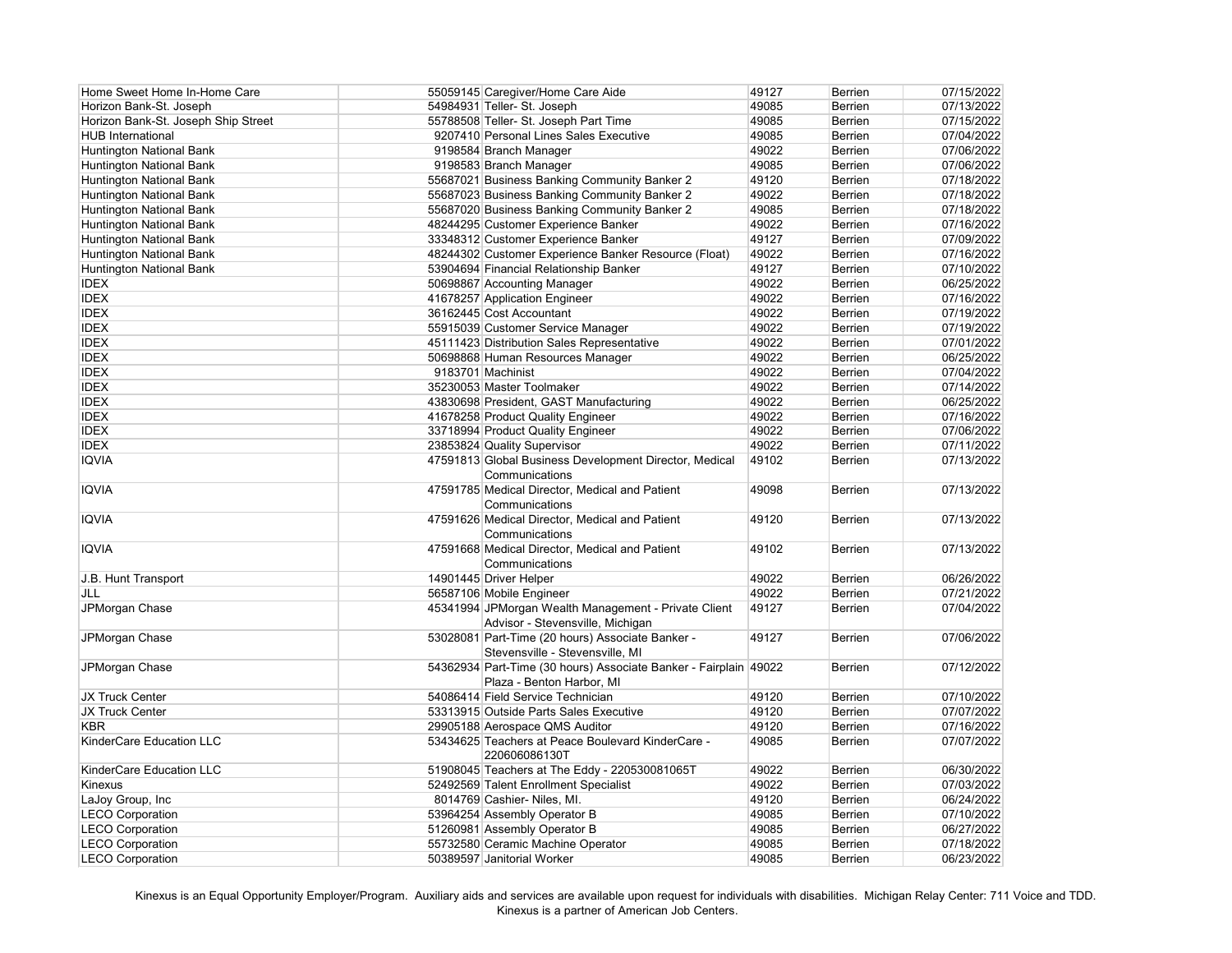| | | | | | |
|---|---|---|---|---|---|
| Home Sweet Home In-Home Care | 55059145 | Caregiver/Home Care Aide | 49127 | Berrien | 07/15/2022 |
| Horizon Bank-St. Joseph | 54984931 | Teller- St. Joseph | 49085 | Berrien | 07/13/2022 |
| Horizon Bank-St. Joseph Ship Street | 55788508 | Teller- St. Joseph Part Time | 49085 | Berrien | 07/15/2022 |
| HUB International | 9207410 | Personal Lines Sales Executive | 49085 | Berrien | 07/04/2022 |
| Huntington National Bank | 9198584 | Branch Manager | 49022 | Berrien | 07/06/2022 |
| Huntington National Bank | 9198583 | Branch Manager | 49085 | Berrien | 07/06/2022 |
| Huntington National Bank | 55687021 | Business Banking Community Banker 2 | 49120 | Berrien | 07/18/2022 |
| Huntington National Bank | 55687023 | Business Banking Community Banker 2 | 49022 | Berrien | 07/18/2022 |
| Huntington National Bank | 55687020 | Business Banking Community Banker 2 | 49085 | Berrien | 07/18/2022 |
| Huntington National Bank | 48244295 | Customer Experience Banker | 49022 | Berrien | 07/16/2022 |
| Huntington National Bank | 33348312 | Customer Experience Banker | 49127 | Berrien | 07/09/2022 |
| Huntington National Bank | 48244302 | Customer Experience Banker Resource (Float) | 49022 | Berrien | 07/16/2022 |
| Huntington National Bank | 53904694 | Financial Relationship Banker | 49127 | Berrien | 07/10/2022 |
| IDEX | 50698867 | Accounting Manager | 49022 | Berrien | 06/25/2022 |
| IDEX | 41678257 | Application Engineer | 49022 | Berrien | 07/16/2022 |
| IDEX | 36162445 | Cost Accountant | 49022 | Berrien | 07/19/2022 |
| IDEX | 55915039 | Customer Service Manager | 49022 | Berrien | 07/19/2022 |
| IDEX | 45111423 | Distribution Sales Representative | 49022 | Berrien | 07/01/2022 |
| IDEX | 50698868 | Human Resources Manager | 49022 | Berrien | 06/25/2022 |
| IDEX | 9183701 | Machinist | 49022 | Berrien | 07/04/2022 |
| IDEX | 35230053 | Master Toolmaker | 49022 | Berrien | 07/14/2022 |
| IDEX | 43830698 | President, GAST Manufacturing | 49022 | Berrien | 06/25/2022 |
| IDEX | 41678258 | Product Quality Engineer | 49022 | Berrien | 07/16/2022 |
| IDEX | 33718994 | Product Quality Engineer | 49022 | Berrien | 07/06/2022 |
| IDEX | 23853824 | Quality Supervisor | 49022 | Berrien | 07/11/2022 |
| IQVIA | 47591813 | Global Business Development Director, Medical Communications | 49102 | Berrien | 07/13/2022 |
| IQVIA | 47591785 | Medical Director, Medical and Patient Communications | 49098 | Berrien | 07/13/2022 |
| IQVIA | 47591626 | Medical Director, Medical and Patient Communications | 49120 | Berrien | 07/13/2022 |
| IQVIA | 47591668 | Medical Director, Medical and Patient Communications | 49102 | Berrien | 07/13/2022 |
| J.B. Hunt Transport | 14901445 | Driver Helper | 49022 | Berrien | 06/26/2022 |
| JLL | 56587106 | Mobile Engineer | 49022 | Berrien | 07/21/2022 |
| JPMorgan Chase | 45341994 | JPMorgan Wealth Management - Private Client Advisor - Stevensville, Michigan | 49127 | Berrien | 07/04/2022 |
| JPMorgan Chase | 53028081 | Part-Time (20 hours) Associate Banker - Stevensville - Stevensville, MI | 49127 | Berrien | 07/06/2022 |
| JPMorgan Chase | 54362934 | Part-Time (30 hours) Associate Banker - Fairplain Plaza - Benton Harbor, MI | 49022 | Berrien | 07/12/2022 |
| JX Truck Center | 54086414 | Field Service Technician | 49120 | Berrien | 07/10/2022 |
| JX Truck Center | 53313915 | Outside Parts Sales Executive | 49120 | Berrien | 07/07/2022 |
| KBR | 29905188 | Aerospace QMS Auditor | 49120 | Berrien | 07/16/2022 |
| KinderCare Education LLC | 53434625 | Teachers at Peace Boulevard KinderCare - 220606086130T | 49085 | Berrien | 07/07/2022 |
| KinderCare Education LLC | 51908045 | Teachers at The Eddy - 220530081065T | 49022 | Berrien | 06/30/2022 |
| Kinexus | 52492569 | Talent Enrollment Specialist | 49022 | Berrien | 07/03/2022 |
| LaJoy Group, Inc | 8014769 | Cashier- Niles, MI. | 49120 | Berrien | 06/24/2022 |
| LECO Corporation | 53964254 | Assembly Operator B | 49085 | Berrien | 07/10/2022 |
| LECO Corporation | 51260981 | Assembly Operator B | 49085 | Berrien | 06/27/2022 |
| LECO Corporation | 55732580 | Ceramic Machine Operator | 49085 | Berrien | 07/18/2022 |
| LECO Corporation | 50389597 | Janitorial Worker | 49085 | Berrien | 06/23/2022 |

Kinexus is an Equal Opportunity Employer/Program. Auxiliary aids and services are available upon request for individuals with disabilities. Michigan Relay Center: 711 Voice and TDD. Kinexus is a partner of American Job Centers.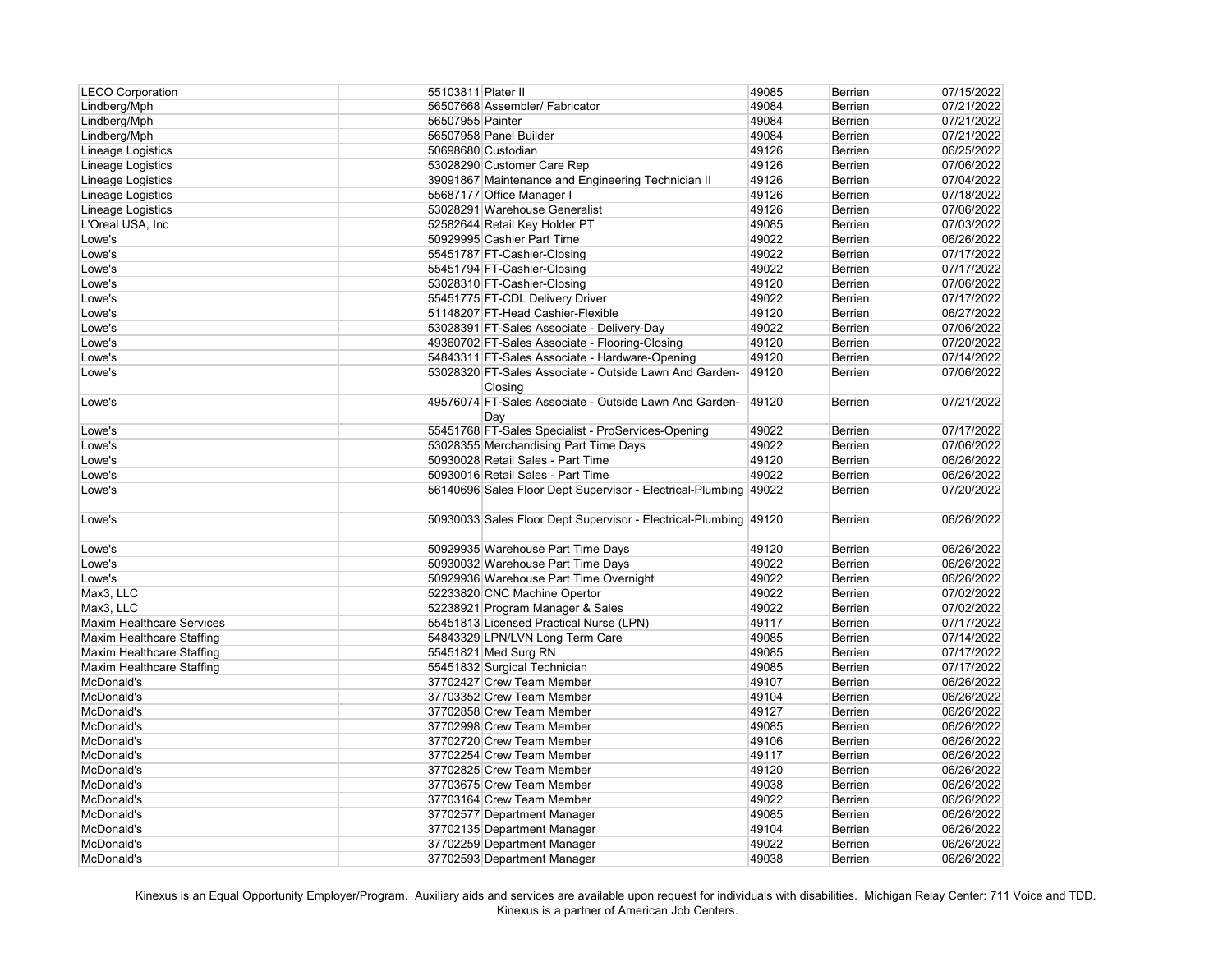| | | | | | |
|---|---|---|---|---|---|
| LECO Corporation | 55103811 | Plater II | 49085 | Berrien | 07/15/2022 |
| Lindberg/Mph | 56507668 | Assembler/ Fabricator | 49084 | Berrien | 07/21/2022 |
| Lindberg/Mph | 56507955 | Painter | 49084 | Berrien | 07/21/2022 |
| Lindberg/Mph | 56507958 | Panel Builder | 49084 | Berrien | 07/21/2022 |
| Lineage Logistics | 50698680 | Custodian | 49126 | Berrien | 06/25/2022 |
| Lineage Logistics | 53028290 | Customer Care Rep | 49126 | Berrien | 07/06/2022 |
| Lineage Logistics | 39091867 | Maintenance and Engineering Technician II | 49126 | Berrien | 07/04/2022 |
| Lineage Logistics | 55687177 | Office Manager I | 49126 | Berrien | 07/18/2022 |
| Lineage Logistics | 53028291 | Warehouse Generalist | 49126 | Berrien | 07/06/2022 |
| L'Oreal USA, Inc | 52582644 | Retail Key Holder PT | 49085 | Berrien | 07/03/2022 |
| Lowe's | 50929995 | Cashier Part Time | 49022 | Berrien | 06/26/2022 |
| Lowe's | 55451787 | FT-Cashier-Closing | 49022 | Berrien | 07/17/2022 |
| Lowe's | 55451794 | FT-Cashier-Closing | 49022 | Berrien | 07/17/2022 |
| Lowe's | 53028310 | FT-Cashier-Closing | 49120 | Berrien | 07/06/2022 |
| Lowe's | 55451775 | FT-CDL Delivery Driver | 49022 | Berrien | 07/17/2022 |
| Lowe's | 51148207 | FT-Head Cashier-Flexible | 49120 | Berrien | 06/27/2022 |
| Lowe's | 53028391 | FT-Sales Associate - Delivery-Day | 49022 | Berrien | 07/06/2022 |
| Lowe's | 49360702 | FT-Sales Associate - Flooring-Closing | 49120 | Berrien | 07/20/2022 |
| Lowe's | 54843311 | FT-Sales Associate - Hardware-Opening | 49120 | Berrien | 07/14/2022 |
| Lowe's | 53028320 | FT-Sales Associate - Outside Lawn And Garden-Closing | 49120 | Berrien | 07/06/2022 |
| Lowe's | 49576074 | FT-Sales Associate - Outside Lawn And Garden-Day | 49120 | Berrien | 07/21/2022 |
| Lowe's | 55451768 | FT-Sales Specialist - ProServices-Opening | 49022 | Berrien | 07/17/2022 |
| Lowe's | 53028355 | Merchandising Part Time Days | 49022 | Berrien | 07/06/2022 |
| Lowe's | 50930028 | Retail Sales - Part Time | 49120 | Berrien | 06/26/2022 |
| Lowe's | 50930016 | Retail Sales - Part Time | 49022 | Berrien | 06/26/2022 |
| Lowe's | 56140696 | Sales Floor Dept Supervisor - Electrical-Plumbing | 49022 | Berrien | 07/20/2022 |
| Lowe's | 50930033 | Sales Floor Dept Supervisor - Electrical-Plumbing | 49120 | Berrien | 06/26/2022 |
| Lowe's | 50929935 | Warehouse Part Time Days | 49120 | Berrien | 06/26/2022 |
| Lowe's | 50930032 | Warehouse Part Time Days | 49022 | Berrien | 06/26/2022 |
| Lowe's | 50929936 | Warehouse Part Time Overnight | 49022 | Berrien | 06/26/2022 |
| Max3, LLC | 52233820 | CNC Machine Opertor | 49022 | Berrien | 07/02/2022 |
| Max3, LLC | 52238921 | Program Manager & Sales | 49022 | Berrien | 07/02/2022 |
| Maxim Healthcare Services | 55451813 | Licensed Practical Nurse (LPN) | 49117 | Berrien | 07/17/2022 |
| Maxim Healthcare Staffing | 54843329 | LPN/LVN Long Term Care | 49085 | Berrien | 07/14/2022 |
| Maxim Healthcare Staffing | 55451821 | Med Surg RN | 49085 | Berrien | 07/17/2022 |
| Maxim Healthcare Staffing | 55451832 | Surgical Technician | 49085 | Berrien | 07/17/2022 |
| McDonald's | 37702427 | Crew Team Member | 49107 | Berrien | 06/26/2022 |
| McDonald's | 37703352 | Crew Team Member | 49104 | Berrien | 06/26/2022 |
| McDonald's | 37702858 | Crew Team Member | 49127 | Berrien | 06/26/2022 |
| McDonald's | 37702998 | Crew Team Member | 49085 | Berrien | 06/26/2022 |
| McDonald's | 37702720 | Crew Team Member | 49106 | Berrien | 06/26/2022 |
| McDonald's | 37702254 | Crew Team Member | 49117 | Berrien | 06/26/2022 |
| McDonald's | 37702825 | Crew Team Member | 49120 | Berrien | 06/26/2022 |
| McDonald's | 37703675 | Crew Team Member | 49038 | Berrien | 06/26/2022 |
| McDonald's | 37703164 | Crew Team Member | 49022 | Berrien | 06/26/2022 |
| McDonald's | 37702577 | Department Manager | 49085 | Berrien | 06/26/2022 |
| McDonald's | 37702135 | Department Manager | 49104 | Berrien | 06/26/2022 |
| McDonald's | 37702259 | Department Manager | 49022 | Berrien | 06/26/2022 |
| McDonald's | 37702593 | Department Manager | 49038 | Berrien | 06/26/2022 |

Kinexus is an Equal Opportunity Employer/Program. Auxiliary aids and services are available upon request for individuals with disabilities. Michigan Relay Center: 711 Voice and TDD. Kinexus is a partner of American Job Centers.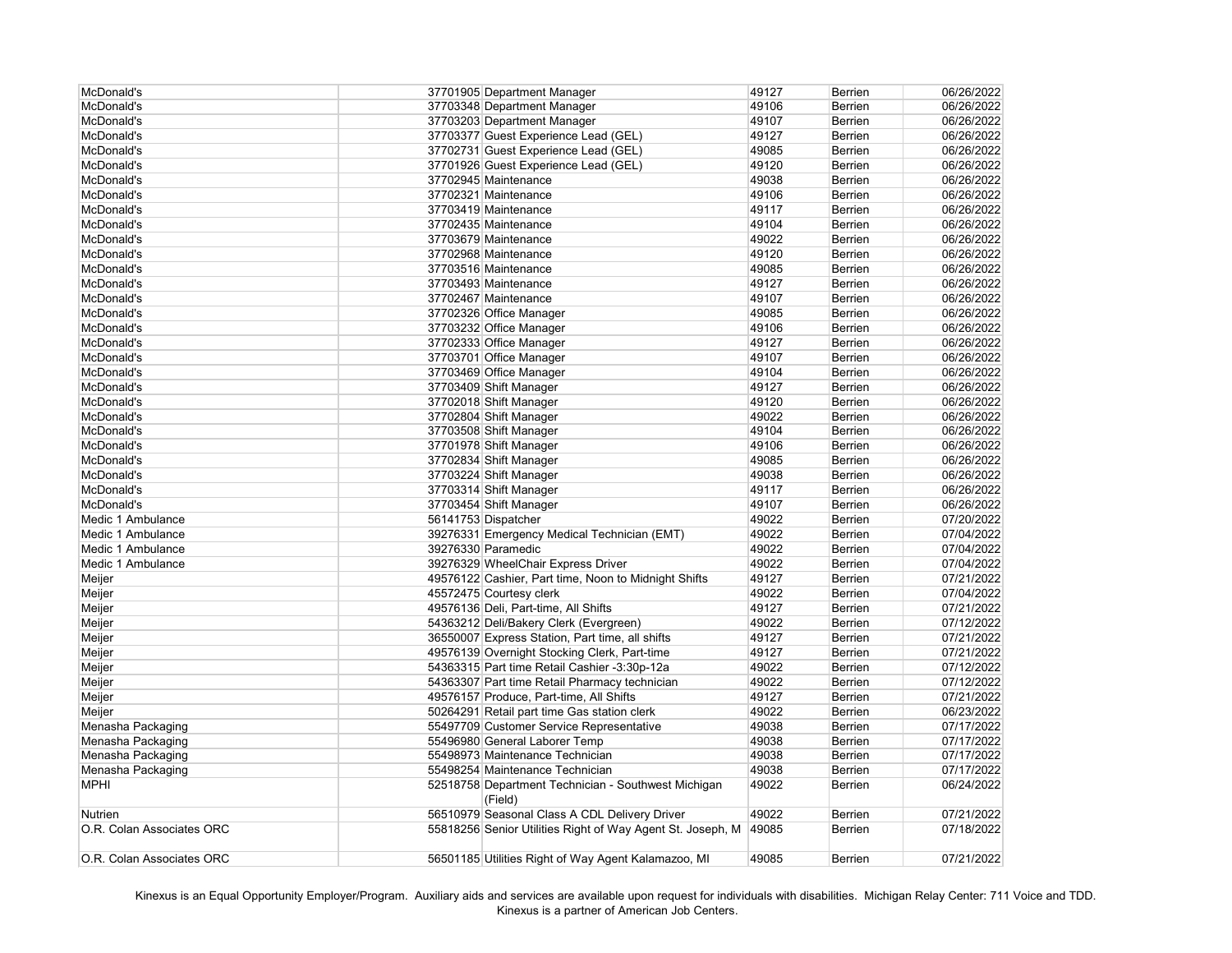| | | | | |
|---|---|---|---|---|
| McDonald's | 37701905 Department Manager | 49127 | Berrien | 06/26/2022 |
| McDonald's | 37703348 Department Manager | 49106 | Berrien | 06/26/2022 |
| McDonald's | 37703203 Department Manager | 49107 | Berrien | 06/26/2022 |
| McDonald's | 37703377 Guest Experience Lead (GEL) | 49127 | Berrien | 06/26/2022 |
| McDonald's | 37702731 Guest Experience Lead (GEL) | 49085 | Berrien | 06/26/2022 |
| McDonald's | 37701926 Guest Experience Lead (GEL) | 49120 | Berrien | 06/26/2022 |
| McDonald's | 37702945 Maintenance | 49038 | Berrien | 06/26/2022 |
| McDonald's | 37702321 Maintenance | 49106 | Berrien | 06/26/2022 |
| McDonald's | 37703419 Maintenance | 49117 | Berrien | 06/26/2022 |
| McDonald's | 37702435 Maintenance | 49104 | Berrien | 06/26/2022 |
| McDonald's | 37703679 Maintenance | 49022 | Berrien | 06/26/2022 |
| McDonald's | 37702968 Maintenance | 49120 | Berrien | 06/26/2022 |
| McDonald's | 37703516 Maintenance | 49085 | Berrien | 06/26/2022 |
| McDonald's | 37703493 Maintenance | 49127 | Berrien | 06/26/2022 |
| McDonald's | 37702467 Maintenance | 49107 | Berrien | 06/26/2022 |
| McDonald's | 37702326 Office Manager | 49085 | Berrien | 06/26/2022 |
| McDonald's | 37703232 Office Manager | 49106 | Berrien | 06/26/2022 |
| McDonald's | 37702333 Office Manager | 49127 | Berrien | 06/26/2022 |
| McDonald's | 37703701 Office Manager | 49107 | Berrien | 06/26/2022 |
| McDonald's | 37703469 Office Manager | 49104 | Berrien | 06/26/2022 |
| McDonald's | 37703409 Shift Manager | 49127 | Berrien | 06/26/2022 |
| McDonald's | 37702018 Shift Manager | 49120 | Berrien | 06/26/2022 |
| McDonald's | 37702804 Shift Manager | 49022 | Berrien | 06/26/2022 |
| McDonald's | 37703508 Shift Manager | 49104 | Berrien | 06/26/2022 |
| McDonald's | 37701978 Shift Manager | 49106 | Berrien | 06/26/2022 |
| McDonald's | 37702834 Shift Manager | 49085 | Berrien | 06/26/2022 |
| McDonald's | 37703224 Shift Manager | 49038 | Berrien | 06/26/2022 |
| McDonald's | 37703314 Shift Manager | 49117 | Berrien | 06/26/2022 |
| McDonald's | 37703454 Shift Manager | 49107 | Berrien | 06/26/2022 |
| Medic 1 Ambulance | 56141753 Dispatcher | 49022 | Berrien | 07/20/2022 |
| Medic 1 Ambulance | 39276331 Emergency Medical Technician (EMT) | 49022 | Berrien | 07/04/2022 |
| Medic 1 Ambulance | 39276330 Paramedic | 49022 | Berrien | 07/04/2022 |
| Medic 1 Ambulance | 39276329 WheelChair Express Driver | 49022 | Berrien | 07/04/2022 |
| Meijer | 49576122 Cashier, Part time, Noon to Midnight Shifts | 49127 | Berrien | 07/21/2022 |
| Meijer | 45572475 Courtesy clerk | 49022 | Berrien | 07/04/2022 |
| Meijer | 49576136 Deli, Part-time, All Shifts | 49127 | Berrien | 07/21/2022 |
| Meijer | 54363212 Deli/Bakery Clerk (Evergreen) | 49022 | Berrien | 07/12/2022 |
| Meijer | 36550007 Express Station, Part time, all shifts | 49127 | Berrien | 07/21/2022 |
| Meijer | 49576139 Overnight Stocking Clerk, Part-time | 49127 | Berrien | 07/21/2022 |
| Meijer | 54363315 Part time Retail Cashier -3:30p-12a | 49022 | Berrien | 07/12/2022 |
| Meijer | 54363307 Part time Retail Pharmacy technician | 49022 | Berrien | 07/12/2022 |
| Meijer | 49576157 Produce, Part-time, All Shifts | 49127 | Berrien | 07/21/2022 |
| Meijer | 50264291 Retail part time Gas station clerk | 49022 | Berrien | 06/23/2022 |
| Menasha Packaging | 55497709 Customer Service Representative | 49038 | Berrien | 07/17/2022 |
| Menasha Packaging | 55496980 General Laborer Temp | 49038 | Berrien | 07/17/2022 |
| Menasha Packaging | 55498973 Maintenance Technician | 49038 | Berrien | 07/17/2022 |
| Menasha Packaging | 55498254 Maintenance Technician | 49038 | Berrien | 07/17/2022 |
| MPHI | 52518758 Department Technician - Southwest Michigan (Field) | 49022 | Berrien | 06/24/2022 |
| Nutrien | 56510979 Seasonal Class A CDL Delivery Driver | 49022 | Berrien | 07/21/2022 |
| O.R. Colan Associates ORC | 55818256 Senior Utilities Right of Way Agent St. Joseph, M | 49085 | Berrien | 07/18/2022 |
| O.R. Colan Associates ORC | 56501185 Utilities Right of Way Agent Kalamazoo, MI | 49085 | Berrien | 07/21/2022 |

Kinexus is an Equal Opportunity Employer/Program. Auxiliary aids and services are available upon request for individuals with disabilities. Michigan Relay Center: 711 Voice and TDD.
Kinexus is a partner of American Job Centers.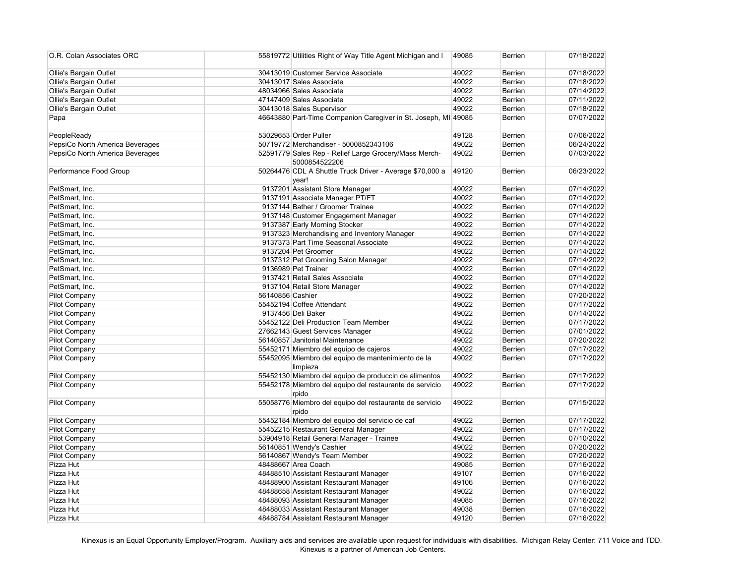| | | | | | |
|---|---|---|---|---|---|
| O.R. Colan Associates ORC | 55819772 | Utilities Right of Way Title Agent Michigan and I | 49085 | Berrien | 07/18/2022 |
| Ollie's Bargain Outlet | 30413019 | Customer Service Associate | 49022 | Berrien | 07/18/2022 |
| Ollie's Bargain Outlet | 30413017 | Sales Associate | 49022 | Berrien | 07/18/2022 |
| Ollie's Bargain Outlet | 48034966 | Sales Associate | 49022 | Berrien | 07/14/2022 |
| Ollie's Bargain Outlet | 47147409 | Sales Associate | 49022 | Berrien | 07/11/2022 |
| Ollie's Bargain Outlet | 30413018 | Sales Supervisor | 49022 | Berrien | 07/18/2022 |
| Papa | 46643880 | Part-Time Companion Caregiver in St. Joseph, MI | 49085 | Berrien | 07/07/2022 |
| PeopleReady | 53029653 | Order Puller | 49128 | Berrien | 07/06/2022 |
| PepsiCo North America Beverages | 50719772 | Merchandiser - 5000852343106 | 49022 | Berrien | 06/24/2022 |
| PepsiCo North America Beverages | 52591779 | Sales Rep - Relief Large Grocery/Mass Merch-5000854522206 | 49022 | Berrien | 07/03/2022 |
| Performance Food Group | 50264476 | CDL A Shuttle Truck Driver - Average $70,000 a year! | 49120 | Berrien | 06/23/2022 |
| PetSmart, Inc. | 9137201 | Assistant Store Manager | 49022 | Berrien | 07/14/2022 |
| PetSmart, Inc. | 9137191 | Associate Manager PT/FT | 49022 | Berrien | 07/14/2022 |
| PetSmart, Inc. | 9137144 | Bather / Groomer Trainee | 49022 | Berrien | 07/14/2022 |
| PetSmart, Inc. | 9137148 | Customer Engagement Manager | 49022 | Berrien | 07/14/2022 |
| PetSmart, Inc. | 9137387 | Early Morning Stocker | 49022 | Berrien | 07/14/2022 |
| PetSmart, Inc. | 9137323 | Merchandising and Inventory Manager | 49022 | Berrien | 07/14/2022 |
| PetSmart, Inc. | 9137373 | Part Time Seasonal Associate | 49022 | Berrien | 07/14/2022 |
| PetSmart, Inc. | 9137204 | Pet Groomer | 49022 | Berrien | 07/14/2022 |
| PetSmart, Inc. | 9137312 | Pet Grooming Salon Manager | 49022 | Berrien | 07/14/2022 |
| PetSmart, Inc. | 9136989 | Pet Trainer | 49022 | Berrien | 07/14/2022 |
| PetSmart, Inc. | 9137421 | Retail Sales Associate | 49022 | Berrien | 07/14/2022 |
| PetSmart, Inc. | 9137104 | Retail Store Manager | 49022 | Berrien | 07/14/2022 |
| Pilot Company | 56140856 | Cashier | 49022 | Berrien | 07/20/2022 |
| Pilot Company | 55452194 | Coffee Attendant | 49022 | Berrien | 07/17/2022 |
| Pilot Company | 9137456 | Deli Baker | 49022 | Berrien | 07/14/2022 |
| Pilot Company | 55452122 | Deli Production Team Member | 49022 | Berrien | 07/17/2022 |
| Pilot Company | 27662143 | Guest Services Manager | 49022 | Berrien | 07/01/2022 |
| Pilot Company | 56140857 | Janitorial Maintenance | 49022 | Berrien | 07/20/2022 |
| Pilot Company | 55452171 | Miembro del equipo de cajeros | 49022 | Berrien | 07/17/2022 |
| Pilot Company | 55452095 | Miembro del equipo de mantenimiento de la limpieza | 49022 | Berrien | 07/17/2022 |
| Pilot Company | 55452130 | Miembro del equipo de produccin de alimentos | 49022 | Berrien | 07/17/2022 |
| Pilot Company | 55452178 | Miembro del equipo del restaurante de servicio rpido | 49022 | Berrien | 07/17/2022 |
| Pilot Company | 55058776 | Miembro del equipo del restaurante de servicio rpido | 49022 | Berrien | 07/15/2022 |
| Pilot Company | 55452184 | Miembro del equipo del servicio de caf | 49022 | Berrien | 07/17/2022 |
| Pilot Company | 55452215 | Restaurant General Manager | 49022 | Berrien | 07/17/2022 |
| Pilot Company | 53904918 | Retail General Manager - Trainee | 49022 | Berrien | 07/10/2022 |
| Pilot Company | 56140851 | Wendy's Cashier | 49022 | Berrien | 07/20/2022 |
| Pilot Company | 56140867 | Wendy's Team Member | 49022 | Berrien | 07/20/2022 |
| Pizza Hut | 48488667 | Area Coach | 49085 | Berrien | 07/16/2022 |
| Pizza Hut | 48488510 | Assistant Restaurant Manager | 49107 | Berrien | 07/16/2022 |
| Pizza Hut | 48488900 | Assistant Restaurant Manager | 49106 | Berrien | 07/16/2022 |
| Pizza Hut | 48488658 | Assistant Restaurant Manager | 49022 | Berrien | 07/16/2022 |
| Pizza Hut | 48488093 | Assistant Restaurant Manager | 49085 | Berrien | 07/16/2022 |
| Pizza Hut | 48488033 | Assistant Restaurant Manager | 49038 | Berrien | 07/16/2022 |
| Pizza Hut | 48488784 | Assistant Restaurant Manager | 49120 | Berrien | 07/16/2022 |

Kinexus is an Equal Opportunity Employer/Program. Auxiliary aids and services are available upon request for individuals with disabilities. Michigan Relay Center: 711 Voice and TDD. Kinexus is a partner of American Job Centers.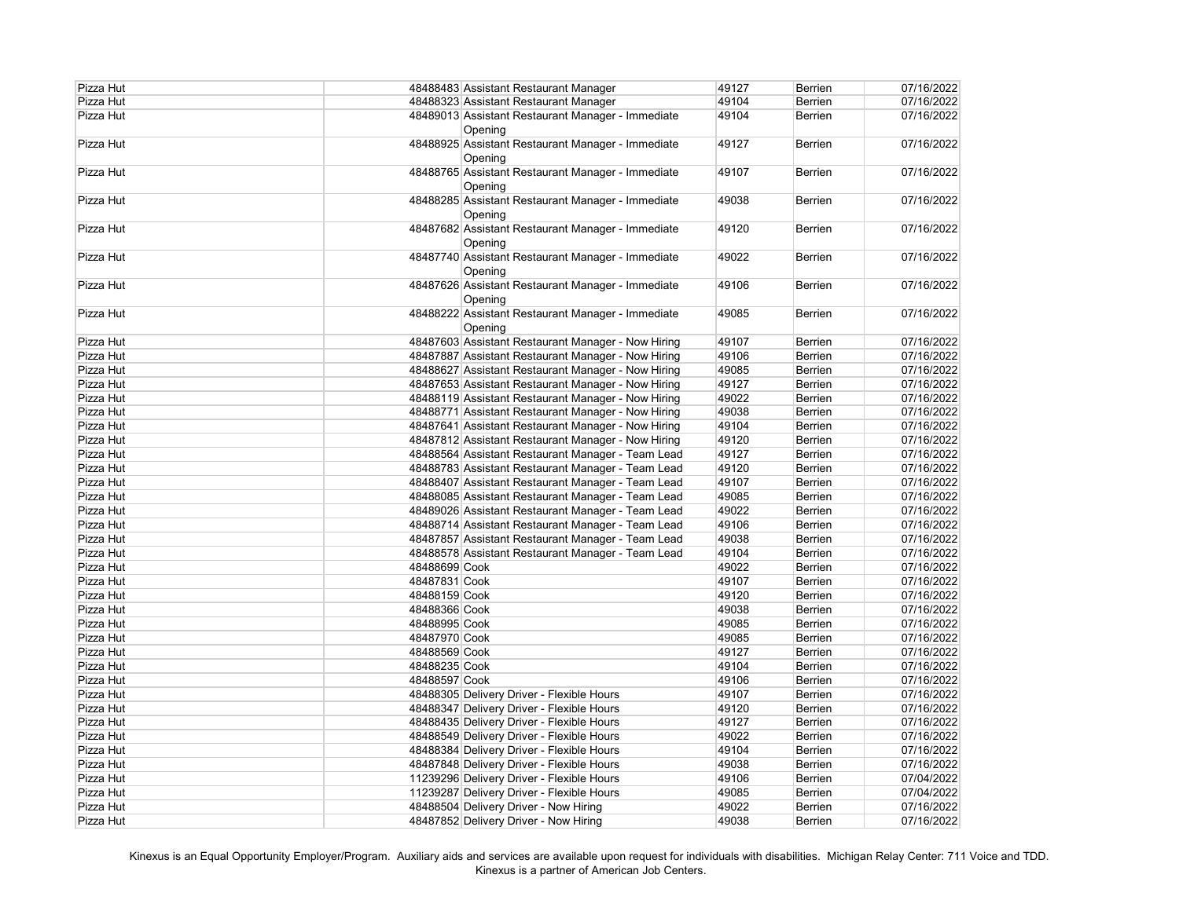| | | | | | |
|---|---|---|---|---|---|
| Pizza Hut | 48488483 | Assistant Restaurant Manager | 49127 | Berrien | 07/16/2022 |
| Pizza Hut | 48488323 | Assistant Restaurant Manager | 49104 | Berrien | 07/16/2022 |
| Pizza Hut | 48489013 | Assistant Restaurant Manager - Immediate Opening | 49104 | Berrien | 07/16/2022 |
| Pizza Hut | 48488925 | Assistant Restaurant Manager - Immediate Opening | 49127 | Berrien | 07/16/2022 |
| Pizza Hut | 48488765 | Assistant Restaurant Manager - Immediate Opening | 49107 | Berrien | 07/16/2022 |
| Pizza Hut | 48488285 | Assistant Restaurant Manager - Immediate Opening | 49038 | Berrien | 07/16/2022 |
| Pizza Hut | 48487682 | Assistant Restaurant Manager - Immediate Opening | 49120 | Berrien | 07/16/2022 |
| Pizza Hut | 48487740 | Assistant Restaurant Manager - Immediate Opening | 49022 | Berrien | 07/16/2022 |
| Pizza Hut | 48487626 | Assistant Restaurant Manager - Immediate Opening | 49106 | Berrien | 07/16/2022 |
| Pizza Hut | 48488222 | Assistant Restaurant Manager - Immediate Opening | 49085 | Berrien | 07/16/2022 |
| Pizza Hut | 48487603 | Assistant Restaurant Manager - Now Hiring | 49107 | Berrien | 07/16/2022 |
| Pizza Hut | 48487887 | Assistant Restaurant Manager - Now Hiring | 49106 | Berrien | 07/16/2022 |
| Pizza Hut | 48488627 | Assistant Restaurant Manager - Now Hiring | 49085 | Berrien | 07/16/2022 |
| Pizza Hut | 48487653 | Assistant Restaurant Manager - Now Hiring | 49127 | Berrien | 07/16/2022 |
| Pizza Hut | 48488119 | Assistant Restaurant Manager - Now Hiring | 49022 | Berrien | 07/16/2022 |
| Pizza Hut | 48488771 | Assistant Restaurant Manager - Now Hiring | 49038 | Berrien | 07/16/2022 |
| Pizza Hut | 48487641 | Assistant Restaurant Manager - Now Hiring | 49104 | Berrien | 07/16/2022 |
| Pizza Hut | 48487812 | Assistant Restaurant Manager - Now Hiring | 49120 | Berrien | 07/16/2022 |
| Pizza Hut | 48488564 | Assistant Restaurant Manager - Team Lead | 49127 | Berrien | 07/16/2022 |
| Pizza Hut | 48488783 | Assistant Restaurant Manager - Team Lead | 49120 | Berrien | 07/16/2022 |
| Pizza Hut | 48488407 | Assistant Restaurant Manager - Team Lead | 49107 | Berrien | 07/16/2022 |
| Pizza Hut | 48488085 | Assistant Restaurant Manager - Team Lead | 49085 | Berrien | 07/16/2022 |
| Pizza Hut | 48489026 | Assistant Restaurant Manager - Team Lead | 49022 | Berrien | 07/16/2022 |
| Pizza Hut | 48488714 | Assistant Restaurant Manager - Team Lead | 49106 | Berrien | 07/16/2022 |
| Pizza Hut | 48487857 | Assistant Restaurant Manager - Team Lead | 49038 | Berrien | 07/16/2022 |
| Pizza Hut | 48488578 | Assistant Restaurant Manager - Team Lead | 49104 | Berrien | 07/16/2022 |
| Pizza Hut | 48488699 | Cook | 49022 | Berrien | 07/16/2022 |
| Pizza Hut | 48487831 | Cook | 49107 | Berrien | 07/16/2022 |
| Pizza Hut | 48488159 | Cook | 49120 | Berrien | 07/16/2022 |
| Pizza Hut | 48488366 | Cook | 49038 | Berrien | 07/16/2022 |
| Pizza Hut | 48488995 | Cook | 49085 | Berrien | 07/16/2022 |
| Pizza Hut | 48487970 | Cook | 49085 | Berrien | 07/16/2022 |
| Pizza Hut | 48488569 | Cook | 49127 | Berrien | 07/16/2022 |
| Pizza Hut | 48488235 | Cook | 49104 | Berrien | 07/16/2022 |
| Pizza Hut | 48488597 | Cook | 49106 | Berrien | 07/16/2022 |
| Pizza Hut | 48488305 | Delivery Driver - Flexible Hours | 49107 | Berrien | 07/16/2022 |
| Pizza Hut | 48488347 | Delivery Driver - Flexible Hours | 49120 | Berrien | 07/16/2022 |
| Pizza Hut | 48488435 | Delivery Driver - Flexible Hours | 49127 | Berrien | 07/16/2022 |
| Pizza Hut | 48488549 | Delivery Driver - Flexible Hours | 49022 | Berrien | 07/16/2022 |
| Pizza Hut | 48488384 | Delivery Driver - Flexible Hours | 49104 | Berrien | 07/16/2022 |
| Pizza Hut | 48487848 | Delivery Driver - Flexible Hours | 49038 | Berrien | 07/16/2022 |
| Pizza Hut | 11239296 | Delivery Driver - Flexible Hours | 49106 | Berrien | 07/04/2022 |
| Pizza Hut | 11239287 | Delivery Driver - Flexible Hours | 49085 | Berrien | 07/04/2022 |
| Pizza Hut | 48488504 | Delivery Driver - Now Hiring | 49022 | Berrien | 07/16/2022 |
| Pizza Hut | 48487852 | Delivery Driver - Now Hiring | 49038 | Berrien | 07/16/2022 |

Kinexus is an Equal Opportunity Employer/Program. Auxiliary aids and services are available upon request for individuals with disabilities. Michigan Relay Center: 711 Voice and TDD. Kinexus is a partner of American Job Centers.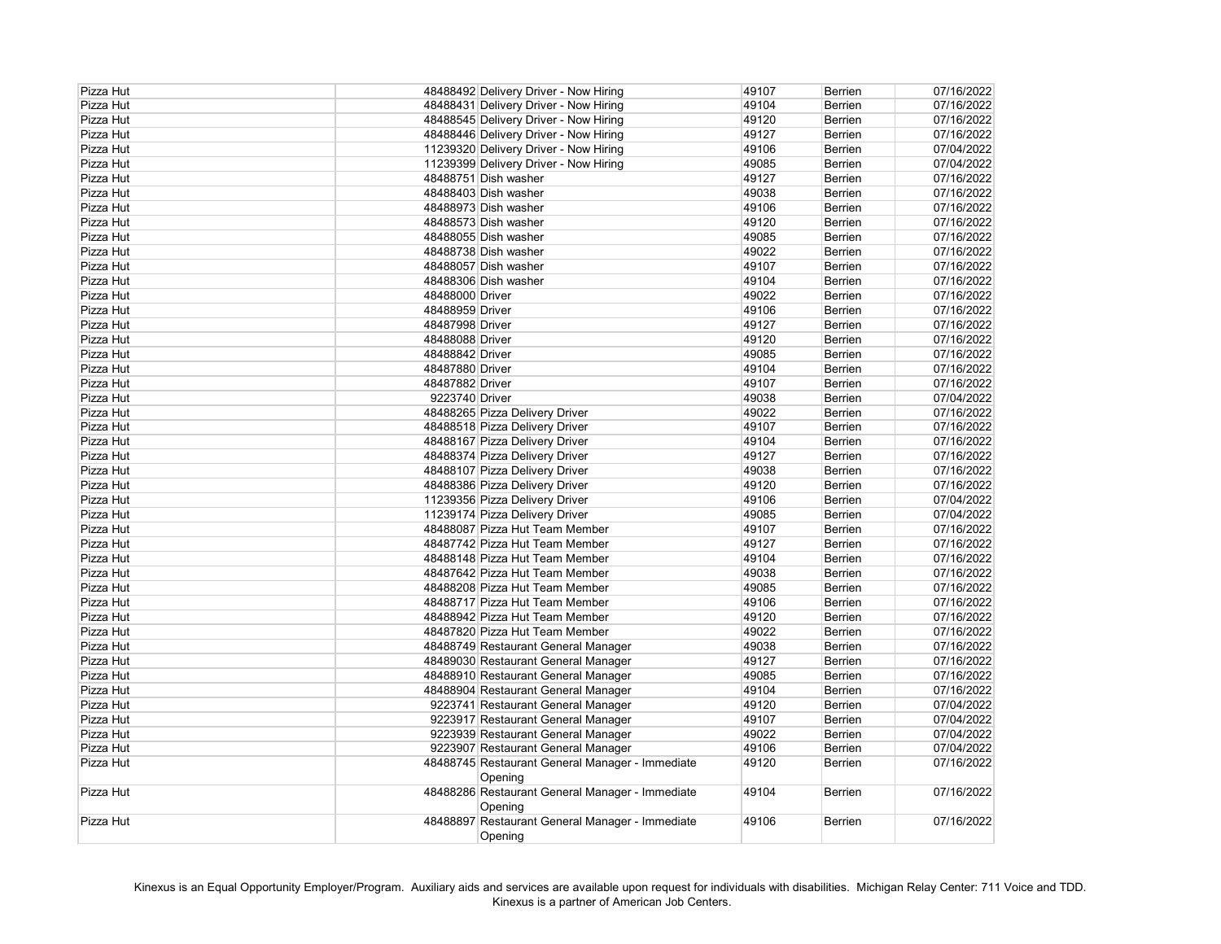| | | | | | |
|---|---|---|---|---|---|
| Pizza Hut | 48488492 | Delivery Driver - Now Hiring | 49107 | Berrien | 07/16/2022 |
| Pizza Hut | 48488431 | Delivery Driver - Now Hiring | 49104 | Berrien | 07/16/2022 |
| Pizza Hut | 48488545 | Delivery Driver - Now Hiring | 49120 | Berrien | 07/16/2022 |
| Pizza Hut | 48488446 | Delivery Driver - Now Hiring | 49127 | Berrien | 07/16/2022 |
| Pizza Hut | 11239320 | Delivery Driver - Now Hiring | 49106 | Berrien | 07/04/2022 |
| Pizza Hut | 11239399 | Delivery Driver - Now Hiring | 49085 | Berrien | 07/04/2022 |
| Pizza Hut | 48488751 | Dish washer | 49127 | Berrien | 07/16/2022 |
| Pizza Hut | 48488403 | Dish washer | 49038 | Berrien | 07/16/2022 |
| Pizza Hut | 48488973 | Dish washer | 49106 | Berrien | 07/16/2022 |
| Pizza Hut | 48488573 | Dish washer | 49120 | Berrien | 07/16/2022 |
| Pizza Hut | 48488055 | Dish washer | 49085 | Berrien | 07/16/2022 |
| Pizza Hut | 48488738 | Dish washer | 49022 | Berrien | 07/16/2022 |
| Pizza Hut | 48488057 | Dish washer | 49107 | Berrien | 07/16/2022 |
| Pizza Hut | 48488306 | Dish washer | 49104 | Berrien | 07/16/2022 |
| Pizza Hut | 48488000 | Driver | 49022 | Berrien | 07/16/2022 |
| Pizza Hut | 48488959 | Driver | 49106 | Berrien | 07/16/2022 |
| Pizza Hut | 48487998 | Driver | 49127 | Berrien | 07/16/2022 |
| Pizza Hut | 48488088 | Driver | 49120 | Berrien | 07/16/2022 |
| Pizza Hut | 48488842 | Driver | 49085 | Berrien | 07/16/2022 |
| Pizza Hut | 48487880 | Driver | 49104 | Berrien | 07/16/2022 |
| Pizza Hut | 48487882 | Driver | 49107 | Berrien | 07/16/2022 |
| Pizza Hut | 9223740 | Driver | 49038 | Berrien | 07/04/2022 |
| Pizza Hut | 48488265 | Pizza Delivery Driver | 49022 | Berrien | 07/16/2022 |
| Pizza Hut | 48488518 | Pizza Delivery Driver | 49107 | Berrien | 07/16/2022 |
| Pizza Hut | 48488167 | Pizza Delivery Driver | 49104 | Berrien | 07/16/2022 |
| Pizza Hut | 48488374 | Pizza Delivery Driver | 49127 | Berrien | 07/16/2022 |
| Pizza Hut | 48488107 | Pizza Delivery Driver | 49038 | Berrien | 07/16/2022 |
| Pizza Hut | 48488386 | Pizza Delivery Driver | 49120 | Berrien | 07/16/2022 |
| Pizza Hut | 11239356 | Pizza Delivery Driver | 49106 | Berrien | 07/04/2022 |
| Pizza Hut | 11239174 | Pizza Delivery Driver | 49085 | Berrien | 07/04/2022 |
| Pizza Hut | 48488087 | Pizza Hut Team Member | 49107 | Berrien | 07/16/2022 |
| Pizza Hut | 48487742 | Pizza Hut Team Member | 49127 | Berrien | 07/16/2022 |
| Pizza Hut | 48488148 | Pizza Hut Team Member | 49104 | Berrien | 07/16/2022 |
| Pizza Hut | 48487642 | Pizza Hut Team Member | 49038 | Berrien | 07/16/2022 |
| Pizza Hut | 48488208 | Pizza Hut Team Member | 49085 | Berrien | 07/16/2022 |
| Pizza Hut | 48488717 | Pizza Hut Team Member | 49106 | Berrien | 07/16/2022 |
| Pizza Hut | 48488942 | Pizza Hut Team Member | 49120 | Berrien | 07/16/2022 |
| Pizza Hut | 48487820 | Pizza Hut Team Member | 49022 | Berrien | 07/16/2022 |
| Pizza Hut | 48488749 | Restaurant General Manager | 49038 | Berrien | 07/16/2022 |
| Pizza Hut | 48489030 | Restaurant General Manager | 49127 | Berrien | 07/16/2022 |
| Pizza Hut | 48488910 | Restaurant General Manager | 49085 | Berrien | 07/16/2022 |
| Pizza Hut | 48488904 | Restaurant General Manager | 49104 | Berrien | 07/16/2022 |
| Pizza Hut | 9223741 | Restaurant General Manager | 49120 | Berrien | 07/04/2022 |
| Pizza Hut | 9223917 | Restaurant General Manager | 49107 | Berrien | 07/04/2022 |
| Pizza Hut | 9223939 | Restaurant General Manager | 49022 | Berrien | 07/04/2022 |
| Pizza Hut | 9223907 | Restaurant General Manager | 49106 | Berrien | 07/04/2022 |
| Pizza Hut | 48488745 | Restaurant General Manager - Immediate Opening | 49120 | Berrien | 07/16/2022 |
| Pizza Hut | 48488286 | Restaurant General Manager - Immediate Opening | 49104 | Berrien | 07/16/2022 |
| Pizza Hut | 48488897 | Restaurant General Manager - Immediate Opening | 49106 | Berrien | 07/16/2022 |

Kinexus is an Equal Opportunity Employer/Program. Auxiliary aids and services are available upon request for individuals with disabilities. Michigan Relay Center: 711 Voice and TDD. Kinexus is a partner of American Job Centers.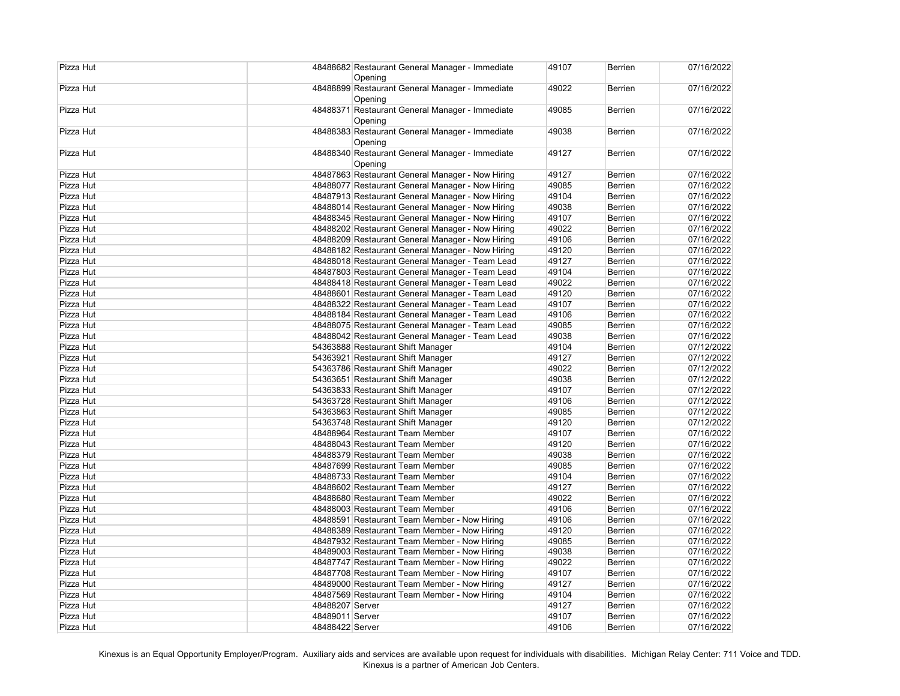| | | | | | |
|---|---|---|---|---|---|
| Pizza Hut | 48488682 | Restaurant General Manager - Immediate Opening | 49107 | Berrien | 07/16/2022 |
| Pizza Hut | 48488899 | Restaurant General Manager - Immediate Opening | 49022 | Berrien | 07/16/2022 |
| Pizza Hut | 48488371 | Restaurant General Manager - Immediate Opening | 49085 | Berrien | 07/16/2022 |
| Pizza Hut | 48488383 | Restaurant General Manager - Immediate Opening | 49038 | Berrien | 07/16/2022 |
| Pizza Hut | 48488340 | Restaurant General Manager - Immediate Opening | 49127 | Berrien | 07/16/2022 |
| Pizza Hut | 48487863 | Restaurant General Manager - Now Hiring | 49127 | Berrien | 07/16/2022 |
| Pizza Hut | 48488077 | Restaurant General Manager - Now Hiring | 49085 | Berrien | 07/16/2022 |
| Pizza Hut | 48487913 | Restaurant General Manager - Now Hiring | 49104 | Berrien | 07/16/2022 |
| Pizza Hut | 48488014 | Restaurant General Manager - Now Hiring | 49038 | Berrien | 07/16/2022 |
| Pizza Hut | 48488345 | Restaurant General Manager - Now Hiring | 49107 | Berrien | 07/16/2022 |
| Pizza Hut | 48488202 | Restaurant General Manager - Now Hiring | 49022 | Berrien | 07/16/2022 |
| Pizza Hut | 48488209 | Restaurant General Manager - Now Hiring | 49106 | Berrien | 07/16/2022 |
| Pizza Hut | 48488182 | Restaurant General Manager - Now Hiring | 49120 | Berrien | 07/16/2022 |
| Pizza Hut | 48488018 | Restaurant General Manager - Team Lead | 49127 | Berrien | 07/16/2022 |
| Pizza Hut | 48487803 | Restaurant General Manager - Team Lead | 49104 | Berrien | 07/16/2022 |
| Pizza Hut | 48488418 | Restaurant General Manager - Team Lead | 49022 | Berrien | 07/16/2022 |
| Pizza Hut | 48488601 | Restaurant General Manager - Team Lead | 49120 | Berrien | 07/16/2022 |
| Pizza Hut | 48488322 | Restaurant General Manager - Team Lead | 49107 | Berrien | 07/16/2022 |
| Pizza Hut | 48488184 | Restaurant General Manager - Team Lead | 49106 | Berrien | 07/16/2022 |
| Pizza Hut | 48488075 | Restaurant General Manager - Team Lead | 49085 | Berrien | 07/16/2022 |
| Pizza Hut | 48488042 | Restaurant General Manager - Team Lead | 49038 | Berrien | 07/16/2022 |
| Pizza Hut | 54363888 | Restaurant Shift Manager | 49104 | Berrien | 07/12/2022 |
| Pizza Hut | 54363921 | Restaurant Shift Manager | 49127 | Berrien | 07/12/2022 |
| Pizza Hut | 54363786 | Restaurant Shift Manager | 49022 | Berrien | 07/12/2022 |
| Pizza Hut | 54363651 | Restaurant Shift Manager | 49038 | Berrien | 07/12/2022 |
| Pizza Hut | 54363833 | Restaurant Shift Manager | 49107 | Berrien | 07/12/2022 |
| Pizza Hut | 54363728 | Restaurant Shift Manager | 49106 | Berrien | 07/12/2022 |
| Pizza Hut | 54363863 | Restaurant Shift Manager | 49085 | Berrien | 07/12/2022 |
| Pizza Hut | 54363748 | Restaurant Shift Manager | 49120 | Berrien | 07/12/2022 |
| Pizza Hut | 48488964 | Restaurant Team Member | 49107 | Berrien | 07/16/2022 |
| Pizza Hut | 48488043 | Restaurant Team Member | 49120 | Berrien | 07/16/2022 |
| Pizza Hut | 48488379 | Restaurant Team Member | 49038 | Berrien | 07/16/2022 |
| Pizza Hut | 48487699 | Restaurant Team Member | 49085 | Berrien | 07/16/2022 |
| Pizza Hut | 48488733 | Restaurant Team Member | 49104 | Berrien | 07/16/2022 |
| Pizza Hut | 48488602 | Restaurant Team Member | 49127 | Berrien | 07/16/2022 |
| Pizza Hut | 48488680 | Restaurant Team Member | 49022 | Berrien | 07/16/2022 |
| Pizza Hut | 48488003 | Restaurant Team Member | 49106 | Berrien | 07/16/2022 |
| Pizza Hut | 48488591 | Restaurant Team Member - Now Hiring | 49106 | Berrien | 07/16/2022 |
| Pizza Hut | 48488389 | Restaurant Team Member - Now Hiring | 49120 | Berrien | 07/16/2022 |
| Pizza Hut | 48487932 | Restaurant Team Member - Now Hiring | 49085 | Berrien | 07/16/2022 |
| Pizza Hut | 48489003 | Restaurant Team Member - Now Hiring | 49038 | Berrien | 07/16/2022 |
| Pizza Hut | 48487747 | Restaurant Team Member - Now Hiring | 49022 | Berrien | 07/16/2022 |
| Pizza Hut | 48487708 | Restaurant Team Member - Now Hiring | 49107 | Berrien | 07/16/2022 |
| Pizza Hut | 48489000 | Restaurant Team Member - Now Hiring | 49127 | Berrien | 07/16/2022 |
| Pizza Hut | 48487569 | Restaurant Team Member - Now Hiring | 49104 | Berrien | 07/16/2022 |
| Pizza Hut | 48488207 | Server | 49127 | Berrien | 07/16/2022 |
| Pizza Hut | 48489011 | Server | 49107 | Berrien | 07/16/2022 |
| Pizza Hut | 48488422 | Server | 49106 | Berrien | 07/16/2022 |

Kinexus is an Equal Opportunity Employer/Program. Auxiliary aids and services are available upon request for individuals with disabilities. Michigan Relay Center: 711 Voice and TDD. Kinexus is a partner of American Job Centers.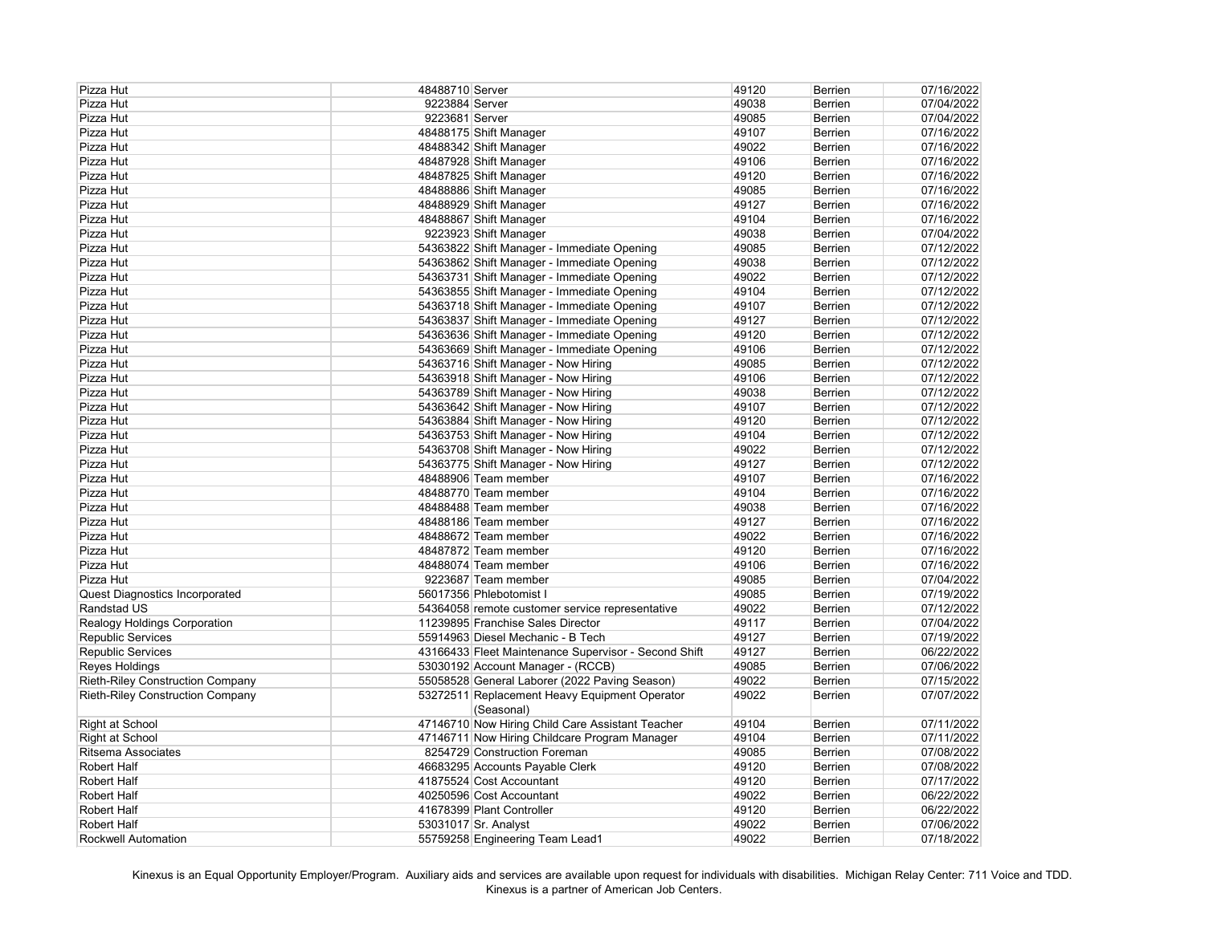| | | | | | |
|---|---|---|---|---|---|
| Pizza Hut | 48488710 | Server | 49120 | Berrien | 07/16/2022 |
| Pizza Hut | 9223884 | Server | 49038 | Berrien | 07/04/2022 |
| Pizza Hut | 9223681 | Server | 49085 | Berrien | 07/04/2022 |
| Pizza Hut | 48488175 | Shift Manager | 49107 | Berrien | 07/16/2022 |
| Pizza Hut | 48488342 | Shift Manager | 49022 | Berrien | 07/16/2022 |
| Pizza Hut | 48487928 | Shift Manager | 49106 | Berrien | 07/16/2022 |
| Pizza Hut | 48487825 | Shift Manager | 49120 | Berrien | 07/16/2022 |
| Pizza Hut | 48488886 | Shift Manager | 49085 | Berrien | 07/16/2022 |
| Pizza Hut | 48488929 | Shift Manager | 49127 | Berrien | 07/16/2022 |
| Pizza Hut | 48488867 | Shift Manager | 49104 | Berrien | 07/16/2022 |
| Pizza Hut | 9223923 | Shift Manager | 49038 | Berrien | 07/04/2022 |
| Pizza Hut | 54363822 | Shift Manager - Immediate Opening | 49085 | Berrien | 07/12/2022 |
| Pizza Hut | 54363862 | Shift Manager - Immediate Opening | 49038 | Berrien | 07/12/2022 |
| Pizza Hut | 54363731 | Shift Manager - Immediate Opening | 49022 | Berrien | 07/12/2022 |
| Pizza Hut | 54363855 | Shift Manager - Immediate Opening | 49104 | Berrien | 07/12/2022 |
| Pizza Hut | 54363718 | Shift Manager - Immediate Opening | 49107 | Berrien | 07/12/2022 |
| Pizza Hut | 54363837 | Shift Manager - Immediate Opening | 49127 | Berrien | 07/12/2022 |
| Pizza Hut | 54363636 | Shift Manager - Immediate Opening | 49120 | Berrien | 07/12/2022 |
| Pizza Hut | 54363669 | Shift Manager - Immediate Opening | 49106 | Berrien | 07/12/2022 |
| Pizza Hut | 54363716 | Shift Manager - Now Hiring | 49085 | Berrien | 07/12/2022 |
| Pizza Hut | 54363918 | Shift Manager - Now Hiring | 49106 | Berrien | 07/12/2022 |
| Pizza Hut | 54363789 | Shift Manager - Now Hiring | 49038 | Berrien | 07/12/2022 |
| Pizza Hut | 54363642 | Shift Manager - Now Hiring | 49107 | Berrien | 07/12/2022 |
| Pizza Hut | 54363884 | Shift Manager - Now Hiring | 49120 | Berrien | 07/12/2022 |
| Pizza Hut | 54363753 | Shift Manager - Now Hiring | 49104 | Berrien | 07/12/2022 |
| Pizza Hut | 54363708 | Shift Manager - Now Hiring | 49022 | Berrien | 07/12/2022 |
| Pizza Hut | 54363775 | Shift Manager - Now Hiring | 49127 | Berrien | 07/12/2022 |
| Pizza Hut | 48488906 | Team member | 49107 | Berrien | 07/16/2022 |
| Pizza Hut | 48488770 | Team member | 49104 | Berrien | 07/16/2022 |
| Pizza Hut | 48488488 | Team member | 49038 | Berrien | 07/16/2022 |
| Pizza Hut | 48488186 | Team member | 49127 | Berrien | 07/16/2022 |
| Pizza Hut | 48488672 | Team member | 49022 | Berrien | 07/16/2022 |
| Pizza Hut | 48487872 | Team member | 49120 | Berrien | 07/16/2022 |
| Pizza Hut | 48488074 | Team member | 49106 | Berrien | 07/16/2022 |
| Pizza Hut | 9223687 | Team member | 49085 | Berrien | 07/04/2022 |
| Quest Diagnostics Incorporated | 56017356 | Phlebotomist I | 49085 | Berrien | 07/19/2022 |
| Randstad US | 54364058 | remote customer service representative | 49022 | Berrien | 07/12/2022 |
| Realogy Holdings Corporation | 11239895 | Franchise Sales Director | 49117 | Berrien | 07/04/2022 |
| Republic Services | 55914963 | Diesel Mechanic - B Tech | 49127 | Berrien | 07/19/2022 |
| Republic Services | 43166433 | Fleet Maintenance Supervisor - Second Shift | 49127 | Berrien | 06/22/2022 |
| Reyes Holdings | 53030192 | Account Manager - (RCCB) | 49085 | Berrien | 07/06/2022 |
| Rieth-Riley Construction Company | 55058528 | General Laborer (2022 Paving Season) | 49022 | Berrien | 07/15/2022 |
| Rieth-Riley Construction Company | 53272511 | Replacement Heavy Equipment Operator (Seasonal) | 49022 | Berrien | 07/07/2022 |
| Right at School | 47146710 | Now Hiring Child Care Assistant Teacher | 49104 | Berrien | 07/11/2022 |
| Right at School | 47146711 | Now Hiring Childcare Program Manager | 49104 | Berrien | 07/11/2022 |
| Ritsema Associates | 8254729 | Construction Foreman | 49085 | Berrien | 07/08/2022 |
| Robert Half | 46683295 | Accounts Payable Clerk | 49120 | Berrien | 07/08/2022 |
| Robert Half | 41875524 | Cost Accountant | 49120 | Berrien | 07/17/2022 |
| Robert Half | 40250596 | Cost Accountant | 49022 | Berrien | 06/22/2022 |
| Robert Half | 41678399 | Plant Controller | 49120 | Berrien | 06/22/2022 |
| Robert Half | 53031017 | Sr. Analyst | 49022 | Berrien | 07/06/2022 |
| Rockwell Automation | 55759258 | Engineering Team Lead1 | 49022 | Berrien | 07/18/2022 |

Kinexus is an Equal Opportunity Employer/Program. Auxiliary aids and services are available upon request for individuals with disabilities. Michigan Relay Center: 711 Voice and TDD. Kinexus is a partner of American Job Centers.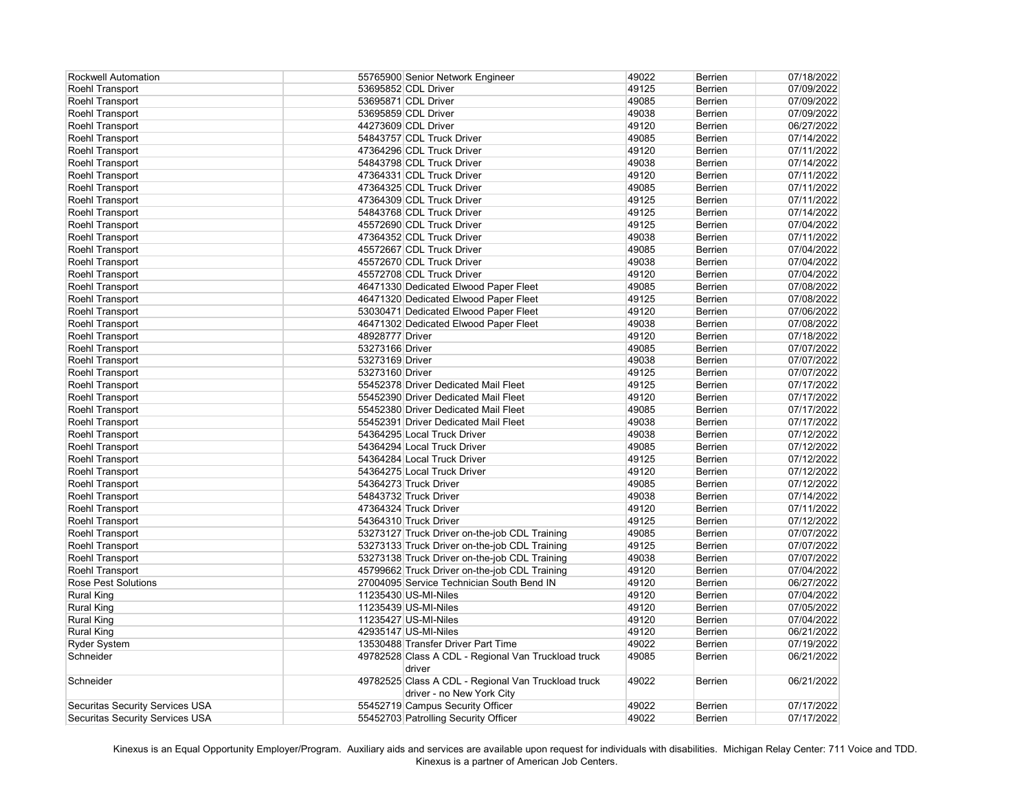| | | | | | |
|---|---|---|---|---|---|
| Rockwell Automation | 55765900 | Senior Network Engineer | 49022 | Berrien | 07/18/2022 |
| Roehl Transport | 53695852 | CDL Driver | 49125 | Berrien | 07/09/2022 |
| Roehl Transport | 53695871 | CDL Driver | 49085 | Berrien | 07/09/2022 |
| Roehl Transport | 53695859 | CDL Driver | 49038 | Berrien | 07/09/2022 |
| Roehl Transport | 44273609 | CDL Driver | 49120 | Berrien | 06/27/2022 |
| Roehl Transport | 54843757 | CDL Truck Driver | 49085 | Berrien | 07/14/2022 |
| Roehl Transport | 47364296 | CDL Truck Driver | 49120 | Berrien | 07/11/2022 |
| Roehl Transport | 54843798 | CDL Truck Driver | 49038 | Berrien | 07/14/2022 |
| Roehl Transport | 47364331 | CDL Truck Driver | 49120 | Berrien | 07/11/2022 |
| Roehl Transport | 47364325 | CDL Truck Driver | 49085 | Berrien | 07/11/2022 |
| Roehl Transport | 47364309 | CDL Truck Driver | 49125 | Berrien | 07/11/2022 |
| Roehl Transport | 54843768 | CDL Truck Driver | 49125 | Berrien | 07/14/2022 |
| Roehl Transport | 45572690 | CDL Truck Driver | 49125 | Berrien | 07/04/2022 |
| Roehl Transport | 47364352 | CDL Truck Driver | 49038 | Berrien | 07/11/2022 |
| Roehl Transport | 45572667 | CDL Truck Driver | 49085 | Berrien | 07/04/2022 |
| Roehl Transport | 45572670 | CDL Truck Driver | 49038 | Berrien | 07/04/2022 |
| Roehl Transport | 45572708 | CDL Truck Driver | 49120 | Berrien | 07/04/2022 |
| Roehl Transport | 46471330 | Dedicated Elwood Paper Fleet | 49085 | Berrien | 07/08/2022 |
| Roehl Transport | 46471320 | Dedicated Elwood Paper Fleet | 49125 | Berrien | 07/08/2022 |
| Roehl Transport | 53030471 | Dedicated Elwood Paper Fleet | 49120 | Berrien | 07/06/2022 |
| Roehl Transport | 46471302 | Dedicated Elwood Paper Fleet | 49038 | Berrien | 07/08/2022 |
| Roehl Transport | 48928777 | Driver | 49120 | Berrien | 07/18/2022 |
| Roehl Transport | 53273166 | Driver | 49085 | Berrien | 07/07/2022 |
| Roehl Transport | 53273169 | Driver | 49038 | Berrien | 07/07/2022 |
| Roehl Transport | 53273160 | Driver | 49125 | Berrien | 07/07/2022 |
| Roehl Transport | 55452378 | Driver Dedicated Mail Fleet | 49125 | Berrien | 07/17/2022 |
| Roehl Transport | 55452390 | Driver Dedicated Mail Fleet | 49120 | Berrien | 07/17/2022 |
| Roehl Transport | 55452380 | Driver Dedicated Mail Fleet | 49085 | Berrien | 07/17/2022 |
| Roehl Transport | 55452391 | Driver Dedicated Mail Fleet | 49038 | Berrien | 07/17/2022 |
| Roehl Transport | 54364295 | Local Truck Driver | 49038 | Berrien | 07/12/2022 |
| Roehl Transport | 54364294 | Local Truck Driver | 49085 | Berrien | 07/12/2022 |
| Roehl Transport | 54364284 | Local Truck Driver | 49125 | Berrien | 07/12/2022 |
| Roehl Transport | 54364275 | Local Truck Driver | 49120 | Berrien | 07/12/2022 |
| Roehl Transport | 54364273 | Truck Driver | 49085 | Berrien | 07/12/2022 |
| Roehl Transport | 54843732 | Truck Driver | 49038 | Berrien | 07/14/2022 |
| Roehl Transport | 47364324 | Truck Driver | 49120 | Berrien | 07/11/2022 |
| Roehl Transport | 54364310 | Truck Driver | 49125 | Berrien | 07/12/2022 |
| Roehl Transport | 53273127 | Truck Driver on-the-job CDL Training | 49085 | Berrien | 07/07/2022 |
| Roehl Transport | 53273133 | Truck Driver on-the-job CDL Training | 49125 | Berrien | 07/07/2022 |
| Roehl Transport | 53273138 | Truck Driver on-the-job CDL Training | 49038 | Berrien | 07/07/2022 |
| Roehl Transport | 45799662 | Truck Driver on-the-job CDL Training | 49120 | Berrien | 07/04/2022 |
| Rose Pest Solutions | 27004095 | Service Technician South Bend IN | 49120 | Berrien | 06/27/2022 |
| Rural King | 11235430 | US-MI-Niles | 49120 | Berrien | 07/04/2022 |
| Rural King | 11235439 | US-MI-Niles | 49120 | Berrien | 07/05/2022 |
| Rural King | 11235427 | US-MI-Niles | 49120 | Berrien | 07/04/2022 |
| Rural King | 42935147 | US-MI-Niles | 49120 | Berrien | 06/21/2022 |
| Ryder System | 13530488 | Transfer Driver Part Time | 49022 | Berrien | 07/19/2022 |
| Schneider | 49782528 | Class A CDL - Regional Van Truckload truck driver | 49085 | Berrien | 06/21/2022 |
| Schneider | 49782525 | Class A CDL - Regional Van Truckload truck driver - no New York City | 49022 | Berrien | 06/21/2022 |
| Securitas Security Services USA | 55452719 | Campus Security Officer | 49022 | Berrien | 07/17/2022 |
| Securitas Security Services USA | 55452703 | Patrolling Security Officer | 49022 | Berrien | 07/17/2022 |

Kinexus is an Equal Opportunity Employer/Program. Auxiliary aids and services are available upon request for individuals with disabilities. Michigan Relay Center: 711 Voice and TDD. Kinexus is a partner of American Job Centers.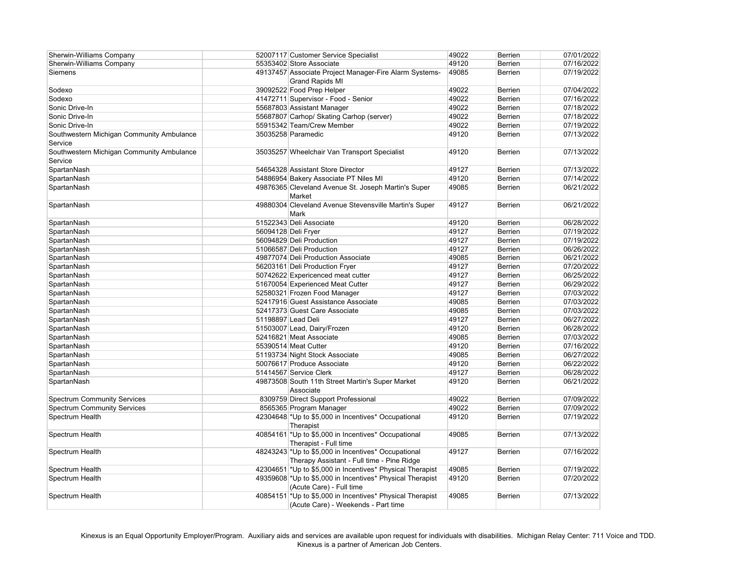| | | | | | |
|---|---|---|---|---|---|
| Sherwin-Williams Company | 52007117 | Customer Service Specialist | 49022 | Berrien | 07/01/2022 |
| Sherwin-Williams Company | 55353402 | Store Associate | 49120 | Berrien | 07/16/2022 |
| Siemens | 49137457 | Associate Project Manager-Fire Alarm Systems-Grand Rapids MI | 49085 | Berrien | 07/19/2022 |
| Sodexo | 39092522 | Food Prep Helper | 49022 | Berrien | 07/04/2022 |
| Sodexo | 41472711 | Supervisor - Food - Senior | 49022 | Berrien | 07/16/2022 |
| Sonic Drive-In | 55687803 | Assistant Manager | 49022 | Berrien | 07/18/2022 |
| Sonic Drive-In | 55687807 | Carhop/ Skating Carhop (server) | 49022 | Berrien | 07/18/2022 |
| Sonic Drive-In | 55915342 | Team/Crew Member | 49022 | Berrien | 07/19/2022 |
| Southwestern Michigan Community Ambulance Service | 35035258 | Paramedic | 49120 | Berrien | 07/13/2022 |
| Southwestern Michigan Community Ambulance Service | 35035257 | Wheelchair Van Transport Specialist | 49120 | Berrien | 07/13/2022 |
| SpartanNash | 54654328 | Assistant Store Director | 49127 | Berrien | 07/13/2022 |
| SpartanNash | 54886954 | Bakery Associate PT Niles MI | 49120 | Berrien | 07/14/2022 |
| SpartanNash | 49876365 | Cleveland Avenue St. Joseph Martin's Super Market | 49085 | Berrien | 06/21/2022 |
| SpartanNash | 49880304 | Cleveland Avenue Stevensville Martin's Super Mark | 49127 | Berrien | 06/21/2022 |
| SpartanNash | 51522343 | Deli Associate | 49120 | Berrien | 06/28/2022 |
| SpartanNash | 56094128 | Deli Fryer | 49127 | Berrien | 07/19/2022 |
| SpartanNash | 56094829 | Deli Production | 49127 | Berrien | 07/19/2022 |
| SpartanNash | 51066587 | Deli Production | 49127 | Berrien | 06/26/2022 |
| SpartanNash | 49877074 | Deli Production Associate | 49085 | Berrien | 06/21/2022 |
| SpartanNash | 56203161 | Deli Production Fryer | 49127 | Berrien | 07/20/2022 |
| SpartanNash | 50742622 | Expericenced meat cutter | 49127 | Berrien | 06/25/2022 |
| SpartanNash | 51670054 | Experienced Meat Cutter | 49127 | Berrien | 06/29/2022 |
| SpartanNash | 52580321 | Frozen Food Manager | 49127 | Berrien | 07/03/2022 |
| SpartanNash | 52417916 | Guest Assistance Associate | 49085 | Berrien | 07/03/2022 |
| SpartanNash | 52417373 | Guest Care Associate | 49085 | Berrien | 07/03/2022 |
| SpartanNash | 51198897 | Lead Deli | 49127 | Berrien | 06/27/2022 |
| SpartanNash | 51503007 | Lead, Dairy/Frozen | 49120 | Berrien | 06/28/2022 |
| SpartanNash | 52416821 | Meat Associate | 49085 | Berrien | 07/03/2022 |
| SpartanNash | 55390514 | Meat Cutter | 49120 | Berrien | 07/16/2022 |
| SpartanNash | 51193734 | Night Stock Associate | 49085 | Berrien | 06/27/2022 |
| SpartanNash | 50076617 | Produce Associate | 49120 | Berrien | 06/22/2022 |
| SpartanNash | 51414567 | Service Clerk | 49127 | Berrien | 06/28/2022 |
| SpartanNash | 49873508 | South 11th Street Martin's Super Market Associate | 49120 | Berrien | 06/21/2022 |
| Spectrum Community Services | 8309759 | Direct Support Professional | 49022 | Berrien | 07/09/2022 |
| Spectrum Community Services | 8565365 | Program Manager | 49022 | Berrien | 07/09/2022 |
| Spectrum Health | 42304648 | *Up to $5,000 in Incentives* Occupational Therapist | 49120 | Berrien | 07/19/2022 |
| Spectrum Health | 40854161 | *Up to $5,000 in Incentives* Occupational Therapist - Full time | 49085 | Berrien | 07/13/2022 |
| Spectrum Health | 48243243 | *Up to $5,000 in Incentives* Occupational Therapy Assistant - Full time - Pine Ridge | 49127 | Berrien | 07/16/2022 |
| Spectrum Health | 42304651 | *Up to $5,000 in Incentives* Physical Therapist | 49085 | Berrien | 07/19/2022 |
| Spectrum Health | 49359608 | *Up to $5,000 in Incentives* Physical Therapist (Acute Care) - Full time | 49120 | Berrien | 07/20/2022 |
| Spectrum Health | 40854151 | *Up to $5,000 in Incentives* Physical Therapist (Acute Care) - Weekends - Part time | 49085 | Berrien | 07/13/2022 |

Kinexus is an Equal Opportunity Employer/Program. Auxiliary aids and services are available upon request for individuals with disabilities. Michigan Relay Center: 711 Voice and TDD. Kinexus is a partner of American Job Centers.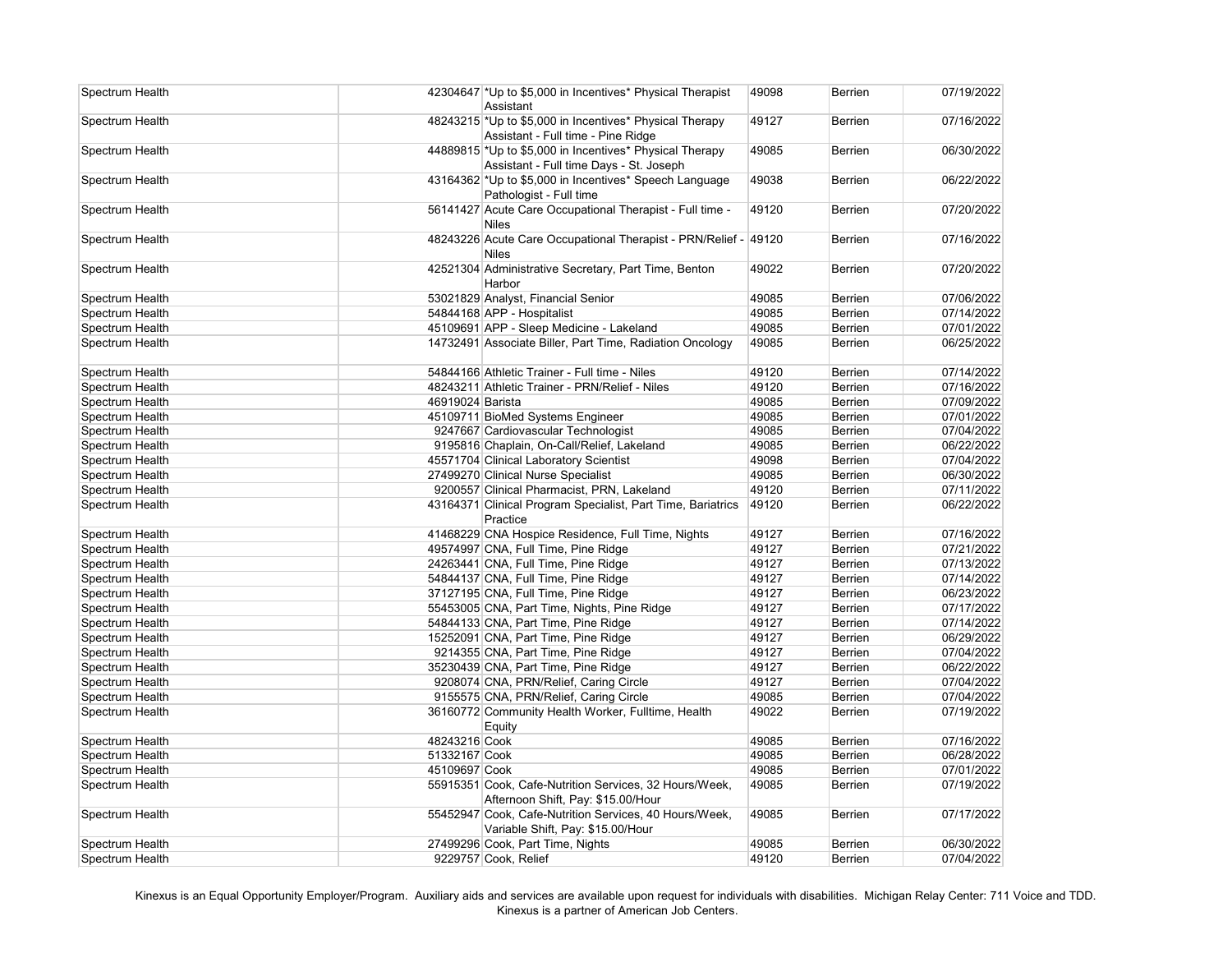| | | | | | |
|---|---|---|---|---|---|
| Spectrum Health | 42304647 | *Up to $5,000 in Incentives* Physical Therapist Assistant | 49098 | Berrien | 07/19/2022 |
| Spectrum Health | 48243215 | *Up to $5,000 in Incentives* Physical Therapy Assistant - Full time - Pine Ridge | 49127 | Berrien | 07/16/2022 |
| Spectrum Health | 44889815 | *Up to $5,000 in Incentives* Physical Therapy Assistant - Full time Days - St. Joseph | 49085 | Berrien | 06/30/2022 |
| Spectrum Health | 43164362 | *Up to $5,000 in Incentives* Speech Language Pathologist - Full time | 49038 | Berrien | 06/22/2022 |
| Spectrum Health | 56141427 | Acute Care Occupational Therapist - Full time - Niles | 49120 | Berrien | 07/20/2022 |
| Spectrum Health | 48243226 | Acute Care Occupational Therapist - PRN/Relief - Niles | 49120 | Berrien | 07/16/2022 |
| Spectrum Health | 42521304 | Administrative Secretary, Part Time, Benton Harbor | 49022 | Berrien | 07/20/2022 |
| Spectrum Health | 53021829 | Analyst, Financial Senior | 49085 | Berrien | 07/06/2022 |
| Spectrum Health | 54844168 | APP - Hospitalist | 49085 | Berrien | 07/14/2022 |
| Spectrum Health | 45109691 | APP - Sleep Medicine - Lakeland | 49085 | Berrien | 07/01/2022 |
| Spectrum Health | 14732491 | Associate Biller, Part Time, Radiation Oncology | 49085 | Berrien | 06/25/2022 |
| Spectrum Health | 54844166 | Athletic Trainer - Full time - Niles | 49120 | Berrien | 07/14/2022 |
| Spectrum Health | 48243211 | Athletic Trainer - PRN/Relief - Niles | 49120 | Berrien | 07/16/2022 |
| Spectrum Health | 46919024 | Barista | 49085 | Berrien | 07/09/2022 |
| Spectrum Health | 45109711 | BioMed Systems Engineer | 49085 | Berrien | 07/01/2022 |
| Spectrum Health | 9247667 | Cardiovascular Technologist | 49085 | Berrien | 07/04/2022 |
| Spectrum Health | 9195816 | Chaplain, On-Call/Relief, Lakeland | 49085 | Berrien | 06/22/2022 |
| Spectrum Health | 45571704 | Clinical Laboratory Scientist | 49098 | Berrien | 07/04/2022 |
| Spectrum Health | 27499270 | Clinical Nurse Specialist | 49085 | Berrien | 06/30/2022 |
| Spectrum Health | 9200557 | Clinical Pharmacist, PRN, Lakeland | 49120 | Berrien | 07/11/2022 |
| Spectrum Health | 43164371 | Clinical Program Specialist, Part Time, Bariatrics Practice | 49120 | Berrien | 06/22/2022 |
| Spectrum Health | 41468229 | CNA Hospice Residence, Full Time, Nights | 49127 | Berrien | 07/16/2022 |
| Spectrum Health | 49574997 | CNA, Full Time, Pine Ridge | 49127 | Berrien | 07/21/2022 |
| Spectrum Health | 24263441 | CNA, Full Time, Pine Ridge | 49127 | Berrien | 07/13/2022 |
| Spectrum Health | 54844137 | CNA, Full Time, Pine Ridge | 49127 | Berrien | 07/14/2022 |
| Spectrum Health | 37127195 | CNA, Full Time, Pine Ridge | 49127 | Berrien | 06/23/2022 |
| Spectrum Health | 55453005 | CNA, Part Time, Nights, Pine Ridge | 49127 | Berrien | 07/17/2022 |
| Spectrum Health | 54844133 | CNA, Part Time, Pine Ridge | 49127 | Berrien | 07/14/2022 |
| Spectrum Health | 15252091 | CNA, Part Time, Pine Ridge | 49127 | Berrien | 06/29/2022 |
| Spectrum Health | 9214355 | CNA, Part Time, Pine Ridge | 49127 | Berrien | 07/04/2022 |
| Spectrum Health | 35230439 | CNA, Part Time, Pine Ridge | 49127 | Berrien | 06/22/2022 |
| Spectrum Health | 9208074 | CNA, PRN/Relief, Caring Circle | 49127 | Berrien | 07/04/2022 |
| Spectrum Health | 9155575 | CNA, PRN/Relief, Caring Circle | 49085 | Berrien | 07/04/2022 |
| Spectrum Health | 36160772 | Community Health Worker, Fulltime, Health Equity | 49022 | Berrien | 07/19/2022 |
| Spectrum Health | 48243216 | Cook | 49085 | Berrien | 07/16/2022 |
| Spectrum Health | 51332167 | Cook | 49085 | Berrien | 06/28/2022 |
| Spectrum Health | 45109697 | Cook | 49085 | Berrien | 07/01/2022 |
| Spectrum Health | 55915351 | Cook, Cafe-Nutrition Services, 32 Hours/Week, Afternoon Shift, Pay: $15.00/Hour | 49085 | Berrien | 07/19/2022 |
| Spectrum Health | 55452947 | Cook, Cafe-Nutrition Services, 40 Hours/Week, Variable Shift, Pay: $15.00/Hour | 49085 | Berrien | 07/17/2022 |
| Spectrum Health | 27499296 | Cook, Part Time, Nights | 49085 | Berrien | 06/30/2022 |
| Spectrum Health | 9229757 | Cook, Relief | 49120 | Berrien | 07/04/2022 |

Kinexus is an Equal Opportunity Employer/Program. Auxiliary aids and services are available upon request for individuals with disabilities. Michigan Relay Center: 711 Voice and TDD. Kinexus is a partner of American Job Centers.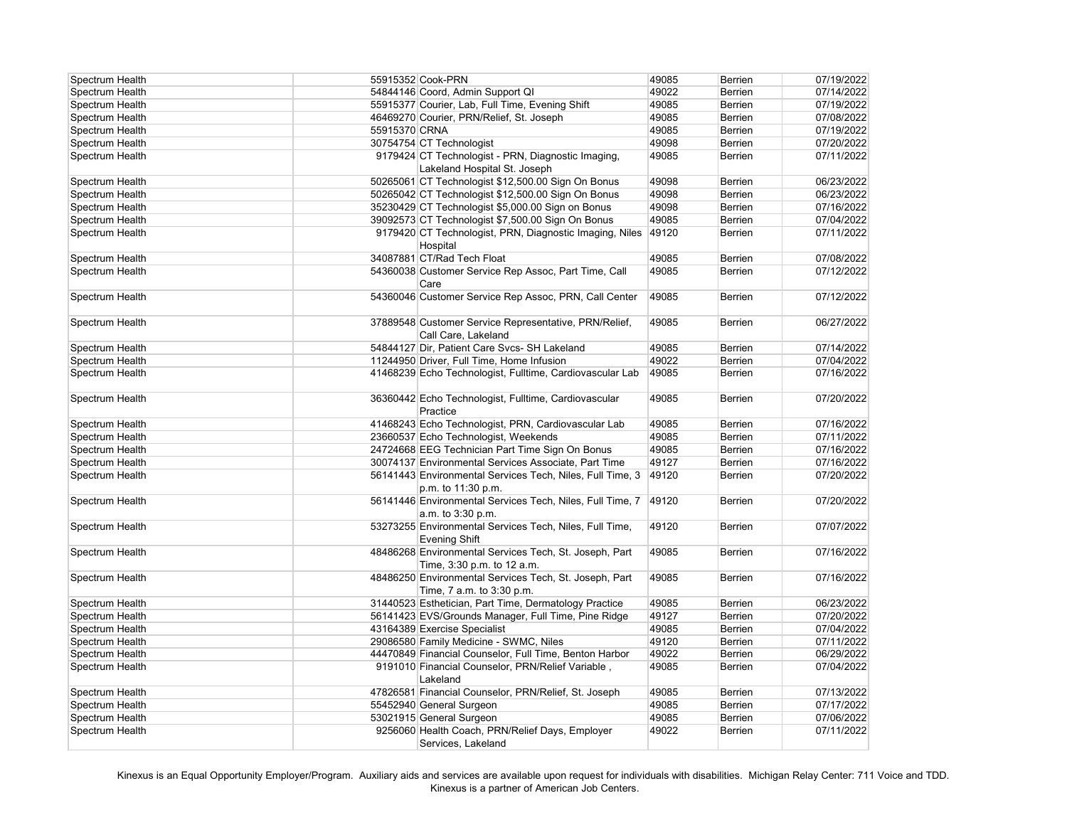| | | | | | |
|---|---|---|---|---|---|
| Spectrum Health | 55915352 | Cook-PRN | 49085 | Berrien | 07/19/2022 |
| Spectrum Health | 54844146 | Coord, Admin Support QI | 49022 | Berrien | 07/14/2022 |
| Spectrum Health | 55915377 | Courier, Lab, Full Time, Evening Shift | 49085 | Berrien | 07/19/2022 |
| Spectrum Health | 46469270 | Courier, PRN/Relief, St. Joseph | 49085 | Berrien | 07/08/2022 |
| Spectrum Health | 55915370 | CRNA | 49085 | Berrien | 07/19/2022 |
| Spectrum Health | 30754754 | CT Technologist | 49098 | Berrien | 07/20/2022 |
| Spectrum Health | 9179424 | CT Technologist - PRN, Diagnostic Imaging, Lakeland Hospital St. Joseph | 49085 | Berrien | 07/11/2022 |
| Spectrum Health | 50265061 | CT Technologist $12,500.00 Sign On Bonus | 49098 | Berrien | 06/23/2022 |
| Spectrum Health | 50265042 | CT Technologist $12,500.00 Sign On Bonus | 49098 | Berrien | 06/23/2022 |
| Spectrum Health | 35230429 | CT Technologist $5,000.00 Sign on Bonus | 49098 | Berrien | 07/16/2022 |
| Spectrum Health | 39092573 | CT Technologist $7,500.00 Sign On Bonus | 49085 | Berrien | 07/04/2022 |
| Spectrum Health | 9179420 | CT Technologist, PRN, Diagnostic Imaging, Niles Hospital | 49120 | Berrien | 07/11/2022 |
| Spectrum Health | 34087881 | CT/Rad Tech Float | 49085 | Berrien | 07/08/2022 |
| Spectrum Health | 54360038 | Customer Service Rep Assoc, Part Time, Call Care | 49085 | Berrien | 07/12/2022 |
| Spectrum Health | 54360046 | Customer Service Rep Assoc, PRN, Call Center | 49085 | Berrien | 07/12/2022 |
| Spectrum Health | 37889548 | Customer Service Representative, PRN/Relief, Call Care, Lakeland | 49085 | Berrien | 06/27/2022 |
| Spectrum Health | 54844127 | Dir, Patient Care Svcs- SH Lakeland | 49085 | Berrien | 07/14/2022 |
| Spectrum Health | 11244950 | Driver, Full Time, Home Infusion | 49022 | Berrien | 07/04/2022 |
| Spectrum Health | 41468239 | Echo Technologist, Fulltime, Cardiovascular Lab | 49085 | Berrien | 07/16/2022 |
| Spectrum Health | 36360442 | Echo Technologist, Fulltime, Cardiovascular Practice | 49085 | Berrien | 07/20/2022 |
| Spectrum Health | 41468243 | Echo Technologist, PRN, Cardiovascular Lab | 49085 | Berrien | 07/16/2022 |
| Spectrum Health | 23660537 | Echo Technologist, Weekends | 49085 | Berrien | 07/11/2022 |
| Spectrum Health | 24724668 | EEG Technician Part Time Sign On Bonus | 49085 | Berrien | 07/16/2022 |
| Spectrum Health | 30074137 | Environmental Services Associate, Part Time | 49127 | Berrien | 07/16/2022 |
| Spectrum Health | 56141443 | Environmental Services Tech, Niles, Full Time, 3 p.m. to 11:30 p.m. | 49120 | Berrien | 07/20/2022 |
| Spectrum Health | 56141446 | Environmental Services Tech, Niles, Full Time, 7 a.m. to 3:30 p.m. | 49120 | Berrien | 07/20/2022 |
| Spectrum Health | 53273255 | Environmental Services Tech, Niles, Full Time, Evening Shift | 49120 | Berrien | 07/07/2022 |
| Spectrum Health | 48486268 | Environmental Services Tech, St. Joseph, Part Time, 3:30 p.m. to 12 a.m. | 49085 | Berrien | 07/16/2022 |
| Spectrum Health | 48486250 | Environmental Services Tech, St. Joseph, Part Time, 7 a.m. to 3:30 p.m. | 49085 | Berrien | 07/16/2022 |
| Spectrum Health | 31440523 | Esthetician, Part Time, Dermatology Practice | 49085 | Berrien | 06/23/2022 |
| Spectrum Health | 56141423 | EVS/Grounds Manager, Full Time, Pine Ridge | 49127 | Berrien | 07/20/2022 |
| Spectrum Health | 43164389 | Exercise Specialist | 49085 | Berrien | 07/04/2022 |
| Spectrum Health | 29086580 | Family Medicine - SWMC, Niles | 49120 | Berrien | 07/11/2022 |
| Spectrum Health | 44470849 | Financial Counselor, Full Time, Benton Harbor | 49022 | Berrien | 06/29/2022 |
| Spectrum Health | 9191010 | Financial Counselor, PRN/Relief Variable , Lakeland | 49085 | Berrien | 07/04/2022 |
| Spectrum Health | 47826581 | Financial Counselor, PRN/Relief, St. Joseph | 49085 | Berrien | 07/13/2022 |
| Spectrum Health | 55452940 | General Surgeon | 49085 | Berrien | 07/17/2022 |
| Spectrum Health | 53021915 | General Surgeon | 49085 | Berrien | 07/06/2022 |
| Spectrum Health | 9256060 | Health Coach, PRN/Relief Days, Employer Services, Lakeland | 49022 | Berrien | 07/11/2022 |

Kinexus is an Equal Opportunity Employer/Program. Auxiliary aids and services are available upon request for individuals with disabilities. Michigan Relay Center: 711 Voice and TDD. Kinexus is a partner of American Job Centers.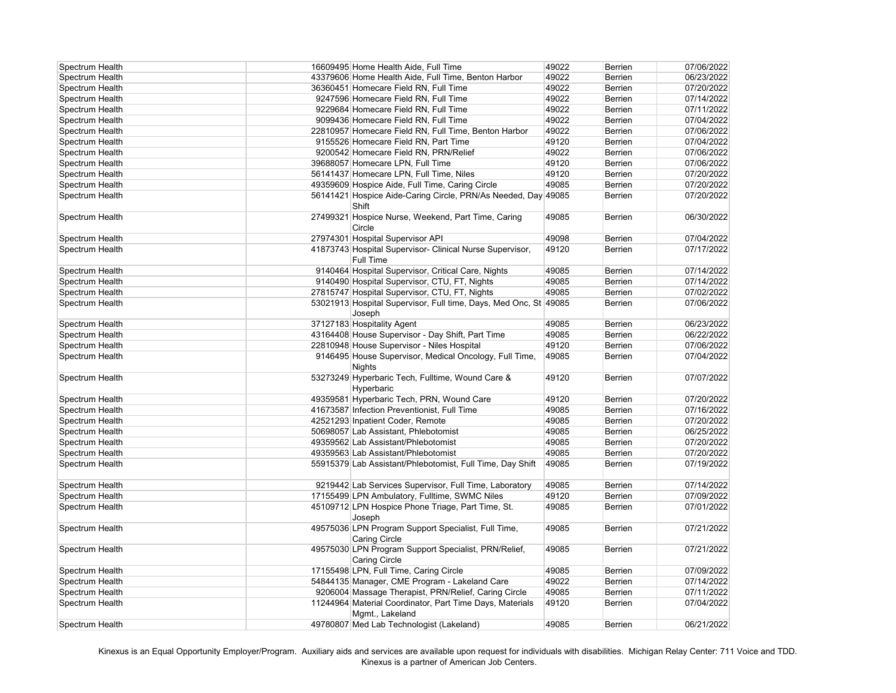| | | | | | |
|---|---|---|---|---|---|
| Spectrum Health | 16609495 | Home Health Aide, Full Time | 49022 | Berrien | 07/06/2022 |
| Spectrum Health | 43379606 | Home Health Aide, Full Time, Benton Harbor | 49022 | Berrien | 06/23/2022 |
| Spectrum Health | 36360451 | Homecare Field RN, Full Time | 49022 | Berrien | 07/20/2022 |
| Spectrum Health | 9247596 | Homecare Field RN, Full Time | 49022 | Berrien | 07/14/2022 |
| Spectrum Health | 9229684 | Homecare Field RN, Full Time | 49022 | Berrien | 07/11/2022 |
| Spectrum Health | 9099436 | Homecare Field RN, Full Time | 49022 | Berrien | 07/04/2022 |
| Spectrum Health | 22810957 | Homecare Field RN, Full Time, Benton Harbor | 49022 | Berrien | 07/06/2022 |
| Spectrum Health | 9155526 | Homecare Field RN, Part Time | 49120 | Berrien | 07/04/2022 |
| Spectrum Health | 9200542 | Homecare Field RN, PRN/Relief | 49022 | Berrien | 07/06/2022 |
| Spectrum Health | 39688057 | Homecare LPN, Full Time | 49120 | Berrien | 07/06/2022 |
| Spectrum Health | 56141437 | Homecare LPN, Full Time, Niles | 49120 | Berrien | 07/20/2022 |
| Spectrum Health | 49359609 | Hospice Aide, Full Time, Caring Circle | 49085 | Berrien | 07/20/2022 |
| Spectrum Health | 56141421 | Hospice Aide-Caring Circle, PRN/As Needed, Day Shift | 49085 | Berrien | 07/20/2022 |
| Spectrum Health | 27499321 | Hospice Nurse, Weekend, Part Time, Caring Circle | 49085 | Berrien | 06/30/2022 |
| Spectrum Health | 27974301 | Hospital Supervisor API | 49098 | Berrien | 07/04/2022 |
| Spectrum Health | 41873743 | Hospital Supervisor- Clinical Nurse Supervisor, Full Time | 49120 | Berrien | 07/17/2022 |
| Spectrum Health | 9140464 | Hospital Supervisor, Critical Care, Nights | 49085 | Berrien | 07/14/2022 |
| Spectrum Health | 9140490 | Hospital Supervisor, CTU, FT, Nights | 49085 | Berrien | 07/14/2022 |
| Spectrum Health | 27815747 | Hospital Supervisor, CTU, FT, Nights | 49085 | Berrien | 07/02/2022 |
| Spectrum Health | 53021913 | Hospital Supervisor, Full time, Days, Med Onc, St Joseph | 49085 | Berrien | 07/06/2022 |
| Spectrum Health | 37127183 | Hospitality Agent | 49085 | Berrien | 06/23/2022 |
| Spectrum Health | 43164408 | House Supervisor - Day Shift, Part Time | 49085 | Berrien | 06/22/2022 |
| Spectrum Health | 22810948 | House Supervisor - Niles Hospital | 49120 | Berrien | 07/06/2022 |
| Spectrum Health | 9146495 | House Supervisor, Medical Oncology, Full Time, Nights | 49085 | Berrien | 07/04/2022 |
| Spectrum Health | 53273249 | Hyperbaric Tech, Fulltime, Wound Care & Hyperbaric | 49120 | Berrien | 07/07/2022 |
| Spectrum Health | 49359581 | Hyperbaric Tech, PRN, Wound Care | 49120 | Berrien | 07/20/2022 |
| Spectrum Health | 41673587 | Infection Preventionist, Full Time | 49085 | Berrien | 07/16/2022 |
| Spectrum Health | 42521293 | Inpatient Coder, Remote | 49085 | Berrien | 07/20/2022 |
| Spectrum Health | 50698057 | Lab Assistant, Phlebotomist | 49085 | Berrien | 06/25/2022 |
| Spectrum Health | 49359562 | Lab Assistant/Phlebotomist | 49085 | Berrien | 07/20/2022 |
| Spectrum Health | 49359563 | Lab Assistant/Phlebotomist | 49085 | Berrien | 07/20/2022 |
| Spectrum Health | 55915379 | Lab Assistant/Phlebotomist, Full Time, Day Shift | 49085 | Berrien | 07/19/2022 |
| Spectrum Health | 9219442 | Lab Services Supervisor, Full Time, Laboratory | 49085 | Berrien | 07/14/2022 |
| Spectrum Health | 17155499 | LPN Ambulatory, Fulltime, SWMC Niles | 49120 | Berrien | 07/09/2022 |
| Spectrum Health | 45109712 | LPN Hospice Phone Triage, Part Time, St. Joseph | 49085 | Berrien | 07/01/2022 |
| Spectrum Health | 49575036 | LPN Program Support Specialist, Full Time, Caring Circle | 49085 | Berrien | 07/21/2022 |
| Spectrum Health | 49575030 | LPN Program Support Specialist, PRN/Relief, Caring Circle | 49085 | Berrien | 07/21/2022 |
| Spectrum Health | 17155498 | LPN, Full Time, Caring Circle | 49085 | Berrien | 07/09/2022 |
| Spectrum Health | 54844135 | Manager, CME Program - Lakeland Care | 49022 | Berrien | 07/14/2022 |
| Spectrum Health | 9206004 | Massage Therapist, PRN/Relief, Caring Circle | 49085 | Berrien | 07/11/2022 |
| Spectrum Health | 11244964 | Material Coordinator, Part Time Days, Materials Mgmt., Lakeland | 49120 | Berrien | 07/04/2022 |
| Spectrum Health | 49780807 | Med Lab Technologist (Lakeland) | 49085 | Berrien | 06/21/2022 |

Kinexus is an Equal Opportunity Employer/Program. Auxiliary aids and services are available upon request for individuals with disabilities. Michigan Relay Center: 711 Voice and TDD. Kinexus is a partner of American Job Centers.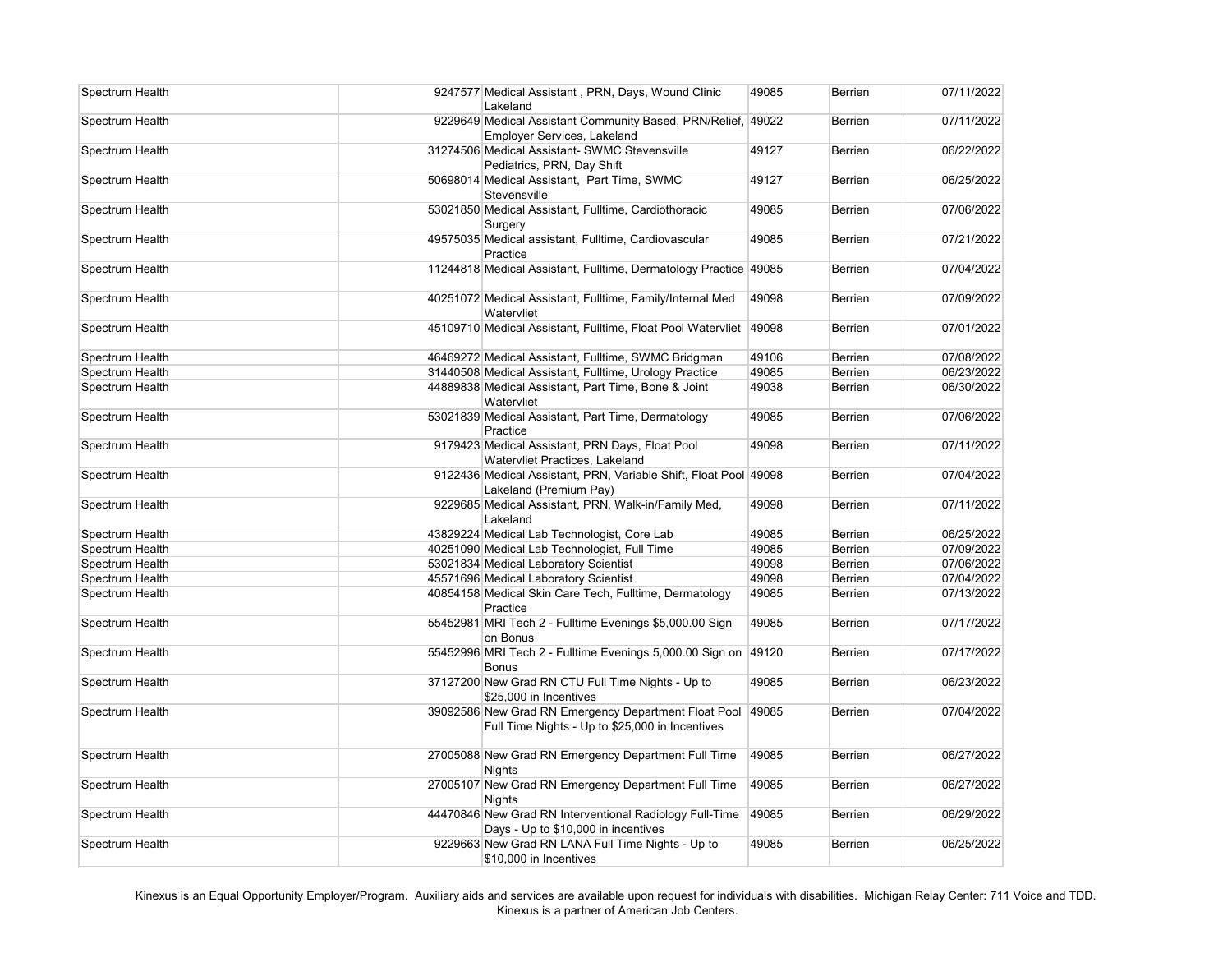| | | | | | |
|---|---|---|---|---|---|
| Spectrum Health | 9247577 | Medical Assistant , PRN, Days, Wound Clinic Lakeland | 49085 | Berrien | 07/11/2022 |
| Spectrum Health | 9229649 | Medical Assistant Community Based, PRN/Relief, Employer Services, Lakeland | 49022 | Berrien | 07/11/2022 |
| Spectrum Health | 31274506 | Medical Assistant- SWMC Stevensville Pediatrics, PRN, Day Shift | 49127 | Berrien | 06/22/2022 |
| Spectrum Health | 50698014 | Medical Assistant, Part Time, SWMC Stevensville | 49127 | Berrien | 06/25/2022 |
| Spectrum Health | 53021850 | Medical Assistant, Fulltime, Cardiothoracic Surgery | 49085 | Berrien | 07/06/2022 |
| Spectrum Health | 49575035 | Medical assistant, Fulltime, Cardiovascular Practice | 49085 | Berrien | 07/21/2022 |
| Spectrum Health | 11244818 | Medical Assistant, Fulltime, Dermatology Practice | 49085 | Berrien | 07/04/2022 |
| Spectrum Health | 40251072 | Medical Assistant, Fulltime, Family/Internal Med Watervliet | 49098 | Berrien | 07/09/2022 |
| Spectrum Health | 45109710 | Medical Assistant, Fulltime, Float Pool Watervliet | 49098 | Berrien | 07/01/2022 |
| Spectrum Health | 46469272 | Medical Assistant, Fulltime, SWMC Bridgman | 49106 | Berrien | 07/08/2022 |
| Spectrum Health | 31440508 | Medical Assistant, Fulltime, Urology Practice | 49085 | Berrien | 06/23/2022 |
| Spectrum Health | 44889838 | Medical Assistant, Part Time, Bone & Joint Watervliet | 49038 | Berrien | 06/30/2022 |
| Spectrum Health | 53021839 | Medical Assistant, Part Time, Dermatology Practice | 49085 | Berrien | 07/06/2022 |
| Spectrum Health | 9179423 | Medical Assistant, PRN Days, Float Pool Watervliet Practices, Lakeland | 49098 | Berrien | 07/11/2022 |
| Spectrum Health | 9122436 | Medical Assistant, PRN, Variable Shift, Float Pool Lakeland (Premium Pay) | 49098 | Berrien | 07/04/2022 |
| Spectrum Health | 9229685 | Medical Assistant, PRN, Walk-in/Family Med, Lakeland | 49098 | Berrien | 07/11/2022 |
| Spectrum Health | 43829224 | Medical Lab Technologist, Core Lab | 49085 | Berrien | 06/25/2022 |
| Spectrum Health | 40251090 | Medical Lab Technologist, Full Time | 49085 | Berrien | 07/09/2022 |
| Spectrum Health | 53021834 | Medical Laboratory Scientist | 49098 | Berrien | 07/06/2022 |
| Spectrum Health | 45571696 | Medical Laboratory Scientist | 49098 | Berrien | 07/04/2022 |
| Spectrum Health | 40854158 | Medical Skin Care Tech, Fulltime, Dermatology Practice | 49085 | Berrien | 07/13/2022 |
| Spectrum Health | 55452981 | MRI Tech 2 - Fulltime Evenings $5,000.00 Sign on Bonus | 49085 | Berrien | 07/17/2022 |
| Spectrum Health | 55452996 | MRI Tech 2 - Fulltime Evenings 5,000.00 Sign on Bonus | 49120 | Berrien | 07/17/2022 |
| Spectrum Health | 37127200 | New Grad RN CTU Full Time Nights - Up to $25,000 in Incentives | 49085 | Berrien | 06/23/2022 |
| Spectrum Health | 39092586 | New Grad RN Emergency Department Float Pool Full Time Nights - Up to $25,000 in Incentives | 49085 | Berrien | 07/04/2022 |
| Spectrum Health | 27005088 | New Grad RN Emergency Department Full Time Nights | 49085 | Berrien | 06/27/2022 |
| Spectrum Health | 27005107 | New Grad RN Emergency Department Full Time Nights | 49085 | Berrien | 06/27/2022 |
| Spectrum Health | 44470846 | New Grad RN Interventional Radiology Full-Time Days - Up to $10,000 in incentives | 49085 | Berrien | 06/29/2022 |
| Spectrum Health | 9229663 | New Grad RN LANA Full Time Nights - Up to $10,000 in Incentives | 49085 | Berrien | 06/25/2022 |

Kinexus is an Equal Opportunity Employer/Program. Auxiliary aids and services are available upon request for individuals with disabilities. Michigan Relay Center: 711 Voice and TDD. Kinexus is a partner of American Job Centers.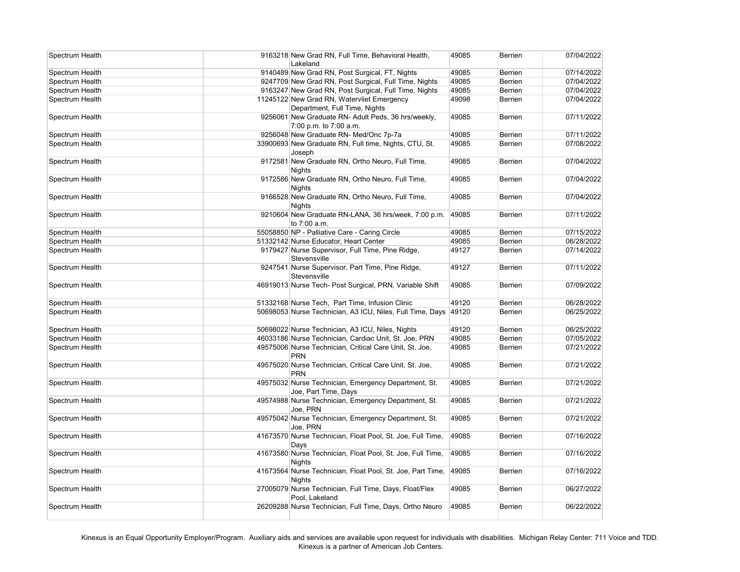| | | | | | |
|---|---|---|---|---|---|
| Spectrum Health | 9163218 | New Grad RN, Full Time, Behavioral Health, Lakeland | 49085 | Berrien | 07/04/2022 |
| Spectrum Health | 9140489 | New Grad RN, Post Surgical, FT, Nights | 49085 | Berrien | 07/14/2022 |
| Spectrum Health | 9247709 | New Grad RN, Post Surgical, Full Time, Nights | 49085 | Berrien | 07/04/2022 |
| Spectrum Health | 9163247 | New Grad RN, Post Surgical, Full Time, Nights | 49085 | Berrien | 07/04/2022 |
| Spectrum Health | 11245122 | New Grad RN, Watervliet Emergency Department, Full Time, Nights | 49098 | Berrien | 07/04/2022 |
| Spectrum Health | 9256061 | New Graduate RN- Adult Peds, 36 hrs/weekly, 7:00 p.m. to 7:00 a.m. | 49085 | Berrien | 07/11/2022 |
| Spectrum Health | 9256048 | New Graduate RN- Med/Onc 7p-7a | 49085 | Berrien | 07/11/2022 |
| Spectrum Health | 33900693 | New Graduate RN, Full time, Nights, CTU, St. Joseph | 49085 | Berrien | 07/08/2022 |
| Spectrum Health | 9172581 | New Graduate RN, Ortho Neuro, Full Time, Nights | 49085 | Berrien | 07/04/2022 |
| Spectrum Health | 9172586 | New Graduate RN, Ortho Neuro, Full Time, Nights | 49085 | Berrien | 07/04/2022 |
| Spectrum Health | 9166528 | New Graduate RN, Ortho Neuro, Full Time, Nights | 49085 | Berrien | 07/04/2022 |
| Spectrum Health | 9210604 | New Graduate RN-LANA, 36 hrs/week, 7:00 p.m. to 7:00 a.m. | 49085 | Berrien | 07/11/2022 |
| Spectrum Health | 55058850 | NP - Palliative Care - Caring Circle | 49085 | Berrien | 07/15/2022 |
| Spectrum Health | 51332142 | Nurse Educator, Heart Center | 49085 | Berrien | 06/28/2022 |
| Spectrum Health | 9179427 | Nurse Supervisor, Full Time, Pine Ridge, Stevensville | 49127 | Berrien | 07/14/2022 |
| Spectrum Health | 9247541 | Nurse Supervisor, Part Time, Pine Ridge, Stevensville | 49127 | Berrien | 07/11/2022 |
| Spectrum Health | 46919013 | Nurse Tech- Post Surgical, PRN, Variable Shift | 49085 | Berrien | 07/09/2022 |
| Spectrum Health | 51332168 | Nurse Tech, Part Time, Infusion Clinic | 49120 | Berrien | 06/28/2022 |
| Spectrum Health | 50698053 | Nurse Technician, A3 ICU, Niles, Full Time, Days | 49120 | Berrien | 06/25/2022 |
| Spectrum Health | 50698022 | Nurse Technician, A3 ICU, Niles, Nights | 49120 | Berrien | 06/25/2022 |
| Spectrum Health | 46033186 | Nurse Technician, Cardiac Unit, St. Joe, PRN | 49085 | Berrien | 07/05/2022 |
| Spectrum Health | 49575006 | Nurse Technician, Critical Care Unit, St. Joe, PRN | 49085 | Berrien | 07/21/2022 |
| Spectrum Health | 49575020 | Nurse Technician, Critical Care Unit, St. Joe, PRN | 49085 | Berrien | 07/21/2022 |
| Spectrum Health | 49575032 | Nurse Technician, Emergency Department, St. Joe, Part Time, Days | 49085 | Berrien | 07/21/2022 |
| Spectrum Health | 49574988 | Nurse Technician, Emergency Department, St. Joe, PRN | 49085 | Berrien | 07/21/2022 |
| Spectrum Health | 49575042 | Nurse Technician, Emergency Department, St. Joe, PRN | 49085 | Berrien | 07/21/2022 |
| Spectrum Health | 41673570 | Nurse Technician, Float Pool, St. Joe, Full Time, Days | 49085 | Berrien | 07/16/2022 |
| Spectrum Health | 41673580 | Nurse Technician, Float Pool, St. Joe, Full Time, Nights | 49085 | Berrien | 07/16/2022 |
| Spectrum Health | 41673564 | Nurse Technician, Float Pool, St. Joe, Part Time, Nights | 49085 | Berrien | 07/16/2022 |
| Spectrum Health | 27005079 | Nurse Technician, Full Time, Days, Float/Flex Pool, Lakeland | 49085 | Berrien | 06/27/2022 |
| Spectrum Health | 26209288 | Nurse Technician, Full Time, Days, Ortho Neuro | 49085 | Berrien | 06/22/2022 |

Kinexus is an Equal Opportunity Employer/Program. Auxiliary aids and services are available upon request for individuals with disabilities. Michigan Relay Center: 711 Voice and TDD. Kinexus is a partner of American Job Centers.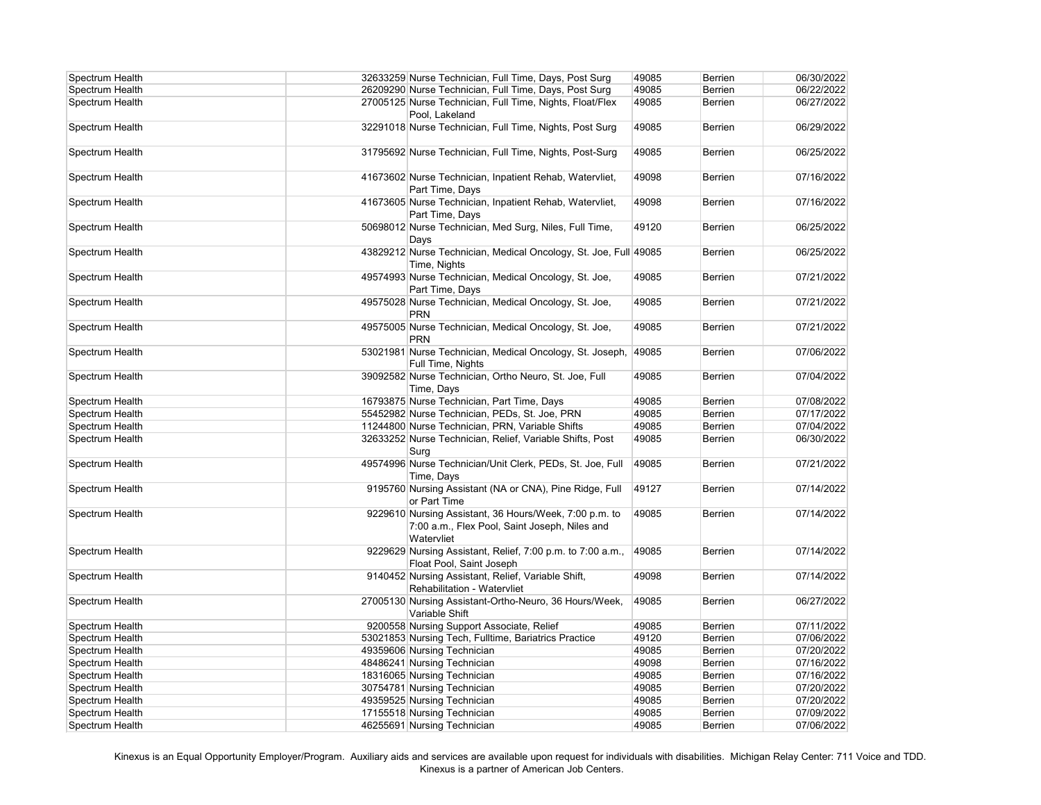| | | | | | |
|---|---|---|---|---|---|
| Spectrum Health | 32633259 | Nurse Technician, Full Time, Days, Post Surg | 49085 | Berrien | 06/30/2022 |
| Spectrum Health | 26209290 | Nurse Technician, Full Time, Days, Post Surg | 49085 | Berrien | 06/22/2022 |
| Spectrum Health | 27005125 | Nurse Technician, Full Time, Nights, Float/Flex Pool, Lakeland | 49085 | Berrien | 06/27/2022 |
| Spectrum Health | 32291018 | Nurse Technician, Full Time, Nights, Post Surg | 49085 | Berrien | 06/29/2022 |
| Spectrum Health | 31795692 | Nurse Technician, Full Time, Nights, Post-Surg | 49085 | Berrien | 06/25/2022 |
| Spectrum Health | 41673602 | Nurse Technician, Inpatient Rehab, Watervliet, Part Time, Days | 49098 | Berrien | 07/16/2022 |
| Spectrum Health | 41673605 | Nurse Technician, Inpatient Rehab, Watervliet, Part Time, Days | 49098 | Berrien | 07/16/2022 |
| Spectrum Health | 50698012 | Nurse Technician, Med Surg, Niles, Full Time, Days | 49120 | Berrien | 06/25/2022 |
| Spectrum Health | 43829212 | Nurse Technician, Medical Oncology, St. Joe, Full Time, Nights | 49085 | Berrien | 06/25/2022 |
| Spectrum Health | 49574993 | Nurse Technician, Medical Oncology, St. Joe, Part Time, Days | 49085 | Berrien | 07/21/2022 |
| Spectrum Health | 49575028 | Nurse Technician, Medical Oncology, St. Joe, PRN | 49085 | Berrien | 07/21/2022 |
| Spectrum Health | 49575005 | Nurse Technician, Medical Oncology, St. Joe, PRN | 49085 | Berrien | 07/21/2022 |
| Spectrum Health | 53021981 | Nurse Technician, Medical Oncology, St. Joseph, Full Time, Nights | 49085 | Berrien | 07/06/2022 |
| Spectrum Health | 39092582 | Nurse Technician, Ortho Neuro, St. Joe, Full Time, Days | 49085 | Berrien | 07/04/2022 |
| Spectrum Health | 16793875 | Nurse Technician, Part Time, Days | 49085 | Berrien | 07/08/2022 |
| Spectrum Health | 55452982 | Nurse Technician, PEDs, St. Joe, PRN | 49085 | Berrien | 07/17/2022 |
| Spectrum Health | 11244800 | Nurse Technician, PRN, Variable Shifts | 49085 | Berrien | 07/04/2022 |
| Spectrum Health | 32633252 | Nurse Technician, Relief, Variable Shifts, Post Surg | 49085 | Berrien | 06/30/2022 |
| Spectrum Health | 49574996 | Nurse Technician/Unit Clerk, PEDs, St. Joe, Full Time, Days | 49085 | Berrien | 07/21/2022 |
| Spectrum Health | 9195760 | Nursing Assistant (NA or CNA), Pine Ridge, Full or Part Time | 49127 | Berrien | 07/14/2022 |
| Spectrum Health | 9229610 | Nursing Assistant, 36 Hours/Week, 7:00 p.m. to 7:00 a.m., Flex Pool, Saint Joseph, Niles and Watervliet | 49085 | Berrien | 07/14/2022 |
| Spectrum Health | 9229629 | Nursing Assistant, Relief, 7:00 p.m. to 7:00 a.m., Float Pool, Saint Joseph | 49085 | Berrien | 07/14/2022 |
| Spectrum Health | 9140452 | Nursing Assistant, Relief, Variable Shift, Rehabilitation - Watervliet | 49098 | Berrien | 07/14/2022 |
| Spectrum Health | 27005130 | Nursing Assistant-Ortho-Neuro, 36 Hours/Week, Variable Shift | 49085 | Berrien | 06/27/2022 |
| Spectrum Health | 9200558 | Nursing Support Associate, Relief | 49085 | Berrien | 07/11/2022 |
| Spectrum Health | 53021853 | Nursing Tech, Fulltime, Bariatrics Practice | 49120 | Berrien | 07/06/2022 |
| Spectrum Health | 49359606 | Nursing Technician | 49085 | Berrien | 07/20/2022 |
| Spectrum Health | 48486241 | Nursing Technician | 49098 | Berrien | 07/16/2022 |
| Spectrum Health | 18316065 | Nursing Technician | 49085 | Berrien | 07/16/2022 |
| Spectrum Health | 30754781 | Nursing Technician | 49085 | Berrien | 07/20/2022 |
| Spectrum Health | 49359525 | Nursing Technician | 49085 | Berrien | 07/20/2022 |
| Spectrum Health | 17155518 | Nursing Technician | 49085 | Berrien | 07/09/2022 |
| Spectrum Health | 46255691 | Nursing Technician | 49085 | Berrien | 07/06/2022 |

Kinexus is an Equal Opportunity Employer/Program. Auxiliary aids and services are available upon request for individuals with disabilities. Michigan Relay Center: 711 Voice and TDD. Kinexus is a partner of American Job Centers.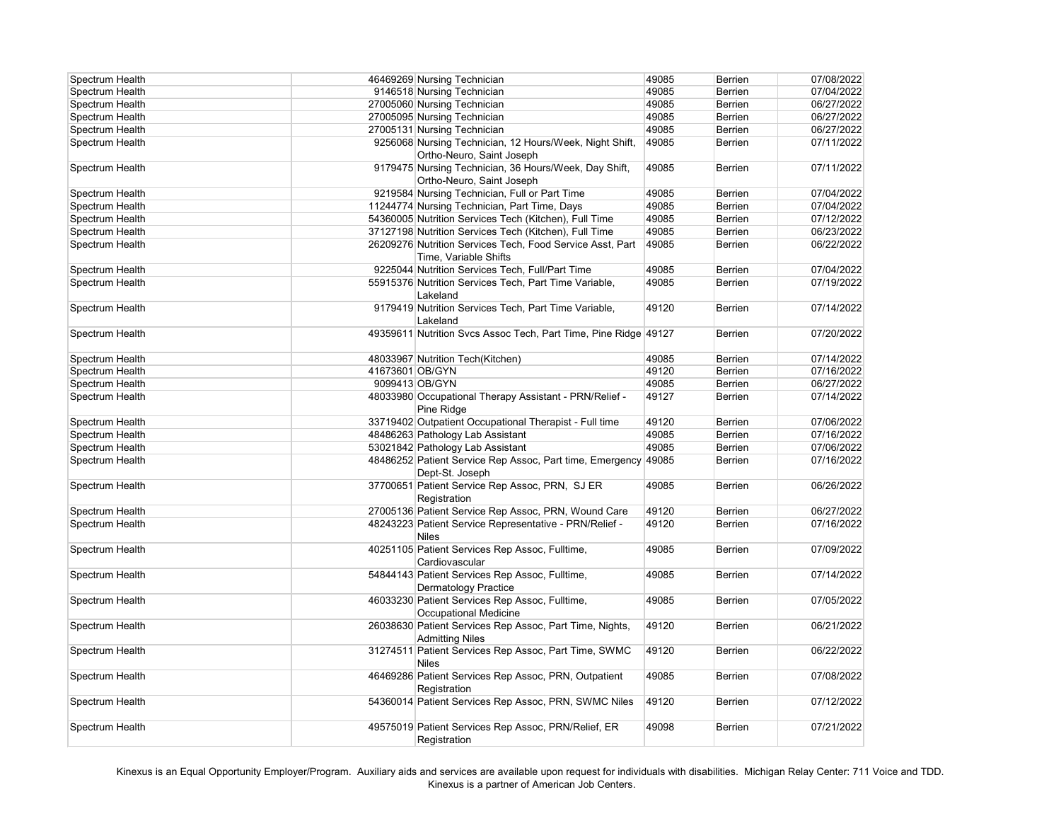| Spectrum Health | 46469269 | Nursing Technician | 49085 | Berrien | 07/08/2022 |
|---|---|---|---|---|---|
| Spectrum Health | 9146518 | Nursing Technician | 49085 | Berrien | 07/04/2022 |
| Spectrum Health | 27005060 | Nursing Technician | 49085 | Berrien | 06/27/2022 |
| Spectrum Health | 27005095 | Nursing Technician | 49085 | Berrien | 06/27/2022 |
| Spectrum Health | 27005131 | Nursing Technician | 49085 | Berrien | 06/27/2022 |
| Spectrum Health | 9256068 | Nursing Technician, 12 Hours/Week, Night Shift, Ortho-Neuro, Saint Joseph | 49085 | Berrien | 07/11/2022 |
| Spectrum Health | 9179475 | Nursing Technician, 36 Hours/Week, Day Shift, Ortho-Neuro, Saint Joseph | 49085 | Berrien | 07/11/2022 |
| Spectrum Health | 9219584 | Nursing Technician, Full or Part Time | 49085 | Berrien | 07/04/2022 |
| Spectrum Health | 11244774 | Nursing Technician, Part Time, Days | 49085 | Berrien | 07/04/2022 |
| Spectrum Health | 54360005 | Nutrition Services Tech (Kitchen), Full Time | 49085 | Berrien | 07/12/2022 |
| Spectrum Health | 37127198 | Nutrition Services Tech (Kitchen), Full Time | 49085 | Berrien | 06/23/2022 |
| Spectrum Health | 26209276 | Nutrition Services Tech, Food Service Asst, Part Time, Variable Shifts | 49085 | Berrien | 06/22/2022 |
| Spectrum Health | 9225044 | Nutrition Services Tech, Full/Part Time | 49085 | Berrien | 07/04/2022 |
| Spectrum Health | 55915376 | Nutrition Services Tech, Part Time Variable, Lakeland | 49085 | Berrien | 07/19/2022 |
| Spectrum Health | 9179419 | Nutrition Services Tech, Part Time Variable, Lakeland | 49120 | Berrien | 07/14/2022 |
| Spectrum Health | 49359611 | Nutrition Svcs Assoc Tech, Part Time, Pine Ridge | 49127 | Berrien | 07/20/2022 |
| Spectrum Health | 48033967 | Nutrition Tech(Kitchen) | 49085 | Berrien | 07/14/2022 |
| Spectrum Health | 41673601 | OB/GYN | 49120 | Berrien | 07/16/2022 |
| Spectrum Health | 9099413 | OB/GYN | 49085 | Berrien | 06/27/2022 |
| Spectrum Health | 48033980 | Occupational Therapy Assistant - PRN/Relief - Pine Ridge | 49127 | Berrien | 07/14/2022 |
| Spectrum Health | 33719402 | Outpatient Occupational Therapist - Full time | 49120 | Berrien | 07/06/2022 |
| Spectrum Health | 48486263 | Pathology Lab Assistant | 49085 | Berrien | 07/16/2022 |
| Spectrum Health | 53021842 | Pathology Lab Assistant | 49085 | Berrien | 07/06/2022 |
| Spectrum Health | 48486252 | Patient Service Rep Assoc, Part time, Emergency Dept-St. Joseph | 49085 | Berrien | 07/16/2022 |
| Spectrum Health | 37700651 | Patient Service Rep Assoc, PRN, SJ ER Registration | 49085 | Berrien | 06/26/2022 |
| Spectrum Health | 27005136 | Patient Service Rep Assoc, PRN, Wound Care | 49120 | Berrien | 06/27/2022 |
| Spectrum Health | 48243223 | Patient Service Representative - PRN/Relief - Niles | 49120 | Berrien | 07/16/2022 |
| Spectrum Health | 40251105 | Patient Services Rep Assoc, Fulltime, Cardiovascular | 49085 | Berrien | 07/09/2022 |
| Spectrum Health | 54844143 | Patient Services Rep Assoc, Fulltime, Dermatology Practice | 49085 | Berrien | 07/14/2022 |
| Spectrum Health | 46033230 | Patient Services Rep Assoc, Fulltime, Occupational Medicine | 49085 | Berrien | 07/05/2022 |
| Spectrum Health | 26038630 | Patient Services Rep Assoc, Part Time, Nights, Admitting Niles | 49120 | Berrien | 06/21/2022 |
| Spectrum Health | 31274511 | Patient Services Rep Assoc, Part Time, SWMC Niles | 49120 | Berrien | 06/22/2022 |
| Spectrum Health | 46469286 | Patient Services Rep Assoc, PRN, Outpatient Registration | 49085 | Berrien | 07/08/2022 |
| Spectrum Health | 54360014 | Patient Services Rep Assoc, PRN, SWMC Niles | 49120 | Berrien | 07/12/2022 |
| Spectrum Health | 49575019 | Patient Services Rep Assoc, PRN/Relief, ER Registration | 49098 | Berrien | 07/21/2022 |

Kinexus is an Equal Opportunity Employer/Program. Auxiliary aids and services are available upon request for individuals with disabilities. Michigan Relay Center: 711 Voice and TDD. Kinexus is a partner of American Job Centers.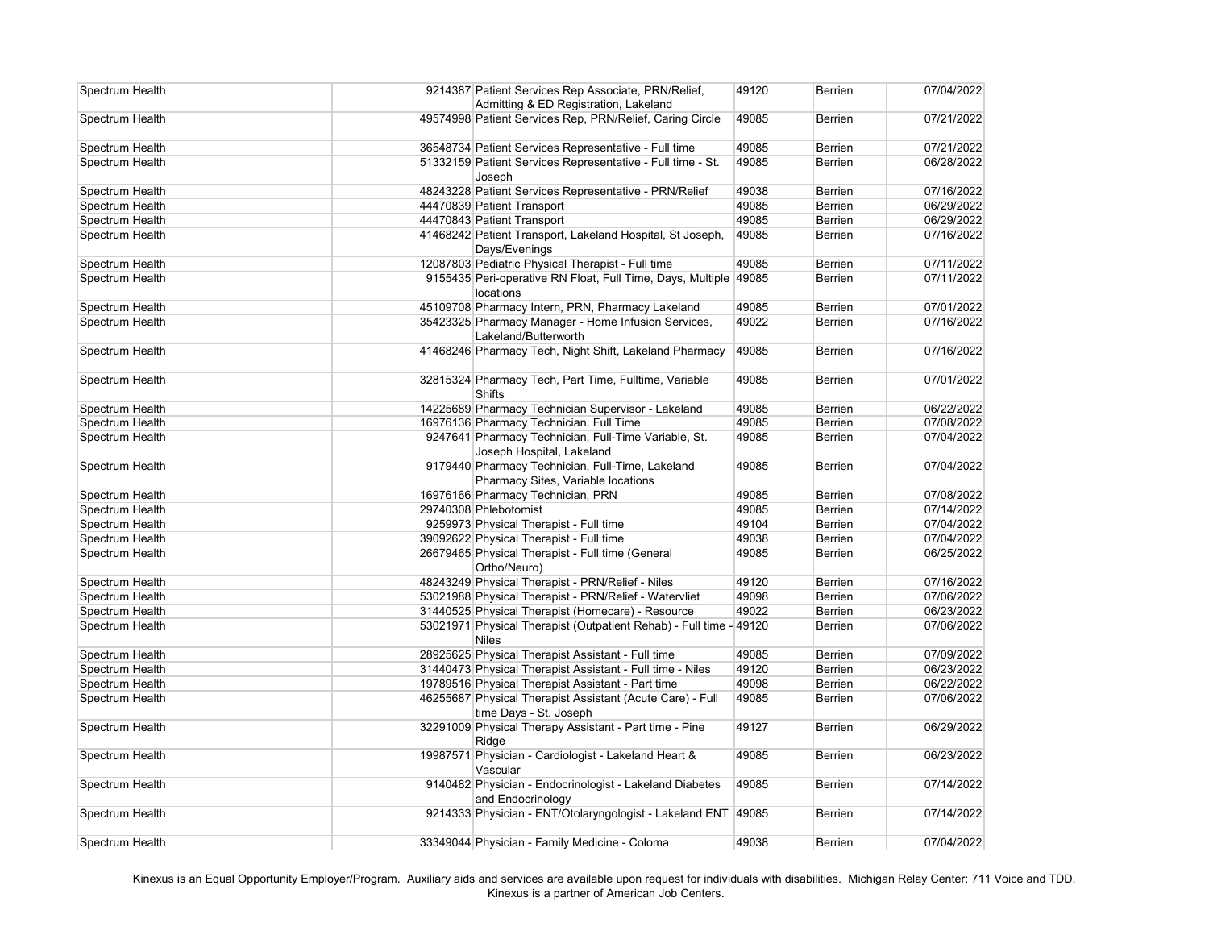| | | | | | |
|---|---|---|---|---|---|
| Spectrum Health | 9214387 | Patient Services Rep Associate, PRN/Relief, Admitting & ED Registration, Lakeland | 49120 | Berrien | 07/04/2022 |
| Spectrum Health | 49574998 | Patient Services Rep, PRN/Relief, Caring Circle | 49085 | Berrien | 07/21/2022 |
| Spectrum Health | 36548734 | Patient Services Representative - Full time | 49085 | Berrien | 07/21/2022 |
| Spectrum Health | 51332159 | Patient Services Representative - Full time - St. Joseph | 49085 | Berrien | 06/28/2022 |
| Spectrum Health | 48243228 | Patient Services Representative - PRN/Relief | 49038 | Berrien | 07/16/2022 |
| Spectrum Health | 44470839 | Patient Transport | 49085 | Berrien | 06/29/2022 |
| Spectrum Health | 44470843 | Patient Transport | 49085 | Berrien | 06/29/2022 |
| Spectrum Health | 41468242 | Patient Transport, Lakeland Hospital, St Joseph, Days/Evenings | 49085 | Berrien | 07/16/2022 |
| Spectrum Health | 12087803 | Pediatric Physical Therapist - Full time | 49085 | Berrien | 07/11/2022 |
| Spectrum Health | 9155435 | Peri-operative RN Float, Full Time, Days, Multiple locations | 49085 | Berrien | 07/11/2022 |
| Spectrum Health | 45109708 | Pharmacy Intern, PRN, Pharmacy Lakeland | 49085 | Berrien | 07/01/2022 |
| Spectrum Health | 35423325 | Pharmacy Manager - Home Infusion Services, Lakeland/Butterworth | 49022 | Berrien | 07/16/2022 |
| Spectrum Health | 41468246 | Pharmacy Tech, Night Shift, Lakeland Pharmacy | 49085 | Berrien | 07/16/2022 |
| Spectrum Health | 32815324 | Pharmacy Tech, Part Time, Fulltime, Variable Shifts | 49085 | Berrien | 07/01/2022 |
| Spectrum Health | 14225689 | Pharmacy Technician Supervisor - Lakeland | 49085 | Berrien | 06/22/2022 |
| Spectrum Health | 16976136 | Pharmacy Technician, Full Time | 49085 | Berrien | 07/08/2022 |
| Spectrum Health | 9247641 | Pharmacy Technician, Full-Time Variable, St. Joseph Hospital, Lakeland | 49085 | Berrien | 07/04/2022 |
| Spectrum Health | 9179440 | Pharmacy Technician, Full-Time, Lakeland Pharmacy Sites, Variable locations | 49085 | Berrien | 07/04/2022 |
| Spectrum Health | 16976166 | Pharmacy Technician, PRN | 49085 | Berrien | 07/08/2022 |
| Spectrum Health | 29740308 | Phlebotomist | 49085 | Berrien | 07/14/2022 |
| Spectrum Health | 9259973 | Physical Therapist - Full time | 49104 | Berrien | 07/04/2022 |
| Spectrum Health | 39092622 | Physical Therapist - Full time | 49038 | Berrien | 07/04/2022 |
| Spectrum Health | 26679465 | Physical Therapist - Full time (General Ortho/Neuro) | 49085 | Berrien | 06/25/2022 |
| Spectrum Health | 48243249 | Physical Therapist - PRN/Relief - Niles | 49120 | Berrien | 07/16/2022 |
| Spectrum Health | 53021988 | Physical Therapist - PRN/Relief - Watervliet | 49098 | Berrien | 07/06/2022 |
| Spectrum Health | 31440525 | Physical Therapist (Homecare) - Resource | 49022 | Berrien | 06/23/2022 |
| Spectrum Health | 53021971 | Physical Therapist (Outpatient Rehab) - Full time - Niles | 49120 | Berrien | 07/06/2022 |
| Spectrum Health | 28925625 | Physical Therapist Assistant - Full time | 49085 | Berrien | 07/09/2022 |
| Spectrum Health | 31440473 | Physical Therapist Assistant - Full time - Niles | 49120 | Berrien | 06/23/2022 |
| Spectrum Health | 19789516 | Physical Therapist Assistant - Part time | 49098 | Berrien | 06/22/2022 |
| Spectrum Health | 46255687 | Physical Therapist Assistant (Acute Care) - Full time Days - St. Joseph | 49085 | Berrien | 07/06/2022 |
| Spectrum Health | 32291009 | Physical Therapy Assistant - Part time - Pine Ridge | 49127 | Berrien | 06/29/2022 |
| Spectrum Health | 19987571 | Physician - Cardiologist - Lakeland Heart & Vascular | 49085 | Berrien | 06/23/2022 |
| Spectrum Health | 9140482 | Physician - Endocrinologist - Lakeland Diabetes and Endocrinology | 49085 | Berrien | 07/14/2022 |
| Spectrum Health | 9214333 | Physician - ENT/Otolaryngologist - Lakeland ENT | 49085 | Berrien | 07/14/2022 |
| Spectrum Health | 33349044 | Physician - Family Medicine - Coloma | 49038 | Berrien | 07/04/2022 |

Kinexus is an Equal Opportunity Employer/Program. Auxiliary aids and services are available upon request for individuals with disabilities. Michigan Relay Center: 711 Voice and TDD. Kinexus is a partner of American Job Centers.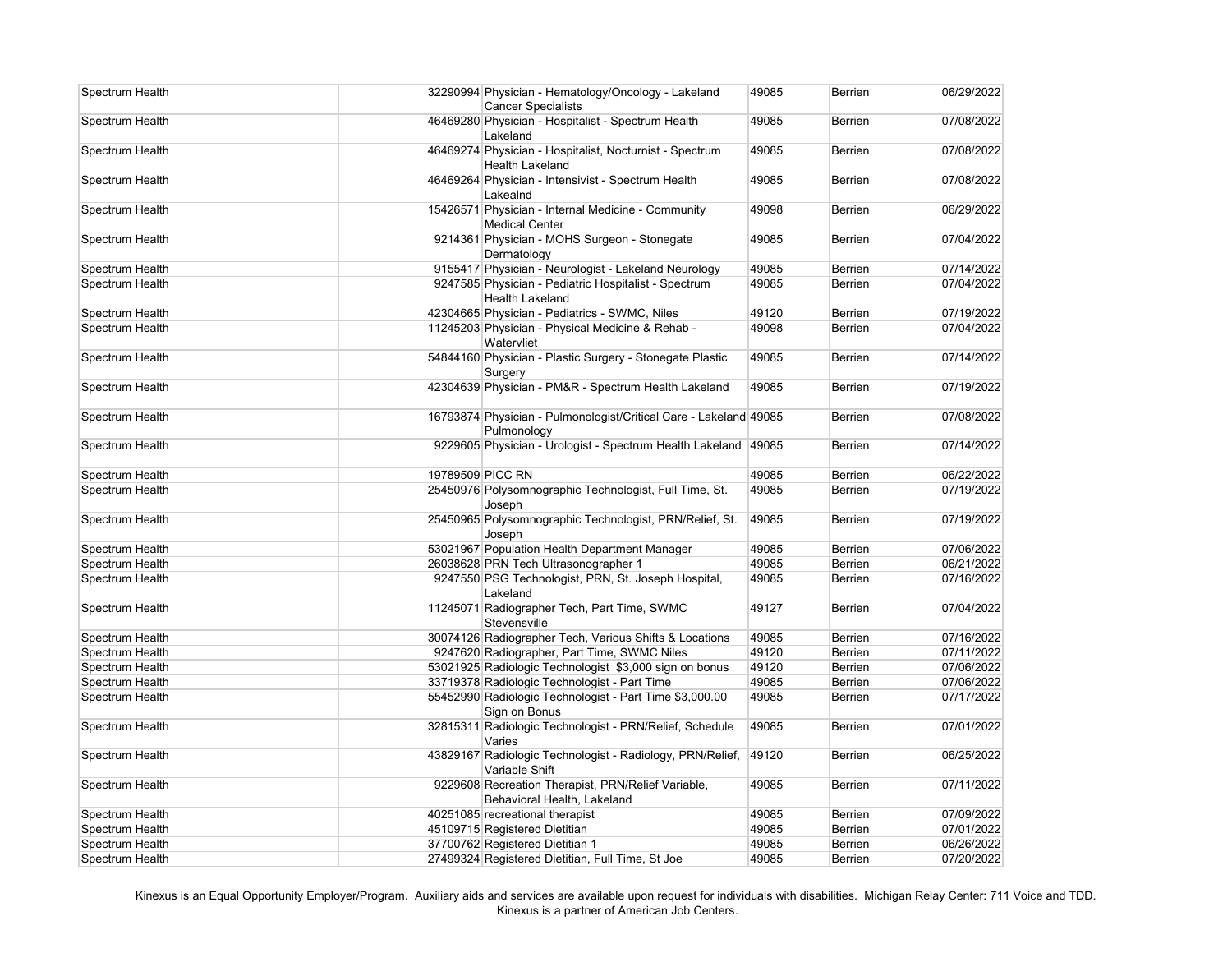| | | | | | |
|---|---|---|---|---|---|
| Spectrum Health | 32290994 | Physician - Hematology/Oncology - Lakeland Cancer Specialists | 49085 | Berrien | 06/29/2022 |
| Spectrum Health | 46469280 | Physician - Hospitalist - Spectrum Health Lakeland | 49085 | Berrien | 07/08/2022 |
| Spectrum Health | 46469274 | Physician - Hospitalist, Nocturnist - Spectrum Health Lakeland | 49085 | Berrien | 07/08/2022 |
| Spectrum Health | 46469264 | Physician - Intensivist - Spectrum Health Lakealnd | 49085 | Berrien | 07/08/2022 |
| Spectrum Health | 15426571 | Physician - Internal Medicine - Community Medical Center | 49098 | Berrien | 06/29/2022 |
| Spectrum Health | 9214361 | Physician - MOHS Surgeon - Stonegate Dermatology | 49085 | Berrien | 07/04/2022 |
| Spectrum Health | 9155417 | Physician - Neurologist - Lakeland Neurology | 49085 | Berrien | 07/14/2022 |
| Spectrum Health | 9247585 | Physician - Pediatric Hospitalist - Spectrum Health Lakeland | 49085 | Berrien | 07/04/2022 |
| Spectrum Health | 42304665 | Physician - Pediatrics - SWMC, Niles | 49120 | Berrien | 07/19/2022 |
| Spectrum Health | 11245203 | Physician - Physical Medicine & Rehab - Watervliet | 49098 | Berrien | 07/04/2022 |
| Spectrum Health | 54844160 | Physician - Plastic Surgery - Stonegate Plastic Surgery | 49085 | Berrien | 07/14/2022 |
| Spectrum Health | 42304639 | Physician - PM&R - Spectrum Health Lakeland | 49085 | Berrien | 07/19/2022 |
| Spectrum Health | 16793874 | Physician - Pulmonologist/Critical Care - Lakeland Pulmonology | 49085 | Berrien | 07/08/2022 |
| Spectrum Health | 9229605 | Physician - Urologist - Spectrum Health Lakeland | 49085 | Berrien | 07/14/2022 |
| Spectrum Health | 19789509 | PICC RN | 49085 | Berrien | 06/22/2022 |
| Spectrum Health | 25450976 | Polysomnographic Technologist, Full Time, St. Joseph | 49085 | Berrien | 07/19/2022 |
| Spectrum Health | 25450965 | Polysomnographic Technologist, PRN/Relief, St. Joseph | 49085 | Berrien | 07/19/2022 |
| Spectrum Health | 53021967 | Population Health Department Manager | 49085 | Berrien | 07/06/2022 |
| Spectrum Health | 26038628 | PRN Tech Ultrasonographer 1 | 49085 | Berrien | 06/21/2022 |
| Spectrum Health | 9247550 | PSG Technologist, PRN, St. Joseph Hospital, Lakeland | 49085 | Berrien | 07/16/2022 |
| Spectrum Health | 11245071 | Radiographer Tech, Part Time, SWMC Stevensville | 49127 | Berrien | 07/04/2022 |
| Spectrum Health | 30074126 | Radiographer Tech, Various Shifts & Locations | 49085 | Berrien | 07/16/2022 |
| Spectrum Health | 9247620 | Radiographer, Part Time, SWMC Niles | 49120 | Berrien | 07/11/2022 |
| Spectrum Health | 53021925 | Radiologic Technologist $3,000 sign on bonus | 49120 | Berrien | 07/06/2022 |
| Spectrum Health | 33719378 | Radiologic Technologist - Part Time | 49085 | Berrien | 07/06/2022 |
| Spectrum Health | 55452990 | Radiologic Technologist - Part Time $3,000.00 Sign on Bonus | 49085 | Berrien | 07/17/2022 |
| Spectrum Health | 32815311 | Radiologic Technologist - PRN/Relief, Schedule Varies | 49085 | Berrien | 07/01/2022 |
| Spectrum Health | 43829167 | Radiologic Technologist - Radiology, PRN/Relief, Variable Shift | 49120 | Berrien | 06/25/2022 |
| Spectrum Health | 9229608 | Recreation Therapist, PRN/Relief Variable, Behavioral Health, Lakeland | 49085 | Berrien | 07/11/2022 |
| Spectrum Health | 40251085 | recreational therapist | 49085 | Berrien | 07/09/2022 |
| Spectrum Health | 45109715 | Registered Dietitian | 49085 | Berrien | 07/01/2022 |
| Spectrum Health | 37700762 | Registered Dietitian 1 | 49085 | Berrien | 06/26/2022 |
| Spectrum Health | 27499324 | Registered Dietitian, Full Time, St Joe | 49085 | Berrien | 07/20/2022 |

Kinexus is an Equal Opportunity Employer/Program. Auxiliary aids and services are available upon request for individuals with disabilities. Michigan Relay Center: 711 Voice and TDD. Kinexus is a partner of American Job Centers.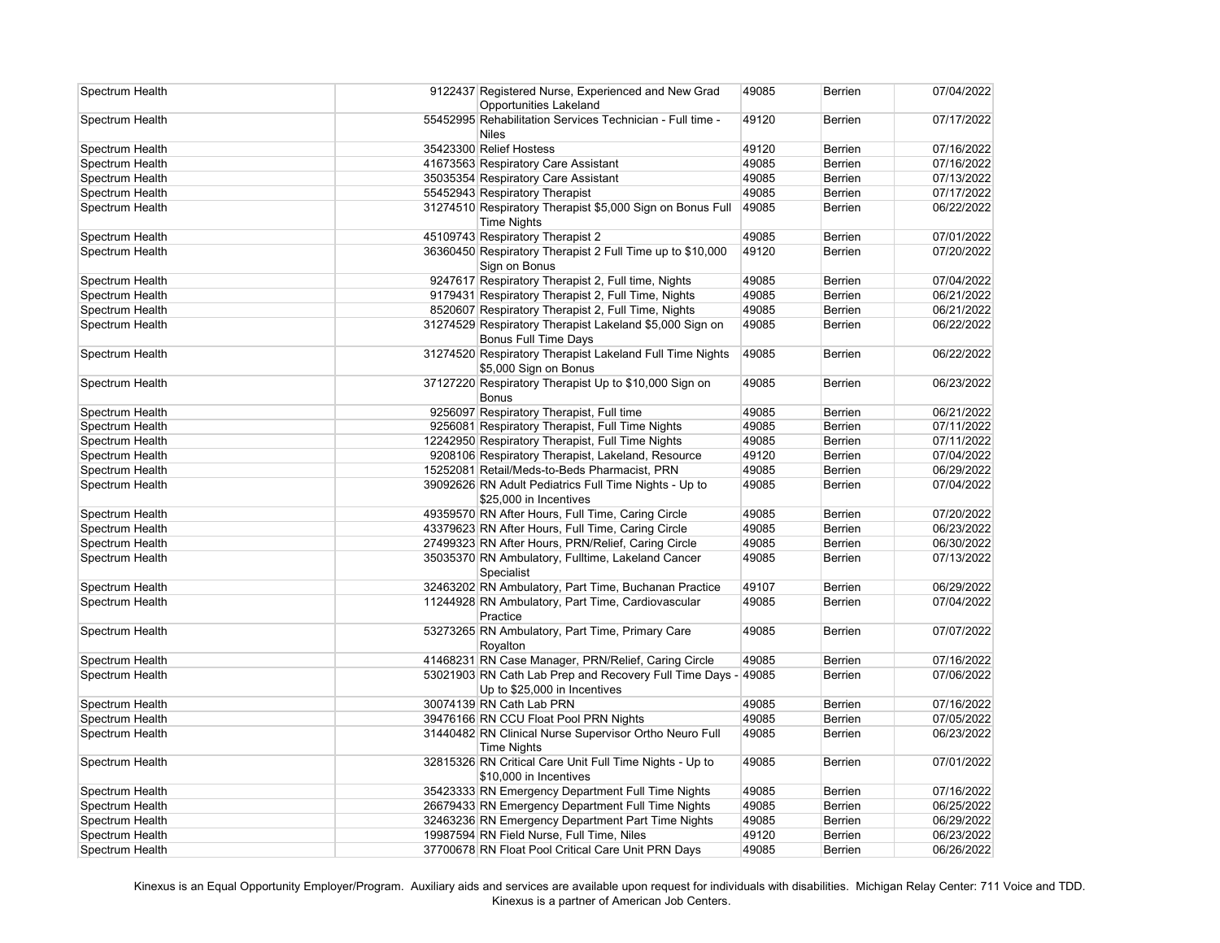| | | | | | |
|---|---|---|---|---|---|
| Spectrum Health | 9122437 | Registered Nurse, Experienced and New Grad Opportunities Lakeland | 49085 | Berrien | 07/04/2022 |
| Spectrum Health | 55452995 | Rehabilitation Services Technician - Full time - Niles | 49120 | Berrien | 07/17/2022 |
| Spectrum Health | 35423300 | Relief Hostess | 49120 | Berrien | 07/16/2022 |
| Spectrum Health | 41673563 | Respiratory Care Assistant | 49085 | Berrien | 07/16/2022 |
| Spectrum Health | 35035354 | Respiratory Care Assistant | 49085 | Berrien | 07/13/2022 |
| Spectrum Health | 55452943 | Respiratory Therapist | 49085 | Berrien | 07/17/2022 |
| Spectrum Health | 31274510 | Respiratory Therapist $5,000 Sign on Bonus Full Time Nights | 49085 | Berrien | 06/22/2022 |
| Spectrum Health | 45109743 | Respiratory Therapist 2 | 49085 | Berrien | 07/01/2022 |
| Spectrum Health | 36360450 | Respiratory Therapist 2 Full Time up to $10,000 Sign on Bonus | 49120 | Berrien | 07/20/2022 |
| Spectrum Health | 9247617 | Respiratory Therapist 2, Full time, Nights | 49085 | Berrien | 07/04/2022 |
| Spectrum Health | 9179431 | Respiratory Therapist 2, Full Time, Nights | 49085 | Berrien | 06/21/2022 |
| Spectrum Health | 8520607 | Respiratory Therapist 2, Full Time, Nights | 49085 | Berrien | 06/21/2022 |
| Spectrum Health | 31274529 | Respiratory Therapist Lakeland $5,000 Sign on Bonus Full Time Days | 49085 | Berrien | 06/22/2022 |
| Spectrum Health | 31274520 | Respiratory Therapist Lakeland Full Time Nights $5,000 Sign on Bonus | 49085 | Berrien | 06/22/2022 |
| Spectrum Health | 37127220 | Respiratory Therapist Up to $10,000 Sign on Bonus | 49085 | Berrien | 06/23/2022 |
| Spectrum Health | 9256097 | Respiratory Therapist, Full time | 49085 | Berrien | 06/21/2022 |
| Spectrum Health | 9256081 | Respiratory Therapist, Full Time Nights | 49085 | Berrien | 07/11/2022 |
| Spectrum Health | 12242950 | Respiratory Therapist, Full Time Nights | 49085 | Berrien | 07/11/2022 |
| Spectrum Health | 9208106 | Respiratory Therapist, Lakeland, Resource | 49120 | Berrien | 07/04/2022 |
| Spectrum Health | 15252081 | Retail/Meds-to-Beds Pharmacist, PRN | 49085 | Berrien | 06/29/2022 |
| Spectrum Health | 39092626 | RN Adult Pediatrics Full Time Nights - Up to $25,000 in Incentives | 49085 | Berrien | 07/04/2022 |
| Spectrum Health | 49359570 | RN After Hours, Full Time, Caring Circle | 49085 | Berrien | 07/20/2022 |
| Spectrum Health | 43379623 | RN After Hours, Full Time, Caring Circle | 49085 | Berrien | 06/23/2022 |
| Spectrum Health | 27499323 | RN After Hours, PRN/Relief, Caring Circle | 49085 | Berrien | 06/30/2022 |
| Spectrum Health | 35035370 | RN Ambulatory, Fulltime, Lakeland Cancer Specialist | 49085 | Berrien | 07/13/2022 |
| Spectrum Health | 32463202 | RN Ambulatory, Part Time, Buchanan Practice | 49107 | Berrien | 06/29/2022 |
| Spectrum Health | 11244928 | RN Ambulatory, Part Time, Cardiovascular Practice | 49085 | Berrien | 07/04/2022 |
| Spectrum Health | 53273265 | RN Ambulatory, Part Time, Primary Care Royalton | 49085 | Berrien | 07/07/2022 |
| Spectrum Health | 41468231 | RN Case Manager, PRN/Relief, Caring Circle | 49085 | Berrien | 07/16/2022 |
| Spectrum Health | 53021903 | RN Cath Lab Prep and Recovery Full Time Days - Up to $25,000 in Incentives | 49085 | Berrien | 07/06/2022 |
| Spectrum Health | 30074139 | RN Cath Lab PRN | 49085 | Berrien | 07/16/2022 |
| Spectrum Health | 39476166 | RN CCU Float Pool PRN Nights | 49085 | Berrien | 07/05/2022 |
| Spectrum Health | 31440482 | RN Clinical Nurse Supervisor Ortho Neuro Full Time Nights | 49085 | Berrien | 06/23/2022 |
| Spectrum Health | 32815326 | RN Critical Care Unit Full Time Nights - Up to $10,000 in Incentives | 49085 | Berrien | 07/01/2022 |
| Spectrum Health | 35423333 | RN Emergency Department Full Time Nights | 49085 | Berrien | 07/16/2022 |
| Spectrum Health | 26679433 | RN Emergency Department Full Time Nights | 49085 | Berrien | 06/25/2022 |
| Spectrum Health | 32463236 | RN Emergency Department Part Time Nights | 49085 | Berrien | 06/29/2022 |
| Spectrum Health | 19987594 | RN Field Nurse, Full Time, Niles | 49120 | Berrien | 06/23/2022 |
| Spectrum Health | 37700678 | RN Float Pool Critical Care Unit PRN Days | 49085 | Berrien | 06/26/2022 |

Kinexus is an Equal Opportunity Employer/Program. Auxiliary aids and services are available upon request for individuals with disabilities. Michigan Relay Center: 711 Voice and TDD. Kinexus is a partner of American Job Centers.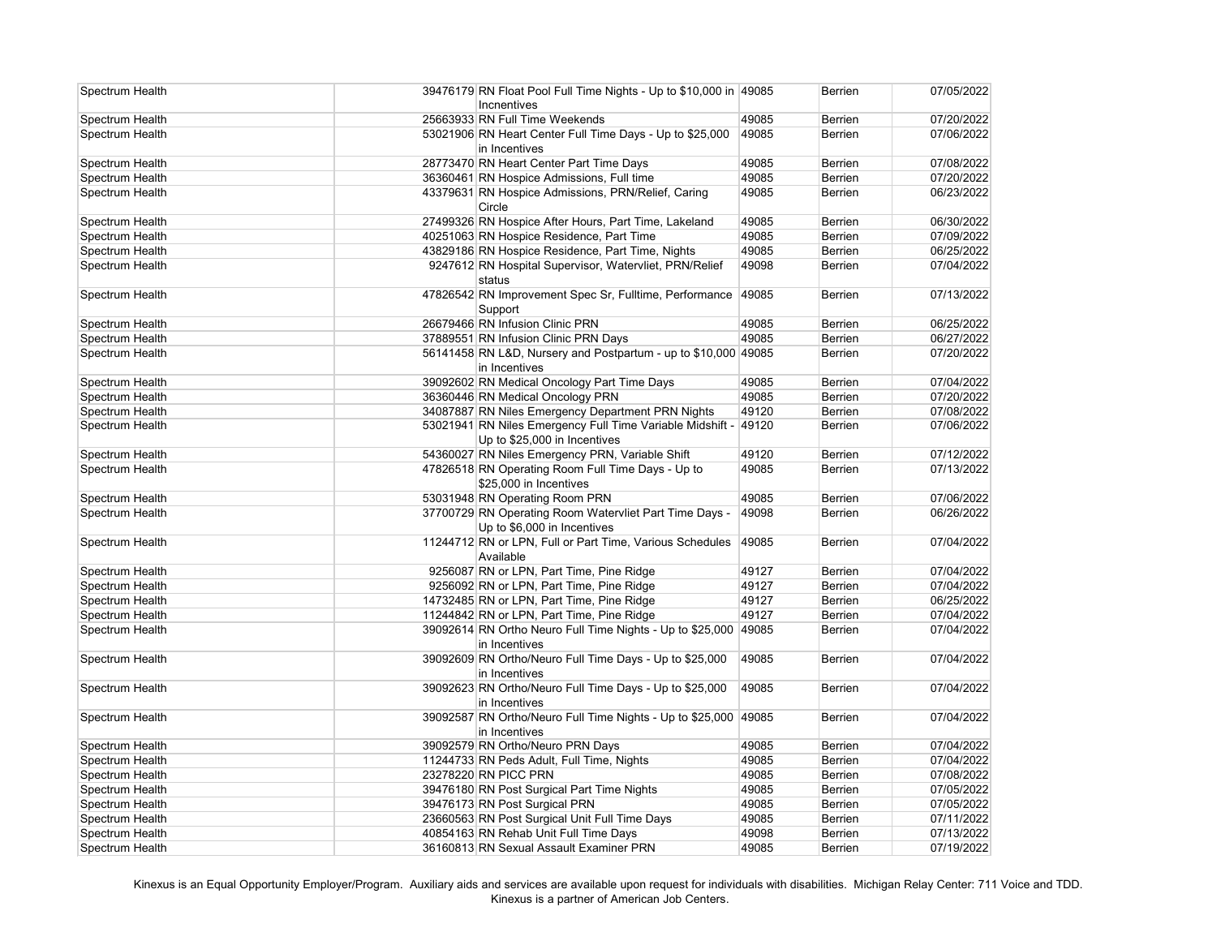| | | | | | |
|---|---|---|---|---|---|
| Spectrum Health | 39476179 | RN Float Pool Full Time Nights - Up to $10,000 in Incnentives | 49085 | Berrien | 07/05/2022 |
| Spectrum Health | 25663933 | RN Full Time Weekends | 49085 | Berrien | 07/20/2022 |
| Spectrum Health | 53021906 | RN Heart Center Full Time Days - Up to $25,000 in Incentives | 49085 | Berrien | 07/06/2022 |
| Spectrum Health | 28773470 | RN Heart Center Part Time Days | 49085 | Berrien | 07/08/2022 |
| Spectrum Health | 36360461 | RN Hospice Admissions, Full time | 49085 | Berrien | 07/20/2022 |
| Spectrum Health | 43379631 | RN Hospice Admissions, PRN/Relief, Caring Circle | 49085 | Berrien | 06/23/2022 |
| Spectrum Health | 27499326 | RN Hospice After Hours, Part Time, Lakeland | 49085 | Berrien | 06/30/2022 |
| Spectrum Health | 40251063 | RN Hospice Residence, Part Time | 49085 | Berrien | 07/09/2022 |
| Spectrum Health | 43829186 | RN Hospice Residence, Part Time, Nights | 49085 | Berrien | 06/25/2022 |
| Spectrum Health | 9247612 | RN Hospital Supervisor, Watervliet, PRN/Relief status | 49098 | Berrien | 07/04/2022 |
| Spectrum Health | 47826542 | RN Improvement Spec Sr, Fulltime, Performance Support | 49085 | Berrien | 07/13/2022 |
| Spectrum Health | 26679466 | RN Infusion Clinic PRN | 49085 | Berrien | 06/25/2022 |
| Spectrum Health | 37889551 | RN Infusion Clinic PRN Days | 49085 | Berrien | 06/27/2022 |
| Spectrum Health | 56141458 | RN L&D, Nursery and Postpartum - up to $10,000 in Incentives | 49085 | Berrien | 07/20/2022 |
| Spectrum Health | 39092602 | RN Medical Oncology Part Time Days | 49085 | Berrien | 07/04/2022 |
| Spectrum Health | 36360446 | RN Medical Oncology PRN | 49085 | Berrien | 07/20/2022 |
| Spectrum Health | 34087887 | RN Niles Emergency Department PRN Nights | 49120 | Berrien | 07/08/2022 |
| Spectrum Health | 53021941 | RN Niles Emergency Full Time Variable Midshift - Up to $25,000 in Incentives | 49120 | Berrien | 07/06/2022 |
| Spectrum Health | 54360027 | RN Niles Emergency PRN, Variable Shift | 49120 | Berrien | 07/12/2022 |
| Spectrum Health | 47826518 | RN Operating Room Full Time Days - Up to $25,000 in Incentives | 49085 | Berrien | 07/13/2022 |
| Spectrum Health | 53031948 | RN Operating Room PRN | 49085 | Berrien | 07/06/2022 |
| Spectrum Health | 37700729 | RN Operating Room Watervliet Part Time Days - Up to $6,000 in Incentives | 49098 | Berrien | 06/26/2022 |
| Spectrum Health | 11244712 | RN or LPN, Full or Part Time, Various Schedules Available | 49085 | Berrien | 07/04/2022 |
| Spectrum Health | 9256087 | RN or LPN, Part Time, Pine Ridge | 49127 | Berrien | 07/04/2022 |
| Spectrum Health | 9256092 | RN or LPN, Part Time, Pine Ridge | 49127 | Berrien | 07/04/2022 |
| Spectrum Health | 14732485 | RN or LPN, Part Time, Pine Ridge | 49127 | Berrien | 06/25/2022 |
| Spectrum Health | 11244842 | RN or LPN, Part Time, Pine Ridge | 49127 | Berrien | 07/04/2022 |
| Spectrum Health | 39092614 | RN Ortho Neuro Full Time Nights - Up to $25,000 in Incentives | 49085 | Berrien | 07/04/2022 |
| Spectrum Health | 39092609 | RN Ortho/Neuro Full Time Days - Up to $25,000 in Incentives | 49085 | Berrien | 07/04/2022 |
| Spectrum Health | 39092623 | RN Ortho/Neuro Full Time Days - Up to $25,000 in Incentives | 49085 | Berrien | 07/04/2022 |
| Spectrum Health | 39092587 | RN Ortho/Neuro Full Time Nights - Up to $25,000 in Incentives | 49085 | Berrien | 07/04/2022 |
| Spectrum Health | 39092579 | RN Ortho/Neuro PRN Days | 49085 | Berrien | 07/04/2022 |
| Spectrum Health | 11244733 | RN Peds Adult, Full Time, Nights | 49085 | Berrien | 07/04/2022 |
| Spectrum Health | 23278220 | RN PICC PRN | 49085 | Berrien | 07/08/2022 |
| Spectrum Health | 39476180 | RN Post Surgical Part Time Nights | 49085 | Berrien | 07/05/2022 |
| Spectrum Health | 39476173 | RN Post Surgical PRN | 49085 | Berrien | 07/05/2022 |
| Spectrum Health | 23660563 | RN Post Surgical Unit Full Time Days | 49085 | Berrien | 07/11/2022 |
| Spectrum Health | 40854163 | RN Rehab Unit Full Time Days | 49098 | Berrien | 07/13/2022 |
| Spectrum Health | 36160813 | RN Sexual Assault Examiner PRN | 49085 | Berrien | 07/19/2022 |

Kinexus is an Equal Opportunity Employer/Program. Auxiliary aids and services are available upon request for individuals with disabilities. Michigan Relay Center: 711 Voice and TDD. Kinexus is a partner of American Job Centers.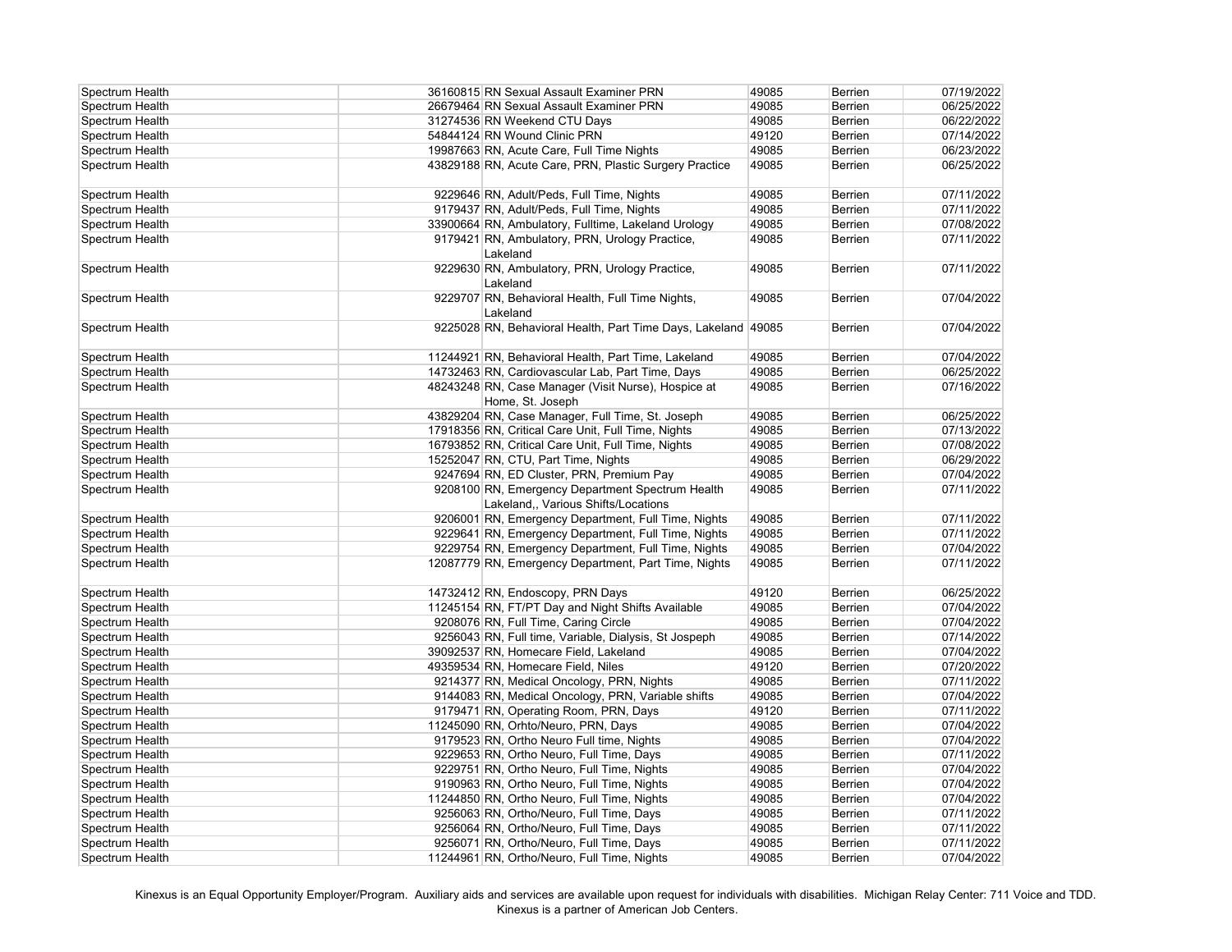| Spectrum Health | 36160815 | RN Sexual Assault Examiner PRN | 49085 | Berrien | 07/19/2022 |
|---|---|---|---|---|---|
| Spectrum Health | 26679464 | RN Sexual Assault Examiner PRN | 49085 | Berrien | 06/25/2022 |
| Spectrum Health | 31274536 | RN Weekend CTU Days | 49085 | Berrien | 06/22/2022 |
| Spectrum Health | 54844124 | RN Wound Clinic PRN | 49120 | Berrien | 07/14/2022 |
| Spectrum Health | 19987663 | RN, Acute Care, Full Time Nights | 49085 | Berrien | 06/23/2022 |
| Spectrum Health | 43829188 | RN, Acute Care, PRN, Plastic Surgery Practice | 49085 | Berrien | 06/25/2022 |
| Spectrum Health | 9229646 | RN, Adult/Peds, Full Time, Nights | 49085 | Berrien | 07/11/2022 |
| Spectrum Health | 9179437 | RN, Adult/Peds, Full Time, Nights | 49085 | Berrien | 07/11/2022 |
| Spectrum Health | 33900664 | RN, Ambulatory, Fulltime, Lakeland Urology | 49085 | Berrien | 07/08/2022 |
| Spectrum Health | 9179421 | RN, Ambulatory, PRN, Urology Practice, Lakeland | 49085 | Berrien | 07/11/2022 |
| Spectrum Health | 9229630 | RN, Ambulatory, PRN, Urology Practice, Lakeland | 49085 | Berrien | 07/11/2022 |
| Spectrum Health | 9229707 | RN, Behavioral Health, Full Time Nights, Lakeland | 49085 | Berrien | 07/04/2022 |
| Spectrum Health | 9225028 | RN, Behavioral Health, Part Time Days, Lakeland | 49085 | Berrien | 07/04/2022 |
| Spectrum Health | 11244921 | RN, Behavioral Health, Part Time, Lakeland | 49085 | Berrien | 07/04/2022 |
| Spectrum Health | 14732463 | RN, Cardiovascular Lab, Part Time, Days | 49085 | Berrien | 06/25/2022 |
| Spectrum Health | 48243248 | RN, Case Manager (Visit Nurse), Hospice at Home, St. Joseph | 49085 | Berrien | 07/16/2022 |
| Spectrum Health | 43829204 | RN, Case Manager, Full Time, St. Joseph | 49085 | Berrien | 06/25/2022 |
| Spectrum Health | 17918356 | RN, Critical Care Unit, Full Time, Nights | 49085 | Berrien | 07/13/2022 |
| Spectrum Health | 16793852 | RN, Critical Care Unit, Full Time, Nights | 49085 | Berrien | 07/08/2022 |
| Spectrum Health | 15252047 | RN, CTU, Part Time, Nights | 49085 | Berrien | 06/29/2022 |
| Spectrum Health | 9247694 | RN, ED Cluster, PRN, Premium Pay | 49085 | Berrien | 07/04/2022 |
| Spectrum Health | 9208100 | RN, Emergency Department Spectrum Health Lakeland,, Various Shifts/Locations | 49085 | Berrien | 07/11/2022 |
| Spectrum Health | 9206001 | RN, Emergency Department, Full Time, Nights | 49085 | Berrien | 07/11/2022 |
| Spectrum Health | 9229641 | RN, Emergency Department, Full Time, Nights | 49085 | Berrien | 07/11/2022 |
| Spectrum Health | 9229754 | RN, Emergency Department, Full Time, Nights | 49085 | Berrien | 07/04/2022 |
| Spectrum Health | 12087779 | RN, Emergency Department, Part Time, Nights | 49085 | Berrien | 07/11/2022 |
| Spectrum Health | 14732412 | RN, Endoscopy, PRN Days | 49120 | Berrien | 06/25/2022 |
| Spectrum Health | 11245154 | RN, FT/PT Day and Night Shifts Available | 49085 | Berrien | 07/04/2022 |
| Spectrum Health | 9208076 | RN, Full Time, Caring Circle | 49085 | Berrien | 07/04/2022 |
| Spectrum Health | 9256043 | RN, Full time, Variable, Dialysis, St Jospeph | 49085 | Berrien | 07/14/2022 |
| Spectrum Health | 39092537 | RN, Homecare Field, Lakeland | 49085 | Berrien | 07/04/2022 |
| Spectrum Health | 49359534 | RN, Homecare Field, Niles | 49120 | Berrien | 07/20/2022 |
| Spectrum Health | 9214377 | RN, Medical Oncology, PRN, Nights | 49085 | Berrien | 07/11/2022 |
| Spectrum Health | 9144083 | RN, Medical Oncology, PRN, Variable shifts | 49085 | Berrien | 07/04/2022 |
| Spectrum Health | 9179471 | RN, Operating Room, PRN, Days | 49120 | Berrien | 07/11/2022 |
| Spectrum Health | 11245090 | RN, Orhto/Neuro, PRN, Days | 49085 | Berrien | 07/04/2022 |
| Spectrum Health | 9179523 | RN, Ortho Neuro Full time, Nights | 49085 | Berrien | 07/04/2022 |
| Spectrum Health | 9229653 | RN, Ortho Neuro, Full Time, Days | 49085 | Berrien | 07/11/2022 |
| Spectrum Health | 9229751 | RN, Ortho Neuro, Full Time, Nights | 49085 | Berrien | 07/04/2022 |
| Spectrum Health | 9190963 | RN, Ortho Neuro, Full Time, Nights | 49085 | Berrien | 07/04/2022 |
| Spectrum Health | 11244850 | RN, Ortho Neuro, Full Time, Nights | 49085 | Berrien | 07/04/2022 |
| Spectrum Health | 9256063 | RN, Ortho/Neuro, Full Time, Days | 49085 | Berrien | 07/11/2022 |
| Spectrum Health | 9256064 | RN, Ortho/Neuro, Full Time, Days | 49085 | Berrien | 07/11/2022 |
| Spectrum Health | 9256071 | RN, Ortho/Neuro, Full Time, Days | 49085 | Berrien | 07/11/2022 |
| Spectrum Health | 11244961 | RN, Ortho/Neuro, Full Time, Nights | 49085 | Berrien | 07/04/2022 |

Kinexus is an Equal Opportunity Employer/Program. Auxiliary aids and services are available upon request for individuals with disabilities. Michigan Relay Center: 711 Voice and TDD. Kinexus is a partner of American Job Centers.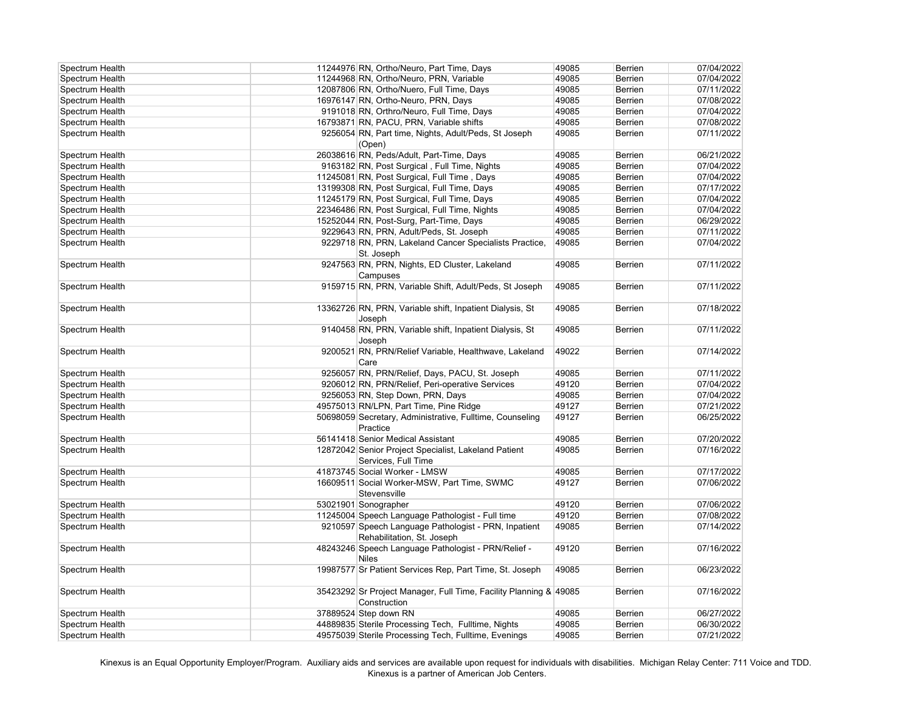| Spectrum Health | 11244976 | RN, Ortho/Neuro, Part Time, Days | 49085 | Berrien | 07/04/2022 |
|---|---|---|---|---|---|
| Spectrum Health | 11244968 | RN, Ortho/Neuro, PRN, Variable | 49085 | Berrien | 07/04/2022 |
| Spectrum Health | 12087806 | RN, Ortho/Nuero, Full Time, Days | 49085 | Berrien | 07/11/2022 |
| Spectrum Health | 16976147 | RN, Ortho-Neuro, PRN, Days | 49085 | Berrien | 07/08/2022 |
| Spectrum Health | 9191018 | RN, Orthro/Neuro, Full Time, Days | 49085 | Berrien | 07/04/2022 |
| Spectrum Health | 16793871 | RN, PACU, PRN, Variable shifts | 49085 | Berrien | 07/08/2022 |
| Spectrum Health | 9256054 | RN, Part time, Nights, Adult/Peds, St Joseph (Open) | 49085 | Berrien | 07/11/2022 |
| Spectrum Health | 26038616 | RN, Peds/Adult, Part-Time, Days | 49085 | Berrien | 06/21/2022 |
| Spectrum Health | 9163182 | RN, Post Surgical , Full Time, Nights | 49085 | Berrien | 07/04/2022 |
| Spectrum Health | 11245081 | RN, Post Surgical, Full Time , Days | 49085 | Berrien | 07/04/2022 |
| Spectrum Health | 13199308 | RN, Post Surgical, Full Time, Days | 49085 | Berrien | 07/17/2022 |
| Spectrum Health | 11245179 | RN, Post Surgical, Full Time, Days | 49085 | Berrien | 07/04/2022 |
| Spectrum Health | 22346486 | RN, Post Surgical, Full Time, Nights | 49085 | Berrien | 07/04/2022 |
| Spectrum Health | 15252044 | RN, Post-Surg, Part-Time, Days | 49085 | Berrien | 06/29/2022 |
| Spectrum Health | 9229643 | RN, PRN, Adult/Peds, St. Joseph | 49085 | Berrien | 07/11/2022 |
| Spectrum Health | 9229718 | RN, PRN, Lakeland Cancer Specialists Practice, St. Joseph | 49085 | Berrien | 07/04/2022 |
| Spectrum Health | 9247563 | RN, PRN, Nights, ED Cluster, Lakeland Campuses | 49085 | Berrien | 07/11/2022 |
| Spectrum Health | 9159715 | RN, PRN, Variable Shift, Adult/Peds, St Joseph | 49085 | Berrien | 07/11/2022 |
| Spectrum Health | 13362726 | RN, PRN, Variable shift, Inpatient Dialysis, St Joseph | 49085 | Berrien | 07/18/2022 |
| Spectrum Health | 9140458 | RN, PRN, Variable shift, Inpatient Dialysis, St Joseph | 49085 | Berrien | 07/11/2022 |
| Spectrum Health | 9200521 | RN, PRN/Relief Variable, Healthwave, Lakeland Care | 49022 | Berrien | 07/14/2022 |
| Spectrum Health | 9256057 | RN, PRN/Relief, Days, PACU, St. Joseph | 49085 | Berrien | 07/11/2022 |
| Spectrum Health | 9206012 | RN, PRN/Relief, Peri-operative Services | 49120 | Berrien | 07/04/2022 |
| Spectrum Health | 9256053 | RN, Step Down, PRN, Days | 49085 | Berrien | 07/04/2022 |
| Spectrum Health | 49575013 | RN/LPN, Part Time, Pine Ridge | 49127 | Berrien | 07/21/2022 |
| Spectrum Health | 50698059 | Secretary, Administrative, Fulltime, Counseling Practice | 49127 | Berrien | 06/25/2022 |
| Spectrum Health | 56141418 | Senior Medical Assistant | 49085 | Berrien | 07/20/2022 |
| Spectrum Health | 12872042 | Senior Project Specialist, Lakeland Patient Services, Full Time | 49085 | Berrien | 07/16/2022 |
| Spectrum Health | 41873745 | Social Worker - LMSW | 49085 | Berrien | 07/17/2022 |
| Spectrum Health | 16609511 | Social Worker-MSW, Part Time, SWMC Stevensville | 49127 | Berrien | 07/06/2022 |
| Spectrum Health | 53021901 | Sonographer | 49120 | Berrien | 07/06/2022 |
| Spectrum Health | 11245004 | Speech Language Pathologist - Full time | 49120 | Berrien | 07/08/2022 |
| Spectrum Health | 9210597 | Speech Language Pathologist - PRN, Inpatient Rehabilitation, St. Joseph | 49085 | Berrien | 07/14/2022 |
| Spectrum Health | 48243246 | Speech Language Pathologist - PRN/Relief - Niles | 49120 | Berrien | 07/16/2022 |
| Spectrum Health | 19987577 | Sr Patient Services Rep, Part Time, St. Joseph | 49085 | Berrien | 06/23/2022 |
| Spectrum Health | 35423292 | Sr Project Manager, Full Time, Facility Planning & Construction | 49085 | Berrien | 07/16/2022 |
| Spectrum Health | 37889524 | Step down RN | 49085 | Berrien | 06/27/2022 |
| Spectrum Health | 44889835 | Sterile Processing Tech, Fulltime, Nights | 49085 | Berrien | 06/30/2022 |
| Spectrum Health | 49575039 | Sterile Processing Tech, Fulltime, Evenings | 49085 | Berrien | 07/21/2022 |

Kinexus is an Equal Opportunity Employer/Program. Auxiliary aids and services are available upon request for individuals with disabilities. Michigan Relay Center: 711 Voice and TDD. Kinexus is a partner of American Job Centers.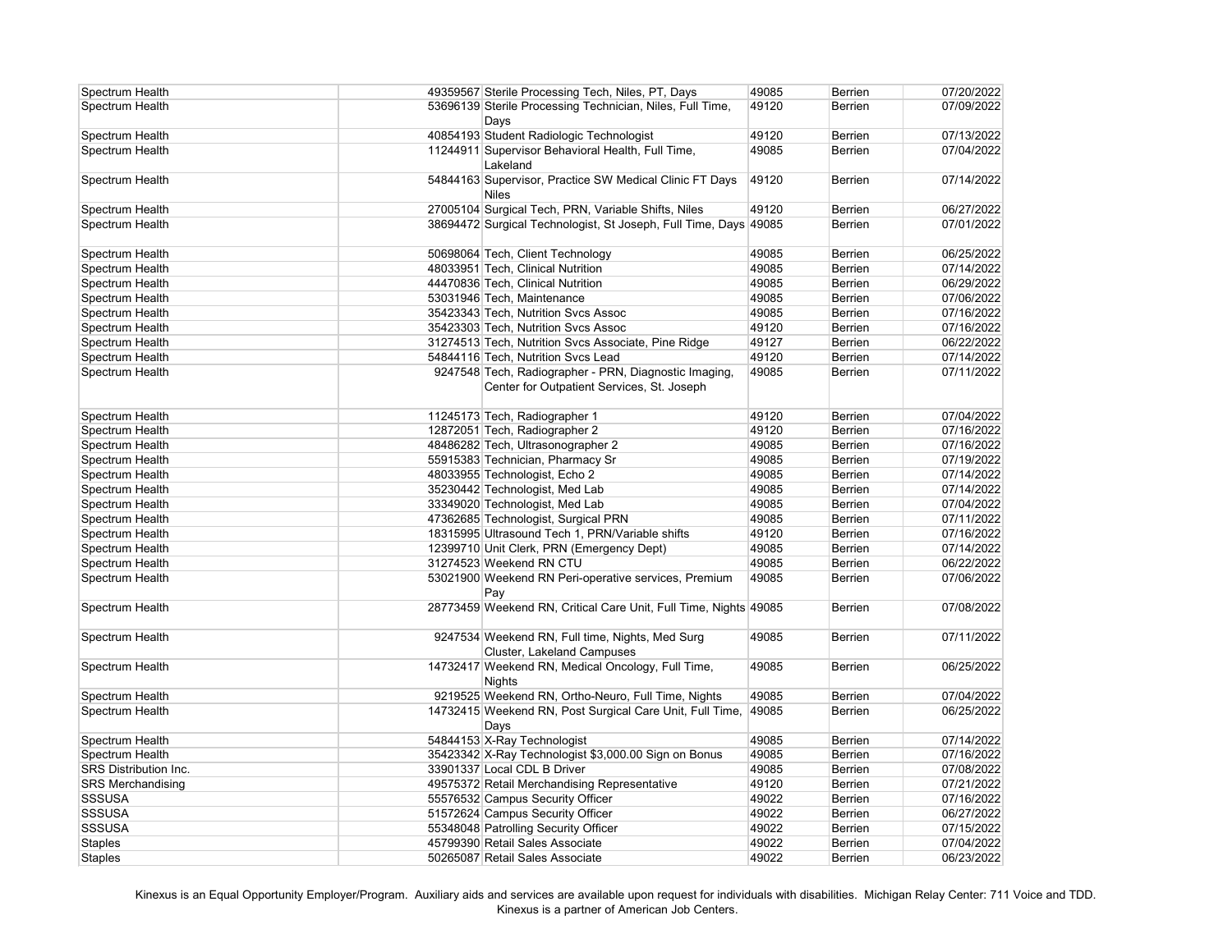| | | | | | |
|---|---|---|---|---|---|
| Spectrum Health | 49359567 | Sterile Processing Tech, Niles, PT, Days | 49085 | Berrien | 07/20/2022 |
| Spectrum Health | 53696139 | Sterile Processing Technician, Niles, Full Time, Days | 49120 | Berrien | 07/09/2022 |
| Spectrum Health | 40854193 | Student Radiologic Technologist | 49120 | Berrien | 07/13/2022 |
| Spectrum Health | 11244911 | Supervisor Behavioral Health, Full Time, Lakeland | 49085 | Berrien | 07/04/2022 |
| Spectrum Health | 54844163 | Supervisor, Practice SW Medical Clinic FT Days Niles | 49120 | Berrien | 07/14/2022 |
| Spectrum Health | 27005104 | Surgical Tech, PRN, Variable Shifts, Niles | 49120 | Berrien | 06/27/2022 |
| Spectrum Health | 38694472 | Surgical Technologist, St Joseph, Full Time, Days | 49085 | Berrien | 07/01/2022 |
| Spectrum Health | 50698064 | Tech, Client Technology | 49085 | Berrien | 06/25/2022 |
| Spectrum Health | 48033951 | Tech, Clinical Nutrition | 49085 | Berrien | 07/14/2022 |
| Spectrum Health | 44470836 | Tech, Clinical Nutrition | 49085 | Berrien | 06/29/2022 |
| Spectrum Health | 53031946 | Tech, Maintenance | 49085 | Berrien | 07/06/2022 |
| Spectrum Health | 35423343 | Tech, Nutrition Svcs Assoc | 49085 | Berrien | 07/16/2022 |
| Spectrum Health | 35423303 | Tech, Nutrition Svcs Assoc | 49120 | Berrien | 07/16/2022 |
| Spectrum Health | 31274513 | Tech, Nutrition Svcs Associate, Pine Ridge | 49127 | Berrien | 06/22/2022 |
| Spectrum Health | 54844116 | Tech, Nutrition Svcs Lead | 49120 | Berrien | 07/14/2022 |
| Spectrum Health | 9247548 | Tech, Radiographer - PRN, Diagnostic Imaging, Center for Outpatient Services, St. Joseph | 49085 | Berrien | 07/11/2022 |
| Spectrum Health | 11245173 | Tech, Radiographer 1 | 49120 | Berrien | 07/04/2022 |
| Spectrum Health | 12872051 | Tech, Radiographer 2 | 49120 | Berrien | 07/16/2022 |
| Spectrum Health | 48486282 | Tech, Ultrasonographer 2 | 49085 | Berrien | 07/16/2022 |
| Spectrum Health | 55915383 | Technician, Pharmacy Sr | 49085 | Berrien | 07/19/2022 |
| Spectrum Health | 48033955 | Technologist, Echo 2 | 49085 | Berrien | 07/14/2022 |
| Spectrum Health | 35230442 | Technologist, Med Lab | 49085 | Berrien | 07/14/2022 |
| Spectrum Health | 33349020 | Technologist, Med Lab | 49085 | Berrien | 07/04/2022 |
| Spectrum Health | 47362685 | Technologist, Surgical PRN | 49085 | Berrien | 07/11/2022 |
| Spectrum Health | 18315995 | Ultrasound Tech 1, PRN/Variable shifts | 49120 | Berrien | 07/16/2022 |
| Spectrum Health | 12399710 | Unit Clerk, PRN (Emergency Dept) | 49085 | Berrien | 07/14/2022 |
| Spectrum Health | 31274523 | Weekend RN CTU | 49085 | Berrien | 06/22/2022 |
| Spectrum Health | 53021900 | Weekend RN Peri-operative services, Premium Pay | 49085 | Berrien | 07/06/2022 |
| Spectrum Health | 28773459 | Weekend RN, Critical Care Unit, Full Time, Nights | 49085 | Berrien | 07/08/2022 |
| Spectrum Health | 9247534 | Weekend RN, Full time, Nights, Med Surg Cluster, Lakeland Campuses | 49085 | Berrien | 07/11/2022 |
| Spectrum Health | 14732417 | Weekend RN, Medical Oncology, Full Time, Nights | 49085 | Berrien | 06/25/2022 |
| Spectrum Health | 9219525 | Weekend RN, Ortho-Neuro, Full Time, Nights | 49085 | Berrien | 07/04/2022 |
| Spectrum Health | 14732415 | Weekend RN, Post Surgical Care Unit, Full Time, Days | 49085 | Berrien | 06/25/2022 |
| Spectrum Health | 54844153 | X-Ray Technologist | 49085 | Berrien | 07/14/2022 |
| Spectrum Health | 35423342 | X-Ray Technologist $3,000.00 Sign on Bonus | 49085 | Berrien | 07/16/2022 |
| SRS Distribution Inc. | 33901337 | Local CDL B Driver | 49085 | Berrien | 07/08/2022 |
| SRS Merchandising | 49575372 | Retail Merchandising Representative | 49120 | Berrien | 07/21/2022 |
| SSSUSA | 55576532 | Campus Security Officer | 49022 | Berrien | 07/16/2022 |
| SSSUSA | 51572624 | Campus Security Officer | 49022 | Berrien | 06/27/2022 |
| SSSUSA | 55348048 | Patrolling Security Officer | 49022 | Berrien | 07/15/2022 |
| Staples | 45799390 | Retail Sales Associate | 49022 | Berrien | 07/04/2022 |
| Staples | 50265087 | Retail Sales Associate | 49022 | Berrien | 06/23/2022 |

Kinexus is an Equal Opportunity Employer/Program. Auxiliary aids and services are available upon request for individuals with disabilities. Michigan Relay Center: 711 Voice and TDD. Kinexus is a partner of American Job Centers.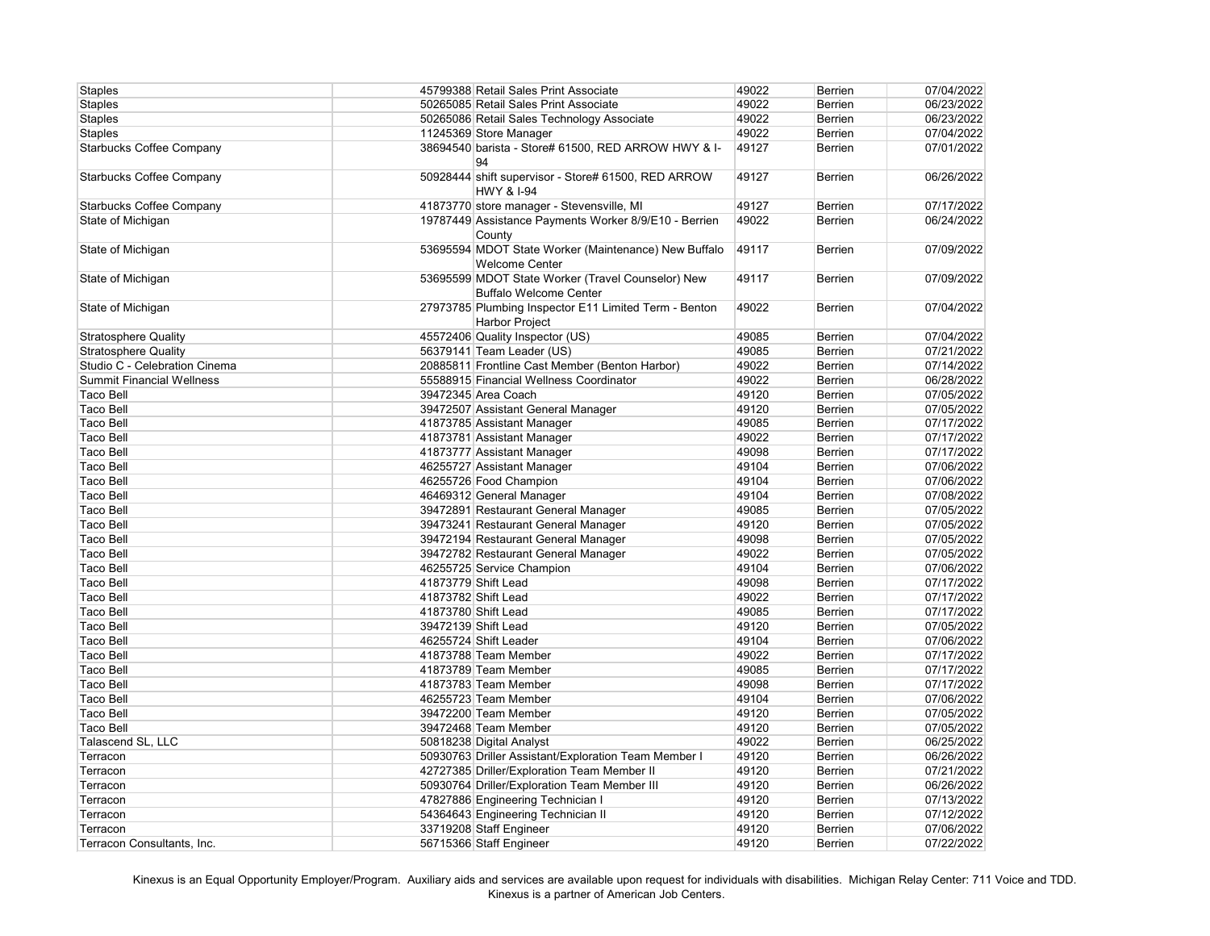| | | | | | |
|---|---|---|---|---|---|
| Staples | 45799388 | Retail Sales Print Associate | 49022 | Berrien | 07/04/2022 |
| Staples | 50265085 | Retail Sales Print Associate | 49022 | Berrien | 06/23/2022 |
| Staples | 50265086 | Retail Sales Technology Associate | 49022 | Berrien | 06/23/2022 |
| Staples | 11245369 | Store Manager | 49022 | Berrien | 07/04/2022 |
| Starbucks Coffee Company | 38694540 | barista - Store# 61500, RED ARROW HWY & I-94 | 49127 | Berrien | 07/01/2022 |
| Starbucks Coffee Company | 50928444 | shift supervisor - Store# 61500, RED ARROW HWY & I-94 | 49127 | Berrien | 06/26/2022 |
| Starbucks Coffee Company | 41873770 | store manager - Stevensville, MI | 49127 | Berrien | 07/17/2022 |
| State of Michigan | 19787449 | Assistance Payments Worker 8/9/E10 - Berrien County | 49022 | Berrien | 06/24/2022 |
| State of Michigan | 53695594 | MDOT State Worker (Maintenance) New Buffalo Welcome Center | 49117 | Berrien | 07/09/2022 |
| State of Michigan | 53695599 | MDOT State Worker (Travel Counselor) New Buffalo Welcome Center | 49117 | Berrien | 07/09/2022 |
| State of Michigan | 27973785 | Plumbing Inspector E11 Limited Term - Benton Harbor Project | 49022 | Berrien | 07/04/2022 |
| Stratosphere Quality | 45572406 | Quality Inspector (US) | 49085 | Berrien | 07/04/2022 |
| Stratosphere Quality | 56379141 | Team Leader (US) | 49085 | Berrien | 07/21/2022 |
| Studio C - Celebration Cinema | 20885811 | Frontline Cast Member (Benton Harbor) | 49022 | Berrien | 07/14/2022 |
| Summit Financial Wellness | 55588915 | Financial Wellness Coordinator | 49022 | Berrien | 06/28/2022 |
| Taco Bell | 39472345 | Area Coach | 49120 | Berrien | 07/05/2022 |
| Taco Bell | 39472507 | Assistant General Manager | 49120 | Berrien | 07/05/2022 |
| Taco Bell | 41873785 | Assistant Manager | 49085 | Berrien | 07/17/2022 |
| Taco Bell | 41873781 | Assistant Manager | 49022 | Berrien | 07/17/2022 |
| Taco Bell | 41873777 | Assistant Manager | 49098 | Berrien | 07/17/2022 |
| Taco Bell | 46255727 | Assistant Manager | 49104 | Berrien | 07/06/2022 |
| Taco Bell | 46255726 | Food Champion | 49104 | Berrien | 07/06/2022 |
| Taco Bell | 46469312 | General Manager | 49104 | Berrien | 07/08/2022 |
| Taco Bell | 39472891 | Restaurant General Manager | 49085 | Berrien | 07/05/2022 |
| Taco Bell | 39473241 | Restaurant General Manager | 49120 | Berrien | 07/05/2022 |
| Taco Bell | 39472194 | Restaurant General Manager | 49098 | Berrien | 07/05/2022 |
| Taco Bell | 39472782 | Restaurant General Manager | 49022 | Berrien | 07/05/2022 |
| Taco Bell | 46255725 | Service Champion | 49104 | Berrien | 07/06/2022 |
| Taco Bell | 41873779 | Shift Lead | 49098 | Berrien | 07/17/2022 |
| Taco Bell | 41873782 | Shift Lead | 49022 | Berrien | 07/17/2022 |
| Taco Bell | 41873780 | Shift Lead | 49085 | Berrien | 07/17/2022 |
| Taco Bell | 39472139 | Shift Lead | 49120 | Berrien | 07/05/2022 |
| Taco Bell | 46255724 | Shift Leader | 49104 | Berrien | 07/06/2022 |
| Taco Bell | 41873788 | Team Member | 49022 | Berrien | 07/17/2022 |
| Taco Bell | 41873789 | Team Member | 49085 | Berrien | 07/17/2022 |
| Taco Bell | 41873783 | Team Member | 49098 | Berrien | 07/17/2022 |
| Taco Bell | 46255723 | Team Member | 49104 | Berrien | 07/06/2022 |
| Taco Bell | 39472200 | Team Member | 49120 | Berrien | 07/05/2022 |
| Taco Bell | 39472468 | Team Member | 49120 | Berrien | 07/05/2022 |
| Talascend SL, LLC | 50818238 | Digital Analyst | 49022 | Berrien | 06/25/2022 |
| Terracon | 50930763 | Driller Assistant/Exploration Team Member I | 49120 | Berrien | 06/26/2022 |
| Terracon | 42727385 | Driller/Exploration Team Member II | 49120 | Berrien | 07/21/2022 |
| Terracon | 50930764 | Driller/Exploration Team Member III | 49120 | Berrien | 06/26/2022 |
| Terracon | 47827886 | Engineering Technician I | 49120 | Berrien | 07/13/2022 |
| Terracon | 54364643 | Engineering Technician II | 49120 | Berrien | 07/12/2022 |
| Terracon | 33719208 | Staff Engineer | 49120 | Berrien | 07/06/2022 |
| Terracon Consultants, Inc. | 56715366 | Staff Engineer | 49120 | Berrien | 07/22/2022 |

Kinexus is an Equal Opportunity Employer/Program. Auxiliary aids and services are available upon request for individuals with disabilities. Michigan Relay Center: 711 Voice and TDD. Kinexus is a partner of American Job Centers.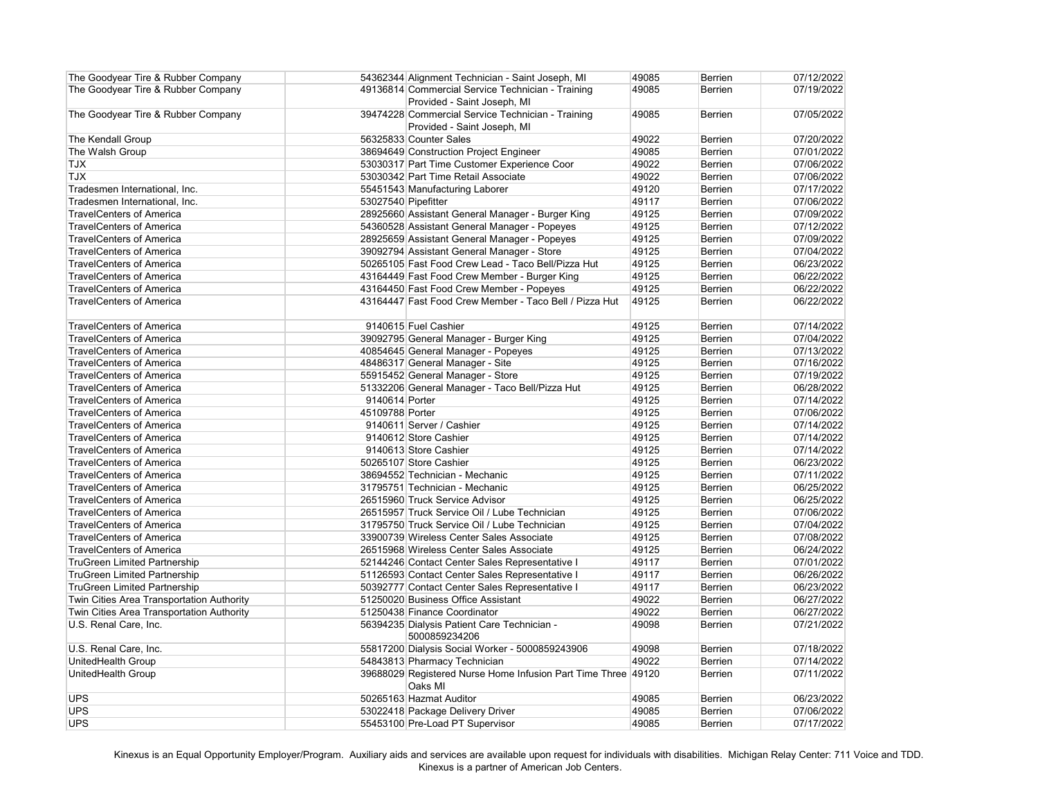| | | | | | |
|---|---|---|---|---|---|
| The Goodyear Tire & Rubber Company | 54362344 | Alignment Technician - Saint Joseph, MI | 49085 | Berrien | 07/12/2022 |
| The Goodyear Tire & Rubber Company | 49136814 | Commercial Service Technician - Training Provided - Saint Joseph, MI | 49085 | Berrien | 07/19/2022 |
| The Goodyear Tire & Rubber Company | 39474228 | Commercial Service Technician - Training Provided - Saint Joseph, MI | 49085 | Berrien | 07/05/2022 |
| The Kendall Group | 56325833 | Counter Sales | 49022 | Berrien | 07/20/2022 |
| The Walsh Group | 38694649 | Construction Project Engineer | 49085 | Berrien | 07/01/2022 |
| TJX | 53030317 | Part Time Customer Experience Coor | 49022 | Berrien | 07/06/2022 |
| TJX | 53030342 | Part Time Retail Associate | 49022 | Berrien | 07/06/2022 |
| Tradesmen International, Inc. | 55451543 | Manufacturing Laborer | 49120 | Berrien | 07/17/2022 |
| Tradesmen International, Inc. | 53027540 | Pipefitter | 49117 | Berrien | 07/06/2022 |
| TravelCenters of America | 28925660 | Assistant General Manager - Burger King | 49125 | Berrien | 07/09/2022 |
| TravelCenters of America | 54360528 | Assistant General Manager - Popeyes | 49125 | Berrien | 07/12/2022 |
| TravelCenters of America | 28925659 | Assistant General Manager - Popeyes | 49125 | Berrien | 07/09/2022 |
| TravelCenters of America | 39092794 | Assistant General Manager - Store | 49125 | Berrien | 07/04/2022 |
| TravelCenters of America | 50265105 | Fast Food Crew Lead - Taco Bell/Pizza Hut | 49125 | Berrien | 06/23/2022 |
| TravelCenters of America | 43164449 | Fast Food Crew Member - Burger King | 49125 | Berrien | 06/22/2022 |
| TravelCenters of America | 43164450 | Fast Food Crew Member - Popeyes | 49125 | Berrien | 06/22/2022 |
| TravelCenters of America | 43164447 | Fast Food Crew Member - Taco Bell / Pizza Hut | 49125 | Berrien | 06/22/2022 |
| TravelCenters of America | 9140615 | Fuel Cashier | 49125 | Berrien | 07/14/2022 |
| TravelCenters of America | 39092795 | General Manager - Burger King | 49125 | Berrien | 07/04/2022 |
| TravelCenters of America | 40854645 | General Manager - Popeyes | 49125 | Berrien | 07/13/2022 |
| TravelCenters of America | 48486317 | General Manager - Site | 49125 | Berrien | 07/16/2022 |
| TravelCenters of America | 55915452 | General Manager - Store | 49125 | Berrien | 07/19/2022 |
| TravelCenters of America | 51332206 | General Manager - Taco Bell/Pizza Hut | 49125 | Berrien | 06/28/2022 |
| TravelCenters of America | 9140614 | Porter | 49125 | Berrien | 07/14/2022 |
| TravelCenters of America | 45109788 | Porter | 49125 | Berrien | 07/06/2022 |
| TravelCenters of America | 9140611 | Server / Cashier | 49125 | Berrien | 07/14/2022 |
| TravelCenters of America | 9140612 | Store Cashier | 49125 | Berrien | 07/14/2022 |
| TravelCenters of America | 9140613 | Store Cashier | 49125 | Berrien | 07/14/2022 |
| TravelCenters of America | 50265107 | Store Cashier | 49125 | Berrien | 06/23/2022 |
| TravelCenters of America | 38694552 | Technician - Mechanic | 49125 | Berrien | 07/11/2022 |
| TravelCenters of America | 31795751 | Technician - Mechanic | 49125 | Berrien | 06/25/2022 |
| TravelCenters of America | 26515960 | Truck Service Advisor | 49125 | Berrien | 06/25/2022 |
| TravelCenters of America | 26515957 | Truck Service Oil / Lube Technician | 49125 | Berrien | 07/06/2022 |
| TravelCenters of America | 31795750 | Truck Service Oil / Lube Technician | 49125 | Berrien | 07/04/2022 |
| TravelCenters of America | 33900739 | Wireless Center Sales Associate | 49125 | Berrien | 07/08/2022 |
| TravelCenters of America | 26515968 | Wireless Center Sales Associate | 49125 | Berrien | 06/24/2022 |
| TruGreen Limited Partnership | 52144246 | Contact Center Sales Representative I | 49117 | Berrien | 07/01/2022 |
| TruGreen Limited Partnership | 51126593 | Contact Center Sales Representative I | 49117 | Berrien | 06/26/2022 |
| TruGreen Limited Partnership | 50392777 | Contact Center Sales Representative I | 49117 | Berrien | 06/23/2022 |
| Twin Cities Area Transportation Authority | 51250020 | Business Office Assistant | 49022 | Berrien | 06/27/2022 |
| Twin Cities Area Transportation Authority | 51250438 | Finance Coordinator | 49022 | Berrien | 06/27/2022 |
| U.S. Renal Care, Inc. | 56394235 | Dialysis Patient Care Technician - 5000859234206 | 49098 | Berrien | 07/21/2022 |
| U.S. Renal Care, Inc. | 55817200 | Dialysis Social Worker - 5000859243906 | 49098 | Berrien | 07/18/2022 |
| UnitedHealth Group | 54843813 | Pharmacy Technician | 49022 | Berrien | 07/14/2022 |
| UnitedHealth Group | 39688029 | Registered Nurse Home Infusion Part Time Three Oaks MI | 49120 | Berrien | 07/11/2022 |
| UPS | 50265163 | Hazmat Auditor | 49085 | Berrien | 06/23/2022 |
| UPS | 53022418 | Package Delivery Driver | 49085 | Berrien | 07/06/2022 |
| UPS | 55453100 | Pre-Load PT Supervisor | 49085 | Berrien | 07/17/2022 |

Kinexus is an Equal Opportunity Employer/Program. Auxiliary aids and services are available upon request for individuals with disabilities. Michigan Relay Center: 711 Voice and TDD.
Kinexus is a partner of American Job Centers.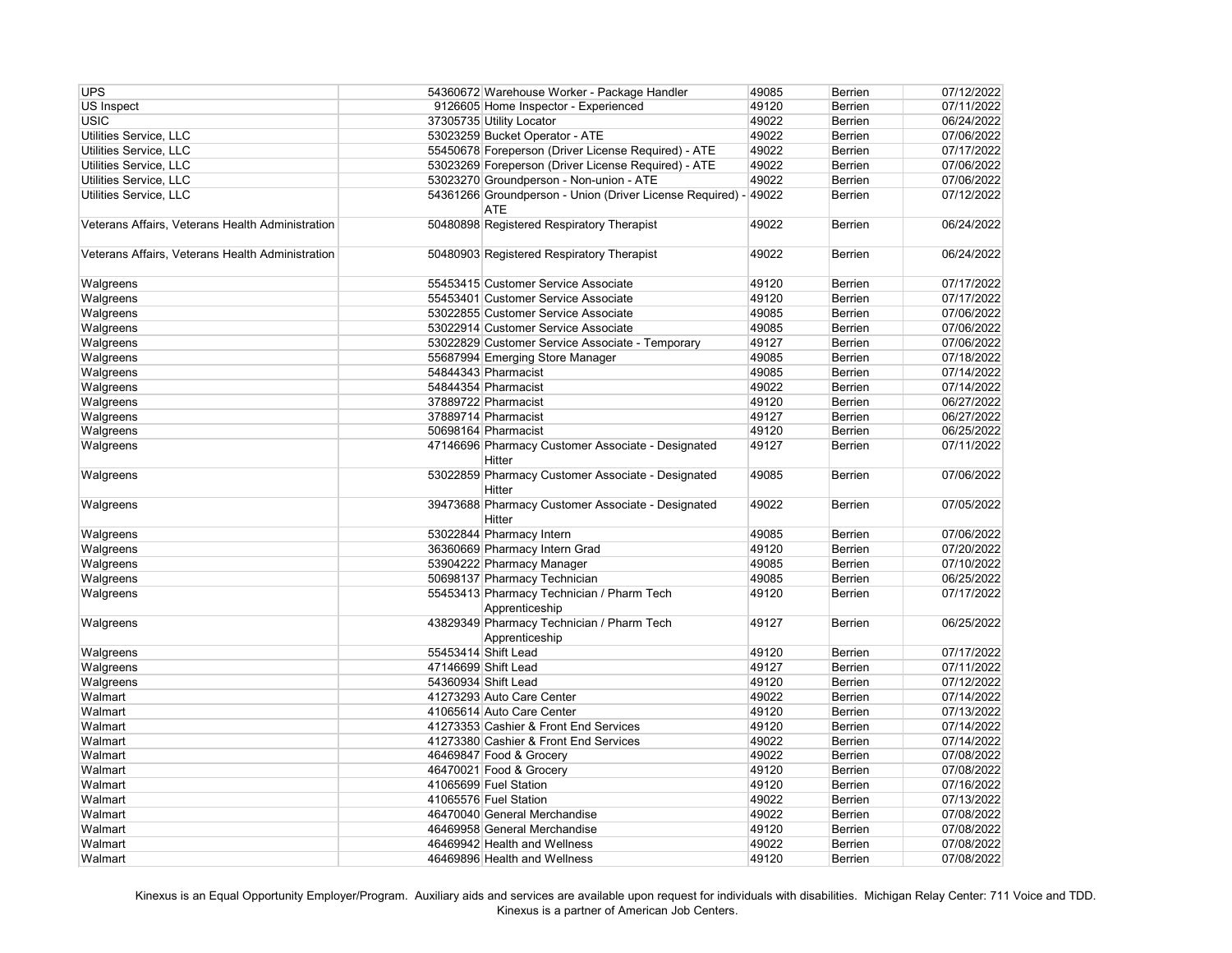| UPS | 54360672 | Warehouse Worker - Package Handler | 49085 | Berrien | 07/12/2022 |
|---|---|---|---|---|---|
| US Inspect | 9126605 | Home Inspector - Experienced | 49120 | Berrien | 07/11/2022 |
| USIC | 37305735 | Utility Locator | 49022 | Berrien | 06/24/2022 |
| Utilities Service, LLC | 53023259 | Bucket Operator - ATE | 49022 | Berrien | 07/06/2022 |
| Utilities Service, LLC | 55450678 | Foreperson (Driver License Required) - ATE | 49022 | Berrien | 07/17/2022 |
| Utilities Service, LLC | 53023269 | Foreperson (Driver License Required) - ATE | 49022 | Berrien | 07/06/2022 |
| Utilities Service, LLC | 53023270 | Groundperson - Non-union - ATE | 49022 | Berrien | 07/06/2022 |
| Utilities Service, LLC | 54361266 | Groundperson - Union (Driver License Required) - ATE | 49022 | Berrien | 07/12/2022 |
| Veterans Affairs, Veterans Health Administration | 50480898 | Registered Respiratory Therapist | 49022 | Berrien | 06/24/2022 |
| Veterans Affairs, Veterans Health Administration | 50480903 | Registered Respiratory Therapist | 49022 | Berrien | 06/24/2022 |
| Walgreens | 55453415 | Customer Service Associate | 49120 | Berrien | 07/17/2022 |
| Walgreens | 55453401 | Customer Service Associate | 49120 | Berrien | 07/17/2022 |
| Walgreens | 53022855 | Customer Service Associate | 49085 | Berrien | 07/06/2022 |
| Walgreens | 53022914 | Customer Service Associate | 49085 | Berrien | 07/06/2022 |
| Walgreens | 53022829 | Customer Service Associate - Temporary | 49127 | Berrien | 07/06/2022 |
| Walgreens | 55687994 | Emerging Store Manager | 49085 | Berrien | 07/18/2022 |
| Walgreens | 54844343 | Pharmacist | 49085 | Berrien | 07/14/2022 |
| Walgreens | 54844354 | Pharmacist | 49022 | Berrien | 07/14/2022 |
| Walgreens | 37889722 | Pharmacist | 49120 | Berrien | 06/27/2022 |
| Walgreens | 37889714 | Pharmacist | 49127 | Berrien | 06/27/2022 |
| Walgreens | 50698164 | Pharmacist | 49120 | Berrien | 06/25/2022 |
| Walgreens | 47146696 | Pharmacy Customer Associate - Designated Hitter | 49127 | Berrien | 07/11/2022 |
| Walgreens | 53022859 | Pharmacy Customer Associate - Designated Hitter | 49085 | Berrien | 07/06/2022 |
| Walgreens | 39473688 | Pharmacy Customer Associate - Designated Hitter | 49022 | Berrien | 07/05/2022 |
| Walgreens | 53022844 | Pharmacy Intern | 49085 | Berrien | 07/06/2022 |
| Walgreens | 36360669 | Pharmacy Intern Grad | 49120 | Berrien | 07/20/2022 |
| Walgreens | 53904222 | Pharmacy Manager | 49085 | Berrien | 07/10/2022 |
| Walgreens | 50698137 | Pharmacy Technician | 49085 | Berrien | 06/25/2022 |
| Walgreens | 55453413 | Pharmacy Technician / Pharm Tech Apprenticeship | 49120 | Berrien | 07/17/2022 |
| Walgreens | 43829349 | Pharmacy Technician / Pharm Tech Apprenticeship | 49127 | Berrien | 06/25/2022 |
| Walgreens | 55453414 | Shift Lead | 49120 | Berrien | 07/17/2022 |
| Walgreens | 47146699 | Shift Lead | 49127 | Berrien | 07/11/2022 |
| Walgreens | 54360934 | Shift Lead | 49120 | Berrien | 07/12/2022 |
| Walmart | 41273293 | Auto Care Center | 49022 | Berrien | 07/14/2022 |
| Walmart | 41065614 | Auto Care Center | 49120 | Berrien | 07/13/2022 |
| Walmart | 41273353 | Cashier & Front End Services | 49120 | Berrien | 07/14/2022 |
| Walmart | 41273380 | Cashier & Front End Services | 49022 | Berrien | 07/14/2022 |
| Walmart | 46469847 | Food & Grocery | 49022 | Berrien | 07/08/2022 |
| Walmart | 46470021 | Food & Grocery | 49120 | Berrien | 07/08/2022 |
| Walmart | 41065699 | Fuel Station | 49120 | Berrien | 07/16/2022 |
| Walmart | 41065576 | Fuel Station | 49022 | Berrien | 07/13/2022 |
| Walmart | 46470040 | General Merchandise | 49022 | Berrien | 07/08/2022 |
| Walmart | 46469958 | General Merchandise | 49120 | Berrien | 07/08/2022 |
| Walmart | 46469942 | Health and Wellness | 49022 | Berrien | 07/08/2022 |
| Walmart | 46469896 | Health and Wellness | 49120 | Berrien | 07/08/2022 |

Kinexus is an Equal Opportunity Employer/Program. Auxiliary aids and services are available upon request for individuals with disabilities. Michigan Relay Center: 711 Voice and TDD.
Kinexus is a partner of American Job Centers.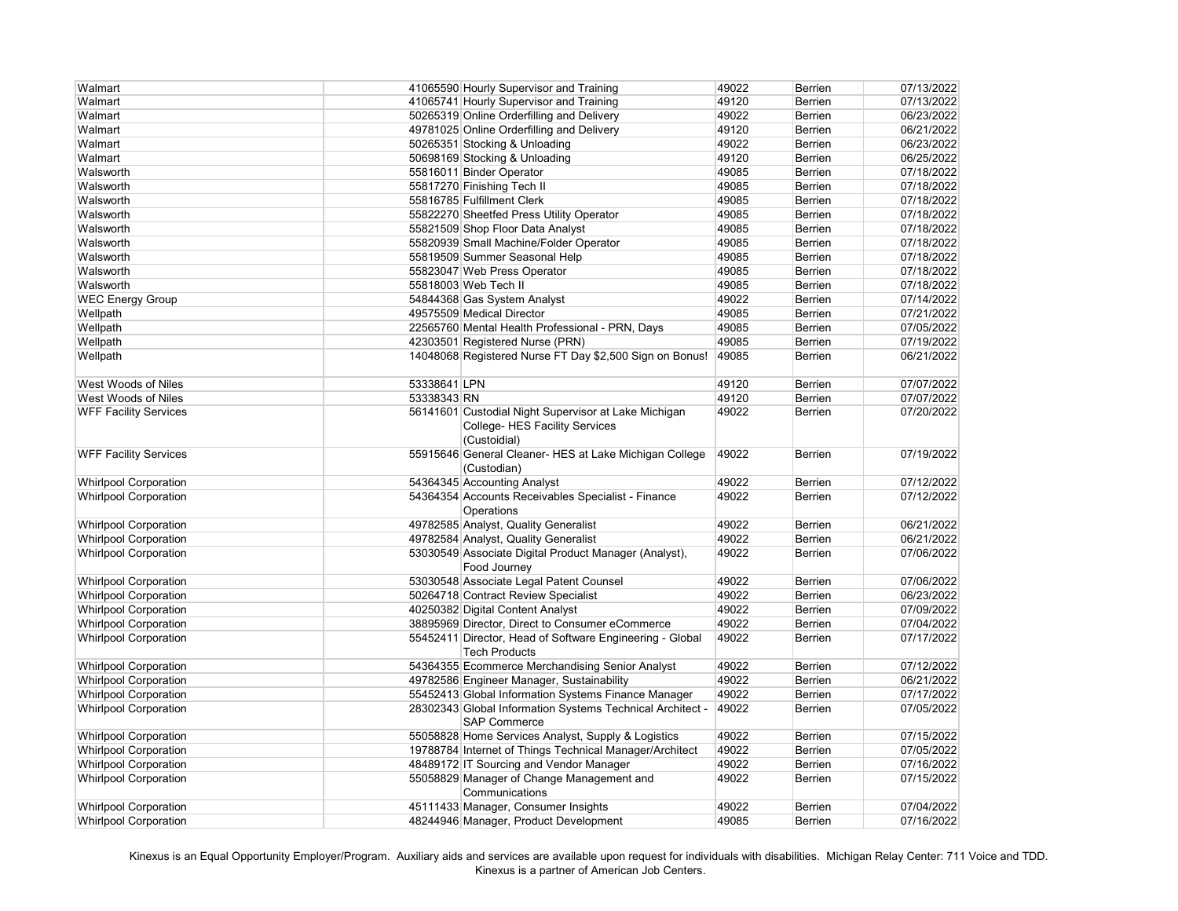| | | | | | |
|---|---|---|---|---|---|
| Walmart | 41065590 | Hourly Supervisor and Training | 49022 | Berrien | 07/13/2022 |
| Walmart | 41065741 | Hourly Supervisor and Training | 49120 | Berrien | 07/13/2022 |
| Walmart | 50265319 | Online Orderfilling and Delivery | 49022 | Berrien | 06/23/2022 |
| Walmart | 49781025 | Online Orderfilling and Delivery | 49120 | Berrien | 06/21/2022 |
| Walmart | 50265351 | Stocking & Unloading | 49022 | Berrien | 06/23/2022 |
| Walmart | 50698169 | Stocking & Unloading | 49120 | Berrien | 06/25/2022 |
| Walsworth | 55816011 | Binder Operator | 49085 | Berrien | 07/18/2022 |
| Walsworth | 55817270 | Finishing Tech II | 49085 | Berrien | 07/18/2022 |
| Walsworth | 55816785 | Fulfillment Clerk | 49085 | Berrien | 07/18/2022 |
| Walsworth | 55822270 | Sheetfed Press Utility Operator | 49085 | Berrien | 07/18/2022 |
| Walsworth | 55821509 | Shop Floor Data Analyst | 49085 | Berrien | 07/18/2022 |
| Walsworth | 55820939 | Small Machine/Folder Operator | 49085 | Berrien | 07/18/2022 |
| Walsworth | 55819509 | Summer Seasonal Help | 49085 | Berrien | 07/18/2022 |
| Walsworth | 55823047 | Web Press Operator | 49085 | Berrien | 07/18/2022 |
| Walsworth | 55818003 | Web Tech II | 49085 | Berrien | 07/18/2022 |
| WEC Energy Group | 54844368 | Gas System Analyst | 49022 | Berrien | 07/14/2022 |
| Wellpath | 49575509 | Medical Director | 49085 | Berrien | 07/21/2022 |
| Wellpath | 22565760 | Mental Health Professional - PRN, Days | 49085 | Berrien | 07/05/2022 |
| Wellpath | 42303501 | Registered Nurse (PRN) | 49085 | Berrien | 07/19/2022 |
| Wellpath | 14048068 | Registered Nurse FT Day $2,500 Sign on Bonus! | 49085 | Berrien | 06/21/2022 |
| West Woods of Niles | 53338641 | LPN | 49120 | Berrien | 07/07/2022 |
| West Woods of Niles | 53338343 | RN | 49120 | Berrien | 07/07/2022 |
| WFF Facility Services | 56141601 | Custodial Night Supervisor at Lake Michigan College- HES Facility Services (Custoidial) | 49022 | Berrien | 07/20/2022 |
| WFF Facility Services | 55915646 | General Cleaner- HES at Lake Michigan College (Custodian) | 49022 | Berrien | 07/19/2022 |
| Whirlpool Corporation | 54364345 | Accounting Analyst | 49022 | Berrien | 07/12/2022 |
| Whirlpool Corporation | 54364354 | Accounts Receivables Specialist - Finance Operations | 49022 | Berrien | 07/12/2022 |
| Whirlpool Corporation | 49782585 | Analyst, Quality Generalist | 49022 | Berrien | 06/21/2022 |
| Whirlpool Corporation | 49782584 | Analyst, Quality Generalist | 49022 | Berrien | 06/21/2022 |
| Whirlpool Corporation | 53030549 | Associate Digital Product Manager (Analyst), Food Journey | 49022 | Berrien | 07/06/2022 |
| Whirlpool Corporation | 53030548 | Associate Legal Patent Counsel | 49022 | Berrien | 07/06/2022 |
| Whirlpool Corporation | 50264718 | Contract Review Specialist | 49022 | Berrien | 06/23/2022 |
| Whirlpool Corporation | 40250382 | Digital Content Analyst | 49022 | Berrien | 07/09/2022 |
| Whirlpool Corporation | 38895969 | Director, Direct to Consumer eCommerce | 49022 | Berrien | 07/04/2022 |
| Whirlpool Corporation | 55452411 | Director, Head of Software Engineering - Global Tech Products | 49022 | Berrien | 07/17/2022 |
| Whirlpool Corporation | 54364355 | Ecommerce Merchandising Senior Analyst | 49022 | Berrien | 07/12/2022 |
| Whirlpool Corporation | 49782586 | Engineer Manager, Sustainability | 49022 | Berrien | 06/21/2022 |
| Whirlpool Corporation | 55452413 | Global Information Systems Finance Manager | 49022 | Berrien | 07/17/2022 |
| Whirlpool Corporation | 28302343 | Global Information Systems Technical Architect - SAP Commerce | 49022 | Berrien | 07/05/2022 |
| Whirlpool Corporation | 55058828 | Home Services Analyst, Supply & Logistics | 49022 | Berrien | 07/15/2022 |
| Whirlpool Corporation | 19788784 | Internet of Things Technical Manager/Architect | 49022 | Berrien | 07/05/2022 |
| Whirlpool Corporation | 48489172 | IT Sourcing and Vendor Manager | 49022 | Berrien | 07/16/2022 |
| Whirlpool Corporation | 55058829 | Manager of Change Management and Communications | 49022 | Berrien | 07/15/2022 |
| Whirlpool Corporation | 45111433 | Manager, Consumer Insights | 49022 | Berrien | 07/04/2022 |
| Whirlpool Corporation | 48244946 | Manager, Product Development | 49085 | Berrien | 07/16/2022 |

Kinexus is an Equal Opportunity Employer/Program. Auxiliary aids and services are available upon request for individuals with disabilities. Michigan Relay Center: 711 Voice and TDD. Kinexus is a partner of American Job Centers.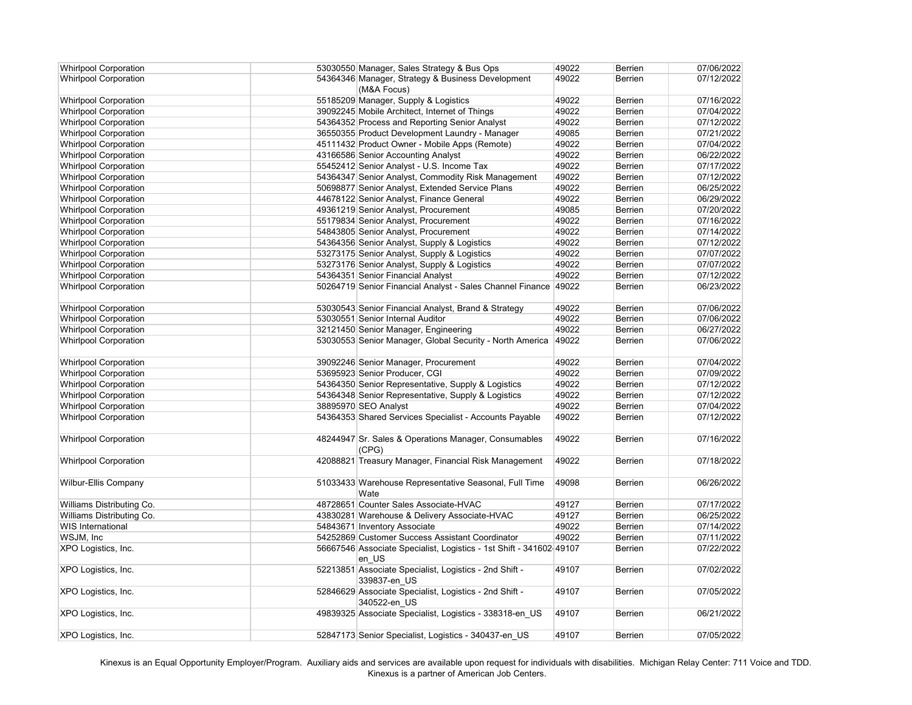| | | | | | |
|---|---|---|---|---|---|
| Whirlpool Corporation | 53030550 | Manager, Sales Strategy & Bus Ops | 49022 | Berrien | 07/06/2022 |
| Whirlpool Corporation | 54364346 | Manager, Strategy & Business Development (M&A Focus) | 49022 | Berrien | 07/12/2022 |
| Whirlpool Corporation | 55185209 | Manager, Supply & Logistics | 49022 | Berrien | 07/16/2022 |
| Whirlpool Corporation | 39092245 | Mobile Architect, Internet of Things | 49022 | Berrien | 07/04/2022 |
| Whirlpool Corporation | 54364352 | Process and Reporting Senior Analyst | 49022 | Berrien | 07/12/2022 |
| Whirlpool Corporation | 36550355 | Product Development Laundry - Manager | 49085 | Berrien | 07/21/2022 |
| Whirlpool Corporation | 45111432 | Product Owner - Mobile Apps (Remote) | 49022 | Berrien | 07/04/2022 |
| Whirlpool Corporation | 43166586 | Senior Accounting Analyst | 49022 | Berrien | 06/22/2022 |
| Whirlpool Corporation | 55452412 | Senior Analyst - U.S. Income Tax | 49022 | Berrien | 07/17/2022 |
| Whirlpool Corporation | 54364347 | Senior Analyst, Commodity Risk Management | 49022 | Berrien | 07/12/2022 |
| Whirlpool Corporation | 50698877 | Senior Analyst, Extended Service Plans | 49022 | Berrien | 06/25/2022 |
| Whirlpool Corporation | 44678122 | Senior Analyst, Finance General | 49022 | Berrien | 06/29/2022 |
| Whirlpool Corporation | 49361219 | Senior Analyst, Procurement | 49085 | Berrien | 07/20/2022 |
| Whirlpool Corporation | 55179834 | Senior Analyst, Procurement | 49022 | Berrien | 07/16/2022 |
| Whirlpool Corporation | 54843805 | Senior Analyst, Procurement | 49022 | Berrien | 07/14/2022 |
| Whirlpool Corporation | 54364356 | Senior Analyst, Supply & Logistics | 49022 | Berrien | 07/12/2022 |
| Whirlpool Corporation | 53273175 | Senior Analyst, Supply & Logistics | 49022 | Berrien | 07/07/2022 |
| Whirlpool Corporation | 53273176 | Senior Analyst, Supply & Logistics | 49022 | Berrien | 07/07/2022 |
| Whirlpool Corporation | 54364351 | Senior Financial Analyst | 49022 | Berrien | 07/12/2022 |
| Whirlpool Corporation | 50264719 | Senior Financial Analyst - Sales Channel Finance | 49022 | Berrien | 06/23/2022 |
| Whirlpool Corporation | 53030543 | Senior Financial Analyst, Brand & Strategy | 49022 | Berrien | 07/06/2022 |
| Whirlpool Corporation | 53030551 | Senior Internal Auditor | 49022 | Berrien | 07/06/2022 |
| Whirlpool Corporation | 32121450 | Senior Manager, Engineering | 49022 | Berrien | 06/27/2022 |
| Whirlpool Corporation | 53030553 | Senior Manager, Global Security - North America | 49022 | Berrien | 07/06/2022 |
| Whirlpool Corporation | 39092246 | Senior Manager, Procurement | 49022 | Berrien | 07/04/2022 |
| Whirlpool Corporation | 53695923 | Senior Producer, CGI | 49022 | Berrien | 07/09/2022 |
| Whirlpool Corporation | 54364350 | Senior Representative, Supply & Logistics | 49022 | Berrien | 07/12/2022 |
| Whirlpool Corporation | 54364348 | Senior Representative, Supply & Logistics | 49022 | Berrien | 07/12/2022 |
| Whirlpool Corporation | 38895970 | SEO Analyst | 49022 | Berrien | 07/04/2022 |
| Whirlpool Corporation | 54364353 | Shared Services Specialist - Accounts Payable | 49022 | Berrien | 07/12/2022 |
| Whirlpool Corporation | 48244947 | Sr. Sales & Operations Manager, Consumables (CPG) | 49022 | Berrien | 07/16/2022 |
| Whirlpool Corporation | 42088821 | Treasury Manager, Financial Risk Management | 49022 | Berrien | 07/18/2022 |
| Wilbur-Ellis Company | 51033433 | Warehouse Representative Seasonal, Full Time Wate | 49098 | Berrien | 06/26/2022 |
| Williams Distributing Co. | 48728651 | Counter Sales Associate-HVAC | 49127 | Berrien | 07/17/2022 |
| Williams Distributing Co. | 43830281 | Warehouse & Delivery Associate-HVAC | 49127 | Berrien | 06/25/2022 |
| WIS International | 54843671 | Inventory Associate | 49022 | Berrien | 07/14/2022 |
| WSJM, Inc | 54252869 | Customer Success Assistant Coordinator | 49022 | Berrien | 07/11/2022 |
| XPO Logistics, Inc. | 56667546 | Associate Specialist, Logistics - 1st Shift - 341602-en_US | 49107 | Berrien | 07/22/2022 |
| XPO Logistics, Inc. | 52213851 | Associate Specialist, Logistics - 2nd Shift - 339837-en_US | 49107 | Berrien | 07/02/2022 |
| XPO Logistics, Inc. | 52846629 | Associate Specialist, Logistics - 2nd Shift - 340522-en_US | 49107 | Berrien | 07/05/2022 |
| XPO Logistics, Inc. | 49839325 | Associate Specialist, Logistics - 338318-en_US | 49107 | Berrien | 06/21/2022 |
| XPO Logistics, Inc. | 52847173 | Senior Specialist, Logistics - 340437-en_US | 49107 | Berrien | 07/05/2022 |

Kinexus is an Equal Opportunity Employer/Program. Auxiliary aids and services are available upon request for individuals with disabilities. Michigan Relay Center: 711 Voice and TDD. Kinexus is a partner of American Job Centers.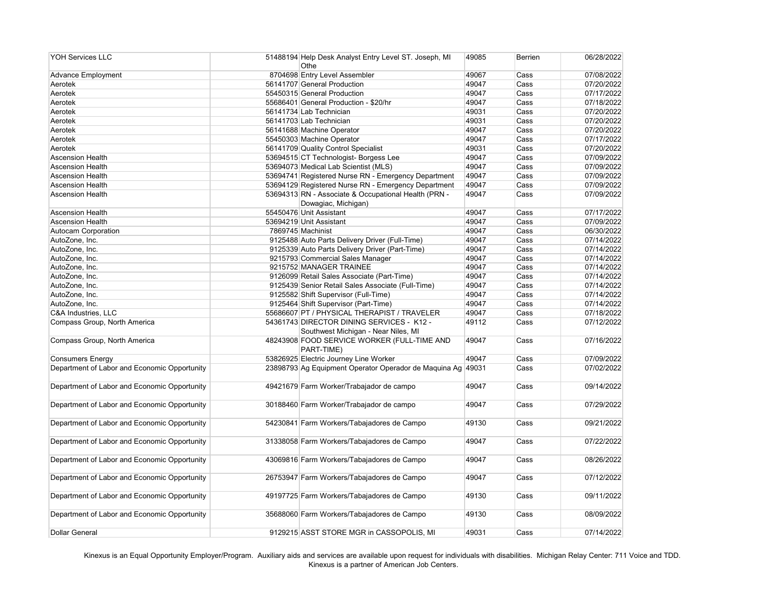| | | | | | |
|---|---|---|---|---|---|
| YOH Services LLC | 51488194 | Help Desk Analyst Entry Level ST. Joseph, MI Othe | 49085 | Berrien | 06/28/2022 |
| Advance Employment | 8704698 | Entry Level Assembler | 49067 | Cass | 07/08/2022 |
| Aerotek | 56141707 | General Production | 49047 | Cass | 07/20/2022 |
| Aerotek | 55450315 | General Production | 49047 | Cass | 07/17/2022 |
| Aerotek | 55686401 | General Production - $20/hr | 49047 | Cass | 07/18/2022 |
| Aerotek | 56141734 | Lab Technician | 49031 | Cass | 07/20/2022 |
| Aerotek | 56141703 | Lab Technician | 49031 | Cass | 07/20/2022 |
| Aerotek | 56141688 | Machine Operator | 49047 | Cass | 07/20/2022 |
| Aerotek | 55450303 | Machine Operator | 49047 | Cass | 07/17/2022 |
| Aerotek | 56141709 | Quality Control Specialist | 49031 | Cass | 07/20/2022 |
| Ascension Health | 53694515 | CT Technologist- Borgess Lee | 49047 | Cass | 07/09/2022 |
| Ascension Health | 53694073 | Medical Lab Scientist (MLS) | 49047 | Cass | 07/09/2022 |
| Ascension Health | 53694741 | Registered Nurse RN - Emergency Department | 49047 | Cass | 07/09/2022 |
| Ascension Health | 53694129 | Registered Nurse RN - Emergency Department | 49047 | Cass | 07/09/2022 |
| Ascension Health | 53694313 | RN - Associate & Occupational Health (PRN - Dowagiac, Michigan) | 49047 | Cass | 07/09/2022 |
| Ascension Health | 55450476 | Unit Assistant | 49047 | Cass | 07/17/2022 |
| Ascension Health | 53694219 | Unit Assistant | 49047 | Cass | 07/09/2022 |
| Autocam Corporation | 7869745 | Machinist | 49047 | Cass | 06/30/2022 |
| AutoZone, Inc. | 9125488 | Auto Parts Delivery Driver (Full-Time) | 49047 | Cass | 07/14/2022 |
| AutoZone, Inc. | 9125339 | Auto Parts Delivery Driver (Part-Time) | 49047 | Cass | 07/14/2022 |
| AutoZone, Inc. | 9215793 | Commercial Sales Manager | 49047 | Cass | 07/14/2022 |
| AutoZone, Inc. | 9215752 | MANAGER TRAINEE | 49047 | Cass | 07/14/2022 |
| AutoZone, Inc. | 9126099 | Retail Sales Associate (Part-Time) | 49047 | Cass | 07/14/2022 |
| AutoZone, Inc. | 9125439 | Senior Retail Sales Associate (Full-Time) | 49047 | Cass | 07/14/2022 |
| AutoZone, Inc. | 9125582 | Shift Supervisor (Full-Time) | 49047 | Cass | 07/14/2022 |
| AutoZone, Inc. | 9125464 | Shift Supervisor (Part-Time) | 49047 | Cass | 07/14/2022 |
| C&A Industries, LLC | 55686607 | PT / PHYSICAL THERAPIST / TRAVELER | 49047 | Cass | 07/18/2022 |
| Compass Group, North America | 54361743 | DIRECTOR DINING SERVICES - K12 - Southwest Michigan - Near Niles, MI | 49112 | Cass | 07/12/2022 |
| Compass Group, North America | 48243908 | FOOD SERVICE WORKER (FULL-TIME AND PART-TIME) | 49047 | Cass | 07/16/2022 |
| Consumers Energy | 53826925 | Electric Journey Line Worker | 49047 | Cass | 07/09/2022 |
| Department of Labor and Economic Opportunity | 23898793 | Ag Equipment Operator Operador de Maquina Ag | 49031 | Cass | 07/02/2022 |
| Department of Labor and Economic Opportunity | 49421679 | Farm Worker/Trabajador de campo | 49047 | Cass | 09/14/2022 |
| Department of Labor and Economic Opportunity | 30188460 | Farm Worker/Trabajador de campo | 49047 | Cass | 07/29/2022 |
| Department of Labor and Economic Opportunity | 54230841 | Farm Workers/Tabajadores de Campo | 49130 | Cass | 09/21/2022 |
| Department of Labor and Economic Opportunity | 31338058 | Farm Workers/Tabajadores de Campo | 49047 | Cass | 07/22/2022 |
| Department of Labor and Economic Opportunity | 43069816 | Farm Workers/Tabajadores de Campo | 49047 | Cass | 08/26/2022 |
| Department of Labor and Economic Opportunity | 26753947 | Farm Workers/Tabajadores de Campo | 49047 | Cass | 07/12/2022 |
| Department of Labor and Economic Opportunity | 49197725 | Farm Workers/Tabajadores de Campo | 49130 | Cass | 09/11/2022 |
| Department of Labor and Economic Opportunity | 35688060 | Farm Workers/Tabajadores de Campo | 49130 | Cass | 08/09/2022 |
| Dollar General | 9129215 | ASST STORE MGR in CASSOPOLIS, MI | 49031 | Cass | 07/14/2022 |

Kinexus is an Equal Opportunity Employer/Program. Auxiliary aids and services are available upon request for individuals with disabilities. Michigan Relay Center: 711 Voice and TDD. Kinexus is a partner of American Job Centers.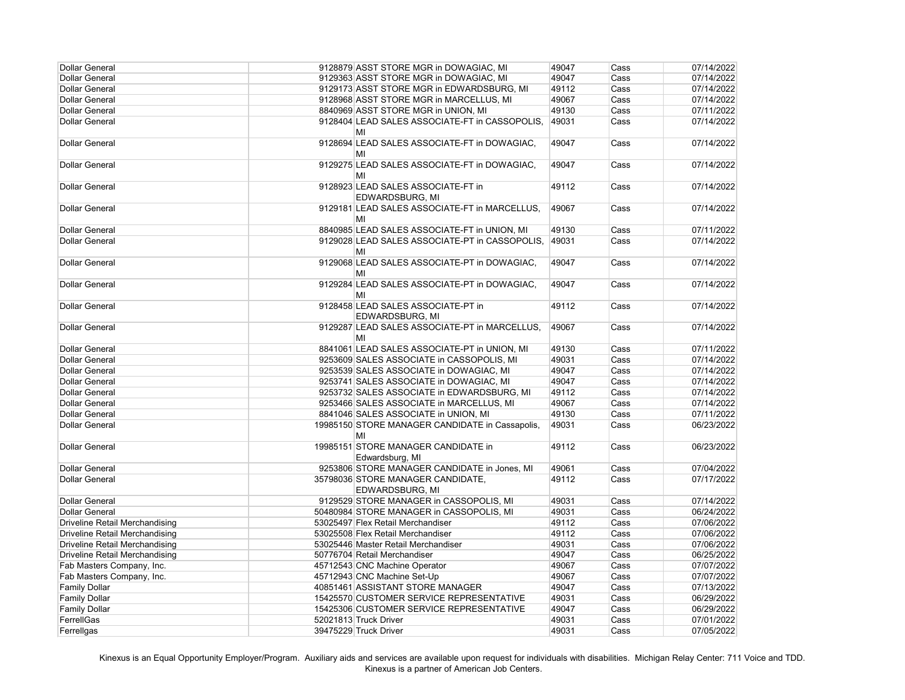| | | | | | |
|---|---|---|---|---|---|
| Dollar General | 9128879 | ASST STORE MGR in DOWAGIAC, MI | 49047 | Cass | 07/14/2022 |
| Dollar General | 9129363 | ASST STORE MGR in DOWAGIAC, MI | 49047 | Cass | 07/14/2022 |
| Dollar General | 9129173 | ASST STORE MGR in EDWARDSBURG, MI | 49112 | Cass | 07/14/2022 |
| Dollar General | 9128968 | ASST STORE MGR in MARCELLUS, MI | 49067 | Cass | 07/14/2022 |
| Dollar General | 8840969 | ASST STORE MGR in UNION, MI | 49130 | Cass | 07/11/2022 |
| Dollar General | 9128404 | LEAD SALES ASSOCIATE-FT in CASSOPOLIS, MI | 49031 | Cass | 07/14/2022 |
| Dollar General | 9128694 | LEAD SALES ASSOCIATE-FT in DOWAGIAC, MI | 49047 | Cass | 07/14/2022 |
| Dollar General | 9129275 | LEAD SALES ASSOCIATE-FT in DOWAGIAC, MI | 49047 | Cass | 07/14/2022 |
| Dollar General | 9128923 | LEAD SALES ASSOCIATE-FT in EDWARDSBURG, MI | 49112 | Cass | 07/14/2022 |
| Dollar General | 9129181 | LEAD SALES ASSOCIATE-FT in MARCELLUS, MI | 49067 | Cass | 07/14/2022 |
| Dollar General | 8840985 | LEAD SALES ASSOCIATE-FT in UNION, MI | 49130 | Cass | 07/11/2022 |
| Dollar General | 9129028 | LEAD SALES ASSOCIATE-PT in CASSOPOLIS, MI | 49031 | Cass | 07/14/2022 |
| Dollar General | 9129068 | LEAD SALES ASSOCIATE-PT in DOWAGIAC, MI | 49047 | Cass | 07/14/2022 |
| Dollar General | 9129284 | LEAD SALES ASSOCIATE-PT in DOWAGIAC, MI | 49047 | Cass | 07/14/2022 |
| Dollar General | 9128458 | LEAD SALES ASSOCIATE-PT in EDWARDSBURG, MI | 49112 | Cass | 07/14/2022 |
| Dollar General | 9129287 | LEAD SALES ASSOCIATE-PT in MARCELLUS, MI | 49067 | Cass | 07/14/2022 |
| Dollar General | 8841061 | LEAD SALES ASSOCIATE-PT in UNION, MI | 49130 | Cass | 07/11/2022 |
| Dollar General | 9253609 | SALES ASSOCIATE in CASSOPOLIS, MI | 49031 | Cass | 07/14/2022 |
| Dollar General | 9253539 | SALES ASSOCIATE in DOWAGIAC, MI | 49047 | Cass | 07/14/2022 |
| Dollar General | 9253741 | SALES ASSOCIATE in DOWAGIAC, MI | 49047 | Cass | 07/14/2022 |
| Dollar General | 9253732 | SALES ASSOCIATE in EDWARDSBURG, MI | 49112 | Cass | 07/14/2022 |
| Dollar General | 9253466 | SALES ASSOCIATE in MARCELLUS, MI | 49067 | Cass | 07/14/2022 |
| Dollar General | 8841046 | SALES ASSOCIATE in UNION, MI | 49130 | Cass | 07/11/2022 |
| Dollar General | 19985150 | STORE MANAGER CANDIDATE in Cassapolis, MI | 49031 | Cass | 06/23/2022 |
| Dollar General | 19985151 | STORE MANAGER CANDIDATE in Edwardsburg, MI | 49112 | Cass | 06/23/2022 |
| Dollar General | 9253806 | STORE MANAGER CANDIDATE in Jones, MI | 49061 | Cass | 07/04/2022 |
| Dollar General | 35798036 | STORE MANAGER CANDIDATE, EDWARDSBURG, MI | 49112 | Cass | 07/17/2022 |
| Dollar General | 9129529 | STORE MANAGER in CASSOPOLIS, MI | 49031 | Cass | 07/14/2022 |
| Dollar General | 50480984 | STORE MANAGER in CASSOPOLIS, MI | 49031 | Cass | 06/24/2022 |
| Driveline Retail Merchandising | 53025497 | Flex Retail Merchandiser | 49112 | Cass | 07/06/2022 |
| Driveline Retail Merchandising | 53025508 | Flex Retail Merchandiser | 49112 | Cass | 07/06/2022 |
| Driveline Retail Merchandising | 53025446 | Master Retail Merchandiser | 49031 | Cass | 07/06/2022 |
| Driveline Retail Merchandising | 50776704 | Retail Merchandiser | 49047 | Cass | 06/25/2022 |
| Fab Masters Company, Inc. | 45712543 | CNC Machine Operator | 49067 | Cass | 07/07/2022 |
| Fab Masters Company, Inc. | 45712943 | CNC Machine Set-Up | 49067 | Cass | 07/07/2022 |
| Family Dollar | 40851461 | ASSISTANT STORE MANAGER | 49047 | Cass | 07/13/2022 |
| Family Dollar | 15425570 | CUSTOMER SERVICE REPRESENTATIVE | 49031 | Cass | 06/29/2022 |
| Family Dollar | 15425306 | CUSTOMER SERVICE REPRESENTATIVE | 49047 | Cass | 06/29/2022 |
| FerrellGas | 52021813 | Truck Driver | 49031 | Cass | 07/01/2022 |
| Ferrellgas | 39475229 | Truck Driver | 49031 | Cass | 07/05/2022 |

Kinexus is an Equal Opportunity Employer/Program. Auxiliary aids and services are available upon request for individuals with disabilities. Michigan Relay Center: 711 Voice and TDD. Kinexus is a partner of American Job Centers.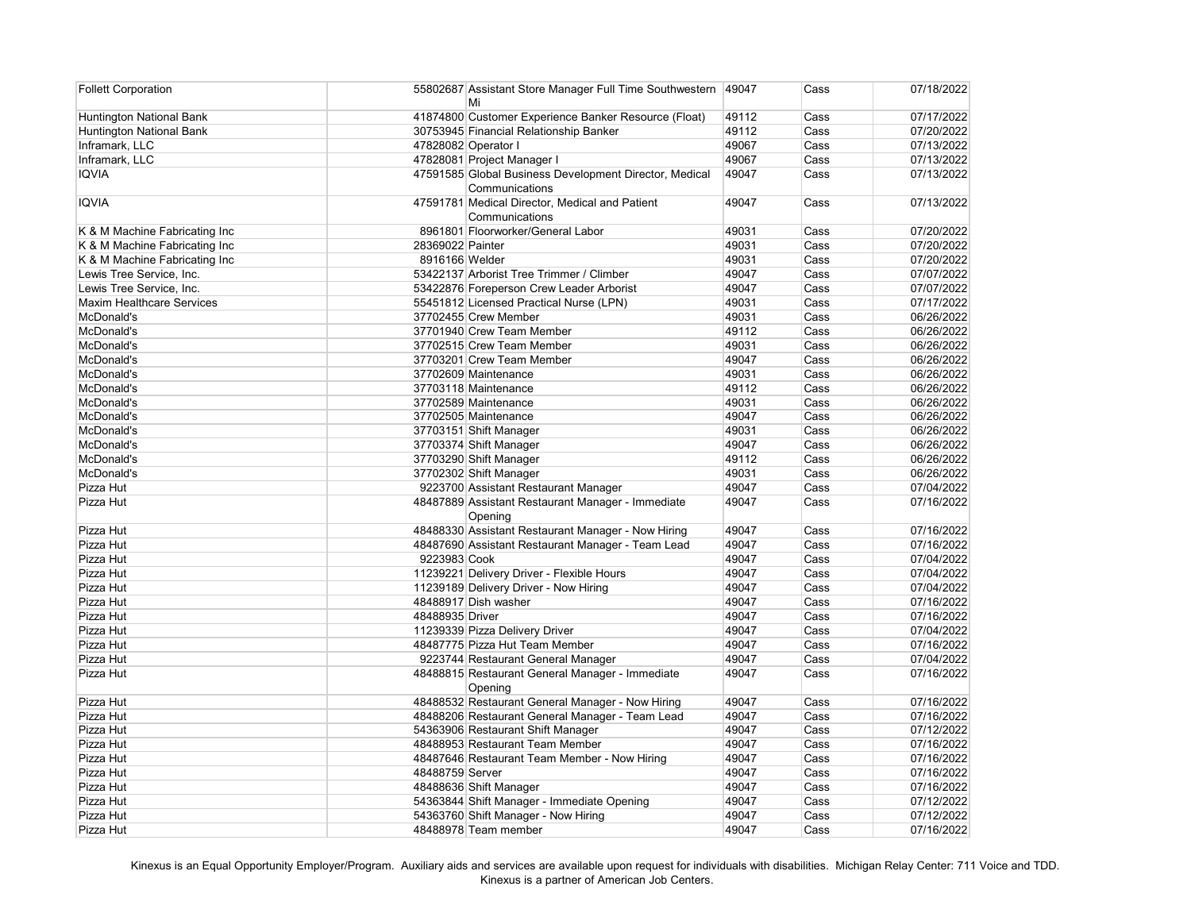| | | | | | |
|---|---|---|---|---|---|
| Follett Corporation | 55802687 | Assistant Store Manager Full Time Southwestern Mi | 49047 | Cass | 07/18/2022 |
| Huntington National Bank | 41874800 | Customer Experience Banker Resource (Float) | 49112 | Cass | 07/17/2022 |
| Huntington National Bank | 30753945 | Financial Relationship Banker | 49112 | Cass | 07/20/2022 |
| Inframark, LLC | 47828082 | Operator I | 49067 | Cass | 07/13/2022 |
| Inframark, LLC | 47828081 | Project Manager I | 49067 | Cass | 07/13/2022 |
| IQVIA | 47591585 | Global Business Development Director, Medical Communications | 49047 | Cass | 07/13/2022 |
| IQVIA | 47591781 | Medical Director, Medical and Patient Communications | 49047 | Cass | 07/13/2022 |
| K & M Machine Fabricating Inc | 8961801 | Floorworker/General Labor | 49031 | Cass | 07/20/2022 |
| K & M Machine Fabricating Inc | 28369022 | Painter | 49031 | Cass | 07/20/2022 |
| K & M Machine Fabricating Inc | 8916166 | Welder | 49031 | Cass | 07/20/2022 |
| Lewis Tree Service, Inc. | 53422137 | Arborist Tree Trimmer / Climber | 49047 | Cass | 07/07/2022 |
| Lewis Tree Service, Inc. | 53422876 | Foreperson Crew Leader Arborist | 49047 | Cass | 07/07/2022 |
| Maxim Healthcare Services | 55451812 | Licensed Practical Nurse (LPN) | 49031 | Cass | 07/17/2022 |
| McDonald's | 37702455 | Crew Member | 49031 | Cass | 06/26/2022 |
| McDonald's | 37701940 | Crew Team Member | 49112 | Cass | 06/26/2022 |
| McDonald's | 37702515 | Crew Team Member | 49031 | Cass | 06/26/2022 |
| McDonald's | 37703201 | Crew Team Member | 49047 | Cass | 06/26/2022 |
| McDonald's | 37702609 | Maintenance | 49031 | Cass | 06/26/2022 |
| McDonald's | 37703118 | Maintenance | 49112 | Cass | 06/26/2022 |
| McDonald's | 37702589 | Maintenance | 49031 | Cass | 06/26/2022 |
| McDonald's | 37702505 | Maintenance | 49047 | Cass | 06/26/2022 |
| McDonald's | 37703151 | Shift Manager | 49031 | Cass | 06/26/2022 |
| McDonald's | 37703374 | Shift Manager | 49047 | Cass | 06/26/2022 |
| McDonald's | 37703290 | Shift Manager | 49112 | Cass | 06/26/2022 |
| McDonald's | 37702302 | Shift Manager | 49031 | Cass | 06/26/2022 |
| Pizza Hut | 9223700 | Assistant Restaurant Manager | 49047 | Cass | 07/04/2022 |
| Pizza Hut | 48487889 | Assistant Restaurant Manager - Immediate Opening | 49047 | Cass | 07/16/2022 |
| Pizza Hut | 48488330 | Assistant Restaurant Manager - Now Hiring | 49047 | Cass | 07/16/2022 |
| Pizza Hut | 48487690 | Assistant Restaurant Manager - Team Lead | 49047 | Cass | 07/16/2022 |
| Pizza Hut | 9223983 | Cook | 49047 | Cass | 07/04/2022 |
| Pizza Hut | 11239221 | Delivery Driver - Flexible Hours | 49047 | Cass | 07/04/2022 |
| Pizza Hut | 11239189 | Delivery Driver - Now Hiring | 49047 | Cass | 07/04/2022 |
| Pizza Hut | 48488917 | Dish washer | 49047 | Cass | 07/16/2022 |
| Pizza Hut | 48488935 | Driver | 49047 | Cass | 07/16/2022 |
| Pizza Hut | 11239339 | Pizza Delivery Driver | 49047 | Cass | 07/04/2022 |
| Pizza Hut | 48487775 | Pizza Hut Team Member | 49047 | Cass | 07/16/2022 |
| Pizza Hut | 9223744 | Restaurant General Manager | 49047 | Cass | 07/04/2022 |
| Pizza Hut | 48488815 | Restaurant General Manager - Immediate Opening | 49047 | Cass | 07/16/2022 |
| Pizza Hut | 48488532 | Restaurant General Manager - Now Hiring | 49047 | Cass | 07/16/2022 |
| Pizza Hut | 48488206 | Restaurant General Manager - Team Lead | 49047 | Cass | 07/16/2022 |
| Pizza Hut | 54363906 | Restaurant Shift Manager | 49047 | Cass | 07/12/2022 |
| Pizza Hut | 48488953 | Restaurant Team Member | 49047 | Cass | 07/16/2022 |
| Pizza Hut | 48487646 | Restaurant Team Member - Now Hiring | 49047 | Cass | 07/16/2022 |
| Pizza Hut | 48488759 | Server | 49047 | Cass | 07/16/2022 |
| Pizza Hut | 48488636 | Shift Manager | 49047 | Cass | 07/16/2022 |
| Pizza Hut | 54363844 | Shift Manager - Immediate Opening | 49047 | Cass | 07/12/2022 |
| Pizza Hut | 54363760 | Shift Manager - Now Hiring | 49047 | Cass | 07/12/2022 |
| Pizza Hut | 48488978 | Team member | 49047 | Cass | 07/16/2022 |

Kinexus is an Equal Opportunity Employer/Program. Auxiliary aids and services are available upon request for individuals with disabilities. Michigan Relay Center: 711 Voice and TDD. Kinexus is a partner of American Job Centers.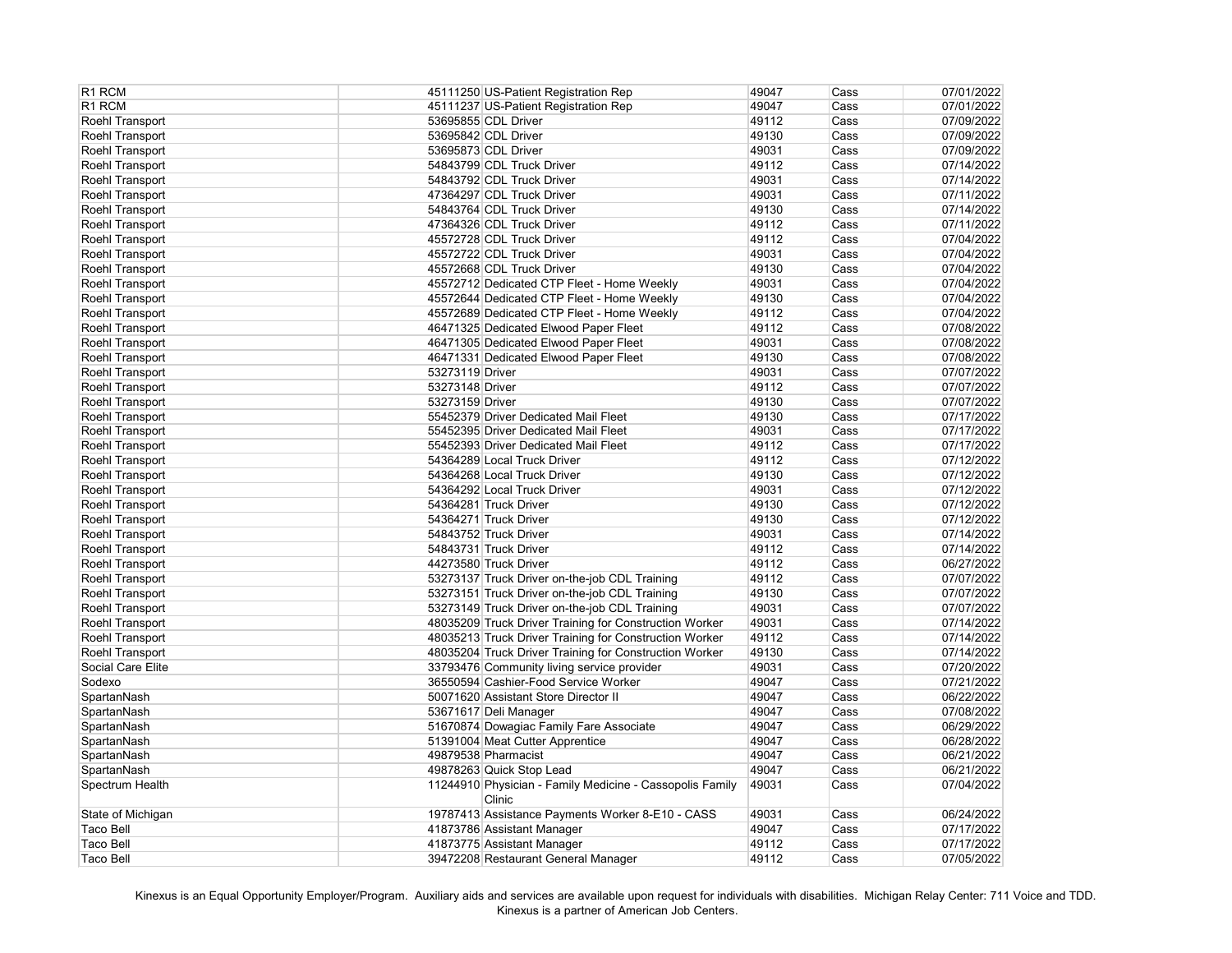| | | | | | |
|---|---|---|---|---|---|
| R1 RCM | 45111250 | US-Patient Registration Rep | 49047 | Cass | 07/01/2022 |
| R1 RCM | 45111237 | US-Patient Registration Rep | 49047 | Cass | 07/01/2022 |
| Roehl Transport | 53695855 | CDL Driver | 49112 | Cass | 07/09/2022 |
| Roehl Transport | 53695842 | CDL Driver | 49130 | Cass | 07/09/2022 |
| Roehl Transport | 53695873 | CDL Driver | 49031 | Cass | 07/09/2022 |
| Roehl Transport | 54843799 | CDL Truck Driver | 49112 | Cass | 07/14/2022 |
| Roehl Transport | 54843792 | CDL Truck Driver | 49031 | Cass | 07/14/2022 |
| Roehl Transport | 47364297 | CDL Truck Driver | 49031 | Cass | 07/11/2022 |
| Roehl Transport | 54843764 | CDL Truck Driver | 49130 | Cass | 07/14/2022 |
| Roehl Transport | 47364326 | CDL Truck Driver | 49112 | Cass | 07/11/2022 |
| Roehl Transport | 45572728 | CDL Truck Driver | 49112 | Cass | 07/04/2022 |
| Roehl Transport | 45572722 | CDL Truck Driver | 49031 | Cass | 07/04/2022 |
| Roehl Transport | 45572668 | CDL Truck Driver | 49130 | Cass | 07/04/2022 |
| Roehl Transport | 45572712 | Dedicated CTP Fleet - Home Weekly | 49031 | Cass | 07/04/2022 |
| Roehl Transport | 45572644 | Dedicated CTP Fleet - Home Weekly | 49130 | Cass | 07/04/2022 |
| Roehl Transport | 45572689 | Dedicated CTP Fleet - Home Weekly | 49112 | Cass | 07/04/2022 |
| Roehl Transport | 46471325 | Dedicated Elwood Paper Fleet | 49112 | Cass | 07/08/2022 |
| Roehl Transport | 46471305 | Dedicated Elwood Paper Fleet | 49031 | Cass | 07/08/2022 |
| Roehl Transport | 46471331 | Dedicated Elwood Paper Fleet | 49130 | Cass | 07/08/2022 |
| Roehl Transport | 53273119 | Driver | 49031 | Cass | 07/07/2022 |
| Roehl Transport | 53273148 | Driver | 49112 | Cass | 07/07/2022 |
| Roehl Transport | 53273159 | Driver | 49130 | Cass | 07/07/2022 |
| Roehl Transport | 55452379 | Driver Dedicated Mail Fleet | 49130 | Cass | 07/17/2022 |
| Roehl Transport | 55452395 | Driver Dedicated Mail Fleet | 49031 | Cass | 07/17/2022 |
| Roehl Transport | 55452393 | Driver Dedicated Mail Fleet | 49112 | Cass | 07/17/2022 |
| Roehl Transport | 54364289 | Local Truck Driver | 49112 | Cass | 07/12/2022 |
| Roehl Transport | 54364268 | Local Truck Driver | 49130 | Cass | 07/12/2022 |
| Roehl Transport | 54364292 | Local Truck Driver | 49031 | Cass | 07/12/2022 |
| Roehl Transport | 54364281 | Truck Driver | 49130 | Cass | 07/12/2022 |
| Roehl Transport | 54364271 | Truck Driver | 49130 | Cass | 07/12/2022 |
| Roehl Transport | 54843752 | Truck Driver | 49031 | Cass | 07/14/2022 |
| Roehl Transport | 54843731 | Truck Driver | 49112 | Cass | 07/14/2022 |
| Roehl Transport | 44273580 | Truck Driver | 49112 | Cass | 06/27/2022 |
| Roehl Transport | 53273137 | Truck Driver on-the-job CDL Training | 49112 | Cass | 07/07/2022 |
| Roehl Transport | 53273151 | Truck Driver on-the-job CDL Training | 49130 | Cass | 07/07/2022 |
| Roehl Transport | 53273149 | Truck Driver on-the-job CDL Training | 49031 | Cass | 07/07/2022 |
| Roehl Transport | 48035209 | Truck Driver Training for Construction Worker | 49031 | Cass | 07/14/2022 |
| Roehl Transport | 48035213 | Truck Driver Training for Construction Worker | 49112 | Cass | 07/14/2022 |
| Roehl Transport | 48035204 | Truck Driver Training for Construction Worker | 49130 | Cass | 07/14/2022 |
| Social Care Elite | 33793476 | Community living service provider | 49031 | Cass | 07/20/2022 |
| Sodexo | 36550594 | Cashier-Food Service Worker | 49047 | Cass | 07/21/2022 |
| SpartanNash | 50071620 | Assistant Store Director II | 49047 | Cass | 06/22/2022 |
| SpartanNash | 53671617 | Deli Manager | 49047 | Cass | 07/08/2022 |
| SpartanNash | 51670874 | Dowagiac Family Fare Associate | 49047 | Cass | 06/29/2022 |
| SpartanNash | 51391004 | Meat Cutter Apprentice | 49047 | Cass | 06/28/2022 |
| SpartanNash | 49879538 | Pharmacist | 49047 | Cass | 06/21/2022 |
| SpartanNash | 49878263 | Quick Stop Lead | 49047 | Cass | 06/21/2022 |
| Spectrum Health | 11244910 | Physician - Family Medicine - Cassopolis Family Clinic | 49031 | Cass | 07/04/2022 |
| State of Michigan | 19787413 | Assistance Payments Worker 8-E10 - CASS | 49031 | Cass | 06/24/2022 |
| Taco Bell | 41873786 | Assistant Manager | 49047 | Cass | 07/17/2022 |
| Taco Bell | 41873775 | Assistant Manager | 49112 | Cass | 07/17/2022 |
| Taco Bell | 39472208 | Restaurant General Manager | 49112 | Cass | 07/05/2022 |

Kinexus is an Equal Opportunity Employer/Program. Auxiliary aids and services are available upon request for individuals with disabilities. Michigan Relay Center: 711 Voice and TDD. Kinexus is a partner of American Job Centers.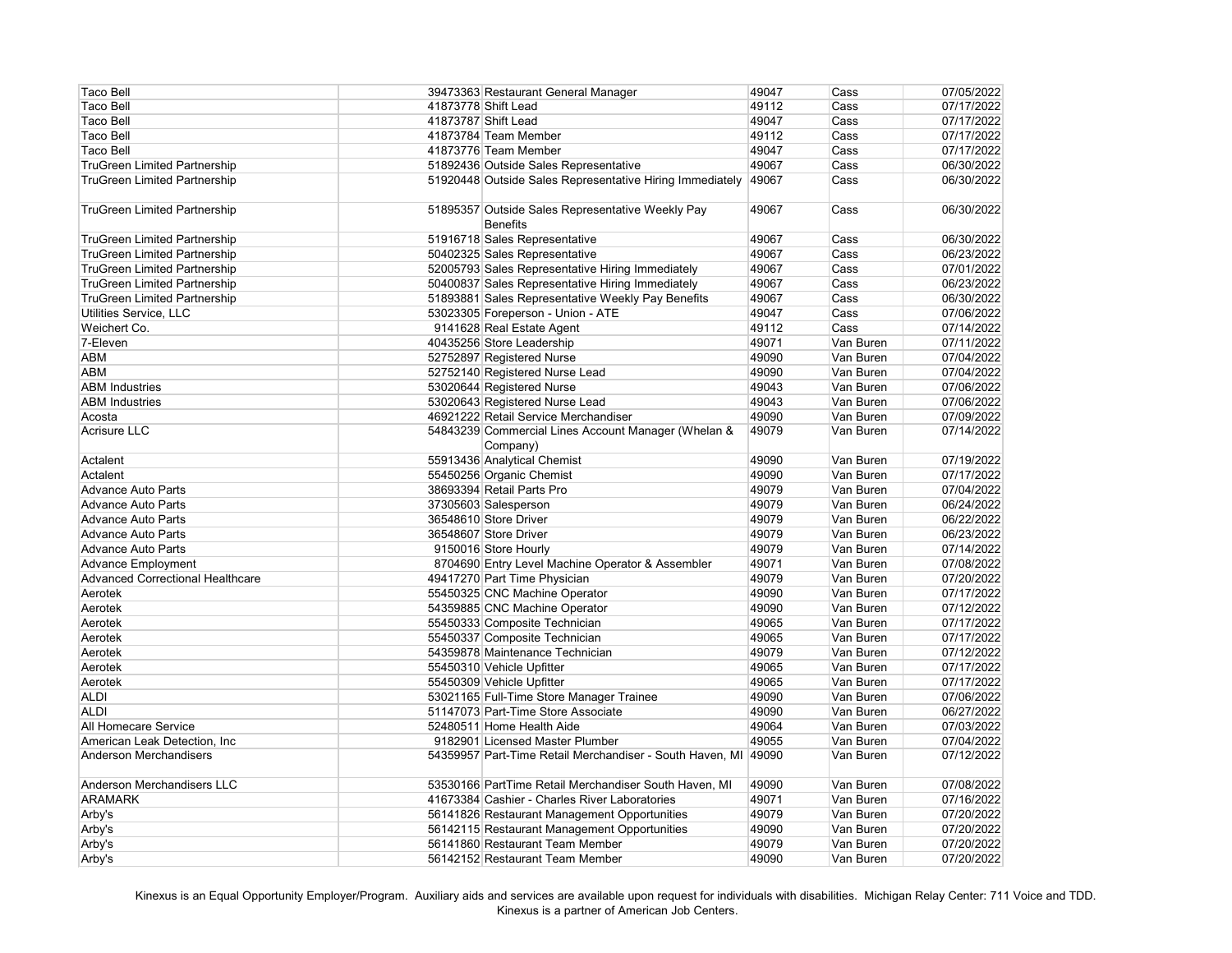| | | | | | |
|---|---|---|---|---|---|
| Taco Bell | 39473363 | Restaurant General Manager | 49047 | Cass | 07/05/2022 |
| Taco Bell | 41873778 | Shift Lead | 49112 | Cass | 07/17/2022 |
| Taco Bell | 41873787 | Shift Lead | 49047 | Cass | 07/17/2022 |
| Taco Bell | 41873784 | Team Member | 49112 | Cass | 07/17/2022 |
| Taco Bell | 41873776 | Team Member | 49047 | Cass | 07/17/2022 |
| TruGreen Limited Partnership | 51892436 | Outside Sales Representative | 49067 | Cass | 06/30/2022 |
| TruGreen Limited Partnership | 51920448 | Outside Sales Representative Hiring Immediately | 49067 | Cass | 06/30/2022 |
| TruGreen Limited Partnership | 51895357 | Outside Sales Representative Weekly Pay Benefits | 49067 | Cass | 06/30/2022 |
| TruGreen Limited Partnership | 51916718 | Sales Representative | 49067 | Cass | 06/30/2022 |
| TruGreen Limited Partnership | 50402325 | Sales Representative | 49067 | Cass | 06/23/2022 |
| TruGreen Limited Partnership | 52005793 | Sales Representative Hiring Immediately | 49067 | Cass | 07/01/2022 |
| TruGreen Limited Partnership | 50400837 | Sales Representative Hiring Immediately | 49067 | Cass | 06/23/2022 |
| TruGreen Limited Partnership | 51893881 | Sales Representative Weekly Pay Benefits | 49067 | Cass | 06/30/2022 |
| Utilities Service, LLC | 53023305 | Foreperson - Union - ATE | 49047 | Cass | 07/06/2022 |
| Weichert Co. | 9141628 | Real Estate Agent | 49112 | Cass | 07/14/2022 |
| 7-Eleven | 40435256 | Store Leadership | 49071 | Van Buren | 07/11/2022 |
| ABM | 52752897 | Registered Nurse | 49090 | Van Buren | 07/04/2022 |
| ABM | 52752140 | Registered Nurse Lead | 49090 | Van Buren | 07/04/2022 |
| ABM Industries | 53020644 | Registered Nurse | 49043 | Van Buren | 07/06/2022 |
| ABM Industries | 53020643 | Registered Nurse Lead | 49090 | Van Buren | 07/06/2022 |
| Acosta | 46921222 | Retail Service Merchandiser | 49090 | Van Buren | 07/09/2022 |
| Acrisure LLC | 54843239 | Commercial Lines Account Manager (Whelan & Company) | 49079 | Van Buren | 07/14/2022 |
| Actalent | 55913436 | Analytical Chemist | 49090 | Van Buren | 07/19/2022 |
| Actalent | 55450256 | Organic Chemist | 49090 | Van Buren | 07/17/2022 |
| Advance Auto Parts | 38693394 | Retail Parts Pro | 49079 | Van Buren | 07/04/2022 |
| Advance Auto Parts | 37305603 | Salesperson | 49079 | Van Buren | 06/24/2022 |
| Advance Auto Parts | 36548610 | Store Driver | 49079 | Van Buren | 06/22/2022 |
| Advance Auto Parts | 36548607 | Store Driver | 49079 | Van Buren | 06/23/2022 |
| Advance Auto Parts | 9150016 | Store Hourly | 49079 | Van Buren | 07/14/2022 |
| Advance Employment | 8704690 | Entry Level Machine Operator & Assembler | 49071 | Van Buren | 07/08/2022 |
| Advanced Correctional Healthcare | 49417270 | Part Time Physician | 49079 | Van Buren | 07/20/2022 |
| Aerotek | 55450325 | CNC Machine Operator | 49090 | Van Buren | 07/17/2022 |
| Aerotek | 54359885 | CNC Machine Operator | 49090 | Van Buren | 07/12/2022 |
| Aerotek | 55450333 | Composite Technician | 49065 | Van Buren | 07/17/2022 |
| Aerotek | 55450337 | Composite Technician | 49065 | Van Buren | 07/17/2022 |
| Aerotek | 54359878 | Maintenance Technician | 49079 | Van Buren | 07/12/2022 |
| Aerotek | 55450310 | Vehicle Upfitter | 49065 | Van Buren | 07/17/2022 |
| Aerotek | 55450309 | Vehicle Upfitter | 49065 | Van Buren | 07/17/2022 |
| ALDI | 53021165 | Full-Time Store Manager Trainee | 49090 | Van Buren | 07/06/2022 |
| ALDI | 51147073 | Part-Time Store Associate | 49090 | Van Buren | 06/27/2022 |
| All Homecare Service | 52480511 | Home Health Aide | 49064 | Van Buren | 07/03/2022 |
| American Leak Detection, Inc | 9182901 | Licensed Master Plumber | 49055 | Van Buren | 07/04/2022 |
| Anderson Merchandisers | 54359957 | Part-Time Retail Merchandiser - South Haven, MI | 49090 | Van Buren | 07/12/2022 |
| Anderson Merchandisers LLC | 53530166 | PartTime Retail Merchandiser South Haven, MI | 49090 | Van Buren | 07/08/2022 |
| ARAMARK | 41673384 | Cashier - Charles River Laboratories | 49071 | Van Buren | 07/16/2022 |
| Arby's | 56141826 | Restaurant Management Opportunities | 49079 | Van Buren | 07/20/2022 |
| Arby's | 56142115 | Restaurant Management Opportunities | 49090 | Van Buren | 07/20/2022 |
| Arby's | 56141860 | Restaurant Team Member | 49079 | Van Buren | 07/20/2022 |
| Arby's | 56142152 | Restaurant Team Member | 49090 | Van Buren | 07/20/2022 |

Kinexus is an Equal Opportunity Employer/Program. Auxiliary aids and services are available upon request for individuals with disabilities. Michigan Relay Center: 711 Voice and TDD. Kinexus is a partner of American Job Centers.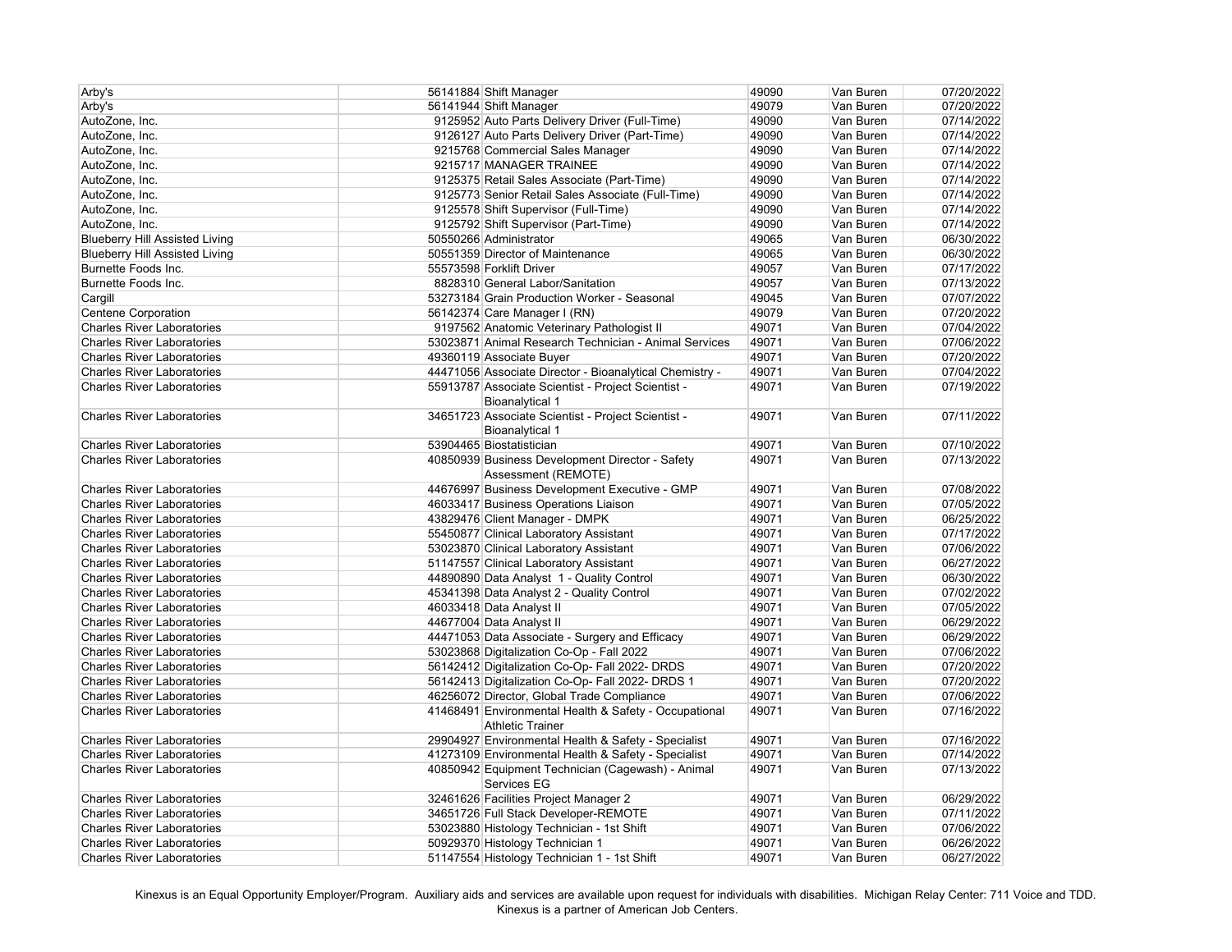| | | | | | |
|---|---|---|---|---|---|
| Arby's | 56141884 | Shift Manager | 49090 | Van Buren | 07/20/2022 |
| Arby's | 56141944 | Shift Manager | 49079 | Van Buren | 07/20/2022 |
| AutoZone, Inc. | 9125952 | Auto Parts Delivery Driver (Full-Time) | 49090 | Van Buren | 07/14/2022 |
| AutoZone, Inc. | 9126127 | Auto Parts Delivery Driver (Part-Time) | 49090 | Van Buren | 07/14/2022 |
| AutoZone, Inc. | 9215768 | Commercial Sales Manager | 49090 | Van Buren | 07/14/2022 |
| AutoZone, Inc. | 9215717 | MANAGER TRAINEE | 49090 | Van Buren | 07/14/2022 |
| AutoZone, Inc. | 9125375 | Retail Sales Associate (Part-Time) | 49090 | Van Buren | 07/14/2022 |
| AutoZone, Inc. | 9125773 | Senior Retail Sales Associate (Full-Time) | 49090 | Van Buren | 07/14/2022 |
| AutoZone, Inc. | 9125578 | Shift Supervisor (Full-Time) | 49090 | Van Buren | 07/14/2022 |
| AutoZone, Inc. | 9125792 | Shift Supervisor (Part-Time) | 49090 | Van Buren | 07/14/2022 |
| Blueberry Hill Assisted Living | 50550266 | Administrator | 49065 | Van Buren | 06/30/2022 |
| Blueberry Hill Assisted Living | 50551359 | Director of Maintenance | 49065 | Van Buren | 06/30/2022 |
| Burnette Foods Inc. | 55573598 | Forklift Driver | 49057 | Van Buren | 07/17/2022 |
| Burnette Foods Inc. | 8828310 | General Labor/Sanitation | 49057 | Van Buren | 07/13/2022 |
| Cargill | 53273184 | Grain Production Worker - Seasonal | 49045 | Van Buren | 07/07/2022 |
| Centene Corporation | 56142374 | Care Manager I (RN) | 49079 | Van Buren | 07/20/2022 |
| Charles River Laboratories | 9197562 | Anatomic Veterinary Pathologist II | 49071 | Van Buren | 07/04/2022 |
| Charles River Laboratories | 53023871 | Animal Research Technician - Animal Services | 49071 | Van Buren | 07/06/2022 |
| Charles River Laboratories | 49360119 | Associate Buyer | 49071 | Van Buren | 07/20/2022 |
| Charles River Laboratories | 44471056 | Associate Director - Bioanalytical Chemistry - | 49071 | Van Buren | 07/04/2022 |
| Charles River Laboratories | 55913787 | Associate Scientist - Project Scientist - Bioanalytical 1 | 49071 | Van Buren | 07/19/2022 |
| Charles River Laboratories | 34651723 | Associate Scientist - Project Scientist - Bioanalytical 1 | 49071 | Van Buren | 07/11/2022 |
| Charles River Laboratories | 53904465 | Biostatistician | 49071 | Van Buren | 07/10/2022 |
| Charles River Laboratories | 40850939 | Business Development Director - Safety Assessment (REMOTE) | 49071 | Van Buren | 07/13/2022 |
| Charles River Laboratories | 44676997 | Business Development Executive - GMP | 49071 | Van Buren | 07/08/2022 |
| Charles River Laboratories | 46033417 | Business Operations Liaison | 49071 | Van Buren | 07/05/2022 |
| Charles River Laboratories | 43829476 | Client Manager - DMPK | 49071 | Van Buren | 06/25/2022 |
| Charles River Laboratories | 55450877 | Clinical Laboratory Assistant | 49071 | Van Buren | 07/17/2022 |
| Charles River Laboratories | 53023870 | Clinical Laboratory Assistant | 49071 | Van Buren | 07/06/2022 |
| Charles River Laboratories | 51147557 | Clinical Laboratory Assistant | 49071 | Van Buren | 06/27/2022 |
| Charles River Laboratories | 44890890 | Data Analyst 1 - Quality Control | 49071 | Van Buren | 06/30/2022 |
| Charles River Laboratories | 45341398 | Data Analyst 2 - Quality Control | 49071 | Van Buren | 07/02/2022 |
| Charles River Laboratories | 46033418 | Data Analyst II | 49071 | Van Buren | 07/05/2022 |
| Charles River Laboratories | 44677004 | Data Analyst II | 49071 | Van Buren | 06/29/2022 |
| Charles River Laboratories | 44471053 | Data Associate - Surgery and Efficacy | 49071 | Van Buren | 06/29/2022 |
| Charles River Laboratories | 53023868 | Digitalization Co-Op - Fall 2022 | 49071 | Van Buren | 07/06/2022 |
| Charles River Laboratories | 56142412 | Digitalization Co-Op- Fall 2022- DRDS | 49071 | Van Buren | 07/20/2022 |
| Charles River Laboratories | 56142413 | Digitalization Co-Op- Fall 2022- DRDS 1 | 49071 | Van Buren | 07/20/2022 |
| Charles River Laboratories | 46256072 | Director, Global Trade Compliance | 49071 | Van Buren | 07/06/2022 |
| Charles River Laboratories | 41468491 | Environmental Health & Safety - Occupational Athletic Trainer | 49071 | Van Buren | 07/16/2022 |
| Charles River Laboratories | 29904927 | Environmental Health & Safety - Specialist | 49071 | Van Buren | 07/16/2022 |
| Charles River Laboratories | 41273109 | Environmental Health & Safety - Specialist | 49071 | Van Buren | 07/14/2022 |
| Charles River Laboratories | 40850942 | Equipment Technician (Cagewash) - Animal Services EG | 49071 | Van Buren | 07/13/2022 |
| Charles River Laboratories | 32461626 | Facilities Project Manager 2 | 49071 | Van Buren | 06/29/2022 |
| Charles River Laboratories | 34651726 | Full Stack Developer-REMOTE | 49071 | Van Buren | 07/11/2022 |
| Charles River Laboratories | 53023880 | Histology Technician - 1st Shift | 49071 | Van Buren | 07/06/2022 |
| Charles River Laboratories | 50929370 | Histology Technician 1 | 49071 | Van Buren | 06/26/2022 |
| Charles River Laboratories | 51147554 | Histology Technician 1 - 1st Shift | 49071 | Van Buren | 06/27/2022 |

Kinexus is an Equal Opportunity Employer/Program. Auxiliary aids and services are available upon request for individuals with disabilities. Michigan Relay Center: 711 Voice and TDD. Kinexus is a partner of American Job Centers.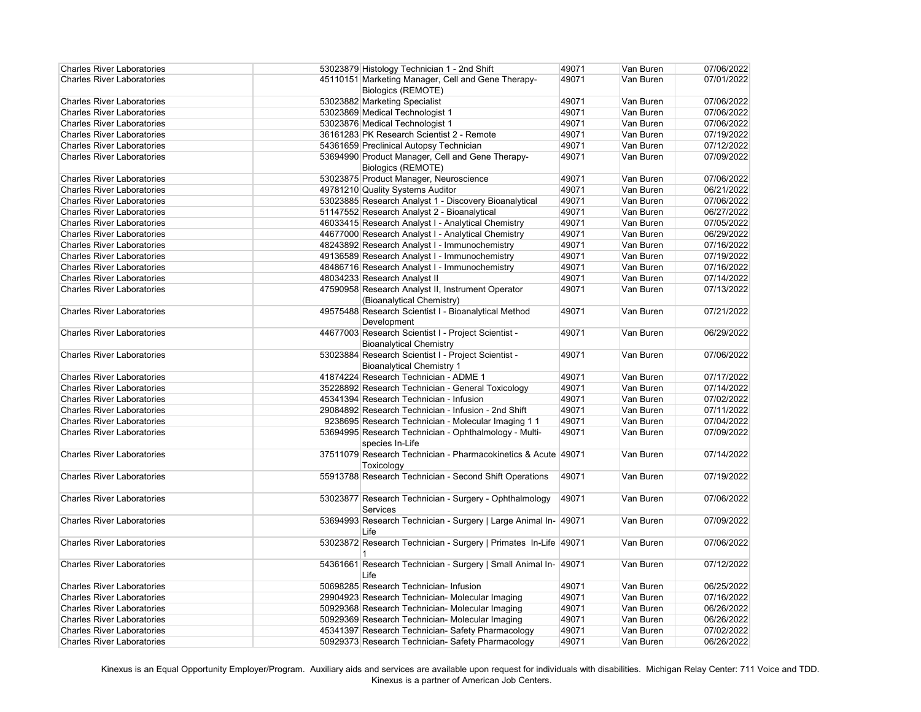| | | | | | |
|---|---|---|---|---|---|
| Charles River Laboratories | 53023879 | Histology Technician 1 - 2nd Shift | 49071 | Van Buren | 07/06/2022 |
| Charles River Laboratories | 45110151 | Marketing Manager, Cell and Gene Therapy-Biologics (REMOTE) | 49071 | Van Buren | 07/01/2022 |
| Charles River Laboratories | 53023882 | Marketing Specialist | 49071 | Van Buren | 07/06/2022 |
| Charles River Laboratories | 53023869 | Medical Technologist 1 | 49071 | Van Buren | 07/06/2022 |
| Charles River Laboratories | 53023876 | Medical Technologist 1 | 49071 | Van Buren | 07/06/2022 |
| Charles River Laboratories | 36161283 | PK Research Scientist 2 - Remote | 49071 | Van Buren | 07/19/2022 |
| Charles River Laboratories | 54361659 | Preclinical Autopsy Technician | 49071 | Van Buren | 07/12/2022 |
| Charles River Laboratories | 53694990 | Product Manager, Cell and Gene Therapy-Biologics (REMOTE) | 49071 | Van Buren | 07/09/2022 |
| Charles River Laboratories | 53023875 | Product Manager, Neuroscience | 49071 | Van Buren | 07/06/2022 |
| Charles River Laboratories | 49781210 | Quality Systems Auditor | 49071 | Van Buren | 06/21/2022 |
| Charles River Laboratories | 53023885 | Research Analyst 1 - Discovery Bioanalytical | 49071 | Van Buren | 07/06/2022 |
| Charles River Laboratories | 51147552 | Research Analyst 2 - Bioanalytical | 49071 | Van Buren | 06/27/2022 |
| Charles River Laboratories | 46033415 | Research Analyst I - Analytical Chemistry | 49071 | Van Buren | 07/05/2022 |
| Charles River Laboratories | 44677000 | Research Analyst I - Analytical Chemistry | 49071 | Van Buren | 06/29/2022 |
| Charles River Laboratories | 48243892 | Research Analyst I - Immunochemistry | 49071 | Van Buren | 07/16/2022 |
| Charles River Laboratories | 49136589 | Research Analyst I - Immunochemistry | 49071 | Van Buren | 07/19/2022 |
| Charles River Laboratories | 48486716 | Research Analyst I - Immunochemistry | 49071 | Van Buren | 07/16/2022 |
| Charles River Laboratories | 48034233 | Research Analyst II | 49071 | Van Buren | 07/14/2022 |
| Charles River Laboratories | 47590958 | Research Analyst II, Instrument Operator (Bioanalytical Chemistry) | 49071 | Van Buren | 07/13/2022 |
| Charles River Laboratories | 49575488 | Research Scientist I - Bioanalytical Method Development | 49071 | Van Buren | 07/21/2022 |
| Charles River Laboratories | 44677003 | Research Scientist I - Project Scientist - Bioanalytical Chemistry | 49071 | Van Buren | 06/29/2022 |
| Charles River Laboratories | 53023884 | Research Scientist I - Project Scientist - Bioanalytical Chemistry 1 | 49071 | Van Buren | 07/06/2022 |
| Charles River Laboratories | 41874224 | Research Technician - ADME 1 | 49071 | Van Buren | 07/17/2022 |
| Charles River Laboratories | 35228892 | Research Technician - General Toxicology | 49071 | Van Buren | 07/14/2022 |
| Charles River Laboratories | 45341394 | Research Technician - Infusion | 49071 | Van Buren | 07/02/2022 |
| Charles River Laboratories | 29084892 | Research Technician - Infusion - 2nd Shift | 49071 | Van Buren | 07/11/2022 |
| Charles River Laboratories | 9238695 | Research Technician - Molecular Imaging 1 1 | 49071 | Van Buren | 07/04/2022 |
| Charles River Laboratories | 53694995 | Research Technician - Ophthalmology - Multi-species In-Life | 49071 | Van Buren | 07/09/2022 |
| Charles River Laboratories | 37511079 | Research Technician - Pharmacokinetics & Acute Toxicology | 49071 | Van Buren | 07/14/2022 |
| Charles River Laboratories | 55913788 | Research Technician - Second Shift Operations | 49071 | Van Buren | 07/19/2022 |
| Charles River Laboratories | 53023877 | Research Technician - Surgery - Ophthalmology Services | 49071 | Van Buren | 07/06/2022 |
| Charles River Laboratories | 53694993 | Research Technician - Surgery \| Large Animal In-Life | 49071 | Van Buren | 07/09/2022 |
| Charles River Laboratories | 53023872 | Research Technician - Surgery \| Primates In-Life 1 | 49071 | Van Buren | 07/06/2022 |
| Charles River Laboratories | 54361661 | Research Technician - Surgery \| Small Animal In-Life | 49071 | Van Buren | 07/12/2022 |
| Charles River Laboratories | 50698285 | Research Technician- Infusion | 49071 | Van Buren | 06/25/2022 |
| Charles River Laboratories | 29904923 | Research Technician- Molecular Imaging | 49071 | Van Buren | 07/16/2022 |
| Charles River Laboratories | 50929368 | Research Technician- Molecular Imaging | 49071 | Van Buren | 06/26/2022 |
| Charles River Laboratories | 50929369 | Research Technician- Molecular Imaging | 49071 | Van Buren | 06/26/2022 |
| Charles River Laboratories | 45341397 | Research Technician- Safety Pharmacology | 49071 | Van Buren | 07/02/2022 |
| Charles River Laboratories | 50929373 | Research Technician- Safety Pharmacology | 49071 | Van Buren | 06/26/2022 |

Kinexus is an Equal Opportunity Employer/Program. Auxiliary aids and services are available upon request for individuals with disabilities. Michigan Relay Center: 711 Voice and TDD. Kinexus is a partner of American Job Centers.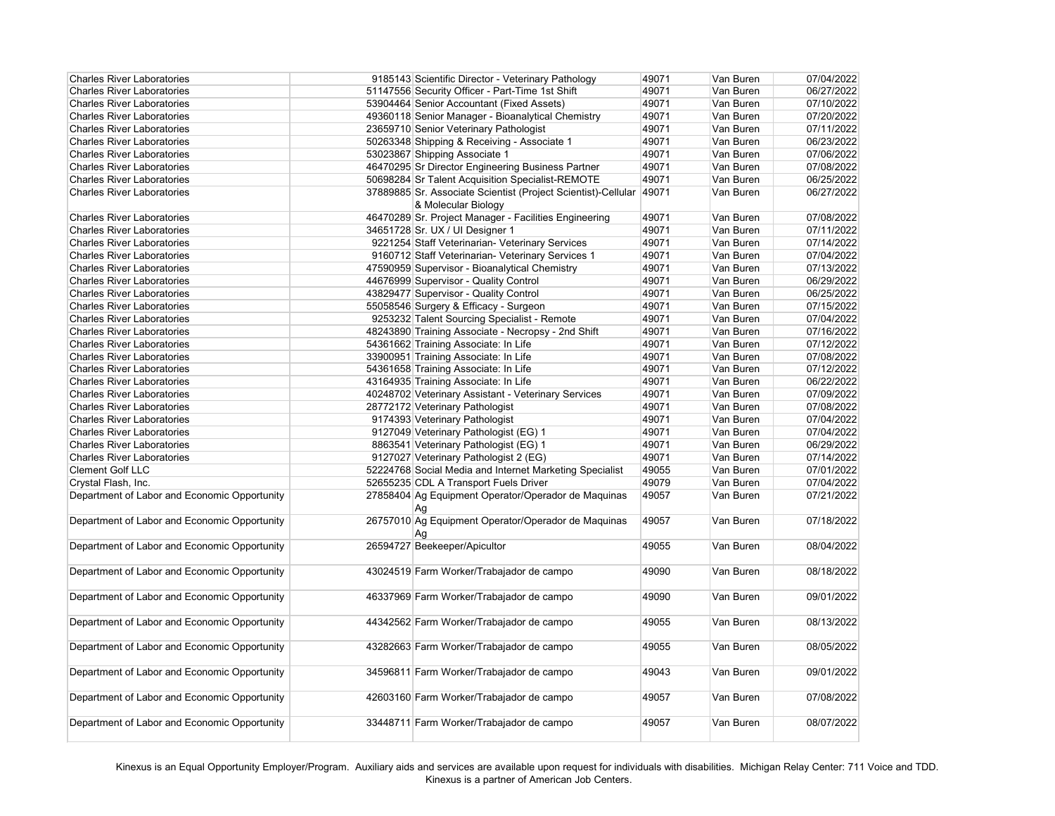| | | | | | |
|---|---|---|---|---|---|
| Charles River Laboratories | 9185143 | Scientific Director - Veterinary Pathology | 49071 | Van Buren | 07/04/2022 |
| Charles River Laboratories | 51147556 | Security Officer - Part-Time 1st Shift | 49071 | Van Buren | 06/27/2022 |
| Charles River Laboratories | 53904464 | Senior Accountant (Fixed Assets) | 49071 | Van Buren | 07/10/2022 |
| Charles River Laboratories | 49360118 | Senior Manager - Bioanalytical Chemistry | 49071 | Van Buren | 07/20/2022 |
| Charles River Laboratories | 23659710 | Senior Veterinary Pathologist | 49071 | Van Buren | 07/11/2022 |
| Charles River Laboratories | 50263348 | Shipping & Receiving - Associate 1 | 49071 | Van Buren | 06/23/2022 |
| Charles River Laboratories | 53023867 | Shipping Associate 1 | 49071 | Van Buren | 07/06/2022 |
| Charles River Laboratories | 46470295 | Sr Director Engineering Business Partner | 49071 | Van Buren | 07/08/2022 |
| Charles River Laboratories | 50698284 | Sr Talent Acquisition Specialist-REMOTE | 49071 | Van Buren | 06/25/2022 |
| Charles River Laboratories | 37889885 | Sr. Associate Scientist (Project Scientist)-Cellular & Molecular Biology | 49071 | Van Buren | 06/27/2022 |
| Charles River Laboratories | 46470289 | Sr. Project Manager - Facilities Engineering | 49071 | Van Buren | 07/08/2022 |
| Charles River Laboratories | 34651728 | Sr. UX / UI Designer 1 | 49071 | Van Buren | 07/11/2022 |
| Charles River Laboratories | 9221254 | Staff Veterinarian- Veterinary Services | 49071 | Van Buren | 07/14/2022 |
| Charles River Laboratories | 9160712 | Staff Veterinarian- Veterinary Services 1 | 49071 | Van Buren | 07/04/2022 |
| Charles River Laboratories | 47590959 | Supervisor - Bioanalytical Chemistry | 49071 | Van Buren | 07/13/2022 |
| Charles River Laboratories | 44676999 | Supervisor - Quality Control | 49071 | Van Buren | 06/29/2022 |
| Charles River Laboratories | 43829477 | Supervisor - Quality Control | 49071 | Van Buren | 06/25/2022 |
| Charles River Laboratories | 55058546 | Surgery & Efficacy - Surgeon | 49071 | Van Buren | 07/15/2022 |
| Charles River Laboratories | 9253232 | Talent Sourcing Specialist - Remote | 49071 | Van Buren | 07/04/2022 |
| Charles River Laboratories | 48243890 | Training Associate - Necropsy - 2nd Shift | 49071 | Van Buren | 07/16/2022 |
| Charles River Laboratories | 54361662 | Training Associate: In Life | 49071 | Van Buren | 07/12/2022 |
| Charles River Laboratories | 33900951 | Training Associate: In Life | 49071 | Van Buren | 07/08/2022 |
| Charles River Laboratories | 54361658 | Training Associate: In Life | 49071 | Van Buren | 07/12/2022 |
| Charles River Laboratories | 43164935 | Training Associate: In Life | 49071 | Van Buren | 06/22/2022 |
| Charles River Laboratories | 40248702 | Veterinary Assistant - Veterinary Services | 49071 | Van Buren | 07/09/2022 |
| Charles River Laboratories | 28772172 | Veterinary Pathologist | 49071 | Van Buren | 07/08/2022 |
| Charles River Laboratories | 9174393 | Veterinary Pathologist | 49071 | Van Buren | 07/04/2022 |
| Charles River Laboratories | 9127049 | Veterinary Pathologist (EG) 1 | 49071 | Van Buren | 07/04/2022 |
| Charles River Laboratories | 8863541 | Veterinary Pathologist (EG) 1 | 49071 | Van Buren | 06/29/2022 |
| Charles River Laboratories | 9127027 | Veterinary Pathologist 2 (EG) | 49071 | Van Buren | 07/14/2022 |
| Clement Golf LLC | 52224768 | Social Media and Internet Marketing Specialist | 49055 | Van Buren | 07/01/2022 |
| Crystal Flash, Inc. | 52655235 | CDL A Transport Fuels Driver | 49079 | Van Buren | 07/04/2022 |
| Department of Labor and Economic Opportunity | 27858404 | Ag Equipment Operator/Operador de Maquinas Ag | 49057 | Van Buren | 07/21/2022 |
| Department of Labor and Economic Opportunity | 26757010 | Ag Equipment Operator/Operador de Maquinas Ag | 49057 | Van Buren | 07/18/2022 |
| Department of Labor and Economic Opportunity | 26594727 | Beekeeper/Apicultor | 49055 | Van Buren | 08/04/2022 |
| Department of Labor and Economic Opportunity | 43024519 | Farm Worker/Trabajador de campo | 49090 | Van Buren | 08/18/2022 |
| Department of Labor and Economic Opportunity | 46337969 | Farm Worker/Trabajador de campo | 49090 | Van Buren | 09/01/2022 |
| Department of Labor and Economic Opportunity | 44342562 | Farm Worker/Trabajador de campo | 49055 | Van Buren | 08/13/2022 |
| Department of Labor and Economic Opportunity | 43282663 | Farm Worker/Trabajador de campo | 49055 | Van Buren | 08/05/2022 |
| Department of Labor and Economic Opportunity | 34596811 | Farm Worker/Trabajador de campo | 49043 | Van Buren | 09/01/2022 |
| Department of Labor and Economic Opportunity | 42603160 | Farm Worker/Trabajador de campo | 49057 | Van Buren | 07/08/2022 |
| Department of Labor and Economic Opportunity | 33448711 | Farm Worker/Trabajador de campo | 49057 | Van Buren | 08/07/2022 |

Kinexus is an Equal Opportunity Employer/Program. Auxiliary aids and services are available upon request for individuals with disabilities. Michigan Relay Center: 711 Voice and TDD. Kinexus is a partner of American Job Centers.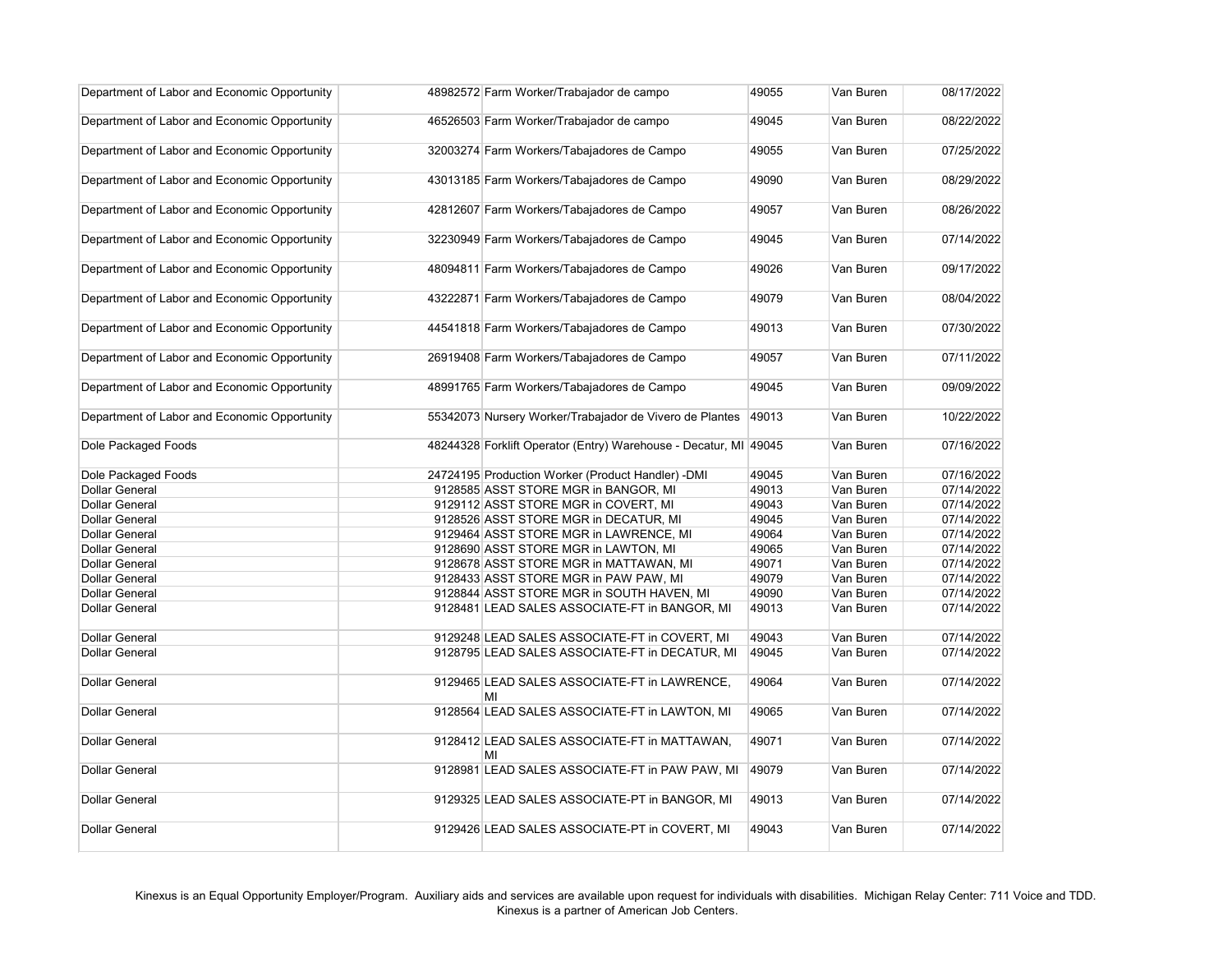| | | | | | |
|---|---|---|---|---|---|
| Department of Labor and Economic Opportunity | 48982572 | Farm Worker/Trabajador de campo | 49055 | Van Buren | 08/17/2022 |
| Department of Labor and Economic Opportunity | 46526503 | Farm Worker/Trabajador de campo | 49045 | Van Buren | 08/22/2022 |
| Department of Labor and Economic Opportunity | 32003274 | Farm Workers/Tabajadores de Campo | 49055 | Van Buren | 07/25/2022 |
| Department of Labor and Economic Opportunity | 43013185 | Farm Workers/Tabajadores de Campo | 49090 | Van Buren | 08/29/2022 |
| Department of Labor and Economic Opportunity | 42812607 | Farm Workers/Tabajadores de Campo | 49057 | Van Buren | 08/26/2022 |
| Department of Labor and Economic Opportunity | 32230949 | Farm Workers/Tabajadores de Campo | 49045 | Van Buren | 07/14/2022 |
| Department of Labor and Economic Opportunity | 48094811 | Farm Workers/Tabajadores de Campo | 49026 | Van Buren | 09/17/2022 |
| Department of Labor and Economic Opportunity | 43222871 | Farm Workers/Tabajadores de Campo | 49079 | Van Buren | 08/04/2022 |
| Department of Labor and Economic Opportunity | 44541818 | Farm Workers/Tabajadores de Campo | 49013 | Van Buren | 07/30/2022 |
| Department of Labor and Economic Opportunity | 26919408 | Farm Workers/Tabajadores de Campo | 49057 | Van Buren | 07/11/2022 |
| Department of Labor and Economic Opportunity | 48991765 | Farm Workers/Tabajadores de Campo | 49045 | Van Buren | 09/09/2022 |
| Department of Labor and Economic Opportunity | 55342073 | Nursery Worker/Trabajador de Vivero de Plantes | 49013 | Van Buren | 10/22/2022 |
| Dole Packaged Foods | 48244328 | Forklift Operator (Entry) Warehouse - Decatur, MI | 49045 | Van Buren | 07/16/2022 |
| Dole Packaged Foods | 24724195 | Production Worker (Product Handler) -DMI | 49045 | Van Buren | 07/16/2022 |
| Dollar General | 9128585 | ASST STORE MGR in BANGOR, MI | 49013 | Van Buren | 07/14/2022 |
| Dollar General | 9129112 | ASST STORE MGR in COVERT, MI | 49043 | Van Buren | 07/14/2022 |
| Dollar General | 9128526 | ASST STORE MGR in DECATUR, MI | 49045 | Van Buren | 07/14/2022 |
| Dollar General | 9129464 | ASST STORE MGR in LAWRENCE, MI | 49064 | Van Buren | 07/14/2022 |
| Dollar General | 9128690 | ASST STORE MGR in LAWTON, MI | 49065 | Van Buren | 07/14/2022 |
| Dollar General | 9128678 | ASST STORE MGR in MATTAWAN, MI | 49071 | Van Buren | 07/14/2022 |
| Dollar General | 9128433 | ASST STORE MGR in PAW PAW, MI | 49079 | Van Buren | 07/14/2022 |
| Dollar General | 9128844 | ASST STORE MGR in SOUTH HAVEN, MI | 49090 | Van Buren | 07/14/2022 |
| Dollar General | 9128481 | LEAD SALES ASSOCIATE-FT in BANGOR, MI | 49013 | Van Buren | 07/14/2022 |
| Dollar General | 9129248 | LEAD SALES ASSOCIATE-FT in COVERT, MI | 49043 | Van Buren | 07/14/2022 |
| Dollar General | 9128795 | LEAD SALES ASSOCIATE-FT in DECATUR, MI | 49045 | Van Buren | 07/14/2022 |
| Dollar General | 9129465 | LEAD SALES ASSOCIATE-FT in LAWRENCE, MI | 49064 | Van Buren | 07/14/2022 |
| Dollar General | 9128564 | LEAD SALES ASSOCIATE-FT in LAWTON, MI | 49065 | Van Buren | 07/14/2022 |
| Dollar General | 9128412 | LEAD SALES ASSOCIATE-FT in MATTAWAN, MI | 49071 | Van Buren | 07/14/2022 |
| Dollar General | 9128981 | LEAD SALES ASSOCIATE-FT in PAW PAW, MI | 49079 | Van Buren | 07/14/2022 |
| Dollar General | 9129325 | LEAD SALES ASSOCIATE-PT in BANGOR, MI | 49013 | Van Buren | 07/14/2022 |
| Dollar General | 9129426 | LEAD SALES ASSOCIATE-PT in COVERT, MI | 49043 | Van Buren | 07/14/2022 |

Kinexus is an Equal Opportunity Employer/Program. Auxiliary aids and services are available upon request for individuals with disabilities. Michigan Relay Center: 711 Voice and TDD. Kinexus is a partner of American Job Centers.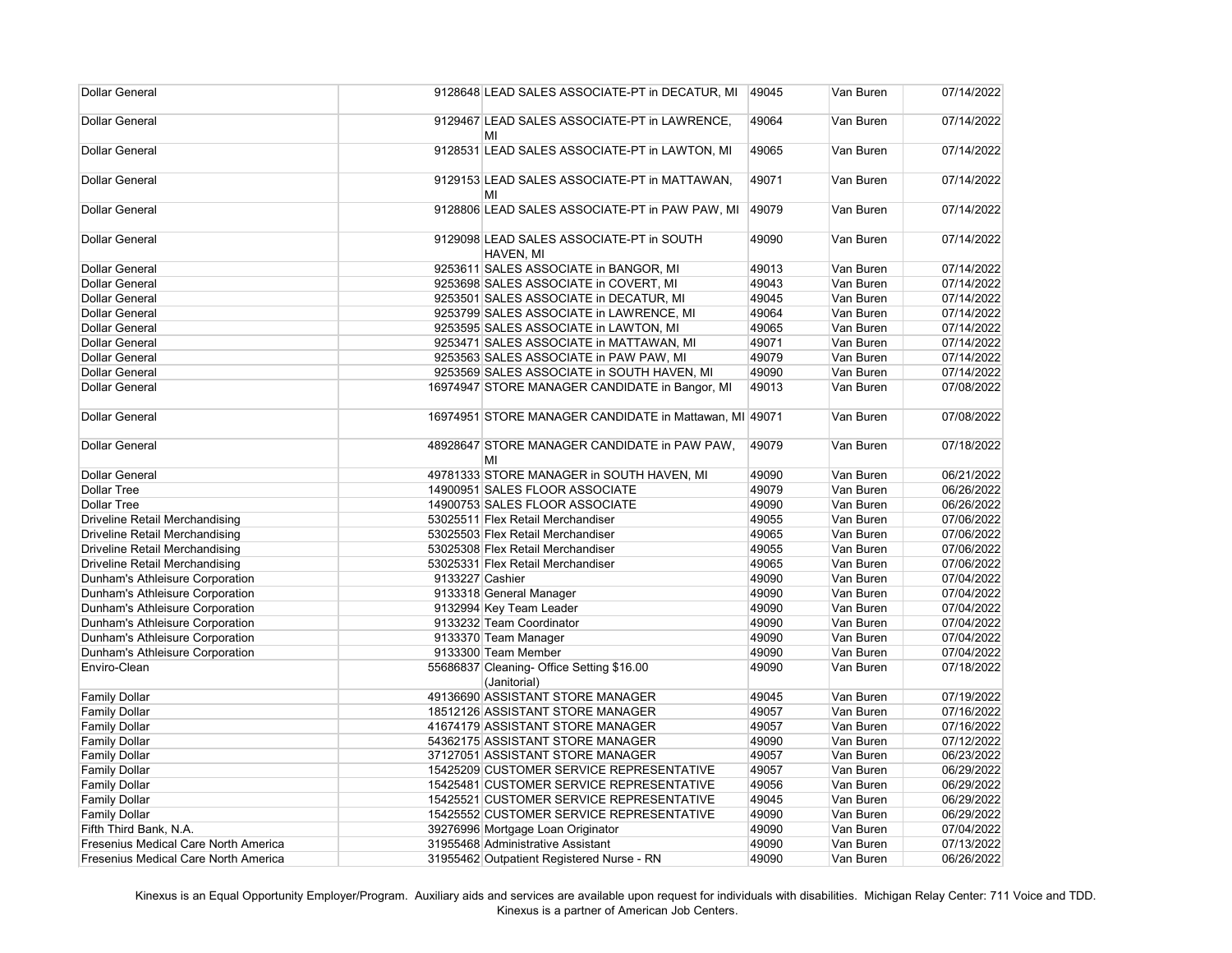| Dollar General | 9128648 | LEAD SALES ASSOCIATE-PT in DECATUR, MI | 49045 | Van Buren | 07/14/2022 |
|---|---|---|---|---|---|
| Dollar General | 9129467 | LEAD SALES ASSOCIATE-PT in LAWRENCE, MI | 49064 | Van Buren | 07/14/2022 |
| Dollar General | 9128531 | LEAD SALES ASSOCIATE-PT in LAWTON, MI | 49065 | Van Buren | 07/14/2022 |
| Dollar General | 9129153 | LEAD SALES ASSOCIATE-PT in MATTAWAN, MI | 49071 | Van Buren | 07/14/2022 |
| Dollar General | 9128806 | LEAD SALES ASSOCIATE-PT in PAW PAW, MI | 49079 | Van Buren | 07/14/2022 |
| Dollar General | 9129098 | LEAD SALES ASSOCIATE-PT in SOUTH HAVEN, MI | 49090 | Van Buren | 07/14/2022 |
| Dollar General | 9253611 | SALES ASSOCIATE in BANGOR, MI | 49013 | Van Buren | 07/14/2022 |
| Dollar General | 9253698 | SALES ASSOCIATE in COVERT, MI | 49043 | Van Buren | 07/14/2022 |
| Dollar General | 9253501 | SALES ASSOCIATE in DECATUR, MI | 49045 | Van Buren | 07/14/2022 |
| Dollar General | 9253799 | SALES ASSOCIATE in LAWRENCE, MI | 49064 | Van Buren | 07/14/2022 |
| Dollar General | 9253595 | SALES ASSOCIATE in LAWTON, MI | 49065 | Van Buren | 07/14/2022 |
| Dollar General | 9253471 | SALES ASSOCIATE in MATTAWAN, MI | 49071 | Van Buren | 07/14/2022 |
| Dollar General | 9253563 | SALES ASSOCIATE in PAW PAW, MI | 49079 | Van Buren | 07/14/2022 |
| Dollar General | 9253569 | SALES ASSOCIATE in SOUTH HAVEN, MI | 49090 | Van Buren | 07/14/2022 |
| Dollar General | 16974947 | STORE MANAGER CANDIDATE in Bangor, MI | 49013 | Van Buren | 07/08/2022 |
| Dollar General | 16974951 | STORE MANAGER CANDIDATE in Mattawan, MI | 49071 | Van Buren | 07/08/2022 |
| Dollar General | 48928647 | STORE MANAGER CANDIDATE in PAW PAW, MI | 49079 | Van Buren | 07/18/2022 |
| Dollar General | 49781333 | STORE MANAGER in SOUTH HAVEN, MI | 49090 | Van Buren | 06/21/2022 |
| Dollar Tree | 14900951 | SALES FLOOR ASSOCIATE | 49079 | Van Buren | 06/26/2022 |
| Dollar Tree | 14900753 | SALES FLOOR ASSOCIATE | 49090 | Van Buren | 06/26/2022 |
| Driveline Retail Merchandising | 53025511 | Flex Retail Merchandiser | 49055 | Van Buren | 07/06/2022 |
| Driveline Retail Merchandising | 53025503 | Flex Retail Merchandiser | 49065 | Van Buren | 07/06/2022 |
| Driveline Retail Merchandising | 53025308 | Flex Retail Merchandiser | 49055 | Van Buren | 07/06/2022 |
| Driveline Retail Merchandising | 53025331 | Flex Retail Merchandiser | 49065 | Van Buren | 07/06/2022 |
| Dunham's Athleisure Corporation | 9133227 | Cashier | 49090 | Van Buren | 07/04/2022 |
| Dunham's Athleisure Corporation | 9133318 | General Manager | 49090 | Van Buren | 07/04/2022 |
| Dunham's Athleisure Corporation | 9132994 | Key Team Leader | 49090 | Van Buren | 07/04/2022 |
| Dunham's Athleisure Corporation | 9133232 | Team Coordinator | 49090 | Van Buren | 07/04/2022 |
| Dunham's Athleisure Corporation | 9133370 | Team Manager | 49090 | Van Buren | 07/04/2022 |
| Dunham's Athleisure Corporation | 9133300 | Team Member | 49090 | Van Buren | 07/04/2022 |
| Enviro-Clean | 55686837 | Cleaning- Office Setting $16.00 (Janitorial) | 49090 | Van Buren | 07/18/2022 |
| Family Dollar | 49136690 | ASSISTANT STORE MANAGER | 49045 | Van Buren | 07/19/2022 |
| Family Dollar | 18512126 | ASSISTANT STORE MANAGER | 49057 | Van Buren | 07/16/2022 |
| Family Dollar | 41674179 | ASSISTANT STORE MANAGER | 49057 | Van Buren | 07/16/2022 |
| Family Dollar | 54362175 | ASSISTANT STORE MANAGER | 49090 | Van Buren | 07/12/2022 |
| Family Dollar | 37127051 | ASSISTANT STORE MANAGER | 49057 | Van Buren | 06/23/2022 |
| Family Dollar | 15425209 | CUSTOMER SERVICE REPRESENTATIVE | 49057 | Van Buren | 06/29/2022 |
| Family Dollar | 15425481 | CUSTOMER SERVICE REPRESENTATIVE | 49056 | Van Buren | 06/29/2022 |
| Family Dollar | 15425521 | CUSTOMER SERVICE REPRESENTATIVE | 49045 | Van Buren | 06/29/2022 |
| Family Dollar | 15425552 | CUSTOMER SERVICE REPRESENTATIVE | 49090 | Van Buren | 06/29/2022 |
| Fifth Third Bank, N.A. | 39276996 | Mortgage Loan Originator | 49090 | Van Buren | 07/04/2022 |
| Fresenius Medical Care North America | 31955468 | Administrative Assistant | 49090 | Van Buren | 07/13/2022 |
| Fresenius Medical Care North America | 31955462 | Outpatient Registered Nurse - RN | 49090 | Van Buren | 06/26/2022 |

Kinexus is an Equal Opportunity Employer/Program. Auxiliary aids and services are available upon request for individuals with disabilities. Michigan Relay Center: 711 Voice and TDD. Kinexus is a partner of American Job Centers.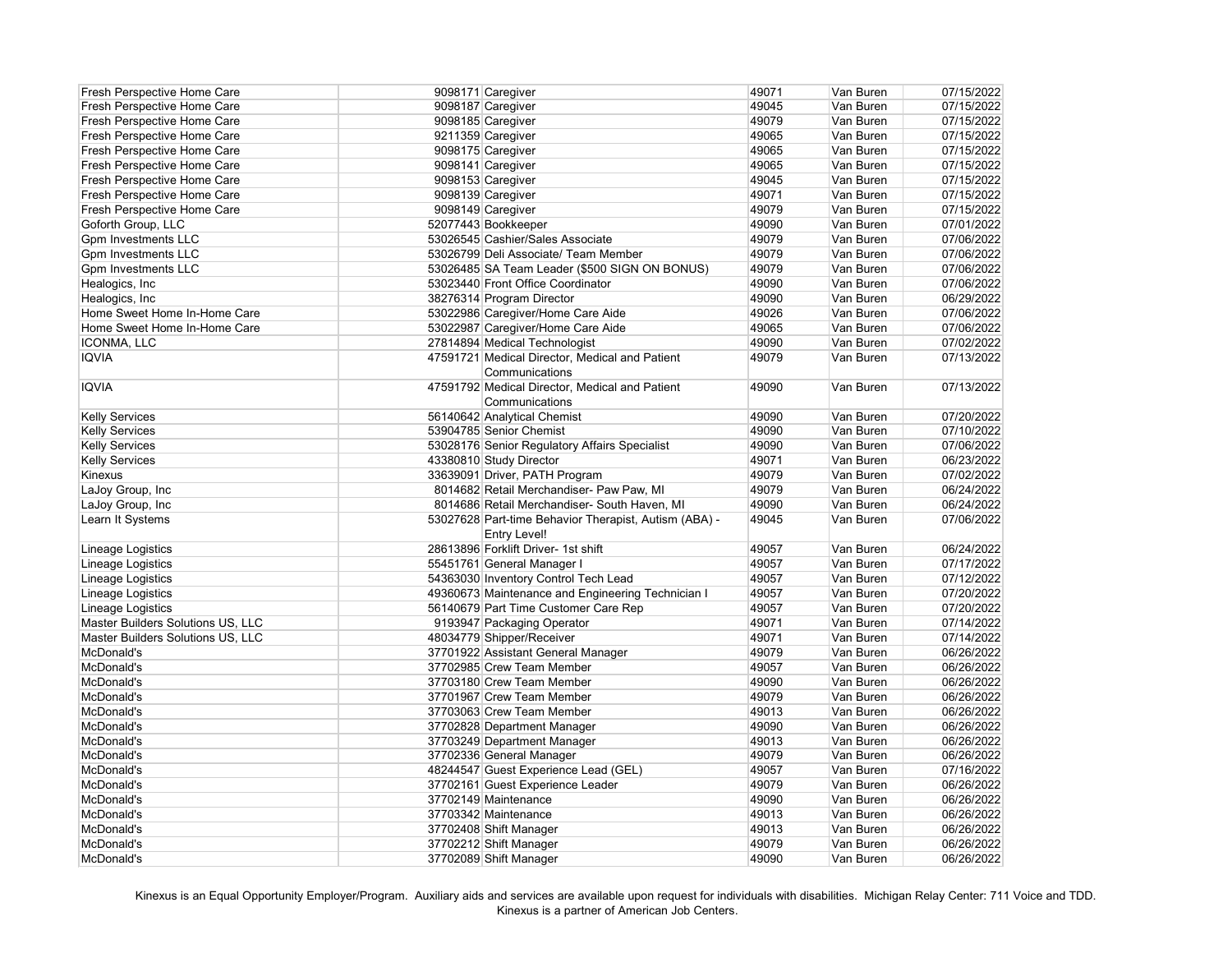| | | | | | |
|---|---|---|---|---|---|
| Fresh Perspective Home Care | 9098171 | Caregiver | 49071 | Van Buren | 07/15/2022 |
| Fresh Perspective Home Care | 9098187 | Caregiver | 49045 | Van Buren | 07/15/2022 |
| Fresh Perspective Home Care | 9098185 | Caregiver | 49079 | Van Buren | 07/15/2022 |
| Fresh Perspective Home Care | 9211359 | Caregiver | 49065 | Van Buren | 07/15/2022 |
| Fresh Perspective Home Care | 9098175 | Caregiver | 49065 | Van Buren | 07/15/2022 |
| Fresh Perspective Home Care | 9098141 | Caregiver | 49065 | Van Buren | 07/15/2022 |
| Fresh Perspective Home Care | 9098153 | Caregiver | 49045 | Van Buren | 07/15/2022 |
| Fresh Perspective Home Care | 9098139 | Caregiver | 49071 | Van Buren | 07/15/2022 |
| Fresh Perspective Home Care | 9098149 | Caregiver | 49079 | Van Buren | 07/15/2022 |
| Goforth Group, LLC | 52077443 | Bookkeeper | 49090 | Van Buren | 07/01/2022 |
| Gpm Investments LLC | 53026545 | Cashier/Sales Associate | 49079 | Van Buren | 07/06/2022 |
| Gpm Investments LLC | 53026799 | Deli Associate/ Team Member | 49079 | Van Buren | 07/06/2022 |
| Gpm Investments LLC | 53026485 | SA Team Leader ($500 SIGN ON BONUS) | 49079 | Van Buren | 07/06/2022 |
| Healogics, Inc | 53023440 | Front Office Coordinator | 49090 | Van Buren | 07/06/2022 |
| Healogics, Inc | 38276314 | Program Director | 49090 | Van Buren | 06/29/2022 |
| Home Sweet Home In-Home Care | 53022986 | Caregiver/Home Care Aide | 49026 | Van Buren | 07/06/2022 |
| Home Sweet Home In-Home Care | 53022987 | Caregiver/Home Care Aide | 49065 | Van Buren | 07/06/2022 |
| ICONMA, LLC | 27814894 | Medical Technologist | 49090 | Van Buren | 07/02/2022 |
| IQVIA | 47591721 | Medical Director, Medical and Patient Communications | 49079 | Van Buren | 07/13/2022 |
| IQVIA | 47591792 | Medical Director, Medical and Patient Communications | 49090 | Van Buren | 07/13/2022 |
| Kelly Services | 56140642 | Analytical Chemist | 49090 | Van Buren | 07/20/2022 |
| Kelly Services | 53904785 | Senior Chemist | 49090 | Van Buren | 07/10/2022 |
| Kelly Services | 53028176 | Senior Regulatory Affairs Specialist | 49090 | Van Buren | 07/06/2022 |
| Kelly Services | 43380810 | Study Director | 49071 | Van Buren | 06/23/2022 |
| Kinexus | 33639091 | Driver, PATH Program | 49079 | Van Buren | 07/02/2022 |
| LaJoy Group, Inc | 8014682 | Retail Merchandiser- Paw Paw, MI | 49079 | Van Buren | 06/24/2022 |
| LaJoy Group, Inc | 8014686 | Retail Merchandiser- South Haven, MI | 49090 | Van Buren | 06/24/2022 |
| Learn It Systems | 53027628 | Part-time Behavior Therapist, Autism (ABA) - Entry Level! | 49045 | Van Buren | 07/06/2022 |
| Lineage Logistics | 28613896 | Forklift Driver- 1st shift | 49057 | Van Buren | 06/24/2022 |
| Lineage Logistics | 55451761 | General Manager I | 49057 | Van Buren | 07/17/2022 |
| Lineage Logistics | 54363030 | Inventory Control Tech Lead | 49057 | Van Buren | 07/12/2022 |
| Lineage Logistics | 49360673 | Maintenance and Engineering Technician I | 49057 | Van Buren | 07/20/2022 |
| Lineage Logistics | 56140679 | Part Time Customer Care Rep | 49057 | Van Buren | 07/20/2022 |
| Master Builders Solutions US, LLC | 9193947 | Packaging Operator | 49071 | Van Buren | 07/14/2022 |
| Master Builders Solutions US, LLC | 48034779 | Shipper/Receiver | 49071 | Van Buren | 07/14/2022 |
| McDonald's | 37701922 | Assistant General Manager | 49079 | Van Buren | 06/26/2022 |
| McDonald's | 37702985 | Crew Team Member | 49057 | Van Buren | 06/26/2022 |
| McDonald's | 37703180 | Crew Team Member | 49090 | Van Buren | 06/26/2022 |
| McDonald's | 37701967 | Crew Team Member | 49079 | Van Buren | 06/26/2022 |
| McDonald's | 37703063 | Crew Team Member | 49013 | Van Buren | 06/26/2022 |
| McDonald's | 37702828 | Department Manager | 49090 | Van Buren | 06/26/2022 |
| McDonald's | 37703249 | Department Manager | 49013 | Van Buren | 06/26/2022 |
| McDonald's | 37702336 | General Manager | 49079 | Van Buren | 06/26/2022 |
| McDonald's | 48244547 | Guest Experience Lead (GEL) | 49057 | Van Buren | 07/16/2022 |
| McDonald's | 37702161 | Guest Experience Leader | 49079 | Van Buren | 06/26/2022 |
| McDonald's | 37702149 | Maintenance | 49090 | Van Buren | 06/26/2022 |
| McDonald's | 37703342 | Maintenance | 49013 | Van Buren | 06/26/2022 |
| McDonald's | 37702408 | Shift Manager | 49013 | Van Buren | 06/26/2022 |
| McDonald's | 37702212 | Shift Manager | 49079 | Van Buren | 06/26/2022 |
| McDonald's | 37702089 | Shift Manager | 49090 | Van Buren | 06/26/2022 |

Kinexus is an Equal Opportunity Employer/Program. Auxiliary aids and services are available upon request for individuals with disabilities. Michigan Relay Center: 711 Voice and TDD. Kinexus is a partner of American Job Centers.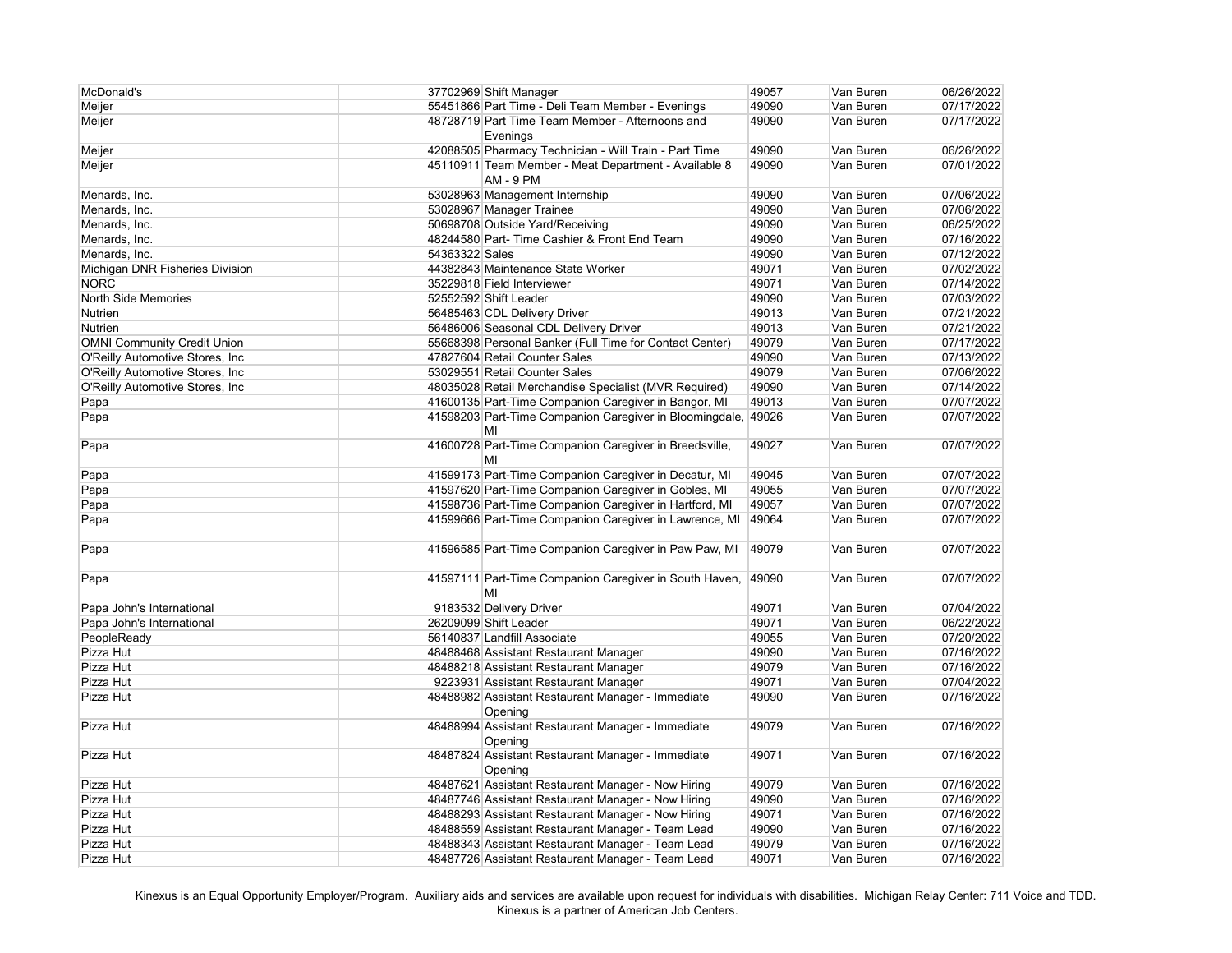| McDonald's | 37702969 | Shift Manager | 49057 | Van Buren | 06/26/2022 |
|---|---|---|---|---|---|
| Meijer | 55451866 | Part Time - Deli Team Member - Evenings | 49090 | Van Buren | 07/17/2022 |
| Meijer | 48728719 | Part Time Team Member - Afternoons and Evenings | 49090 | Van Buren | 07/17/2022 |
| Meijer | 42088505 | Pharmacy Technician - Will Train - Part Time | 49090 | Van Buren | 06/26/2022 |
| Meijer | 45110911 | Team Member - Meat Department - Available 8 AM - 9 PM | 49090 | Van Buren | 07/01/2022 |
| Menards, Inc. | 53028963 | Management Internship | 49090 | Van Buren | 07/06/2022 |
| Menards, Inc. | 53028967 | Manager Trainee | 49090 | Van Buren | 07/06/2022 |
| Menards, Inc. | 50698708 | Outside Yard/Receiving | 49090 | Van Buren | 06/25/2022 |
| Menards, Inc. | 48244580 | Part- Time Cashier & Front End Team | 49090 | Van Buren | 07/16/2022 |
| Menards, Inc. | 54363322 | Sales | 49090 | Van Buren | 07/12/2022 |
| Michigan DNR Fisheries Division | 44382843 | Maintenance State Worker | 49071 | Van Buren | 07/02/2022 |
| NORC | 35229818 | Field Interviewer | 49071 | Van Buren | 07/14/2022 |
| North Side Memories | 52552592 | Shift Leader | 49090 | Van Buren | 07/03/2022 |
| Nutrien | 56485463 | CDL Delivery Driver | 49013 | Van Buren | 07/21/2022 |
| Nutrien | 56486006 | Seasonal CDL Delivery Driver | 49013 | Van Buren | 07/21/2022 |
| OMNI Community Credit Union | 55668398 | Personal Banker (Full Time for Contact Center) | 49079 | Van Buren | 07/17/2022 |
| O'Reilly Automotive Stores, Inc | 47827604 | Retail Counter Sales | 49090 | Van Buren | 07/13/2022 |
| O'Reilly Automotive Stores, Inc | 53029551 | Retail Counter Sales | 49079 | Van Buren | 07/06/2022 |
| O'Reilly Automotive Stores, Inc | 48035028 | Retail Merchandise Specialist (MVR Required) | 49090 | Van Buren | 07/14/2022 |
| Papa | 41600135 | Part-Time Companion Caregiver in Bangor, MI | 49013 | Van Buren | 07/07/2022 |
| Papa | 41598203 | Part-Time Companion Caregiver in Bloomingdale, MI | 49026 | Van Buren | 07/07/2022 |
| Papa | 41600728 | Part-Time Companion Caregiver in Breedsville, MI | 49027 | Van Buren | 07/07/2022 |
| Papa | 41599173 | Part-Time Companion Caregiver in Decatur, MI | 49045 | Van Buren | 07/07/2022 |
| Papa | 41597620 | Part-Time Companion Caregiver in Gobles, MI | 49055 | Van Buren | 07/07/2022 |
| Papa | 41598736 | Part-Time Companion Caregiver in Hartford, MI | 49057 | Van Buren | 07/07/2022 |
| Papa | 41599666 | Part-Time Companion Caregiver in Lawrence, MI | 49064 | Van Buren | 07/07/2022 |
| Papa | 41596585 | Part-Time Companion Caregiver in Paw Paw, MI | 49079 | Van Buren | 07/07/2022 |
| Papa | 41597111 | Part-Time Companion Caregiver in South Haven, MI | 49090 | Van Buren | 07/07/2022 |
| Papa John's International | 9183532 | Delivery Driver | 49071 | Van Buren | 07/04/2022 |
| Papa John's International | 26209099 | Shift Leader | 49071 | Van Buren | 06/22/2022 |
| PeopleReady | 56140837 | Landfill Associate | 49055 | Van Buren | 07/20/2022 |
| Pizza Hut | 48488468 | Assistant Restaurant Manager | 49090 | Van Buren | 07/16/2022 |
| Pizza Hut | 48488218 | Assistant Restaurant Manager | 49079 | Van Buren | 07/16/2022 |
| Pizza Hut | 9223931 | Assistant Restaurant Manager | 49071 | Van Buren | 07/04/2022 |
| Pizza Hut | 48488982 | Assistant Restaurant Manager - Immediate Opening | 49090 | Van Buren | 07/16/2022 |
| Pizza Hut | 48488994 | Assistant Restaurant Manager - Immediate Opening | 49079 | Van Buren | 07/16/2022 |
| Pizza Hut | 48487824 | Assistant Restaurant Manager - Immediate Opening | 49071 | Van Buren | 07/16/2022 |
| Pizza Hut | 48487621 | Assistant Restaurant Manager - Now Hiring | 49079 | Van Buren | 07/16/2022 |
| Pizza Hut | 48487746 | Assistant Restaurant Manager - Now Hiring | 49090 | Van Buren | 07/16/2022 |
| Pizza Hut | 48488293 | Assistant Restaurant Manager - Now Hiring | 49071 | Van Buren | 07/16/2022 |
| Pizza Hut | 48488559 | Assistant Restaurant Manager - Team Lead | 49090 | Van Buren | 07/16/2022 |
| Pizza Hut | 48488343 | Assistant Restaurant Manager - Team Lead | 49079 | Van Buren | 07/16/2022 |
| Pizza Hut | 48487726 | Assistant Restaurant Manager - Team Lead | 49071 | Van Buren | 07/16/2022 |

Kinexus is an Equal Opportunity Employer/Program. Auxiliary aids and services are available upon request for individuals with disabilities. Michigan Relay Center: 711 Voice and TDD. Kinexus is a partner of American Job Centers.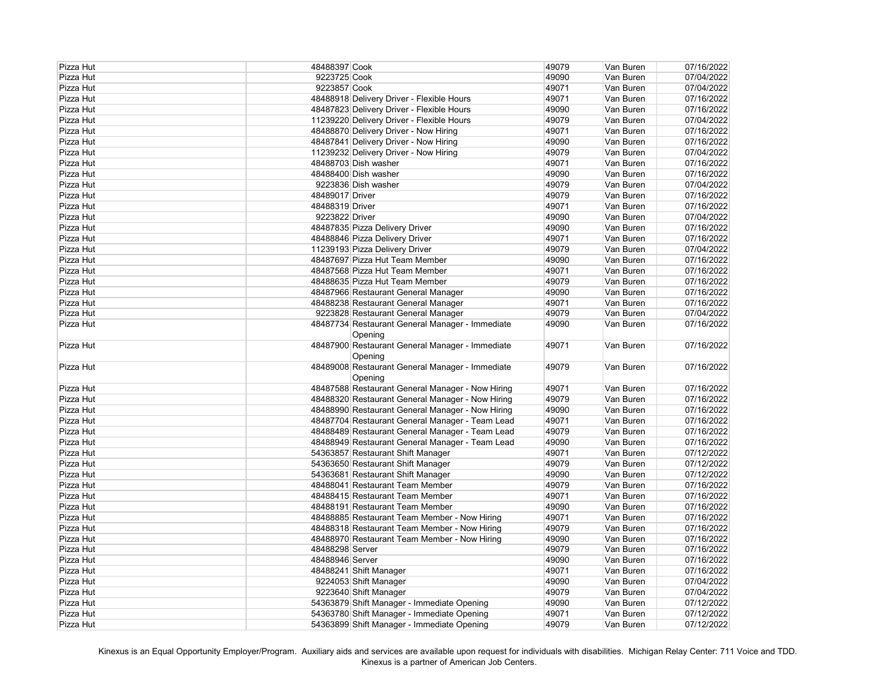| | | | | | |
|---|---|---|---|---|---|
| Pizza Hut | 48488397 | Cook | 49079 | Van Buren | 07/16/2022 |
| Pizza Hut | 9223725 | Cook | 49090 | Van Buren | 07/04/2022 |
| Pizza Hut | 9223857 | Cook | 49071 | Van Buren | 07/04/2022 |
| Pizza Hut | 48488918 | Delivery Driver - Flexible Hours | 49071 | Van Buren | 07/16/2022 |
| Pizza Hut | 48487823 | Delivery Driver - Flexible Hours | 49090 | Van Buren | 07/16/2022 |
| Pizza Hut | 11239220 | Delivery Driver - Flexible Hours | 49079 | Van Buren | 07/04/2022 |
| Pizza Hut | 48488870 | Delivery Driver - Now Hiring | 49071 | Van Buren | 07/16/2022 |
| Pizza Hut | 48487841 | Delivery Driver - Now Hiring | 49090 | Van Buren | 07/16/2022 |
| Pizza Hut | 11239232 | Delivery Driver - Now Hiring | 49079 | Van Buren | 07/04/2022 |
| Pizza Hut | 48488703 | Dish washer | 49071 | Van Buren | 07/16/2022 |
| Pizza Hut | 48488400 | Dish washer | 49090 | Van Buren | 07/16/2022 |
| Pizza Hut | 9223836 | Dish washer | 49079 | Van Buren | 07/04/2022 |
| Pizza Hut | 48489017 | Driver | 49079 | Van Buren | 07/16/2022 |
| Pizza Hut | 48488319 | Driver | 49071 | Van Buren | 07/16/2022 |
| Pizza Hut | 9223822 | Driver | 49090 | Van Buren | 07/04/2022 |
| Pizza Hut | 48487835 | Pizza Delivery Driver | 49090 | Van Buren | 07/16/2022 |
| Pizza Hut | 48488846 | Pizza Delivery Driver | 49071 | Van Buren | 07/16/2022 |
| Pizza Hut | 11239193 | Pizza Delivery Driver | 49079 | Van Buren | 07/04/2022 |
| Pizza Hut | 48487697 | Pizza Hut Team Member | 49090 | Van Buren | 07/16/2022 |
| Pizza Hut | 48487568 | Pizza Hut Team Member | 49071 | Van Buren | 07/16/2022 |
| Pizza Hut | 48488635 | Pizza Hut Team Member | 49079 | Van Buren | 07/16/2022 |
| Pizza Hut | 48487966 | Restaurant General Manager | 49090 | Van Buren | 07/16/2022 |
| Pizza Hut | 48488238 | Restaurant General Manager | 49071 | Van Buren | 07/16/2022 |
| Pizza Hut | 9223828 | Restaurant General Manager | 49079 | Van Buren | 07/04/2022 |
| Pizza Hut | 48487734 | Restaurant General Manager - Immediate Opening | 49090 | Van Buren | 07/16/2022 |
| Pizza Hut | 48487900 | Restaurant General Manager - Immediate Opening | 49071 | Van Buren | 07/16/2022 |
| Pizza Hut | 48489008 | Restaurant General Manager - Immediate Opening | 49079 | Van Buren | 07/16/2022 |
| Pizza Hut | 48487588 | Restaurant General Manager - Now Hiring | 49071 | Van Buren | 07/16/2022 |
| Pizza Hut | 48488320 | Restaurant General Manager - Now Hiring | 49079 | Van Buren | 07/16/2022 |
| Pizza Hut | 48488990 | Restaurant General Manager - Now Hiring | 49090 | Van Buren | 07/16/2022 |
| Pizza Hut | 48487704 | Restaurant General Manager - Team Lead | 49071 | Van Buren | 07/16/2022 |
| Pizza Hut | 48488489 | Restaurant General Manager - Team Lead | 49079 | Van Buren | 07/16/2022 |
| Pizza Hut | 48488949 | Restaurant General Manager - Team Lead | 49090 | Van Buren | 07/16/2022 |
| Pizza Hut | 54363857 | Restaurant Shift Manager | 49071 | Van Buren | 07/12/2022 |
| Pizza Hut | 54363650 | Restaurant Shift Manager | 49079 | Van Buren | 07/12/2022 |
| Pizza Hut | 54363681 | Restaurant Shift Manager | 49090 | Van Buren | 07/12/2022 |
| Pizza Hut | 48488041 | Restaurant Team Member | 49079 | Van Buren | 07/16/2022 |
| Pizza Hut | 48488415 | Restaurant Team Member | 49071 | Van Buren | 07/16/2022 |
| Pizza Hut | 48488191 | Restaurant Team Member | 49090 | Van Buren | 07/16/2022 |
| Pizza Hut | 48488885 | Restaurant Team Member - Now Hiring | 49071 | Van Buren | 07/16/2022 |
| Pizza Hut | 48488318 | Restaurant Team Member - Now Hiring | 49079 | Van Buren | 07/16/2022 |
| Pizza Hut | 48488970 | Restaurant Team Member - Now Hiring | 49090 | Van Buren | 07/16/2022 |
| Pizza Hut | 48488298 | Server | 49079 | Van Buren | 07/16/2022 |
| Pizza Hut | 48488946 | Server | 49090 | Van Buren | 07/16/2022 |
| Pizza Hut | 48488241 | Shift Manager | 49071 | Van Buren | 07/16/2022 |
| Pizza Hut | 9224053 | Shift Manager | 49090 | Van Buren | 07/04/2022 |
| Pizza Hut | 9223640 | Shift Manager | 49079 | Van Buren | 07/04/2022 |
| Pizza Hut | 54363879 | Shift Manager - Immediate Opening | 49090 | Van Buren | 07/12/2022 |
| Pizza Hut | 54363780 | Shift Manager - Immediate Opening | 49071 | Van Buren | 07/12/2022 |
| Pizza Hut | 54363899 | Shift Manager - Immediate Opening | 49079 | Van Buren | 07/12/2022 |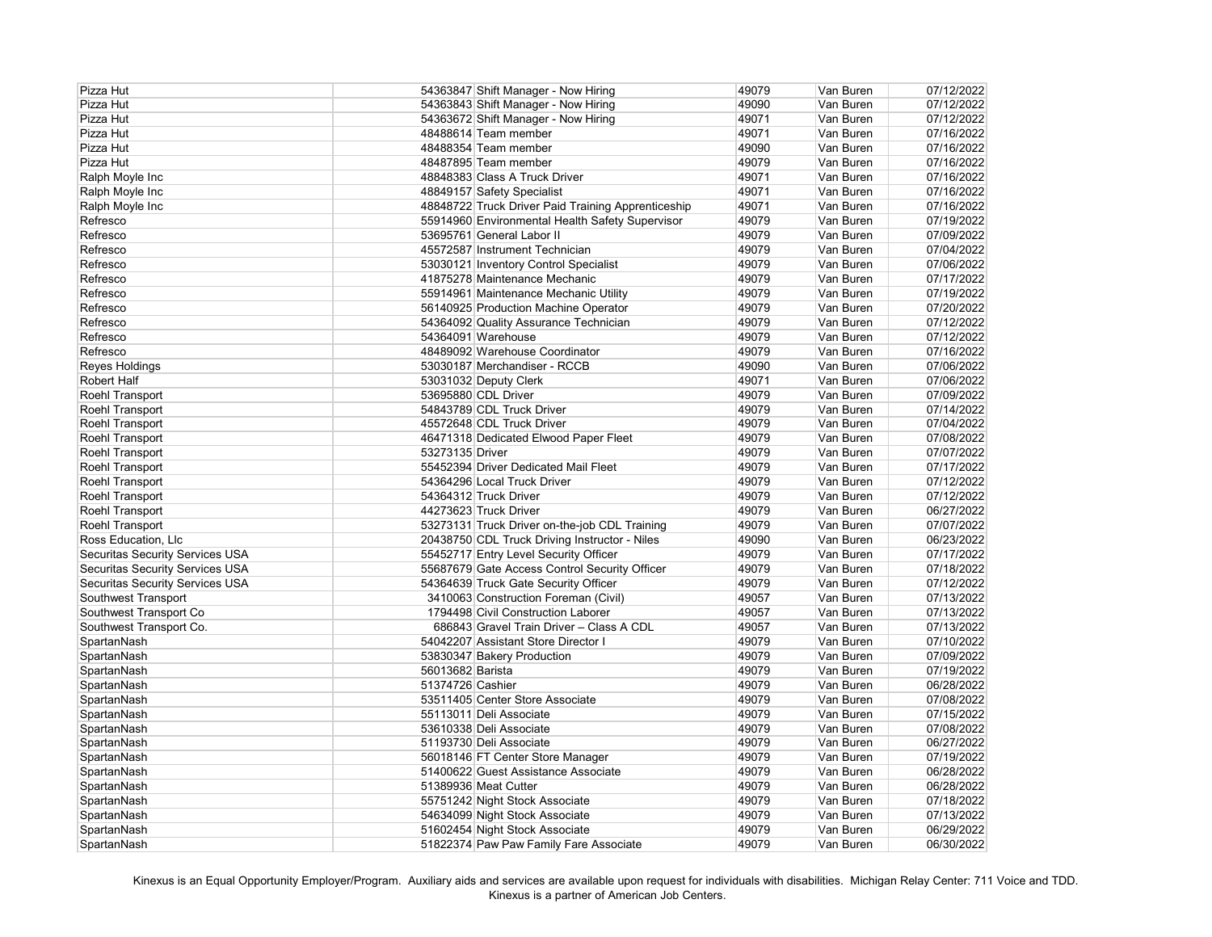| | | | | | |
|---|---|---|---|---|---|
| Pizza Hut | 54363847 | Shift Manager - Now Hiring | 49079 | Van Buren | 07/12/2022 |
| Pizza Hut | 54363843 | Shift Manager - Now Hiring | 49090 | Van Buren | 07/12/2022 |
| Pizza Hut | 54363672 | Shift Manager - Now Hiring | 49071 | Van Buren | 07/12/2022 |
| Pizza Hut | 48488614 | Team member | 49071 | Van Buren | 07/16/2022 |
| Pizza Hut | 48488354 | Team member | 49090 | Van Buren | 07/16/2022 |
| Pizza Hut | 48487895 | Team member | 49079 | Van Buren | 07/16/2022 |
| Ralph Moyle Inc | 48848383 | Class A Truck Driver | 49071 | Van Buren | 07/16/2022 |
| Ralph Moyle Inc | 48849157 | Safety Specialist | 49071 | Van Buren | 07/16/2022 |
| Ralph Moyle Inc | 48848722 | Truck Driver Paid Training Apprenticeship | 49071 | Van Buren | 07/16/2022 |
| Refresco | 55914960 | Environmental Health Safety Supervisor | 49079 | Van Buren | 07/19/2022 |
| Refresco | 53695761 | General Labor II | 49079 | Van Buren | 07/09/2022 |
| Refresco | 45572587 | Instrument Technician | 49079 | Van Buren | 07/04/2022 |
| Refresco | 53030121 | Inventory Control Specialist | 49079 | Van Buren | 07/06/2022 |
| Refresco | 41875278 | Maintenance Mechanic | 49079 | Van Buren | 07/17/2022 |
| Refresco | 55914961 | Maintenance Mechanic Utility | 49079 | Van Buren | 07/19/2022 |
| Refresco | 56140925 | Production Machine Operator | 49079 | Van Buren | 07/20/2022 |
| Refresco | 54364092 | Quality Assurance Technician | 49079 | Van Buren | 07/12/2022 |
| Refresco | 54364091 | Warehouse | 49079 | Van Buren | 07/12/2022 |
| Refresco | 48489092 | Warehouse Coordinator | 49079 | Van Buren | 07/16/2022 |
| Reyes Holdings | 53030187 | Merchandiser - RCCB | 49090 | Van Buren | 07/06/2022 |
| Robert Half | 53031032 | Deputy Clerk | 49071 | Van Buren | 07/06/2022 |
| Roehl Transport | 53695880 | CDL Driver | 49079 | Van Buren | 07/09/2022 |
| Roehl Transport | 54843789 | CDL Truck Driver | 49079 | Van Buren | 07/14/2022 |
| Roehl Transport | 45572648 | CDL Truck Driver | 49079 | Van Buren | 07/04/2022 |
| Roehl Transport | 46471318 | Dedicated Elwood Paper Fleet | 49079 | Van Buren | 07/08/2022 |
| Roehl Transport | 53273135 | Driver | 49079 | Van Buren | 07/07/2022 |
| Roehl Transport | 55452394 | Driver Dedicated Mail Fleet | 49079 | Van Buren | 07/17/2022 |
| Roehl Transport | 54364296 | Local Truck Driver | 49079 | Van Buren | 07/12/2022 |
| Roehl Transport | 54364312 | Truck Driver | 49079 | Van Buren | 07/12/2022 |
| Roehl Transport | 44273623 | Truck Driver | 49079 | Van Buren | 06/27/2022 |
| Roehl Transport | 53273131 | Truck Driver on-the-job CDL Training | 49079 | Van Buren | 07/07/2022 |
| Ross Education, Llc | 20438750 | CDL Truck Driving Instructor - Niles | 49090 | Van Buren | 06/23/2022 |
| Securitas Security Services USA | 55452717 | Entry Level Security Officer | 49079 | Van Buren | 07/17/2022 |
| Securitas Security Services USA | 55687679 | Gate Access Control Security Officer | 49079 | Van Buren | 07/18/2022 |
| Securitas Security Services USA | 54364639 | Truck Gate Security Officer | 49079 | Van Buren | 07/12/2022 |
| Southwest Transport | 3410063 | Construction Foreman (Civil) | 49057 | Van Buren | 07/13/2022 |
| Southwest Transport Co | 1794498 | Civil Construction Laborer | 49057 | Van Buren | 07/13/2022 |
| Southwest Transport Co. | 686843 | Gravel Train Driver – Class A CDL | 49057 | Van Buren | 07/13/2022 |
| SpartanNash | 54042207 | Assistant Store Director I | 49079 | Van Buren | 07/10/2022 |
| SpartanNash | 53830347 | Bakery Production | 49079 | Van Buren | 07/09/2022 |
| SpartanNash | 56013682 | Barista | 49079 | Van Buren | 07/19/2022 |
| SpartanNash | 51374726 | Cashier | 49079 | Van Buren | 06/28/2022 |
| SpartanNash | 53511405 | Center Store Associate | 49079 | Van Buren | 07/08/2022 |
| SpartanNash | 55113011 | Deli Associate | 49079 | Van Buren | 07/15/2022 |
| SpartanNash | 53610338 | Deli Associate | 49079 | Van Buren | 07/08/2022 |
| SpartanNash | 51193730 | Deli Associate | 49079 | Van Buren | 06/27/2022 |
| SpartanNash | 56018146 | FT Center Store Manager | 49079 | Van Buren | 07/19/2022 |
| SpartanNash | 51400622 | Guest Assistance Associate | 49079 | Van Buren | 06/28/2022 |
| SpartanNash | 51389936 | Meat Cutter | 49079 | Van Buren | 06/28/2022 |
| SpartanNash | 55751242 | Night Stock Associate | 49079 | Van Buren | 07/18/2022 |
| SpartanNash | 54634099 | Night Stock Associate | 49079 | Van Buren | 07/13/2022 |
| SpartanNash | 51602454 | Night Stock Associate | 49079 | Van Buren | 06/29/2022 |
| SpartanNash | 51822374 | Paw Paw Family Fare Associate | 49079 | Van Buren | 06/30/2022 |

Kinexus is an Equal Opportunity Employer/Program. Auxiliary aids and services are available upon request for individuals with disabilities. Michigan Relay Center: 711 Voice and TDD.
Kinexus is a partner of American Job Centers.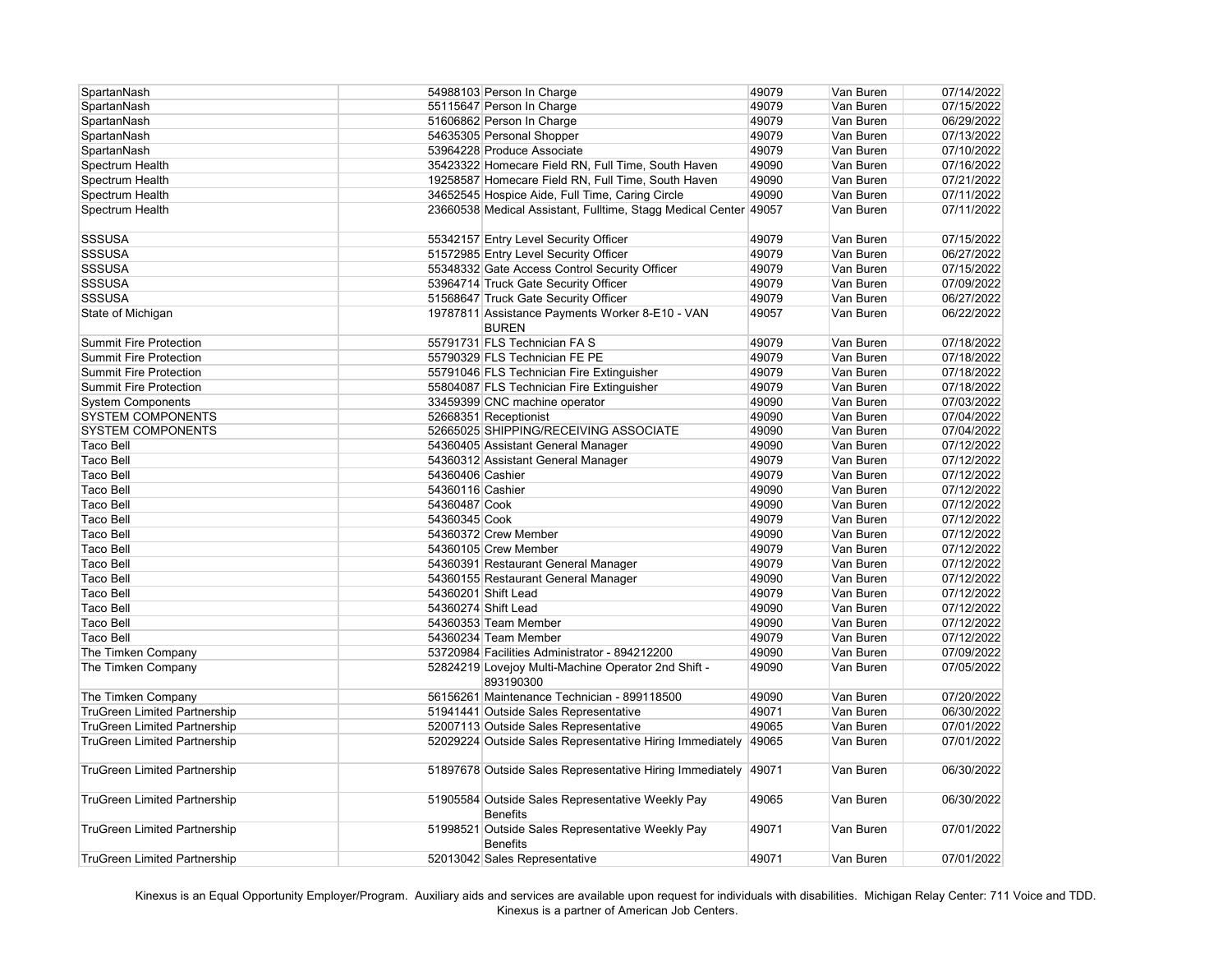| | | | | | |
|---|---|---|---|---|---|
| SpartanNash | 54988103 | Person In Charge | 49079 | Van Buren | 07/14/2022 |
| SpartanNash | 55115647 | Person In Charge | 49079 | Van Buren | 07/15/2022 |
| SpartanNash | 51606862 | Person In Charge | 49079 | Van Buren | 06/29/2022 |
| SpartanNash | 54635305 | Personal Shopper | 49079 | Van Buren | 07/13/2022 |
| SpartanNash | 53964228 | Produce Associate | 49079 | Van Buren | 07/10/2022 |
| Spectrum Health | 35423322 | Homecare Field RN, Full Time, South Haven | 49090 | Van Buren | 07/16/2022 |
| Spectrum Health | 19258587 | Homecare Field RN, Full Time, South Haven | 49090 | Van Buren | 07/21/2022 |
| Spectrum Health | 34652545 | Hospice Aide, Full Time, Caring Circle | 49090 | Van Buren | 07/11/2022 |
| Spectrum Health | 23660538 | Medical Assistant, Fulltime, Stagg Medical Center | 49057 | Van Buren | 07/11/2022 |
| SSSUSA | 55342157 | Entry Level Security Officer | 49079 | Van Buren | 07/15/2022 |
| SSSUSA | 51572985 | Entry Level Security Officer | 49079 | Van Buren | 06/27/2022 |
| SSSUSA | 55348332 | Gate Access Control Security Officer | 49079 | Van Buren | 07/15/2022 |
| SSSUSA | 53964714 | Truck Gate Security Officer | 49079 | Van Buren | 07/09/2022 |
| SSSUSA | 51568647 | Truck Gate Security Officer | 49079 | Van Buren | 06/27/2022 |
| State of Michigan | 19787811 | Assistance Payments Worker 8-E10 - VAN BUREN | 49057 | Van Buren | 06/22/2022 |
| Summit Fire Protection | 55791731 | FLS Technician FA S | 49079 | Van Buren | 07/18/2022 |
| Summit Fire Protection | 55790329 | FLS Technician FE PE | 49079 | Van Buren | 07/18/2022 |
| Summit Fire Protection | 55791046 | FLS Technician Fire Extinguisher | 49079 | Van Buren | 07/18/2022 |
| Summit Fire Protection | 55804087 | FLS Technician Fire Extinguisher | 49079 | Van Buren | 07/18/2022 |
| System Components | 33459399 | CNC machine operator | 49090 | Van Buren | 07/03/2022 |
| SYSTEM COMPONENTS | 52668351 | Receptionist | 49090 | Van Buren | 07/04/2022 |
| SYSTEM COMPONENTS | 52665025 | SHIPPING/RECEIVING ASSOCIATE | 49090 | Van Buren | 07/04/2022 |
| Taco Bell | 54360405 | Assistant General Manager | 49090 | Van Buren | 07/12/2022 |
| Taco Bell | 54360312 | Assistant General Manager | 49079 | Van Buren | 07/12/2022 |
| Taco Bell | 54360406 | Cashier | 49079 | Van Buren | 07/12/2022 |
| Taco Bell | 54360116 | Cashier | 49090 | Van Buren | 07/12/2022 |
| Taco Bell | 54360487 | Cook | 49090 | Van Buren | 07/12/2022 |
| Taco Bell | 54360345 | Cook | 49079 | Van Buren | 07/12/2022 |
| Taco Bell | 54360372 | Crew Member | 49090 | Van Buren | 07/12/2022 |
| Taco Bell | 54360105 | Crew Member | 49079 | Van Buren | 07/12/2022 |
| Taco Bell | 54360391 | Restaurant General Manager | 49079 | Van Buren | 07/12/2022 |
| Taco Bell | 54360155 | Restaurant General Manager | 49090 | Van Buren | 07/12/2022 |
| Taco Bell | 54360201 | Shift Lead | 49079 | Van Buren | 07/12/2022 |
| Taco Bell | 54360274 | Shift Lead | 49090 | Van Buren | 07/12/2022 |
| Taco Bell | 54360353 | Team Member | 49090 | Van Buren | 07/12/2022 |
| Taco Bell | 54360234 | Team Member | 49079 | Van Buren | 07/12/2022 |
| The Timken Company | 53720984 | Facilities Administrator - 894212200 | 49090 | Van Buren | 07/09/2022 |
| The Timken Company | 52824219 | Lovejoy Multi-Machine Operator 2nd Shift - 893190300 | 49090 | Van Buren | 07/05/2022 |
| The Timken Company | 56156261 | Maintenance Technician - 899118500 | 49090 | Van Buren | 07/20/2022 |
| TruGreen Limited Partnership | 51941441 | Outside Sales Representative | 49071 | Van Buren | 06/30/2022 |
| TruGreen Limited Partnership | 52007113 | Outside Sales Representative | 49065 | Van Buren | 07/01/2022 |
| TruGreen Limited Partnership | 52029224 | Outside Sales Representative Hiring Immediately | 49065 | Van Buren | 07/01/2022 |
| TruGreen Limited Partnership | 51897678 | Outside Sales Representative Hiring Immediately | 49071 | Van Buren | 06/30/2022 |
| TruGreen Limited Partnership | 51905584 | Outside Sales Representative Weekly Pay Benefits | 49065 | Van Buren | 06/30/2022 |
| TruGreen Limited Partnership | 51998521 | Outside Sales Representative Weekly Pay Benefits | 49071 | Van Buren | 07/01/2022 |
| TruGreen Limited Partnership | 52013042 | Sales Representative | 49071 | Van Buren | 07/01/2022 |

Kinexus is an Equal Opportunity Employer/Program. Auxiliary aids and services are available upon request for individuals with disabilities. Michigan Relay Center: 711 Voice and TDD. Kinexus is a partner of American Job Centers.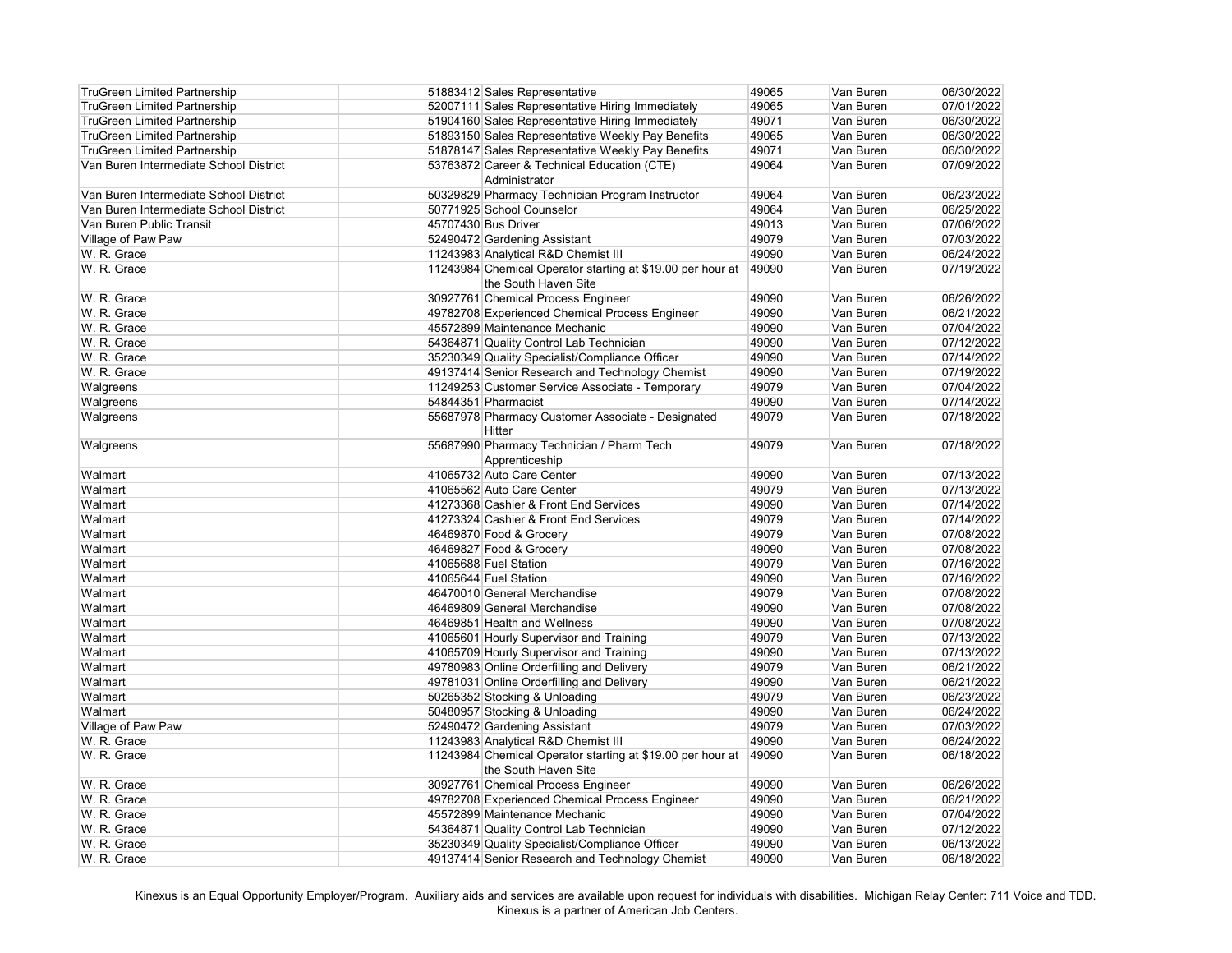| | | | | | |
|---|---|---|---|---|---|
| TruGreen Limited Partnership | 51883412 | Sales Representative | 49065 | Van Buren | 06/30/2022 |
| TruGreen Limited Partnership | 52007111 | Sales Representative Hiring Immediately | 49065 | Van Buren | 07/01/2022 |
| TruGreen Limited Partnership | 51904160 | Sales Representative Hiring Immediately | 49071 | Van Buren | 06/30/2022 |
| TruGreen Limited Partnership | 51893150 | Sales Representative Weekly Pay Benefits | 49065 | Van Buren | 06/30/2022 |
| TruGreen Limited Partnership | 51878147 | Sales Representative Weekly Pay Benefits | 49071 | Van Buren | 06/30/2022 |
| Van Buren Intermediate School District | 53763872 | Career & Technical Education (CTE) Administrator | 49064 | Van Buren | 07/09/2022 |
| Van Buren Intermediate School District | 50329829 | Pharmacy Technician Program Instructor | 49064 | Van Buren | 06/23/2022 |
| Van Buren Intermediate School District | 50771925 | School Counselor | 49064 | Van Buren | 06/25/2022 |
| Van Buren Public Transit | 45707430 | Bus Driver | 49013 | Van Buren | 07/06/2022 |
| Village of Paw Paw | 52490472 | Gardening Assistant | 49079 | Van Buren | 07/03/2022 |
| W. R. Grace | 11243983 | Analytical R&D Chemist III | 49090 | Van Buren | 06/24/2022 |
| W. R. Grace | 11243984 | Chemical Operator starting at $19.00 per hour at the South Haven Site | 49090 | Van Buren | 07/19/2022 |
| W. R. Grace | 30927761 | Chemical Process Engineer | 49090 | Van Buren | 06/26/2022 |
| W. R. Grace | 49782708 | Experienced Chemical Process Engineer | 49090 | Van Buren | 06/21/2022 |
| W. R. Grace | 45572899 | Maintenance Mechanic | 49090 | Van Buren | 07/04/2022 |
| W. R. Grace | 54364871 | Quality Control Lab Technician | 49090 | Van Buren | 07/12/2022 |
| W. R. Grace | 35230349 | Quality Specialist/Compliance Officer | 49090 | Van Buren | 07/14/2022 |
| W. R. Grace | 49137414 | Senior Research and Technology Chemist | 49090 | Van Buren | 07/19/2022 |
| Walgreens | 11249253 | Customer Service Associate - Temporary | 49079 | Van Buren | 07/04/2022 |
| Walgreens | 54844351 | Pharmacist | 49090 | Van Buren | 07/14/2022 |
| Walgreens | 55687978 | Pharmacy Customer Associate - Designated Hitter | 49079 | Van Buren | 07/18/2022 |
| Walgreens | 55687990 | Pharmacy Technician / Pharm Tech Apprenticeship | 49079 | Van Buren | 07/18/2022 |
| Walmart | 41065732 | Auto Care Center | 49090 | Van Buren | 07/13/2022 |
| Walmart | 41065562 | Auto Care Center | 49079 | Van Buren | 07/13/2022 |
| Walmart | 41273368 | Cashier & Front End Services | 49090 | Van Buren | 07/14/2022 |
| Walmart | 41273324 | Cashier & Front End Services | 49079 | Van Buren | 07/14/2022 |
| Walmart | 46469870 | Food & Grocery | 49079 | Van Buren | 07/08/2022 |
| Walmart | 46469827 | Food & Grocery | 49090 | Van Buren | 07/08/2022 |
| Walmart | 41065688 | Fuel Station | 49079 | Van Buren | 07/16/2022 |
| Walmart | 41065644 | Fuel Station | 49090 | Van Buren | 07/16/2022 |
| Walmart | 46470010 | General Merchandise | 49079 | Van Buren | 07/08/2022 |
| Walmart | 46469809 | General Merchandise | 49090 | Van Buren | 07/08/2022 |
| Walmart | 46469851 | Health and Wellness | 49090 | Van Buren | 07/08/2022 |
| Walmart | 41065601 | Hourly Supervisor and Training | 49079 | Van Buren | 07/13/2022 |
| Walmart | 41065709 | Hourly Supervisor and Training | 49090 | Van Buren | 07/13/2022 |
| Walmart | 49780983 | Online Orderfilling and Delivery | 49079 | Van Buren | 06/21/2022 |
| Walmart | 49781031 | Online Orderfilling and Delivery | 49090 | Van Buren | 06/21/2022 |
| Walmart | 50265352 | Stocking & Unloading | 49079 | Van Buren | 06/23/2022 |
| Walmart | 50480957 | Stocking & Unloading | 49090 | Van Buren | 06/24/2022 |
| Village of Paw Paw | 52490472 | Gardening Assistant | 49079 | Van Buren | 07/03/2022 |
| W. R. Grace | 11243983 | Analytical R&D Chemist III | 49090 | Van Buren | 06/24/2022 |
| W. R. Grace | 11243984 | Chemical Operator starting at $19.00 per hour at the South Haven Site | 49090 | Van Buren | 06/18/2022 |
| W. R. Grace | 30927761 | Chemical Process Engineer | 49090 | Van Buren | 06/26/2022 |
| W. R. Grace | 49782708 | Experienced Chemical Process Engineer | 49090 | Van Buren | 06/21/2022 |
| W. R. Grace | 45572899 | Maintenance Mechanic | 49090 | Van Buren | 07/04/2022 |
| W. R. Grace | 54364871 | Quality Control Lab Technician | 49090 | Van Buren | 07/12/2022 |
| W. R. Grace | 35230349 | Quality Specialist/Compliance Officer | 49090 | Van Buren | 06/13/2022 |
| W. R. Grace | 49137414 | Senior Research and Technology Chemist | 49090 | Van Buren | 06/18/2022 |

Kinexus is an Equal Opportunity Employer/Program. Auxiliary aids and services are available upon request for individuals with disabilities. Michigan Relay Center: 711 Voice and TDD. Kinexus is a partner of American Job Centers.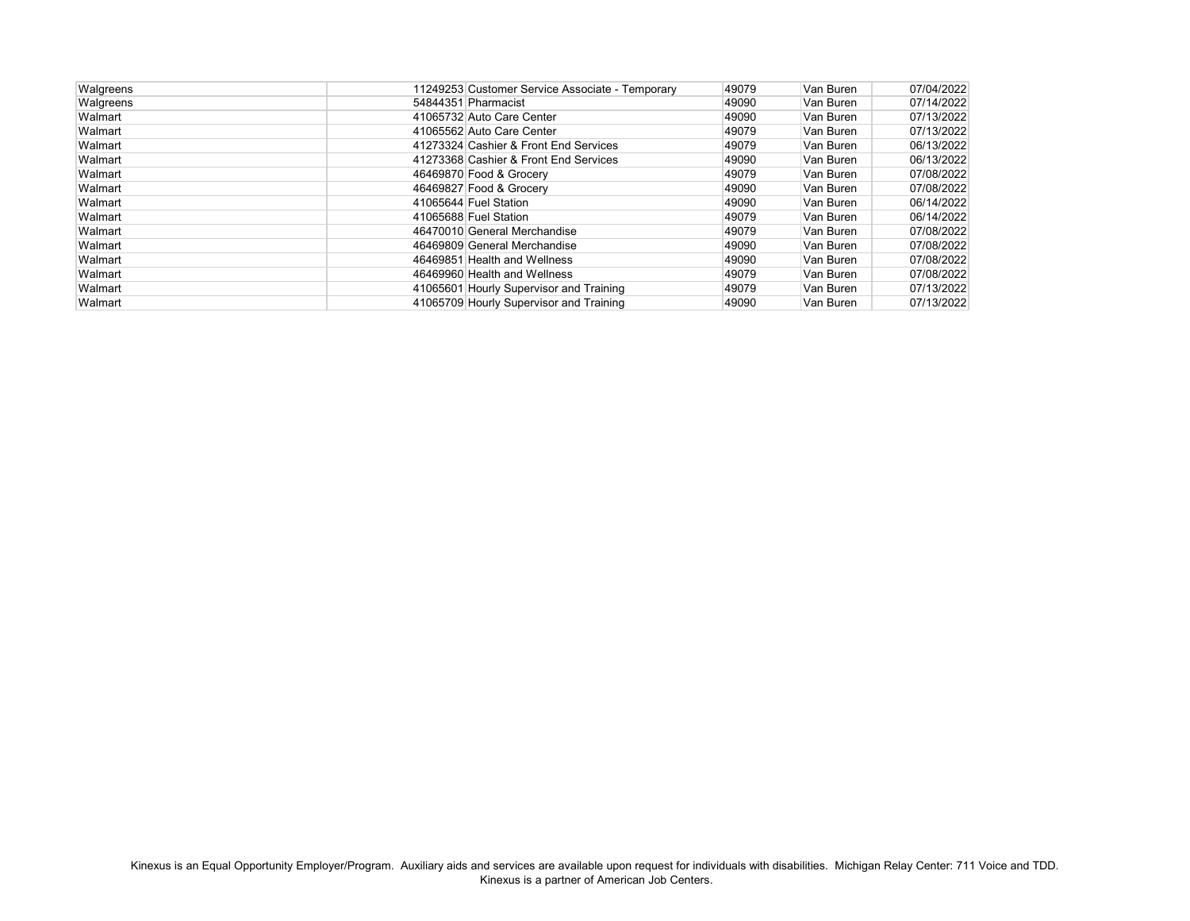| | | | | | |
|---|---|---|---|---|---|
| Walgreens | 11249253 | Customer Service Associate - Temporary | 49079 | Van Buren | 07/04/2022 |
| Walgreens | 54844351 | Pharmacist | 49090 | Van Buren | 07/14/2022 |
| Walmart | 41065732 | Auto Care Center | 49090 | Van Buren | 07/13/2022 |
| Walmart | 41065562 | Auto Care Center | 49079 | Van Buren | 07/13/2022 |
| Walmart | 41273324 | Cashier & Front End Services | 49079 | Van Buren | 06/13/2022 |
| Walmart | 41273368 | Cashier & Front End Services | 49090 | Van Buren | 06/13/2022 |
| Walmart | 46469870 | Food & Grocery | 49079 | Van Buren | 07/08/2022 |
| Walmart | 46469827 | Food & Grocery | 49090 | Van Buren | 07/08/2022 |
| Walmart | 41065644 | Fuel Station | 49090 | Van Buren | 06/14/2022 |
| Walmart | 41065688 | Fuel Station | 49079 | Van Buren | 06/14/2022 |
| Walmart | 46470010 | General Merchandise | 49079 | Van Buren | 07/08/2022 |
| Walmart | 46469809 | General Merchandise | 49090 | Van Buren | 07/08/2022 |
| Walmart | 46469851 | Health and Wellness | 49090 | Van Buren | 07/08/2022 |
| Walmart | 46469960 | Health and Wellness | 49079 | Van Buren | 07/08/2022 |
| Walmart | 41065601 | Hourly Supervisor and Training | 49079 | Van Buren | 07/13/2022 |
| Walmart | 41065709 | Hourly Supervisor and Training | 49090 | Van Buren | 07/13/2022 |

Kinexus is an Equal Opportunity Employer/Program. Auxiliary aids and services are available upon request for individuals with disabilities. Michigan Relay Center: 711 Voice and TDD.
Kinexus is a partner of American Job Centers.